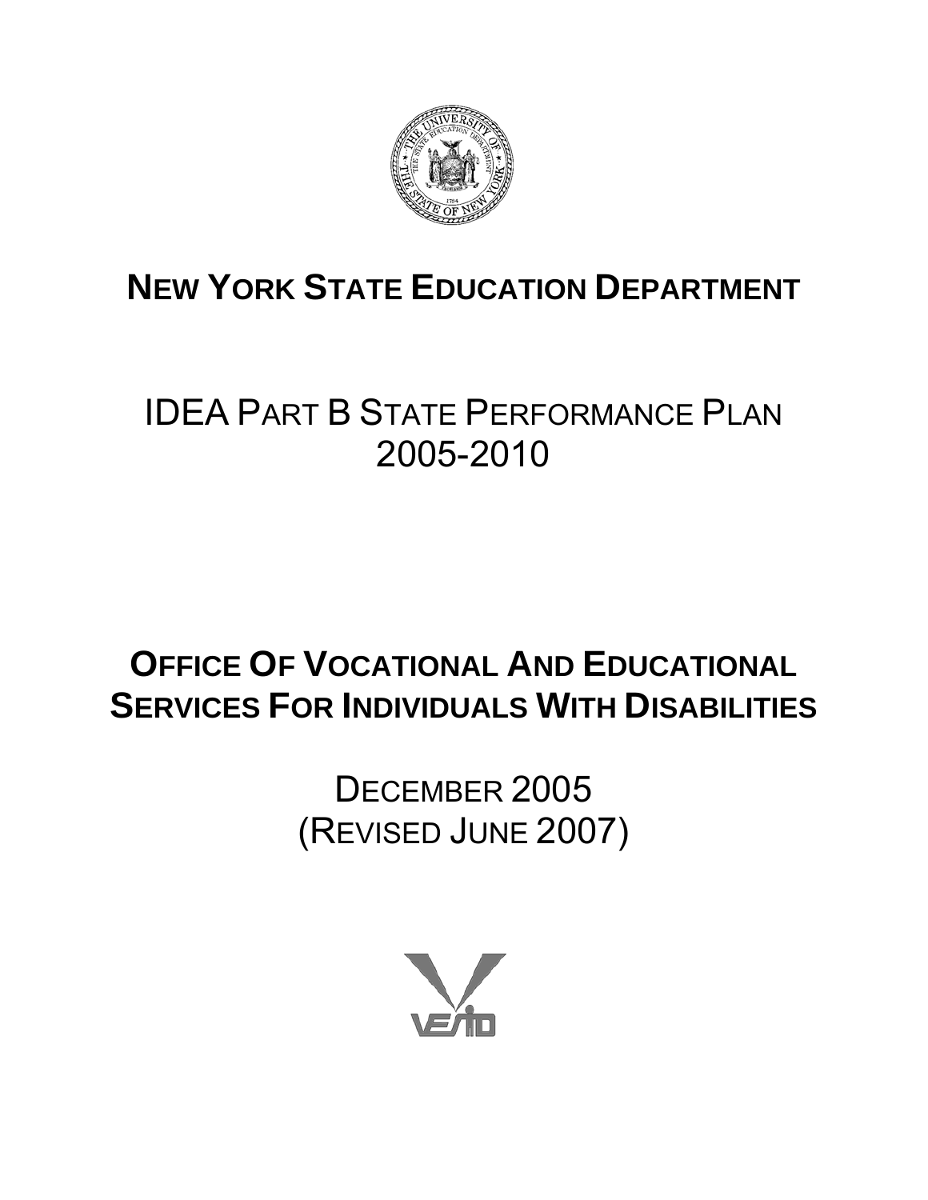# NEW YORK STATE EDUCATION DEPARTMENT

# IDEA PART B STATE PERFORMANCE PLAN 2005-2010

## OFFICE OF VOCATIONAL AND EDUCATIONAL SERVICES FOR INDIVIDUALS WITH DISABILITIES

DECEMBER 2005
(REVISED JUNE 2007)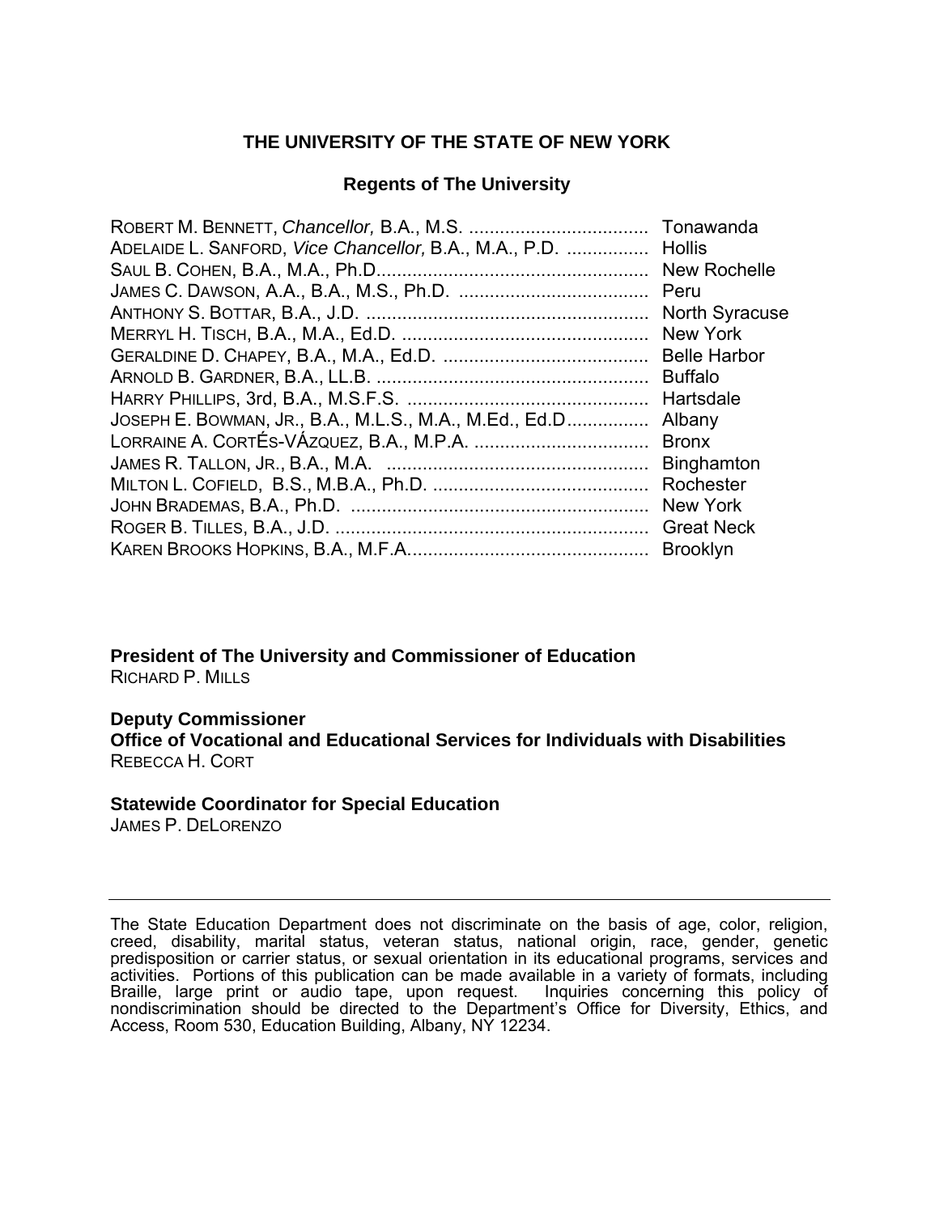## THE UNIVERSITY OF THE STATE OF NEW YORK

### Regents of The University

ROBERT M. BENNETT, *Chancellor,* B.A., M.S. .................................. Tonawanda
ADELAIDE L. SANFORD, *Vice Chancellor,* B.A., M.A., P.D. ................ Hollis
SAUL B. COHEN, B.A., M.A., Ph.D.................................................... New Rochelle
JAMES C. DAWSON, A.A., B.A., M.S., Ph.D. .................................... Peru
ANTHONY S. BOTTAR, B.A., J.D. ...................................................... North Syracuse
MERRYL H. TISCH, B.A., M.A., Ed.D. ................................................ New York
GERALDINE D. CHAPEY, B.A., M.A., Ed.D. ....................................... Belle Harbor
ARNOLD B. GARDNER, B.A., LL.B. .................................................... Buffalo
HARRY PHILLIPS, 3rd, B.A., M.S.F.S. ............................................... Hartsdale
JOSEPH E. BOWMAN, JR., B.A., M.L.S., M.A., M.Ed., Ed.D................ Albany
LORRAINE A. CORTÉS-VÁZQUEZ, B.A., M.P.A. .................................. Bronx
JAMES R. TALLON, JR., B.A., M.A. .................................................. Binghamton
MILTON L. COFIELD, B.S., M.B.A., Ph.D. .......................................... Rochester
JOHN BRADEMAS, B.A., Ph.D. .......................................................... New York
ROGER B. TILLES, B.A., J.D. ............................................................. Great Neck
KAREN BROOKS HOPKINS, B.A., M.F.A.............................................. Brooklyn

**President of The University and Commissioner of Education**
RICHARD P. MILLS

**Deputy Commissioner**
**Office of Vocational and Educational Services for Individuals with Disabilities**
REBECCA H. CORT

**Statewide Coordinator for Special Education**
JAMES P. DELORENZO

---

The State Education Department does not discriminate on the basis of age, color, religion, creed, disability, marital status, veteran status, national origin, race, gender, genetic predisposition or carrier status, or sexual orientation in its educational programs, services and activities. Portions of this publication can be made available in a variety of formats, including Braille, large print or audio tape, upon request. Inquiries concerning this policy of nondiscrimination should be directed to the Department's Office for Diversity, Ethics, and Access, Room 530, Education Building, Albany, NY 12234.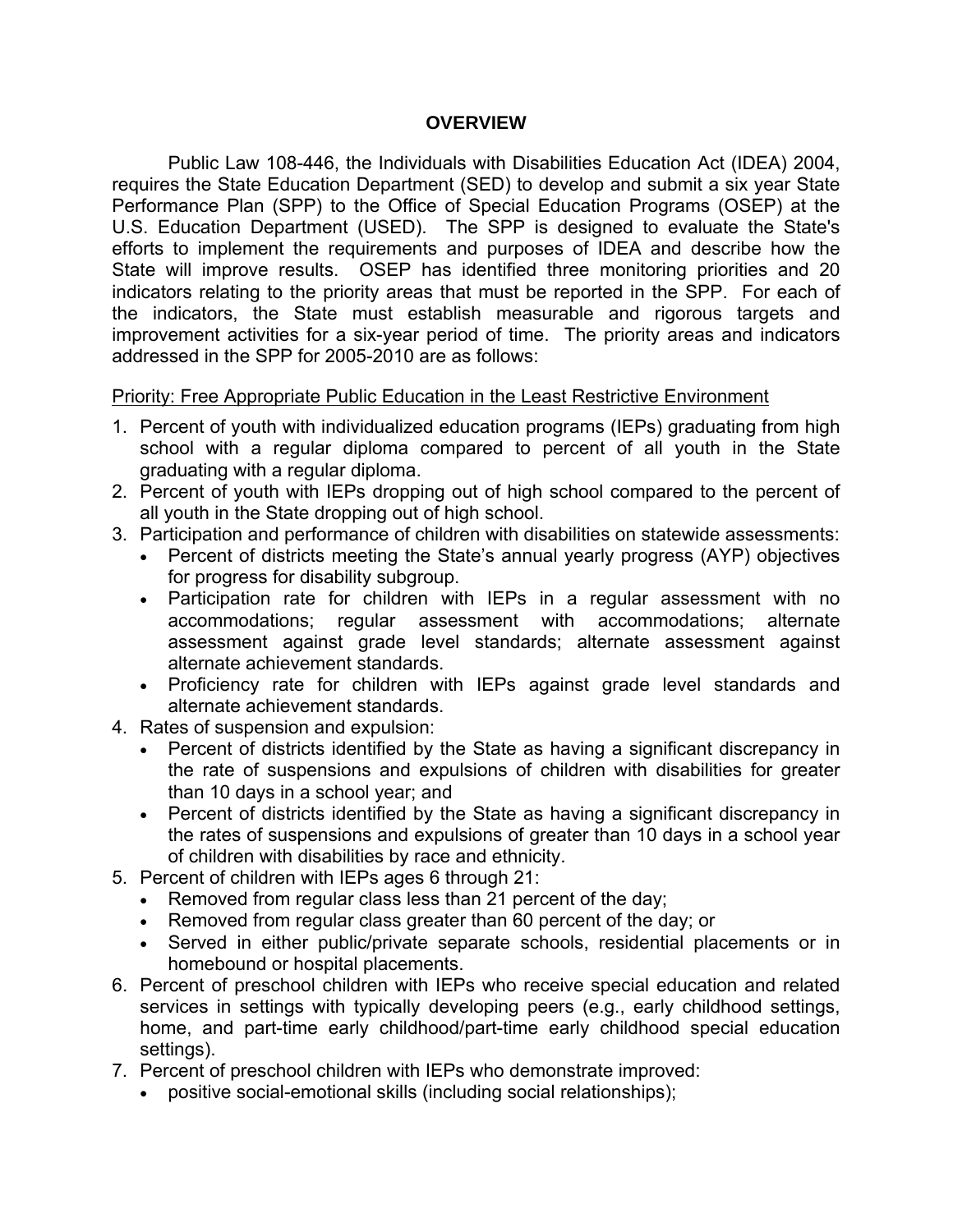# OVERVIEW

Public Law 108-446, the Individuals with Disabilities Education Act (IDEA) 2004, requires the State Education Department (SED) to develop and submit a six year State Performance Plan (SPP) to the Office of Special Education Programs (OSEP) at the U.S. Education Department (USED). The SPP is designed to evaluate the State's efforts to implement the requirements and purposes of IDEA and describe how the State will improve results. OSEP has identified three monitoring priorities and 20 indicators relating to the priority areas that must be reported in the SPP. For each of the indicators, the State must establish measurable and rigorous targets and improvement activities for a six-year period of time. The priority areas and indicators addressed in the SPP for 2005-2010 are as follows:

<u>Priority: Free Appropriate Public Education in the Least Restrictive Environment</u>

1. Percent of youth with individualized education programs (IEPs) graduating from high school with a regular diploma compared to percent of all youth in the State graduating with a regular diploma.
2. Percent of youth with IEPs dropping out of high school compared to the percent of all youth in the State dropping out of high school.
3. Participation and performance of children with disabilities on statewide assessments:
   - Percent of districts meeting the State's annual yearly progress (AYP) objectives for progress for disability subgroup.
   - Participation rate for children with IEPs in a regular assessment with no accommodations; regular assessment with accommodations; alternate assessment against grade level standards; alternate assessment against alternate achievement standards.
   - Proficiency rate for children with IEPs against grade level standards and alternate achievement standards.
4. Rates of suspension and expulsion:
   - Percent of districts identified by the State as having a significant discrepancy in the rate of suspensions and expulsions of children with disabilities for greater than 10 days in a school year; and
   - Percent of districts identified by the State as having a significant discrepancy in the rates of suspensions and expulsions of greater than 10 days in a school year of children with disabilities by race and ethnicity.
5. Percent of children with IEPs ages 6 through 21:
   - Removed from regular class less than 21 percent of the day;
   - Removed from regular class greater than 60 percent of the day; or
   - Served in either public/private separate schools, residential placements or in homebound or hospital placements.
6. Percent of preschool children with IEPs who receive special education and related services in settings with typically developing peers (e.g., early childhood settings, home, and part-time early childhood/part-time early childhood special education settings).
7. Percent of preschool children with IEPs who demonstrate improved:
   - positive social-emotional skills (including social relationships);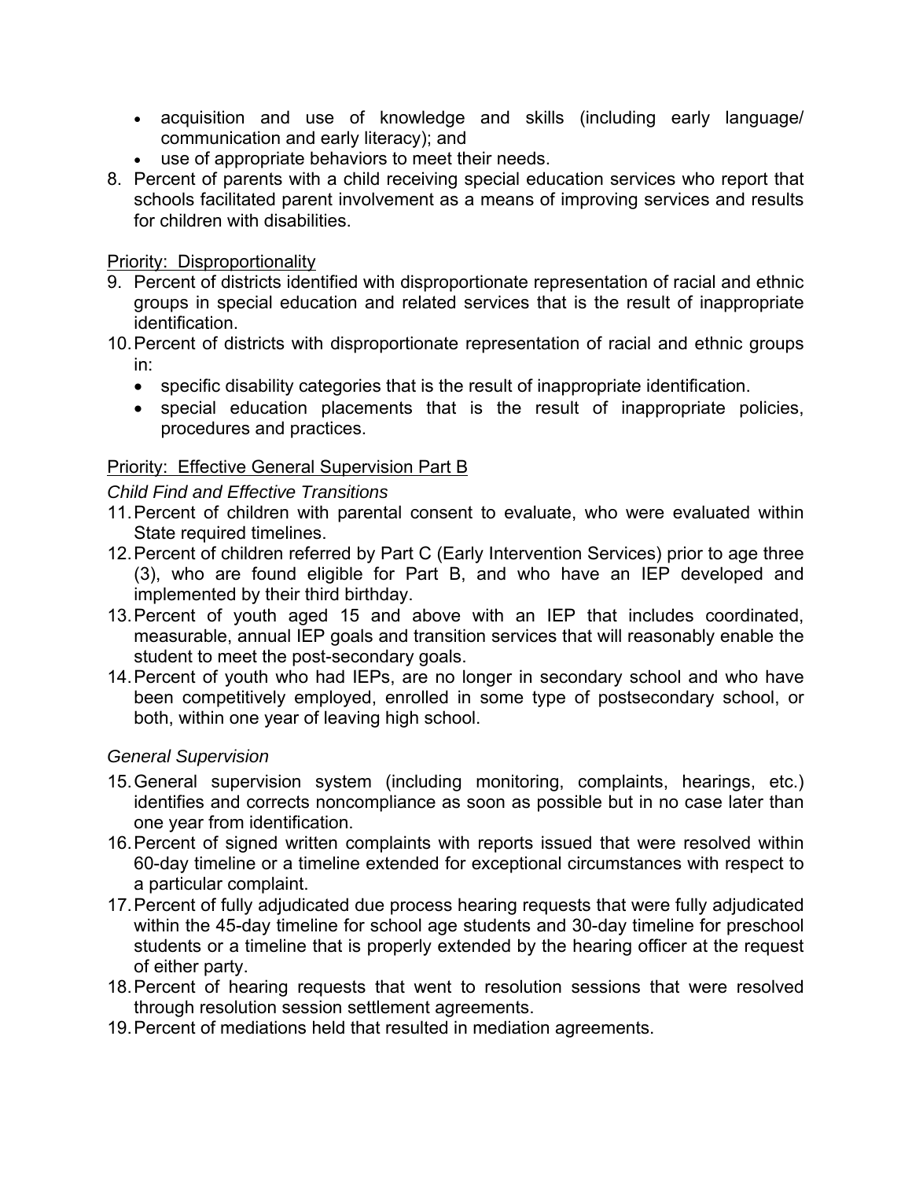- acquisition and use of knowledge and skills (including early language/ communication and early literacy); and
- use of appropriate behaviors to meet their needs.

8. Percent of parents with a child receiving special education services who report that schools facilitated parent involvement as a means of improving services and results for children with disabilities.

Priority: Disproportionality

9. Percent of districts identified with disproportionate representation of racial and ethnic groups in special education and related services that is the result of inappropriate identification.
10. Percent of districts with disproportionate representation of racial and ethnic groups in:
    - specific disability categories that is the result of inappropriate identification.
    - special education placements that is the result of inappropriate policies, procedures and practices.

Priority: Effective General Supervision Part B

*Child Find and Effective Transitions*

11. Percent of children with parental consent to evaluate, who were evaluated within State required timelines.
12. Percent of children referred by Part C (Early Intervention Services) prior to age three (3), who are found eligible for Part B, and who have an IEP developed and implemented by their third birthday.
13. Percent of youth aged 15 and above with an IEP that includes coordinated, measurable, annual IEP goals and transition services that will reasonably enable the student to meet the post-secondary goals.
14. Percent of youth who had IEPs, are no longer in secondary school and who have been competitively employed, enrolled in some type of postsecondary school, or both, within one year of leaving high school.

*General Supervision*

15. General supervision system (including monitoring, complaints, hearings, etc.) identifies and corrects noncompliance as soon as possible but in no case later than one year from identification.
16. Percent of signed written complaints with reports issued that were resolved within 60-day timeline or a timeline extended for exceptional circumstances with respect to a particular complaint.
17. Percent of fully adjudicated due process hearing requests that were fully adjudicated within the 45-day timeline for school age students and 30-day timeline for preschool students or a timeline that is properly extended by the hearing officer at the request of either party.
18. Percent of hearing requests that went to resolution sessions that were resolved through resolution session settlement agreements.
19. Percent of mediations held that resulted in mediation agreements.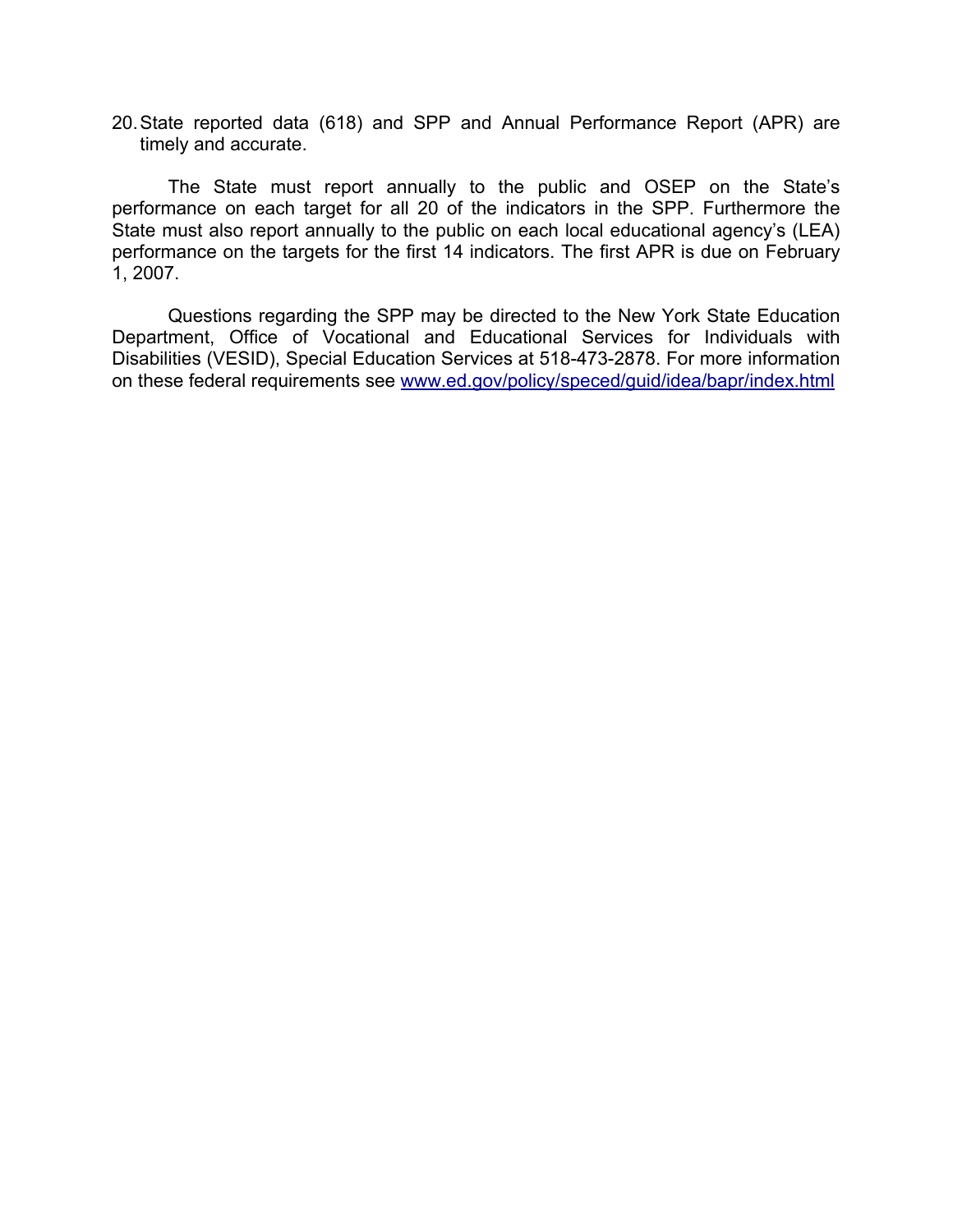20. State reported data (618) and SPP and Annual Performance Report (APR) are timely and accurate.

The State must report annually to the public and OSEP on the State's performance on each target for all 20 of the indicators in the SPP. Furthermore the State must also report annually to the public on each local educational agency's (LEA) performance on the targets for the first 14 indicators. The first APR is due on February 1, 2007.

Questions regarding the SPP may be directed to the New York State Education Department, Office of Vocational and Educational Services for Individuals with Disabilities (VESID), Special Education Services at 518-473-2878. For more information on these federal requirements see [www.ed.gov/policy/speced/guid/idea/bapr/index.html](www.ed.gov/policy/speced/guid/idea/bapr/index.html)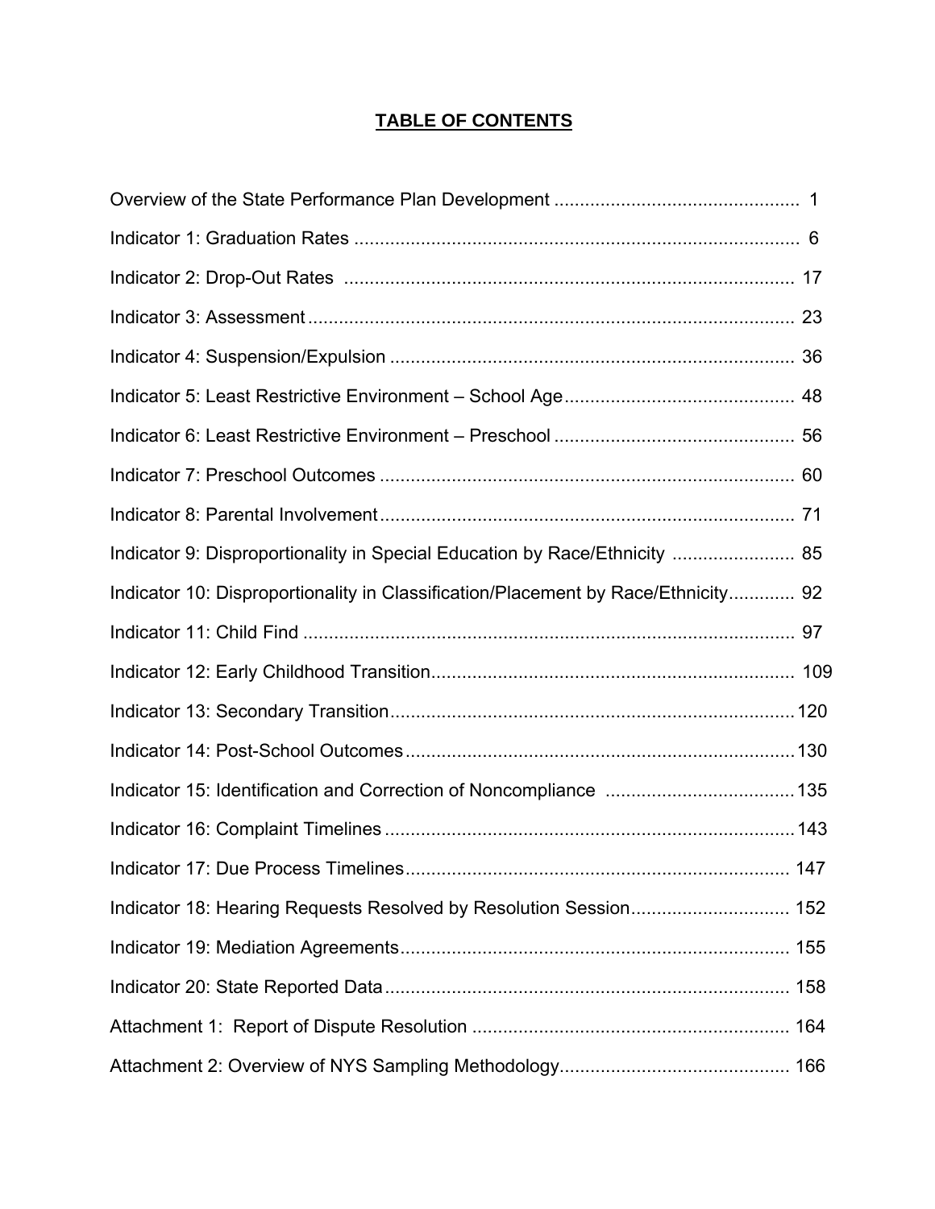# TABLE OF CONTENTS

| | |
|---|---|
| Overview of the State Performance Plan Development | 1 |
| Indicator 1: Graduation Rates | 6 |
| Indicator 2: Drop-Out Rates | 17 |
| Indicator 3: Assessment | 23 |
| Indicator 4: Suspension/Expulsion | 36 |
| Indicator 5: Least Restrictive Environment – School Age | 48 |
| Indicator 6: Least Restrictive Environment – Preschool | 56 |
| Indicator 7: Preschool Outcomes | 60 |
| Indicator 8: Parental Involvement | 71 |
| Indicator 9: Disproportionality in Special Education by Race/Ethnicity | 85 |
| Indicator 10: Disproportionality in Classification/Placement by Race/Ethnicity | 92 |
| Indicator 11: Child Find | 97 |
| Indicator 12: Early Childhood Transition | 109 |
| Indicator 13: Secondary Transition | 120 |
| Indicator 14: Post-School Outcomes | 130 |
| Indicator 15: Identification and Correction of Noncompliance | 135 |
| Indicator 16: Complaint Timelines | 143 |
| Indicator 17: Due Process Timelines | 147 |
| Indicator 18: Hearing Requests Resolved by Resolution Session | 152 |
| Indicator 19: Mediation Agreements | 155 |
| Indicator 20: State Reported Data | 158 |
| Attachment 1: Report of Dispute Resolution | 164 |
| Attachment 2: Overview of NYS Sampling Methodology | 166 |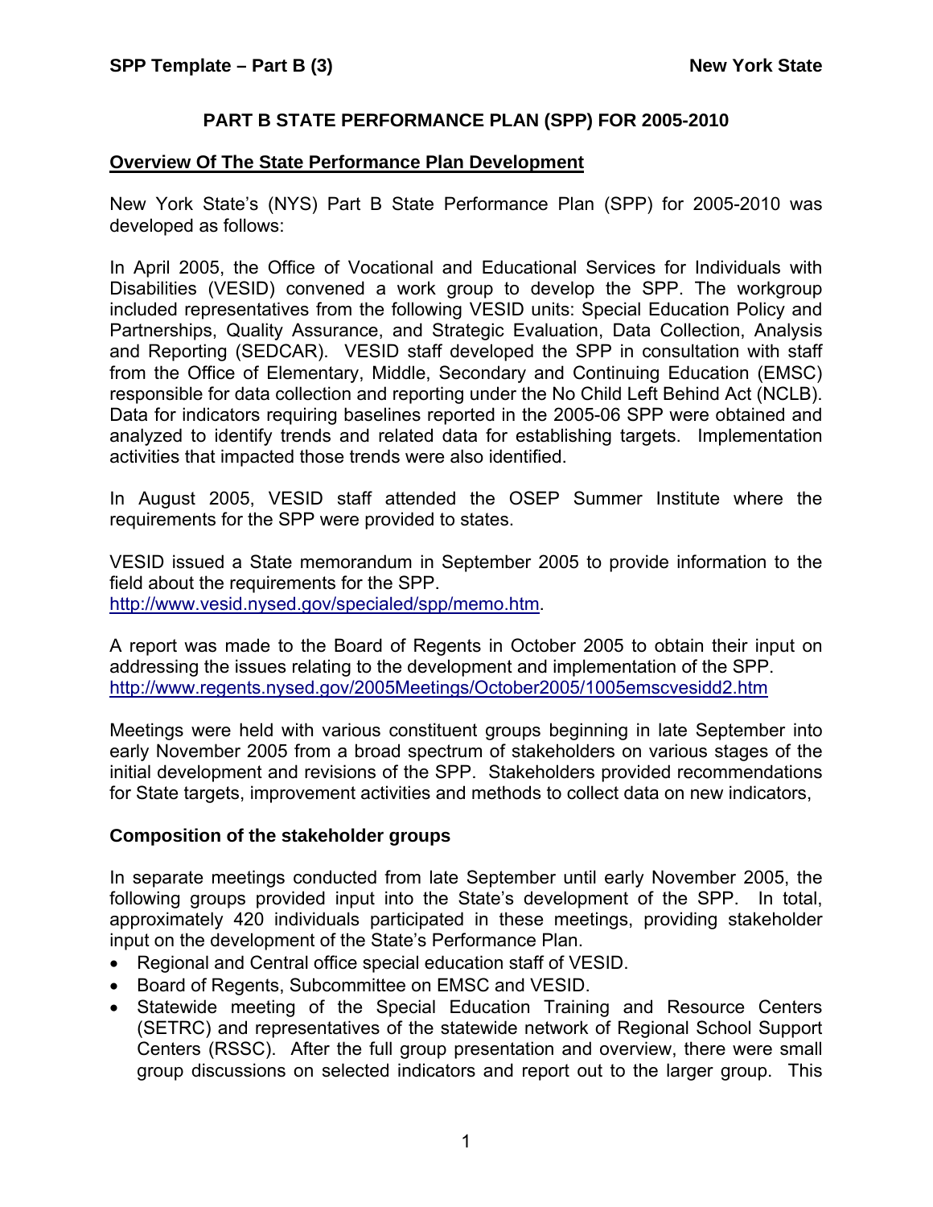## PART B STATE PERFORMANCE PLAN (SPP) FOR 2005-2010

### Overview Of The State Performance Plan Development

New York State's (NYS) Part B State Performance Plan (SPP) for 2005-2010 was developed as follows:

In April 2005, the Office of Vocational and Educational Services for Individuals with Disabilities (VESID) convened a work group to develop the SPP. The workgroup included representatives from the following VESID units: Special Education Policy and Partnerships, Quality Assurance, and Strategic Evaluation, Data Collection, Analysis and Reporting (SEDCAR). VESID staff developed the SPP in consultation with staff from the Office of Elementary, Middle, Secondary and Continuing Education (EMSC) responsible for data collection and reporting under the No Child Left Behind Act (NCLB). Data for indicators requiring baselines reported in the 2005-06 SPP were obtained and analyzed to identify trends and related data for establishing targets. Implementation activities that impacted those trends were also identified.

In August 2005, VESID staff attended the OSEP Summer Institute where the requirements for the SPP were provided to states.

VESID issued a State memorandum in September 2005 to provide information to the field about the requirements for the SPP.
http://www.vesid.nysed.gov/specialed/spp/memo.htm.

A report was made to the Board of Regents in October 2005 to obtain their input on addressing the issues relating to the development and implementation of the SPP.
http://www.regents.nysed.gov/2005Meetings/October2005/1005emscvesidd2.htm

Meetings were held with various constituent groups beginning in late September into early November 2005 from a broad spectrum of stakeholders on various stages of the initial development and revisions of the SPP. Stakeholders provided recommendations for State targets, improvement activities and methods to collect data on new indicators,

### Composition of the stakeholder groups

In separate meetings conducted from late September until early November 2005, the following groups provided input into the State's development of the SPP. In total, approximately 420 individuals participated in these meetings, providing stakeholder input on the development of the State's Performance Plan.

- Regional and Central office special education staff of VESID.
- Board of Regents, Subcommittee on EMSC and VESID.
- Statewide meeting of the Special Education Training and Resource Centers (SETRC) and representatives of the statewide network of Regional School Support Centers (RSSC). After the full group presentation and overview, there were small group discussions on selected indicators and report out to the larger group. This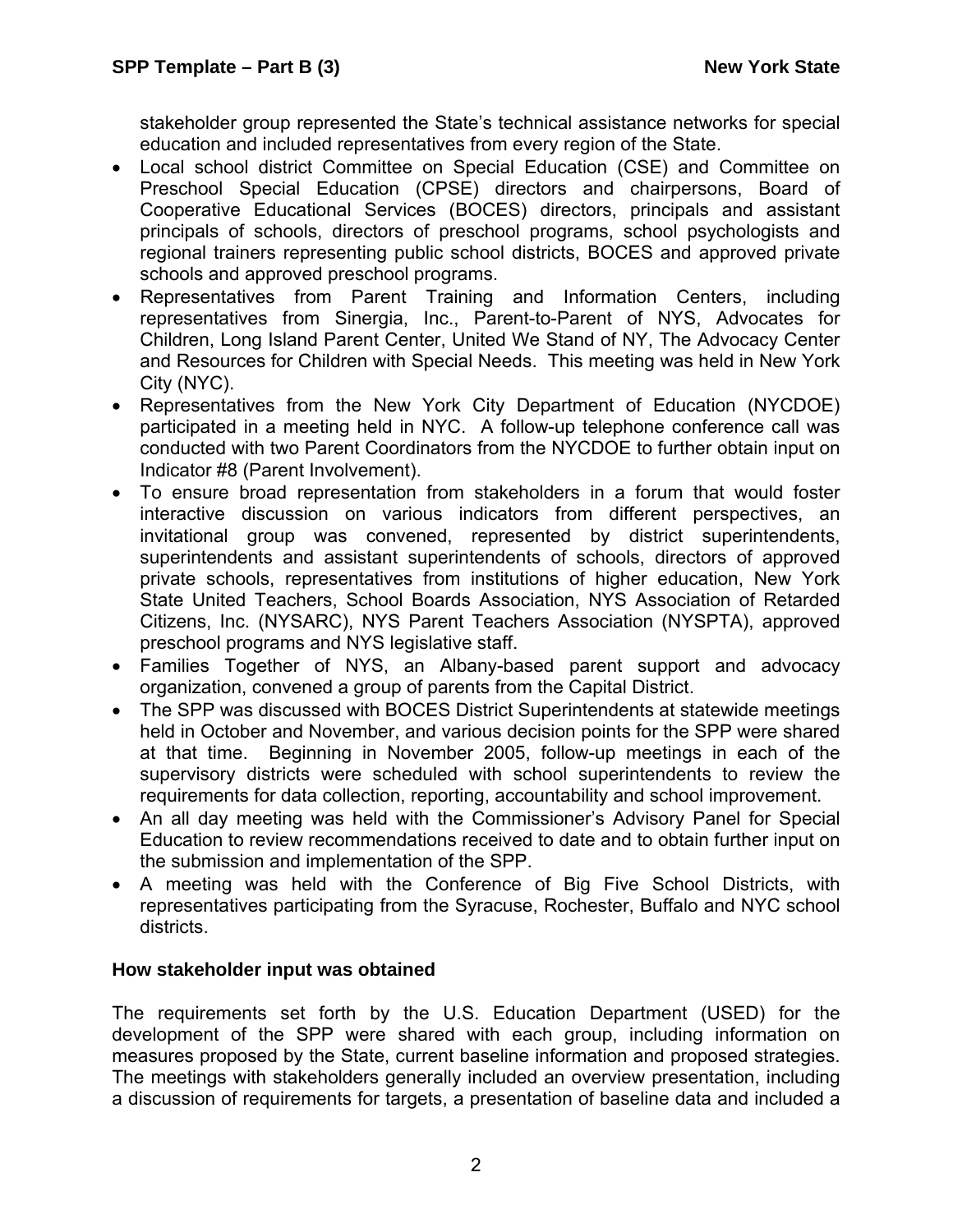stakeholder group represented the State's technical assistance networks for special education and included representatives from every region of the State.

- Local school district Committee on Special Education (CSE) and Committee on Preschool Special Education (CPSE) directors and chairpersons, Board of Cooperative Educational Services (BOCES) directors, principals and assistant principals of schools, directors of preschool programs, school psychologists and regional trainers representing public school districts, BOCES and approved private schools and approved preschool programs.
- Representatives from Parent Training and Information Centers, including representatives from Sinergia, Inc., Parent-to-Parent of NYS, Advocates for Children, Long Island Parent Center, United We Stand of NY, The Advocacy Center and Resources for Children with Special Needs. This meeting was held in New York City (NYC).
- Representatives from the New York City Department of Education (NYCDOE) participated in a meeting held in NYC. A follow-up telephone conference call was conducted with two Parent Coordinators from the NYCDOE to further obtain input on Indicator #8 (Parent Involvement).
- To ensure broad representation from stakeholders in a forum that would foster interactive discussion on various indicators from different perspectives, an invitational group was convened, represented by district superintendents, superintendents and assistant superintendents of schools, directors of approved private schools, representatives from institutions of higher education, New York State United Teachers, School Boards Association, NYS Association of Retarded Citizens, Inc. (NYSARC), NYS Parent Teachers Association (NYSPTA), approved preschool programs and NYS legislative staff.
- Families Together of NYS, an Albany-based parent support and advocacy organization, convened a group of parents from the Capital District.
- The SPP was discussed with BOCES District Superintendents at statewide meetings held in October and November, and various decision points for the SPP were shared at that time. Beginning in November 2005, follow-up meetings in each of the supervisory districts were scheduled with school superintendents to review the requirements for data collection, reporting, accountability and school improvement.
- An all day meeting was held with the Commissioner's Advisory Panel for Special Education to review recommendations received to date and to obtain further input on the submission and implementation of the SPP.
- A meeting was held with the Conference of Big Five School Districts, with representatives participating from the Syracuse, Rochester, Buffalo and NYC school districts.

**How stakeholder input was obtained**

The requirements set forth by the U.S. Education Department (USED) for the development of the SPP were shared with each group, including information on measures proposed by the State, current baseline information and proposed strategies. The meetings with stakeholders generally included an overview presentation, including a discussion of requirements for targets, a presentation of baseline data and included a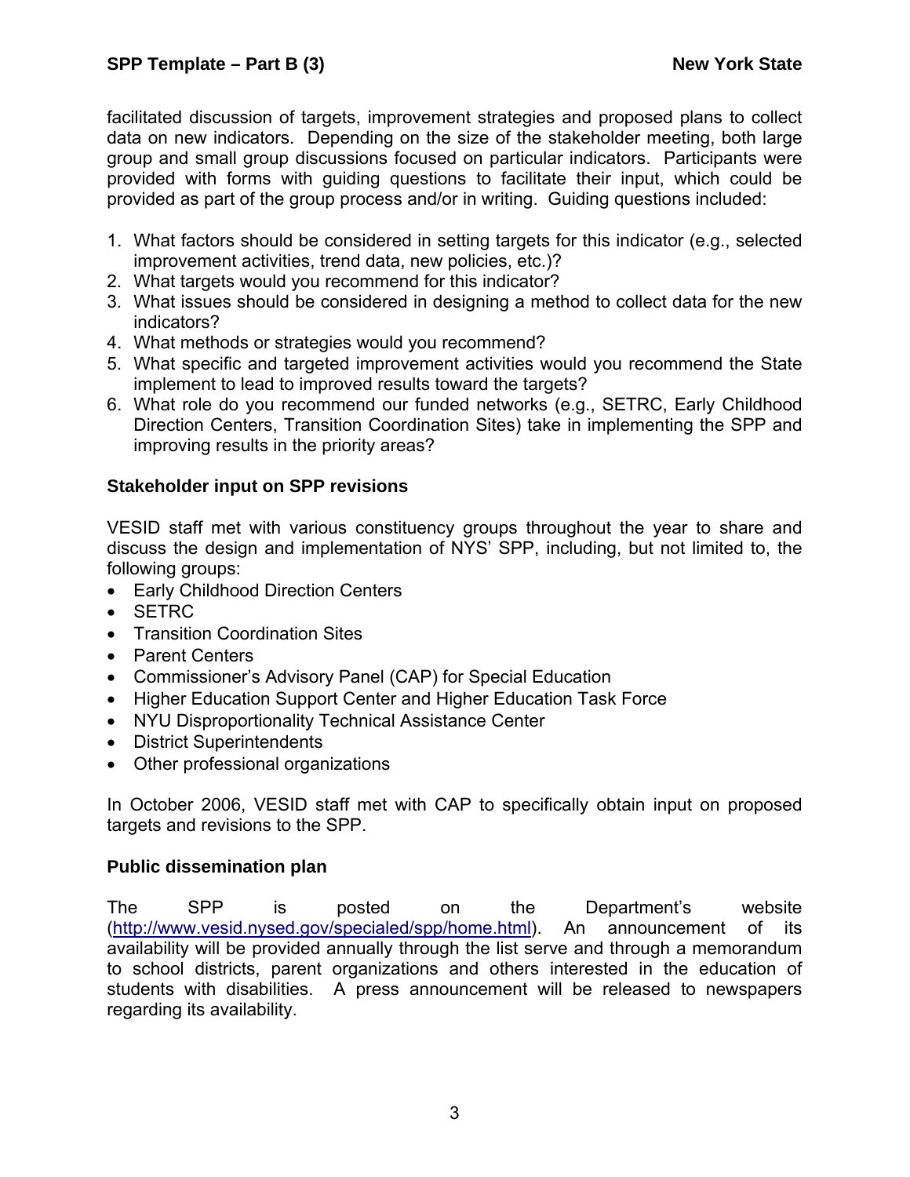facilitated discussion of targets, improvement strategies and proposed plans to collect data on new indicators. Depending on the size of the stakeholder meeting, both large group and small group discussions focused on particular indicators. Participants were provided with forms with guiding questions to facilitate their input, which could be provided as part of the group process and/or in writing. Guiding questions included:

1. What factors should be considered in setting targets for this indicator (e.g., selected improvement activities, trend data, new policies, etc.)?
2. What targets would you recommend for this indicator?
3. What issues should be considered in designing a method to collect data for the new indicators?
4. What methods or strategies would you recommend?
5. What specific and targeted improvement activities would you recommend the State implement to lead to improved results toward the targets?
6. What role do you recommend our funded networks (e.g., SETRC, Early Childhood Direction Centers, Transition Coordination Sites) take in implementing the SPP and improving results in the priority areas?

**Stakeholder input on SPP revisions**

VESID staff met with various constituency groups throughout the year to share and discuss the design and implementation of NYS' SPP, including, but not limited to, the following groups:

- Early Childhood Direction Centers
- SETRC
- Transition Coordination Sites
- Parent Centers
- Commissioner's Advisory Panel (CAP) for Special Education
- Higher Education Support Center and Higher Education Task Force
- NYU Disproportionality Technical Assistance Center
- District Superintendents
- Other professional organizations

In October 2006, VESID staff met with CAP to specifically obtain input on proposed targets and revisions to the SPP.

**Public dissemination plan**

The SPP is posted on the Department's website (http://www.vesid.nysed.gov/specialed/spp/home.html). An announcement of its availability will be provided annually through the list serve and through a memorandum to school districts, parent organizations and others interested in the education of students with disabilities. A press announcement will be released to newspapers regarding its availability.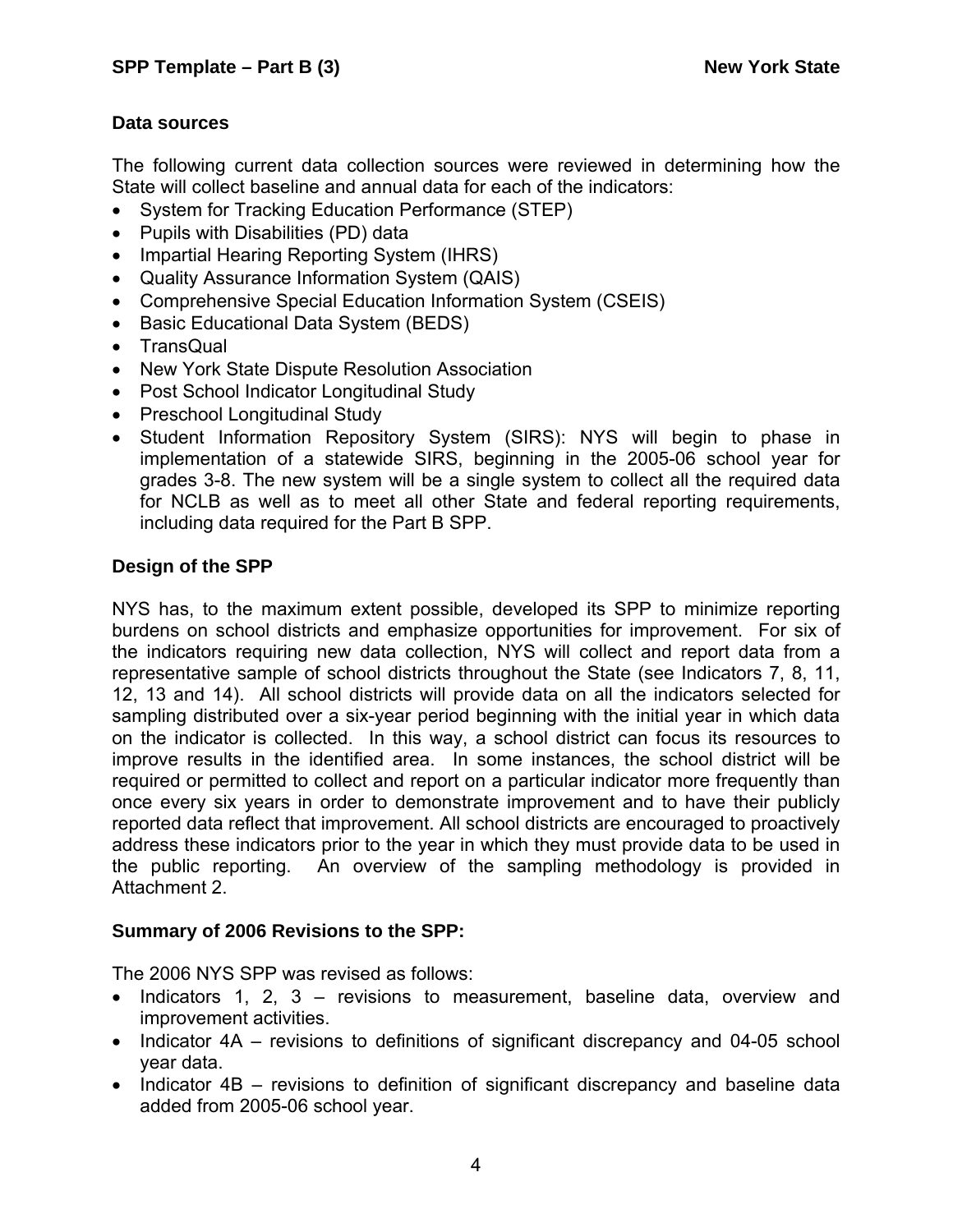### Data sources

The following current data collection sources were reviewed in determining how the State will collect baseline and annual data for each of the indicators:

- System for Tracking Education Performance (STEP)
- Pupils with Disabilities (PD) data
- Impartial Hearing Reporting System (IHRS)
- Quality Assurance Information System (QAIS)
- Comprehensive Special Education Information System (CSEIS)
- Basic Educational Data System (BEDS)
- TransQual
- New York State Dispute Resolution Association
- Post School Indicator Longitudinal Study
- Preschool Longitudinal Study
- Student Information Repository System (SIRS): NYS will begin to phase in implementation of a statewide SIRS, beginning in the 2005-06 school year for grades 3-8. The new system will be a single system to collect all the required data for NCLB as well as to meet all other State and federal reporting requirements, including data required for the Part B SPP.

### Design of the SPP

NYS has, to the maximum extent possible, developed its SPP to minimize reporting burdens on school districts and emphasize opportunities for improvement. For six of the indicators requiring new data collection, NYS will collect and report data from a representative sample of school districts throughout the State (see Indicators 7, 8, 11, 12, 13 and 14). All school districts will provide data on all the indicators selected for sampling distributed over a six-year period beginning with the initial year in which data on the indicator is collected. In this way, a school district can focus its resources to improve results in the identified area. In some instances, the school district will be required or permitted to collect and report on a particular indicator more frequently than once every six years in order to demonstrate improvement and to have their publicly reported data reflect that improvement. All school districts are encouraged to proactively address these indicators prior to the year in which they must provide data to be used in the public reporting. An overview of the sampling methodology is provided in Attachment 2.

### Summary of 2006 Revisions to the SPP:

The 2006 NYS SPP was revised as follows:

- Indicators 1, 2, 3 – revisions to measurement, baseline data, overview and improvement activities.
- Indicator 4A – revisions to definitions of significant discrepancy and 04-05 school year data.
- Indicator 4B – revisions to definition of significant discrepancy and baseline data added from 2005-06 school year.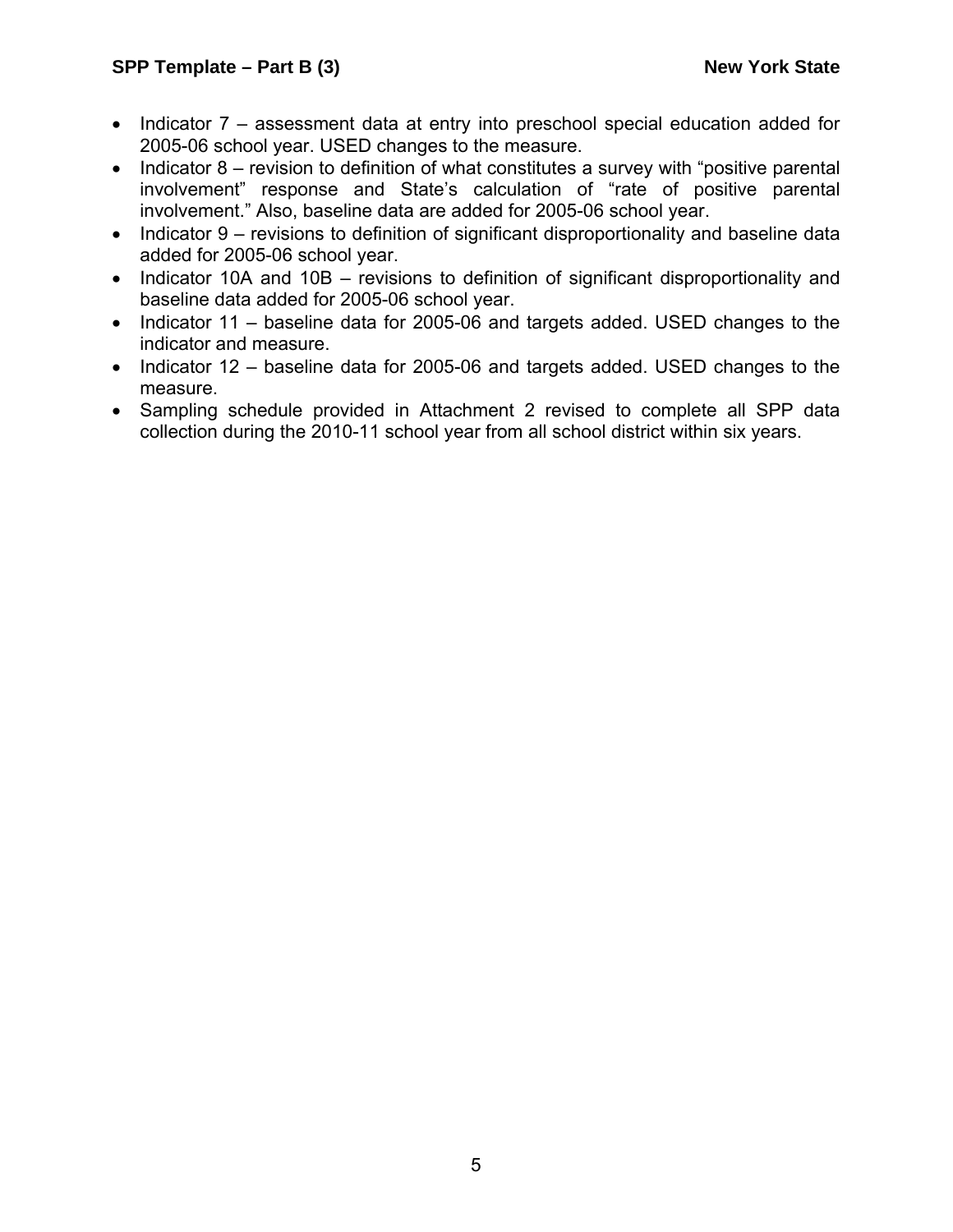- Indicator 7 – assessment data at entry into preschool special education added for 2005-06 school year. USED changes to the measure.
- Indicator 8 – revision to definition of what constitutes a survey with "positive parental involvement" response and State's calculation of "rate of positive parental involvement." Also, baseline data are added for 2005-06 school year.
- Indicator 9 – revisions to definition of significant disproportionality and baseline data added for 2005-06 school year.
- Indicator 10A and 10B – revisions to definition of significant disproportionality and baseline data added for 2005-06 school year.
- Indicator 11 – baseline data for 2005-06 and targets added. USED changes to the indicator and measure.
- Indicator 12 – baseline data for 2005-06 and targets added. USED changes to the measure.
- Sampling schedule provided in Attachment 2 revised to complete all SPP data collection during the 2010-11 school year from all school district within six years.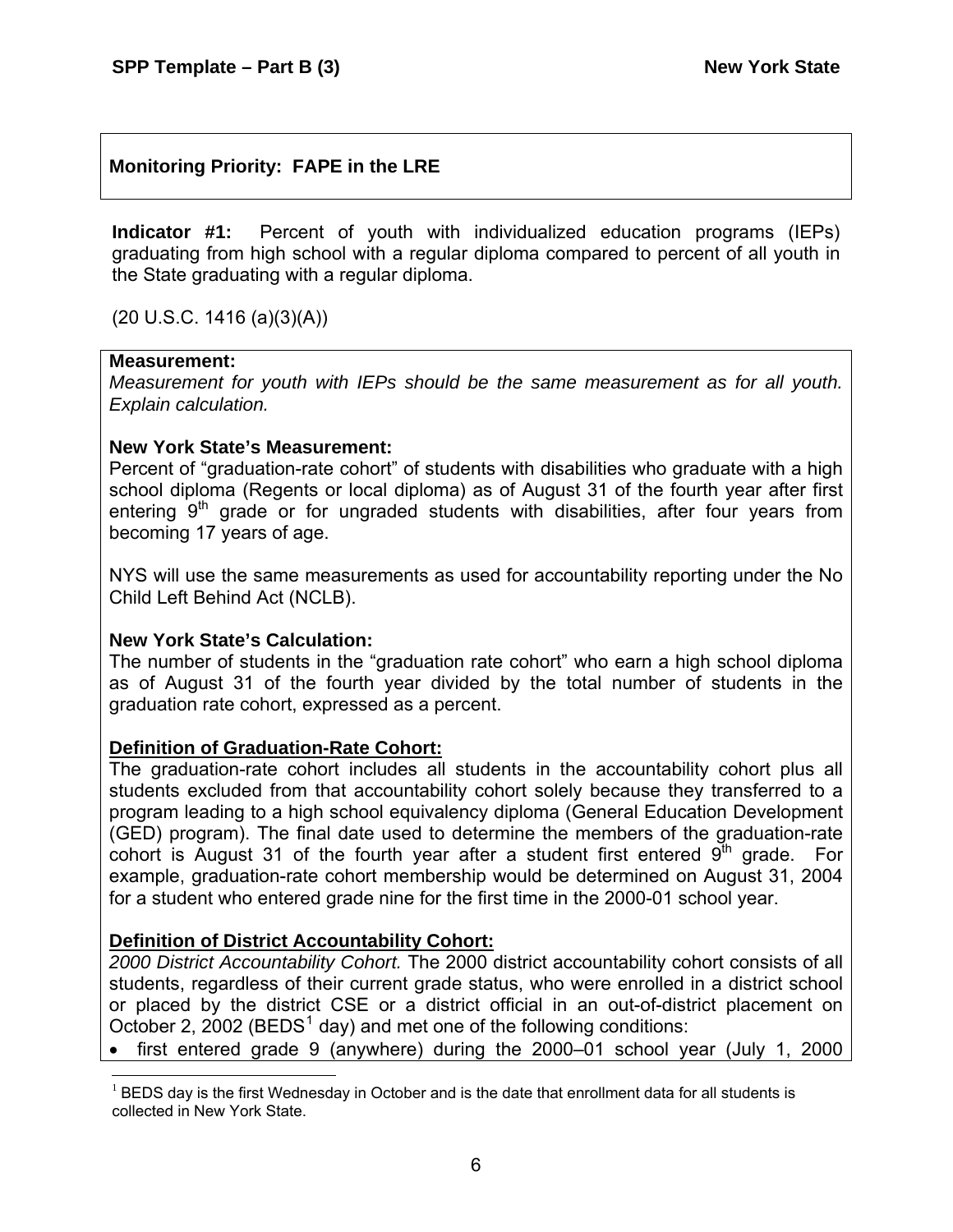**Monitoring Priority: FAPE in the LRE**

**Indicator #1:** Percent of youth with individualized education programs (IEPs) graduating from high school with a regular diploma compared to percent of all youth in the State graduating with a regular diploma.

(20 U.S.C. 1416 (a)(3)(A))

**Measurement:**

*Measurement for youth with IEPs should be the same measurement as for all youth. Explain calculation.*

**New York State's Measurement:**

Percent of "graduation-rate cohort" of students with disabilities who graduate with a high school diploma (Regents or local diploma) as of August 31 of the fourth year after first entering 9th grade or for ungraded students with disabilities, after four years from becoming 17 years of age.

NYS will use the same measurements as used for accountability reporting under the No Child Left Behind Act (NCLB).

**New York State's Calculation:**

The number of students in the "graduation rate cohort" who earn a high school diploma as of August 31 of the fourth year divided by the total number of students in the graduation rate cohort, expressed as a percent.

**<u>Definition of Graduation-Rate Cohort:</u>**

The graduation-rate cohort includes all students in the accountability cohort plus all students excluded from that accountability cohort solely because they transferred to a program leading to a high school equivalency diploma (General Education Development (GED) program). The final date used to determine the members of the graduation-rate cohort is August 31 of the fourth year after a student first entered 9th grade. For example, graduation-rate cohort membership would be determined on August 31, 2004 for a student who entered grade nine for the first time in the 2000-01 school year.

**<u>Definition of District Accountability Cohort:</u>**

*2000 District Accountability Cohort.* The 2000 district accountability cohort consists of all students, regardless of their current grade status, who were enrolled in a district school or placed by the district CSE or a district official in an out-of-district placement on October 2, 2002 (BEDS[1] day) and met one of the following conditions:

- first entered grade 9 (anywhere) during the 2000–01 school year (July 1, 2000

[1] BEDS day is the first Wednesday in October and is the date that enrollment data for all students is collected in New York State.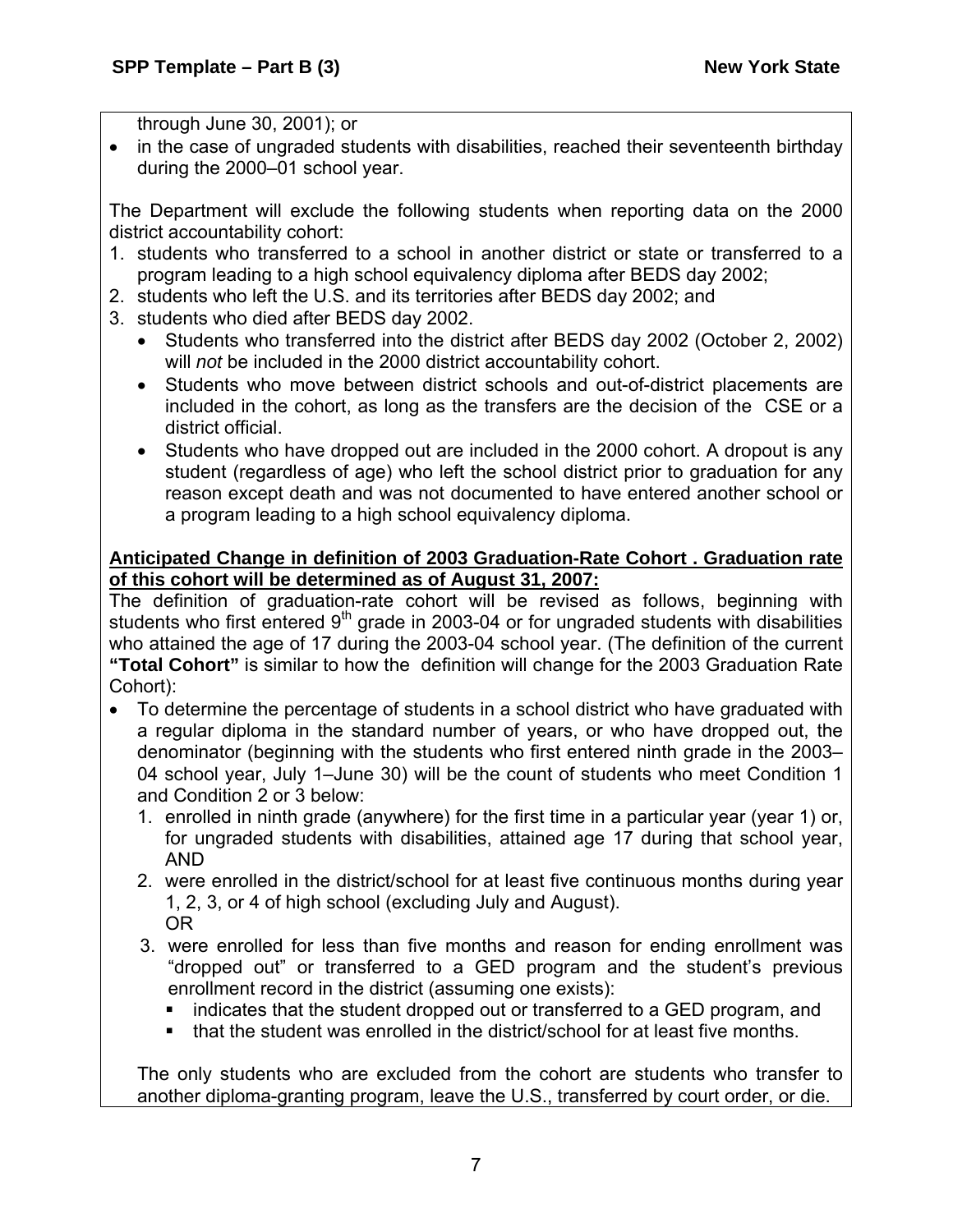through June 30, 2001); or

- in the case of ungraded students with disabilities, reached their seventeenth birthday during the 2000–01 school year.

The Department will exclude the following students when reporting data on the 2000 district accountability cohort:

1. students who transferred to a school in another district or state or transferred to a program leading to a high school equivalency diploma after BEDS day 2002;
2. students who left the U.S. and its territories after BEDS day 2002; and
3. students who died after BEDS day 2002.
   - Students who transferred into the district after BEDS day 2002 (October 2, 2002) will *not* be included in the 2000 district accountability cohort.
   - Students who move between district schools and out-of-district placements are included in the cohort, as long as the transfers are the decision of the CSE or a district official.
   - Students who have dropped out are included in the 2000 cohort. A dropout is any student (regardless of age) who left the school district prior to graduation for any reason except death and was not documented to have entered another school or a program leading to a high school equivalency diploma.

**Anticipated Change in definition of 2003 Graduation-Rate Cohort . Graduation rate of this cohort will be determined as of August 31, 2007:**

The definition of graduation-rate cohort will be revised as follows, beginning with students who first entered 9th grade in 2003-04 or for ungraded students with disabilities who attained the age of 17 during the 2003-04 school year. (The definition of the current **"Total Cohort"** is similar to how the definition will change for the 2003 Graduation Rate Cohort):

- To determine the percentage of students in a school district who have graduated with a regular diploma in the standard number of years, or who have dropped out, the denominator (beginning with the students who first entered ninth grade in the 2003–04 school year, July 1–June 30) will be the count of students who meet Condition 1 and Condition 2 or 3 below:
  1. enrolled in ninth grade (anywhere) for the first time in a particular year (year 1) or, for ungraded students with disabilities, attained age 17 during that school year, AND
  2. were enrolled in the district/school for at least five continuous months during year 1, 2, 3, or 4 of high school (excluding July and August).
     OR
  3. were enrolled for less than five months and reason for ending enrollment was "dropped out" or transferred to a GED program and the student's previous enrollment record in the district (assuming one exists):
     - indicates that the student dropped out or transferred to a GED program, and
     - that the student was enrolled in the district/school for at least five months.

  The only students who are excluded from the cohort are students who transfer to another diploma-granting program, leave the U.S., transferred by court order, or die.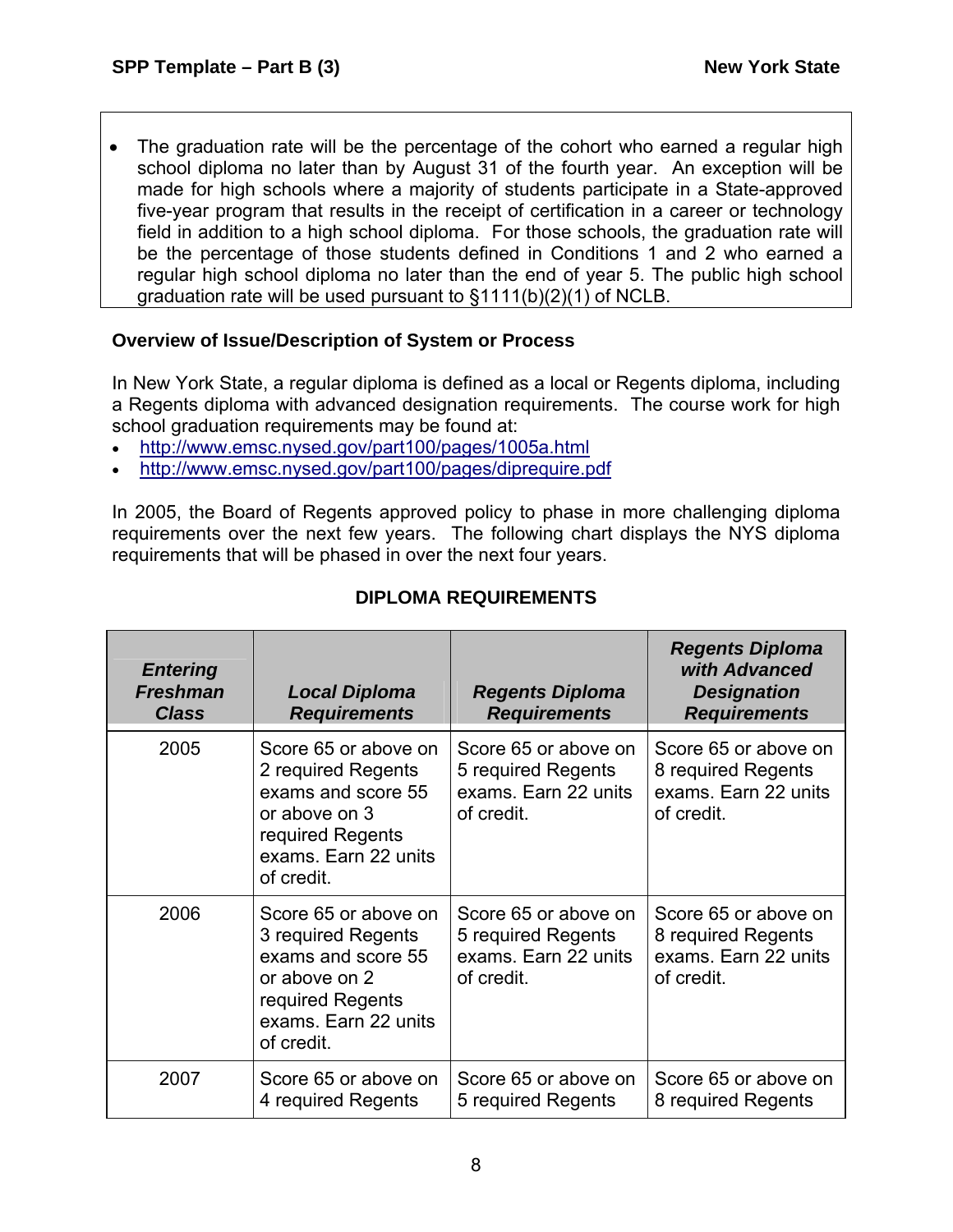- The graduation rate will be the percentage of the cohort who earned a regular high school diploma no later than by August 31 of the fourth year. An exception will be made for high schools where a majority of students participate in a State-approved five-year program that results in the receipt of certification in a career or technology field in addition to a high school diploma. For those schools, the graduation rate will be the percentage of those students defined in Conditions 1 and 2 who earned a regular high school diploma no later than the end of year 5. The public high school graduation rate will be used pursuant to §1111(b)(2)(1) of NCLB.

**Overview of Issue/Description of System or Process**

In New York State, a regular diploma is defined as a local or Regents diploma, including a Regents diploma with advanced designation requirements. The course work for high school graduation requirements may be found at:

- http://www.emsc.nysed.gov/part100/pages/1005a.html
- http://www.emsc.nysed.gov/part100/pages/diprequire.pdf

In 2005, the Board of Regents approved policy to phase in more challenging diploma requirements over the next few years. The following chart displays the NYS diploma requirements that will be phased in over the next four years.

**DIPLOMA REQUIREMENTS**

| *Entering Freshman Class* | *Local Diploma Requirements* | *Regents Diploma Requirements* | *Regents Diploma with Advanced Designation Requirements* |
|---|---|---|---|
| 2005 | Score 65 or above on 2 required Regents exams and score 55 or above on 3 required Regents exams. Earn 22 units of credit. | Score 65 or above on 5 required Regents exams. Earn 22 units of credit. | Score 65 or above on 8 required Regents exams. Earn 22 units of credit. |
| 2006 | Score 65 or above on 3 required Regents exams and score 55 or above on 2 required Regents exams. Earn 22 units of credit. | Score 65 or above on 5 required Regents exams. Earn 22 units of credit. | Score 65 or above on 8 required Regents exams. Earn 22 units of credit. |
| 2007 | Score 65 or above on 4 required Regents | Score 65 or above on 5 required Regents | Score 65 or above on 8 required Regents |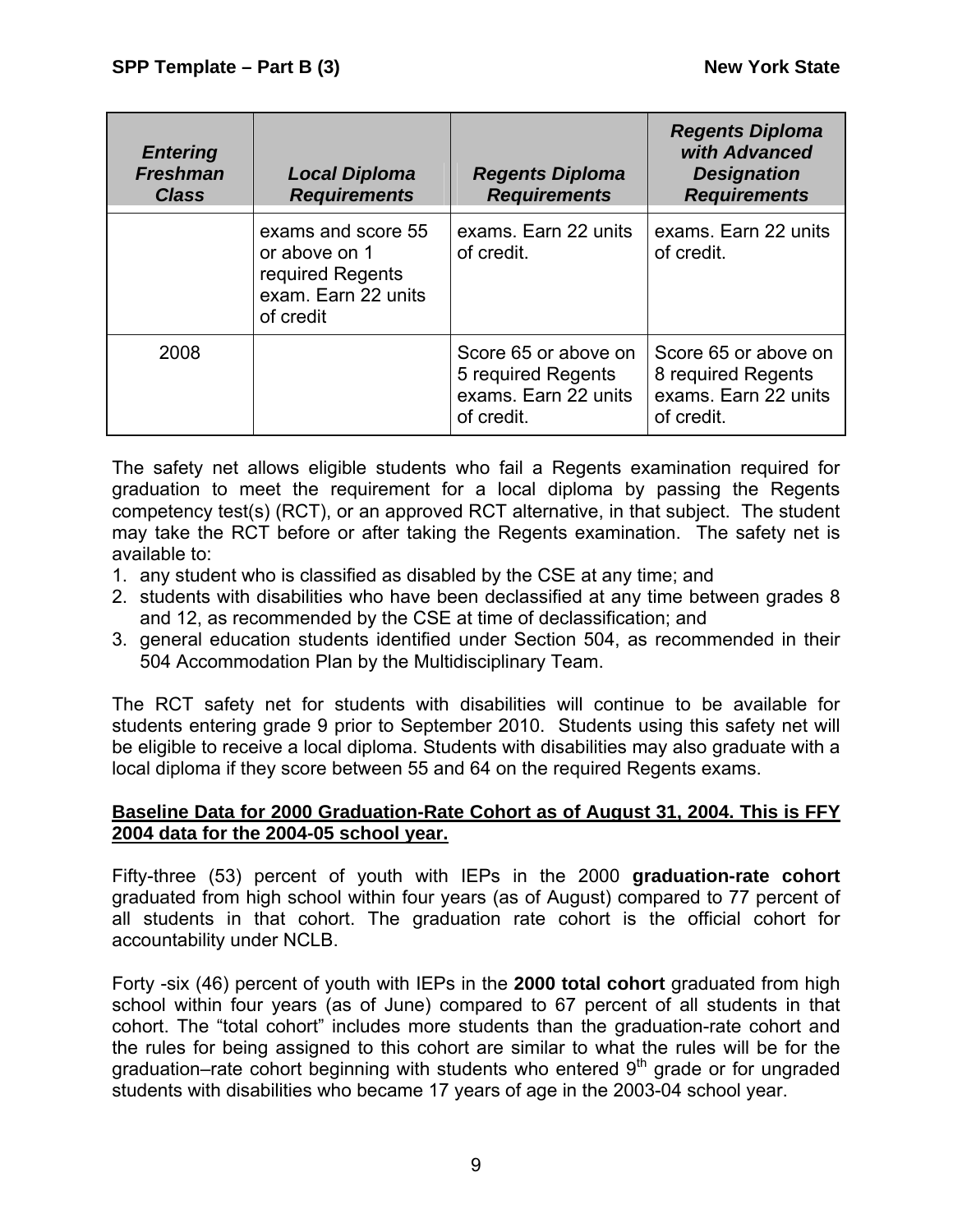| *Entering Freshman Class* | *Local Diploma Requirements* | *Regents Diploma Requirements* | *Regents Diploma with Advanced Designation Requirements* |
|---|---|---|---|
| | exams and score 55 or above on 1 required Regents exam. Earn 22 units of credit | exams. Earn 22 units of credit. | exams. Earn 22 units of credit. |
| 2008 | | Score 65 or above on 5 required Regents exams. Earn 22 units of credit. | Score 65 or above on 8 required Regents exams. Earn 22 units of credit. |

The safety net allows eligible students who fail a Regents examination required for graduation to meet the requirement for a local diploma by passing the Regents competency test(s) (RCT), or an approved RCT alternative, in that subject. The student may take the RCT before or after taking the Regents examination. The safety net is available to:

1. any student who is classified as disabled by the CSE at any time; and
2. students with disabilities who have been declassified at any time between grades 8 and 12, as recommended by the CSE at time of declassification; and
3. general education students identified under Section 504, as recommended in their 504 Accommodation Plan by the Multidisciplinary Team.

The RCT safety net for students with disabilities will continue to be available for students entering grade 9 prior to September 2010. Students using this safety net will be eligible to receive a local diploma. Students with disabilities may also graduate with a local diploma if they score between 55 and 64 on the required Regents exams.

**Baseline Data for 2000 Graduation-Rate Cohort as of August 31, 2004. This is FFY 2004 data for the 2004-05 school year.**

Fifty-three (53) percent of youth with IEPs in the 2000 **graduation-rate cohort** graduated from high school within four years (as of August) compared to 77 percent of all students in that cohort. The graduation rate cohort is the official cohort for accountability under NCLB.

Forty -six (46) percent of youth with IEPs in the **2000 total cohort** graduated from high school within four years (as of June) compared to 67 percent of all students in that cohort. The "total cohort" includes more students than the graduation-rate cohort and the rules for being assigned to this cohort are similar to what the rules will be for the graduation–rate cohort beginning with students who entered 9th grade or for ungraded students with disabilities who became 17 years of age in the 2003-04 school year.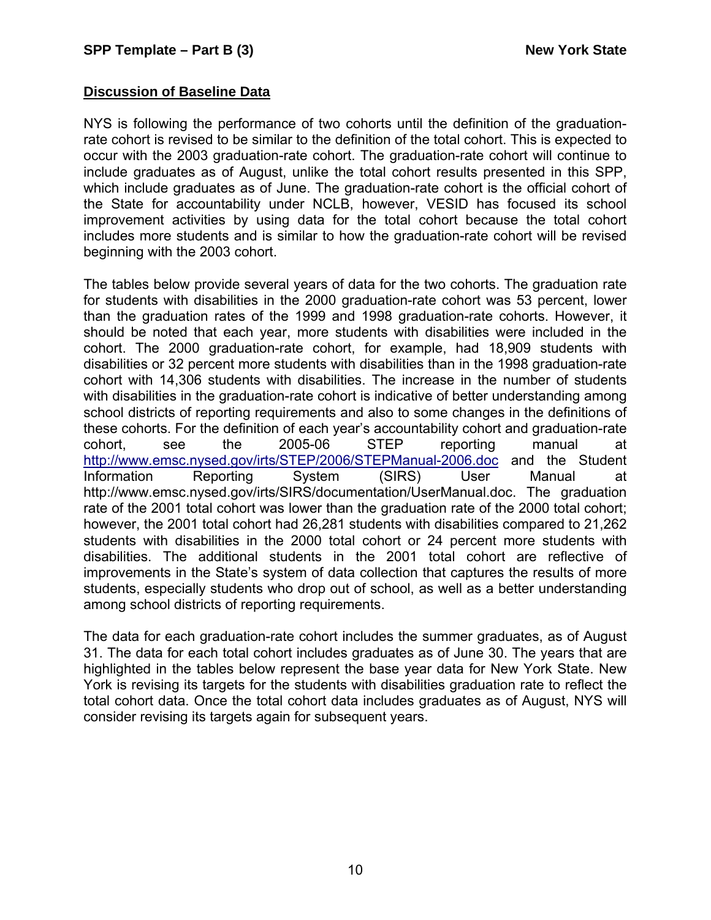## Discussion of Baseline Data

NYS is following the performance of two cohorts until the definition of the graduation-rate cohort is revised to be similar to the definition of the total cohort. This is expected to occur with the 2003 graduation-rate cohort. The graduation-rate cohort will continue to include graduates as of August, unlike the total cohort results presented in this SPP, which include graduates as of June. The graduation-rate cohort is the official cohort of the State for accountability under NCLB, however, VESID has focused its school improvement activities by using data for the total cohort because the total cohort includes more students and is similar to how the graduation-rate cohort will be revised beginning with the 2003 cohort.

The tables below provide several years of data for the two cohorts. The graduation rate for students with disabilities in the 2000 graduation-rate cohort was 53 percent, lower than the graduation rates of the 1999 and 1998 graduation-rate cohorts. However, it should be noted that each year, more students with disabilities were included in the cohort. The 2000 graduation-rate cohort, for example, had 18,909 students with disabilities or 32 percent more students with disabilities than in the 1998 graduation-rate cohort with 14,306 students with disabilities. The increase in the number of students with disabilities in the graduation-rate cohort is indicative of better understanding among school districts of reporting requirements and also to some changes in the definitions of these cohorts. For the definition of each year's accountability cohort and graduation-rate cohort, see the 2005-06 STEP reporting manual at http://www.emsc.nysed.gov/irts/STEP/2006/STEPManual-2006.doc and the Student Information Reporting System (SIRS) User Manual at http://www.emsc.nysed.gov/irts/SIRS/documentation/UserManual.doc. The graduation rate of the 2001 total cohort was lower than the graduation rate of the 2000 total cohort; however, the 2001 total cohort had 26,281 students with disabilities compared to 21,262 students with disabilities in the 2000 total cohort or 24 percent more students with disabilities. The additional students in the 2001 total cohort are reflective of improvements in the State's system of data collection that captures the results of more students, especially students who drop out of school, as well as a better understanding among school districts of reporting requirements.

The data for each graduation-rate cohort includes the summer graduates, as of August 31. The data for each total cohort includes graduates as of June 30. The years that are highlighted in the tables below represent the base year data for New York State. New York is revising its targets for the students with disabilities graduation rate to reflect the total cohort data. Once the total cohort data includes graduates as of August, NYS will consider revising its targets again for subsequent years.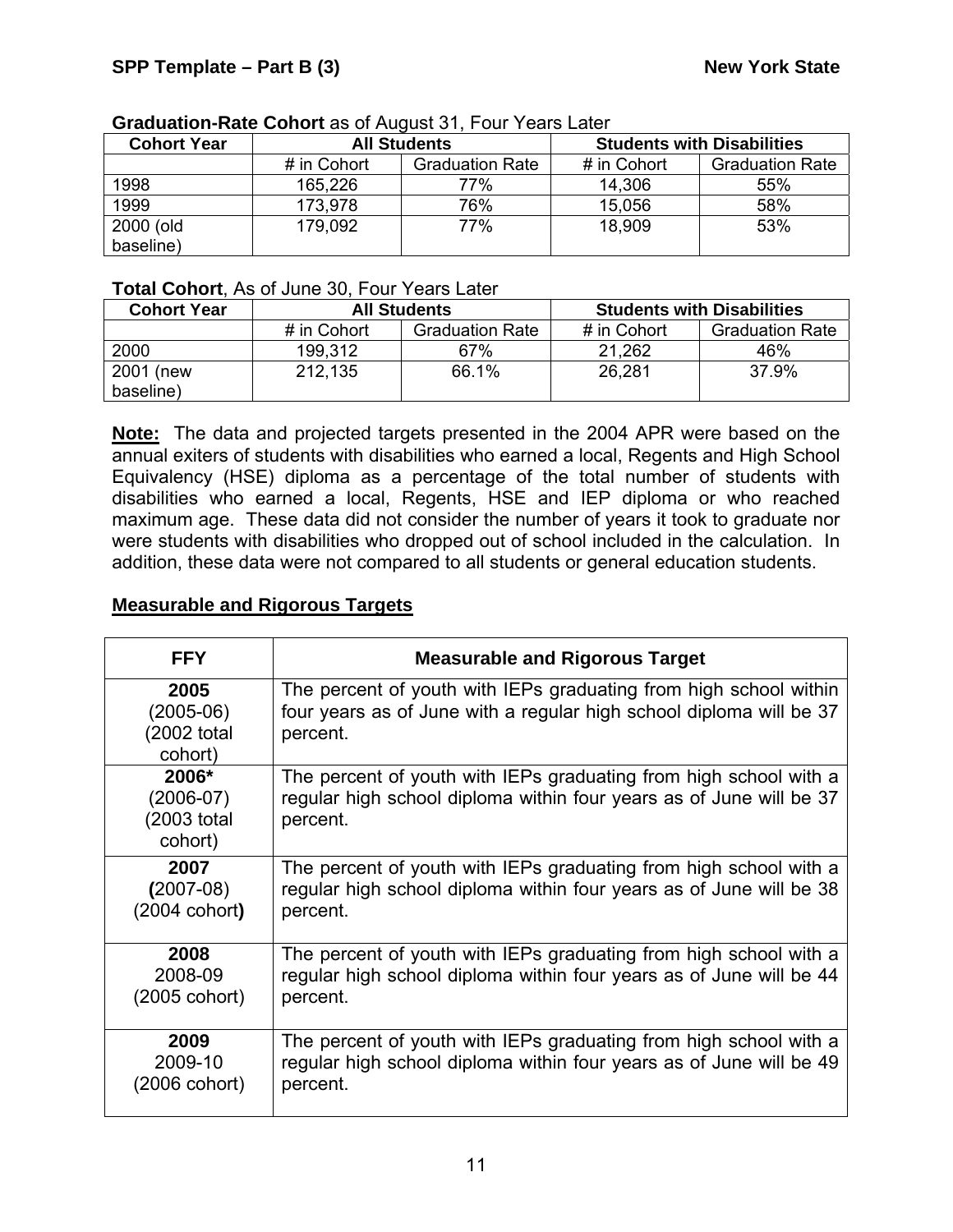**Graduation-Rate Cohort** as of August 31, Four Years Later

| Cohort Year | All Students | | Students with Disabilities | |
|---|---|---|---|---|
| | # in Cohort | Graduation Rate | # in Cohort | Graduation Rate |
| 1998 | 165,226 | 77% | 14,306 | 55% |
| 1999 | 173,978 | 76% | 15,056 | 58% |
| 2000 (old baseline) | 179,092 | 77% | 18,909 | 53% |

**Total Cohort**, As of June 30, Four Years Later

| Cohort Year | All Students | | Students with Disabilities | |
|---|---|---|---|---|
| | # in Cohort | Graduation Rate | # in Cohort | Graduation Rate |
| 2000 | 199,312 | 67% | 21,262 | 46% |
| 2001 (new baseline) | 212,135 | 66.1% | 26,281 | 37.9% |

**Note:** The data and projected targets presented in the 2004 APR were based on the annual exiters of students with disabilities who earned a local, Regents and High School Equivalency (HSE) diploma as a percentage of the total number of students with disabilities who earned a local, Regents, HSE and IEP diploma or who reached maximum age. These data did not consider the number of years it took to graduate nor were students with disabilities who dropped out of school included in the calculation. In addition, these data were not compared to all students or general education students.

## Measurable and Rigorous Targets

| FFY | Measurable and Rigorous Target |
|---|---|
| **2005** (2005-06) (2002 total cohort) | The percent of youth with IEPs graduating from high school within four years as of June with a regular high school diploma will be 37 percent. |
| **2006*** (2006-07) (2003 total cohort) | The percent of youth with IEPs graduating from high school with a regular high school diploma within four years as of June will be 37 percent. |
| **2007** **(**2007-08) (2004 cohort**)** | The percent of youth with IEPs graduating from high school with a regular high school diploma within four years as of June will be 38 percent. |
| **2008** 2008-09 (2005 cohort) | The percent of youth with IEPs graduating from high school with a regular high school diploma within four years as of June will be 44 percent. |
| **2009** 2009-10 (2006 cohort) | The percent of youth with IEPs graduating from high school with a regular high school diploma within four years as of June will be 49 percent. |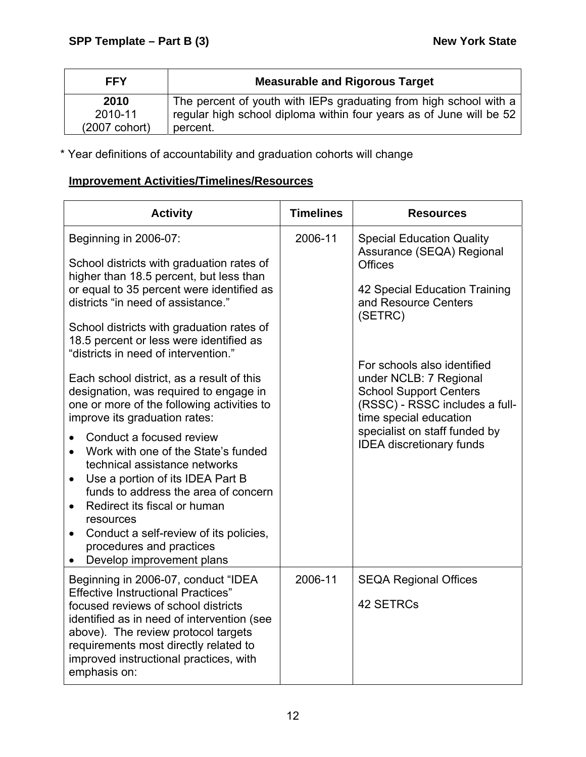| FFY | Measurable and Rigorous Target |
|---|---|
| **2010**<br>2010-11<br>(2007 cohort) | The percent of youth with IEPs graduating from high school with a regular high school diploma within four years as of June will be 52 percent. |

* Year definitions of accountability and graduation cohorts will change

**<u>Improvement Activities/Timelines/Resources</u>**

| Activity | Timelines | Resources |
|---|---|---|
| Beginning in 2006-07:<br><br>School districts with graduation rates of higher than 18.5 percent, but less than or equal to 35 percent were identified as districts "in need of assistance."<br><br>School districts with graduation rates of 18.5 percent or less were identified as "districts in need of intervention."<br><br>Each school district, as a result of this designation, was required to engage in one or more of the following activities to improve its graduation rates:<br><br>• Conduct a focused review<br>• Work with one of the State's funded technical assistance networks<br>• Use a portion of its IDEA Part B funds to address the area of concern<br>• Redirect its fiscal or human resources<br>• Conduct a self-review of its policies, procedures and practices<br>• Develop improvement plans | 2006-11 | Special Education Quality Assurance (SEQA) Regional Offices<br><br>42 Special Education Training and Resource Centers (SETRC)<br><br>For schools also identified under NCLB: 7 Regional School Support Centers (RSSC) - RSSC includes a full-time special education specialist on staff funded by IDEA discretionary funds |
| Beginning in 2006-07, conduct "IDEA Effective Instructional Practices" focused reviews of school districts identified as in need of intervention (see above). The review protocol targets requirements most directly related to improved instructional practices, with emphasis on: | 2006-11 | SEQA Regional Offices<br><br>42 SETRCs |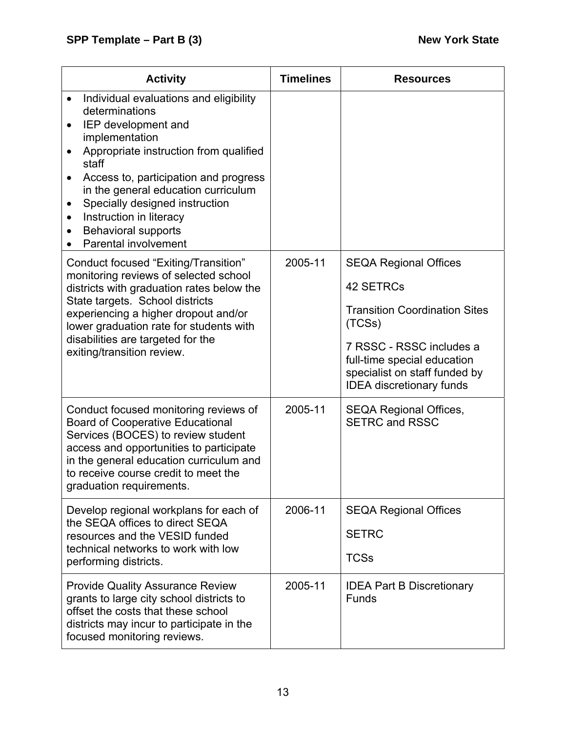| Activity | Timelines | Resources |
|---|---|---|
| • Individual evaluations and eligibility determinations<br>• IEP development and implementation<br>• Appropriate instruction from qualified staff<br>• Access to, participation and progress in the general education curriculum<br>• Specially designed instruction<br>• Instruction in literacy<br>• Behavioral supports<br>• Parental involvement | | |
| Conduct focused "Exiting/Transition" monitoring reviews of selected school districts with graduation rates below the State targets. School districts experiencing a higher dropout and/or lower graduation rate for students with disabilities are targeted for the exiting/transition review. | 2005-11 | SEQA Regional Offices<br><br>42 SETRCs<br><br>Transition Coordination Sites (TCSs)<br><br>7 RSSC - RSSC includes a full-time special education specialist on staff funded by IDEA discretionary funds |
| Conduct focused monitoring reviews of Board of Cooperative Educational Services (BOCES) to review student access and opportunities to participate in the general education curriculum and to receive course credit to meet the graduation requirements. | 2005-11 | SEQA Regional Offices, SETRC and RSSC |
| Develop regional workplans for each of the SEQA offices to direct SEQA resources and the VESID funded technical networks to work with low performing districts. | 2006-11 | SEQA Regional Offices<br><br>SETRC<br><br>TCSs |
| Provide Quality Assurance Review grants to large city school districts to offset the costs that these school districts may incur to participate in the focused monitoring reviews. | 2005-11 | IDEA Part B Discretionary Funds |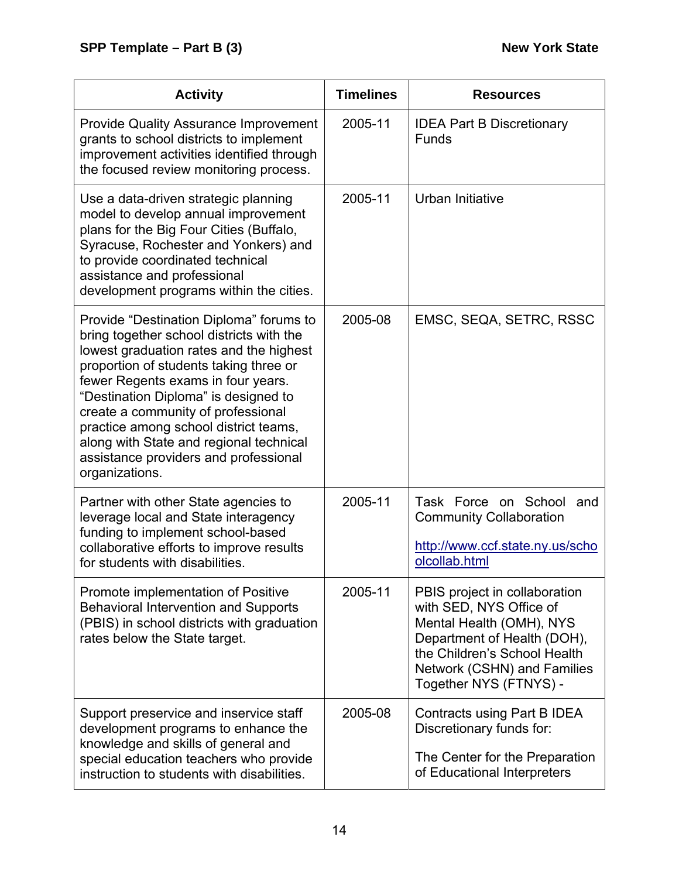| Activity | Timelines | Resources |
|---|---|---|
| Provide Quality Assurance Improvement grants to school districts to implement improvement activities identified through the focused review monitoring process. | 2005-11 | IDEA Part B Discretionary Funds |
| Use a data-driven strategic planning model to develop annual improvement plans for the Big Four Cities (Buffalo, Syracuse, Rochester and Yonkers) and to provide coordinated technical assistance and professional development programs within the cities. | 2005-11 | Urban Initiative |
| Provide "Destination Diploma" forums to bring together school districts with the lowest graduation rates and the highest proportion of students taking three or fewer Regents exams in four years. "Destination Diploma" is designed to create a community of professional practice among school district teams, along with State and regional technical assistance providers and professional organizations. | 2005-08 | EMSC, SEQA, SETRC, RSSC |
| Partner with other State agencies to leverage local and State interagency funding to implement school-based collaborative efforts to improve results for students with disabilities. | 2005-11 | Task Force on School and Community Collaboration<br><br>http://www.ccf.state.ny.us/schoolcollab.html |
| Promote implementation of Positive Behavioral Intervention and Supports (PBIS) in school districts with graduation rates below the State target. | 2005-11 | PBIS project in collaboration with SED, NYS Office of Mental Health (OMH), NYS Department of Health (DOH), the Children's School Health Network (CSHN) and Families Together NYS (FTNYS) - |
| Support preservice and inservice staff development programs to enhance the knowledge and skills of general and special education teachers who provide instruction to students with disabilities. | 2005-08 | Contracts using Part B IDEA Discretionary funds for:<br><br>The Center for the Preparation of Educational Interpreters |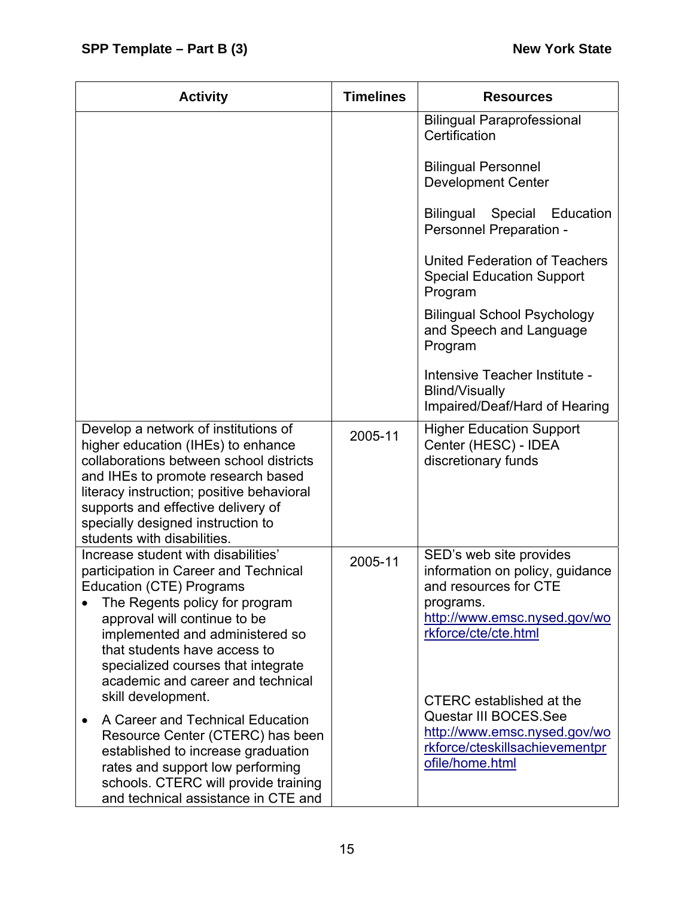| Activity | Timelines | Resources |
|---|---|---|
| | | Bilingual Paraprofessional Certification<br><br>Bilingual Personnel Development Center<br><br>Bilingual Special Education Personnel Preparation -<br><br>United Federation of Teachers Special Education Support Program<br><br>Bilingual School Psychology and Speech and Language Program<br><br>Intensive Teacher Institute - Blind/Visually Impaired/Deaf/Hard of Hearing |
| Develop a network of institutions of higher education (IHEs) to enhance collaborations between school districts and IHEs to promote research based literacy instruction; positive behavioral supports and effective delivery of specially designed instruction to students with disabilities. | 2005-11 | Higher Education Support Center (HESC) - IDEA discretionary funds |
| Increase student with disabilities' participation in Career and Technical Education (CTE) Programs<br>• The Regents policy for program approval will continue to be implemented and administered so that students have access to specialized courses that integrate academic and career and technical skill development.<br>• A Career and Technical Education Resource Center (CTERC) has been established to increase graduation rates and support low performing schools. CTERC will provide training and technical assistance in CTE and | 2005-11 | SED's web site provides information on policy, guidance and resources for CTE programs. http://www.emsc.nysed.gov/workforce/cte/cte.html<br><br>CTERC established at the Questar III BOCES.See http://www.emsc.nysed.gov/workforce/cteskillsachievementprofile/home.html |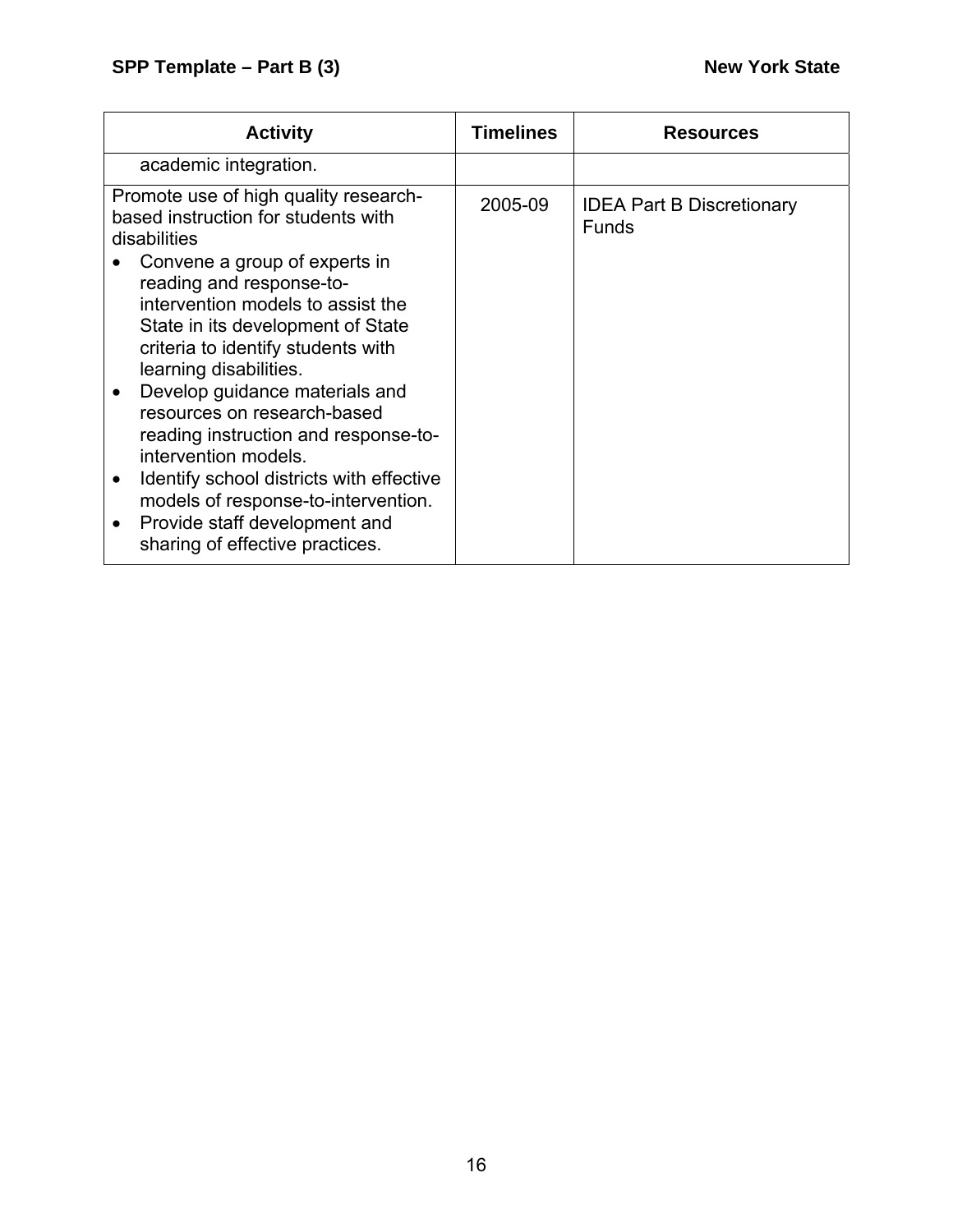| Activity | Timelines | Resources |
|---|---|---|
| academic integration. | | |
| Promote use of high quality research-based instruction for students with disabilities<br>• Convene a group of experts in reading and response-to-intervention models to assist the State in its development of State criteria to identify students with learning disabilities.<br>• Develop guidance materials and resources on research-based reading instruction and response-to-intervention models.<br>• Identify school districts with effective models of response-to-intervention.<br>• Provide staff development and sharing of effective practices. | 2005-09 | IDEA Part B Discretionary Funds |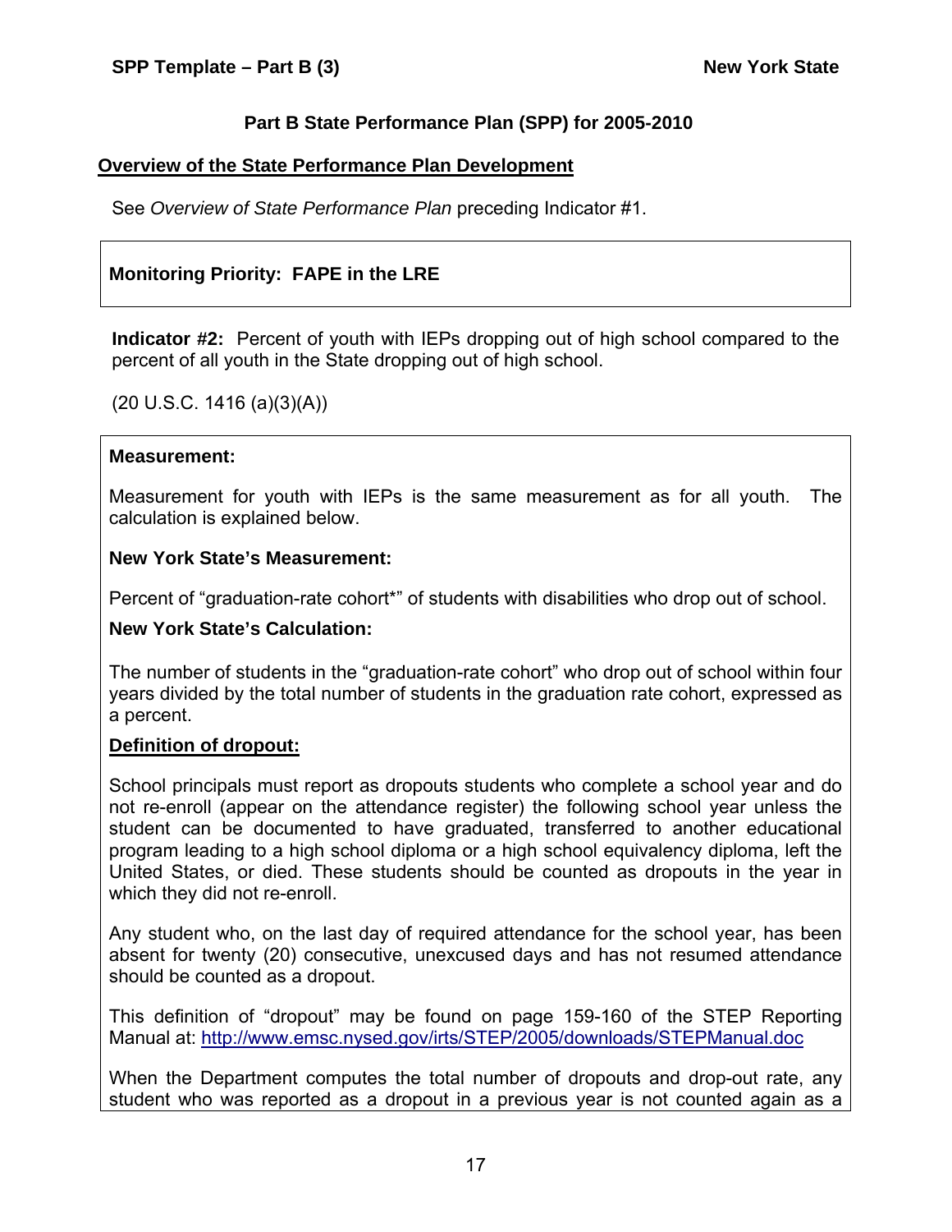## Part B State Performance Plan (SPP) for 2005-2010

**Overview of the State Performance Plan Development**

See *Overview of State Performance Plan* preceding Indicator #1.

**Monitoring Priority: FAPE in the LRE**

**Indicator #2:** Percent of youth with IEPs dropping out of high school compared to the percent of all youth in the State dropping out of high school.

(20 U.S.C. 1416 (a)(3)(A))

**Measurement:**

Measurement for youth with IEPs is the same measurement as for all youth. The calculation is explained below.

**New York State's Measurement:**

Percent of "graduation-rate cohort*" of students with disabilities who drop out of school.

**New York State's Calculation:**

The number of students in the "graduation-rate cohort" who drop out of school within four years divided by the total number of students in the graduation rate cohort, expressed as a percent.

**Definition of dropout:**

School principals must report as dropouts students who complete a school year and do not re-enroll (appear on the attendance register) the following school year unless the student can be documented to have graduated, transferred to another educational program leading to a high school diploma or a high school equivalency diploma, left the United States, or died. These students should be counted as dropouts in the year in which they did not re-enroll.

Any student who, on the last day of required attendance for the school year, has been absent for twenty (20) consecutive, unexcused days and has not resumed attendance should be counted as a dropout.

This definition of "dropout" may be found on page 159-160 of the STEP Reporting Manual at: http://www.emsc.nysed.gov/irts/STEP/2005/downloads/STEPManual.doc

When the Department computes the total number of dropouts and drop-out rate, any student who was reported as a dropout in a previous year is not counted again as a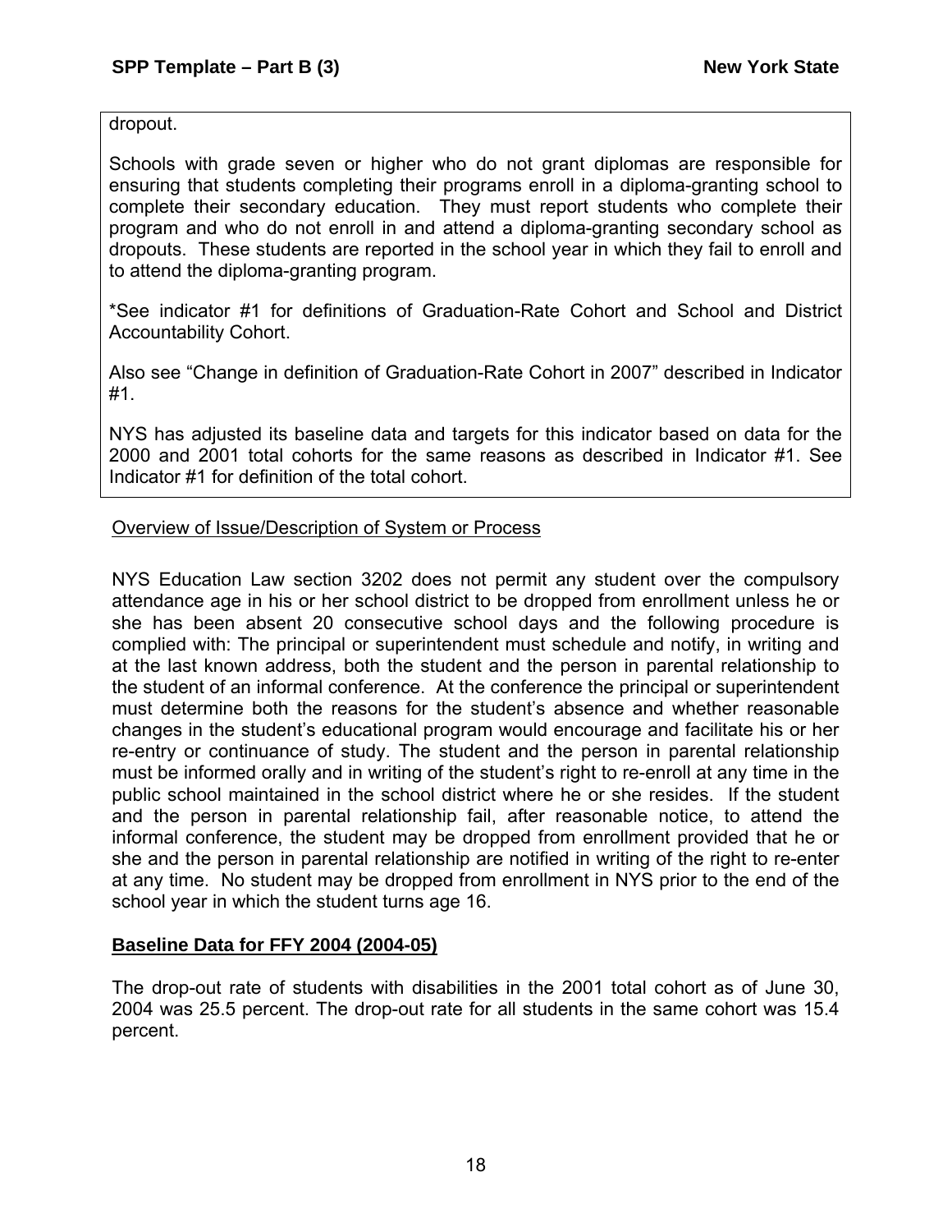dropout.

Schools with grade seven or higher who do not grant diplomas are responsible for ensuring that students completing their programs enroll in a diploma-granting school to complete their secondary education. They must report students who complete their program and who do not enroll in and attend a diploma-granting secondary school as dropouts. These students are reported in the school year in which they fail to enroll and to attend the diploma-granting program.

*See indicator #1 for definitions of Graduation-Rate Cohort and School and District Accountability Cohort.

Also see "Change in definition of Graduation-Rate Cohort in 2007" described in Indicator #1.

NYS has adjusted its baseline data and targets for this indicator based on data for the 2000 and 2001 total cohorts for the same reasons as described in Indicator #1. See Indicator #1 for definition of the total cohort.

Overview of Issue/Description of System or Process

NYS Education Law section 3202 does not permit any student over the compulsory attendance age in his or her school district to be dropped from enrollment unless he or she has been absent 20 consecutive school days and the following procedure is complied with: The principal or superintendent must schedule and notify, in writing and at the last known address, both the student and the person in parental relationship to the student of an informal conference. At the conference the principal or superintendent must determine both the reasons for the student's absence and whether reasonable changes in the student's educational program would encourage and facilitate his or her re-entry or continuance of study. The student and the person in parental relationship must be informed orally and in writing of the student's right to re-enroll at any time in the public school maintained in the school district where he or she resides. If the student and the person in parental relationship fail, after reasonable notice, to attend the informal conference, the student may be dropped from enrollment provided that he or she and the person in parental relationship are notified in writing of the right to re-enter at any time. No student may be dropped from enrollment in NYS prior to the end of the school year in which the student turns age 16.

**Baseline Data for FFY 2004 (2004-05)**

The drop-out rate of students with disabilities in the 2001 total cohort as of June 30, 2004 was 25.5 percent. The drop-out rate for all students in the same cohort was 15.4 percent.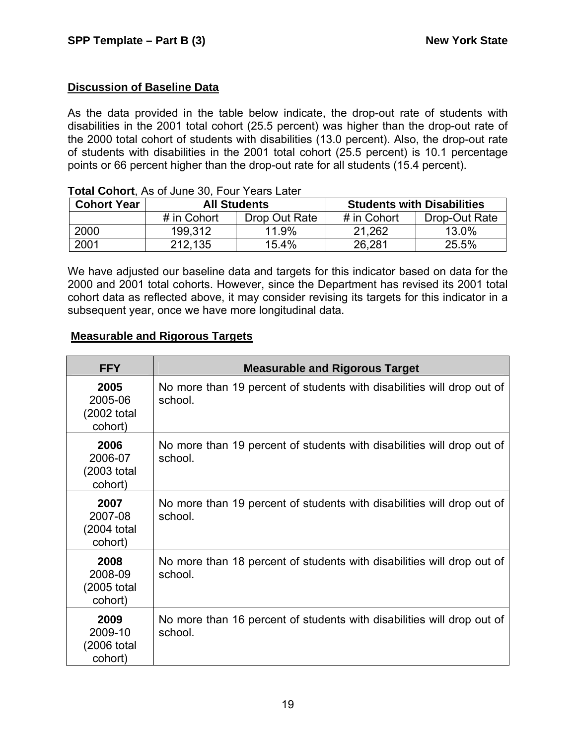## Discussion of Baseline Data

As the data provided in the table below indicate, the drop-out rate of students with disabilities in the 2001 total cohort (25.5 percent) was higher than the drop-out rate of the 2000 total cohort of students with disabilities (13.0 percent). Also, the drop-out rate of students with disabilities in the 2001 total cohort (25.5 percent) is 10.1 percentage points or 66 percent higher than the drop-out rate for all students (15.4 percent).

**Total Cohort**, As of June 30, Four Years Later

| Cohort Year | All Students | | Students with Disabilities | |
|---|---|---|---|---|
| | # in Cohort | Drop Out Rate | # in Cohort | Drop-Out Rate |
| 2000 | 199,312 | 11.9% | 21,262 | 13.0% |
| 2001 | 212,135 | 15.4% | 26,281 | 25.5% |

We have adjusted our baseline data and targets for this indicator based on data for the 2000 and 2001 total cohorts. However, since the Department has revised its 2001 total cohort data as reflected above, it may consider revising its targets for this indicator in a subsequent year, once we have more longitudinal data.

## Measurable and Rigorous Targets

| FFY | Measurable and Rigorous Target |
|---|---|
| **2005** 2005-06 (2002 total cohort) | No more than 19 percent of students with disabilities will drop out of school. |
| **2006** 2006-07 (2003 total cohort) | No more than 19 percent of students with disabilities will drop out of school. |
| **2007** 2007-08 (2004 total cohort) | No more than 19 percent of students with disabilities will drop out of school. |
| **2008** 2008-09 (2005 total cohort) | No more than 18 percent of students with disabilities will drop out of school. |
| **2009** 2009-10 (2006 total cohort) | No more than 16 percent of students with disabilities will drop out of school. |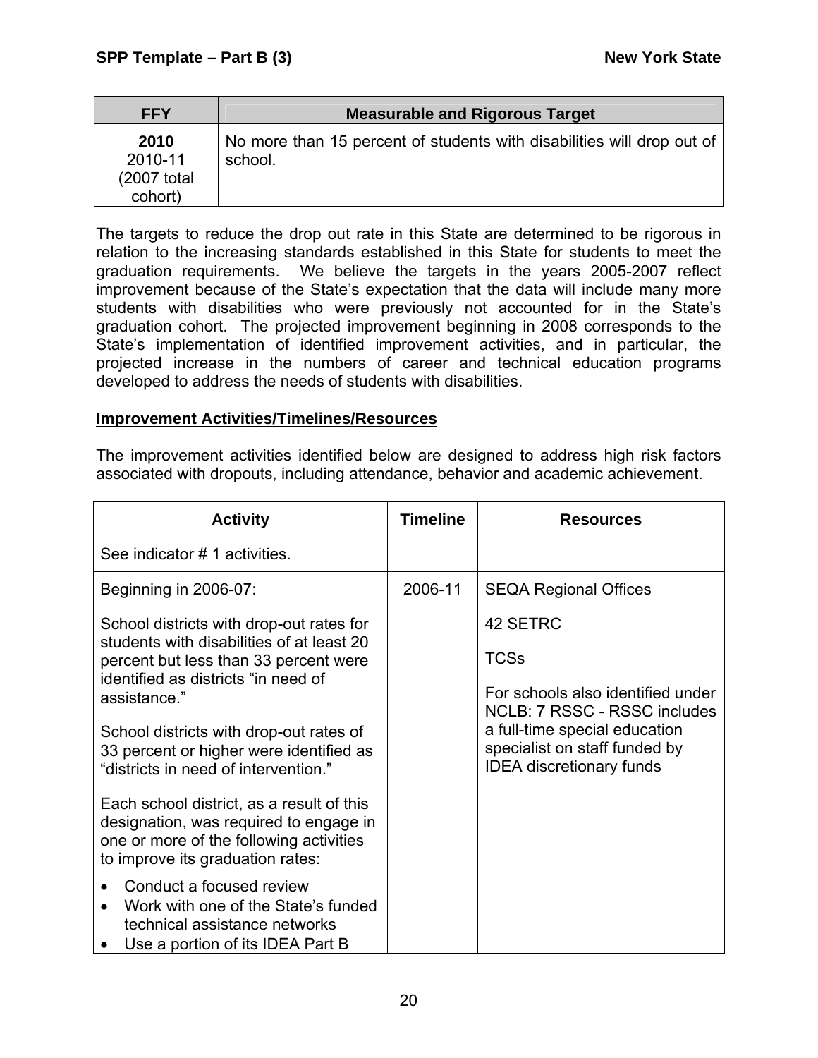| FFY | Measurable and Rigorous Target |
|---|---|
| **2010** 2010-11 (2007 total cohort) | No more than 15 percent of students with disabilities will drop out of school. |

The targets to reduce the drop out rate in this State are determined to be rigorous in relation to the increasing standards established in this State for students to meet the graduation requirements. We believe the targets in the years 2005-2007 reflect improvement because of the State's expectation that the data will include many more students with disabilities who were previously not accounted for in the State's graduation cohort. The projected improvement beginning in 2008 corresponds to the State's implementation of identified improvement activities, and in particular, the projected increase in the numbers of career and technical education programs developed to address the needs of students with disabilities.

**Improvement Activities/Timelines/Resources**

The improvement activities identified below are designed to address high risk factors associated with dropouts, including attendance, behavior and academic achievement.

| Activity | Timeline | Resources |
|---|---|---|
| See indicator # 1 activities. | | |
| Beginning in 2006-07:<br><br>School districts with drop-out rates for students with disabilities of at least 20 percent but less than 33 percent were identified as districts "in need of assistance."<br><br>School districts with drop-out rates of 33 percent or higher were identified as "districts in need of intervention."<br><br>Each school district, as a result of this designation, was required to engage in one or more of the following activities to improve its graduation rates:<br><br>• Conduct a focused review<br>• Work with one of the State's funded technical assistance networks<br>• Use a portion of its IDEA Part B | 2006-11 | SEQA Regional Offices<br><br>42 SETRC<br><br>TCSs<br><br>For schools also identified under NCLB: 7 RSSC - RSSC includes a full-time special education specialist on staff funded by IDEA discretionary funds |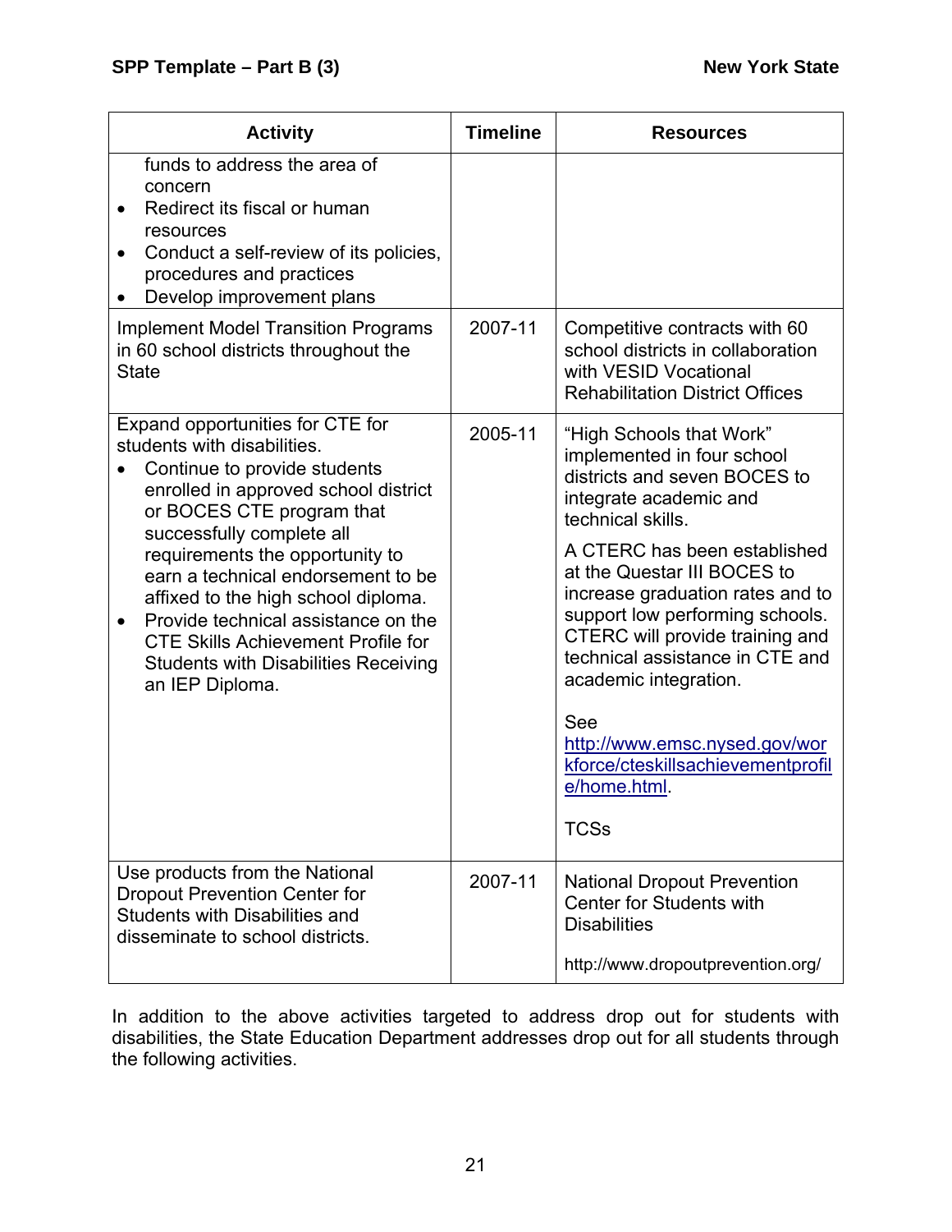| Activity | Timeline | Resources |
|---|---|---|
| funds to address the area of concern<br>• Redirect its fiscal or human resources<br>• Conduct a self-review of its policies, procedures and practices<br>• Develop improvement plans | | |
| Implement Model Transition Programs in 60 school districts throughout the State | 2007-11 | Competitive contracts with 60 school districts in collaboration with VESID Vocational Rehabilitation District Offices |
| Expand opportunities for CTE for students with disabilities.<br>• Continue to provide students enrolled in approved school district or BOCES CTE program that successfully complete all requirements the opportunity to earn a technical endorsement to be affixed to the high school diploma.<br>• Provide technical assistance on the CTE Skills Achievement Profile for Students with Disabilities Receiving an IEP Diploma. | 2005-11 | "High Schools that Work" implemented in four school districts and seven BOCES to integrate academic and technical skills.<br><br>A CTERC has been established at the Questar III BOCES to increase graduation rates and to support low performing schools. CTERC will provide training and technical assistance in CTE and academic integration.<br><br>See http://www.emsc.nysed.gov/workforce/cteskillsachievementprofile/home.html.<br><br>TCSs |
| Use products from the National Dropout Prevention Center for Students with Disabilities and disseminate to school districts. | 2007-11 | National Dropout Prevention Center for Students with Disabilities<br><br>http://www.dropoutprevention.org/ |

In addition to the above activities targeted to address drop out for students with disabilities, the State Education Department addresses drop out for all students through the following activities.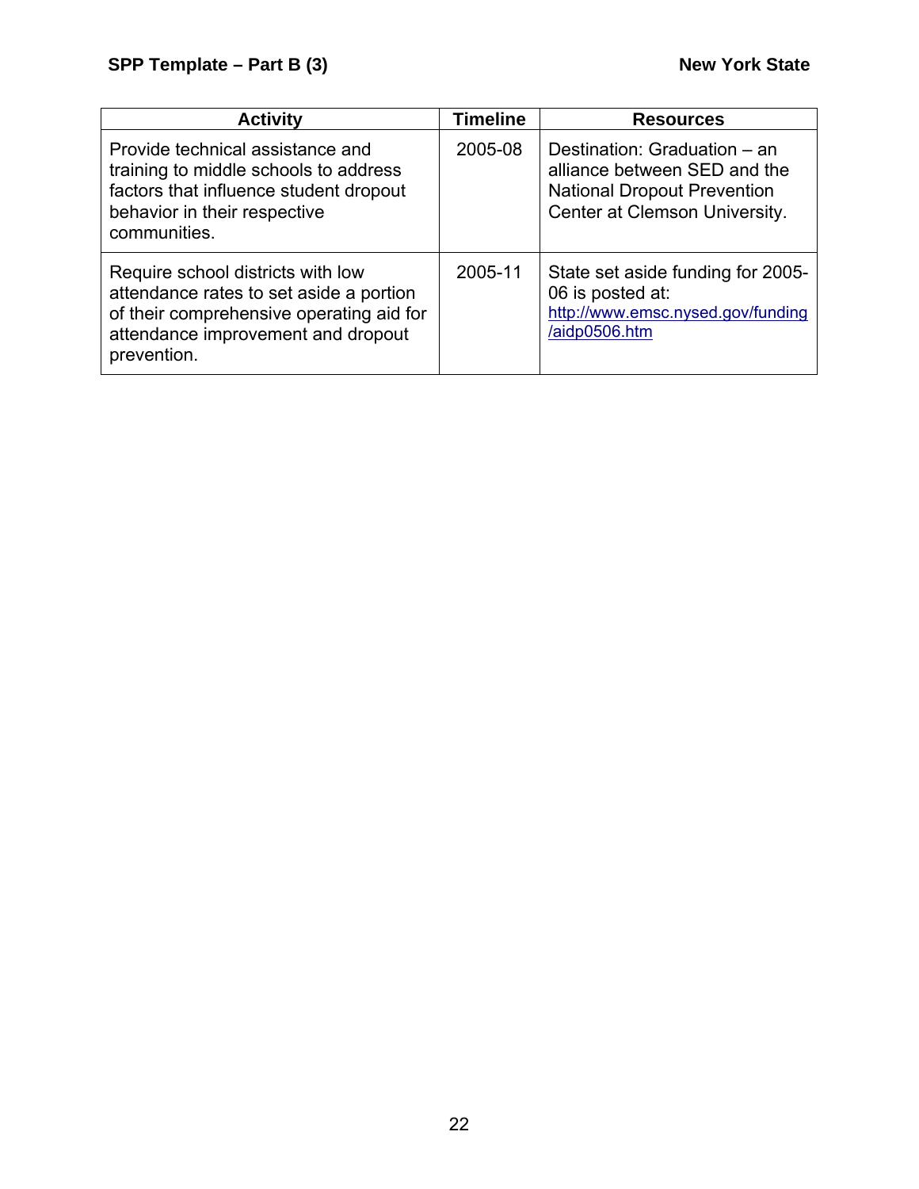| Activity | Timeline | Resources |
|---|---|---|
| Provide technical assistance and training to middle schools to address factors that influence student dropout behavior in their respective communities. | 2005-08 | Destination: Graduation – an alliance between SED and the National Dropout Prevention Center at Clemson University. |
| Require school districts with low attendance rates to set aside a portion of their comprehensive operating aid for attendance improvement and dropout prevention. | 2005-11 | State set aside funding for 2005-06 is posted at: http://www.emsc.nysed.gov/funding/aidp0506.htm |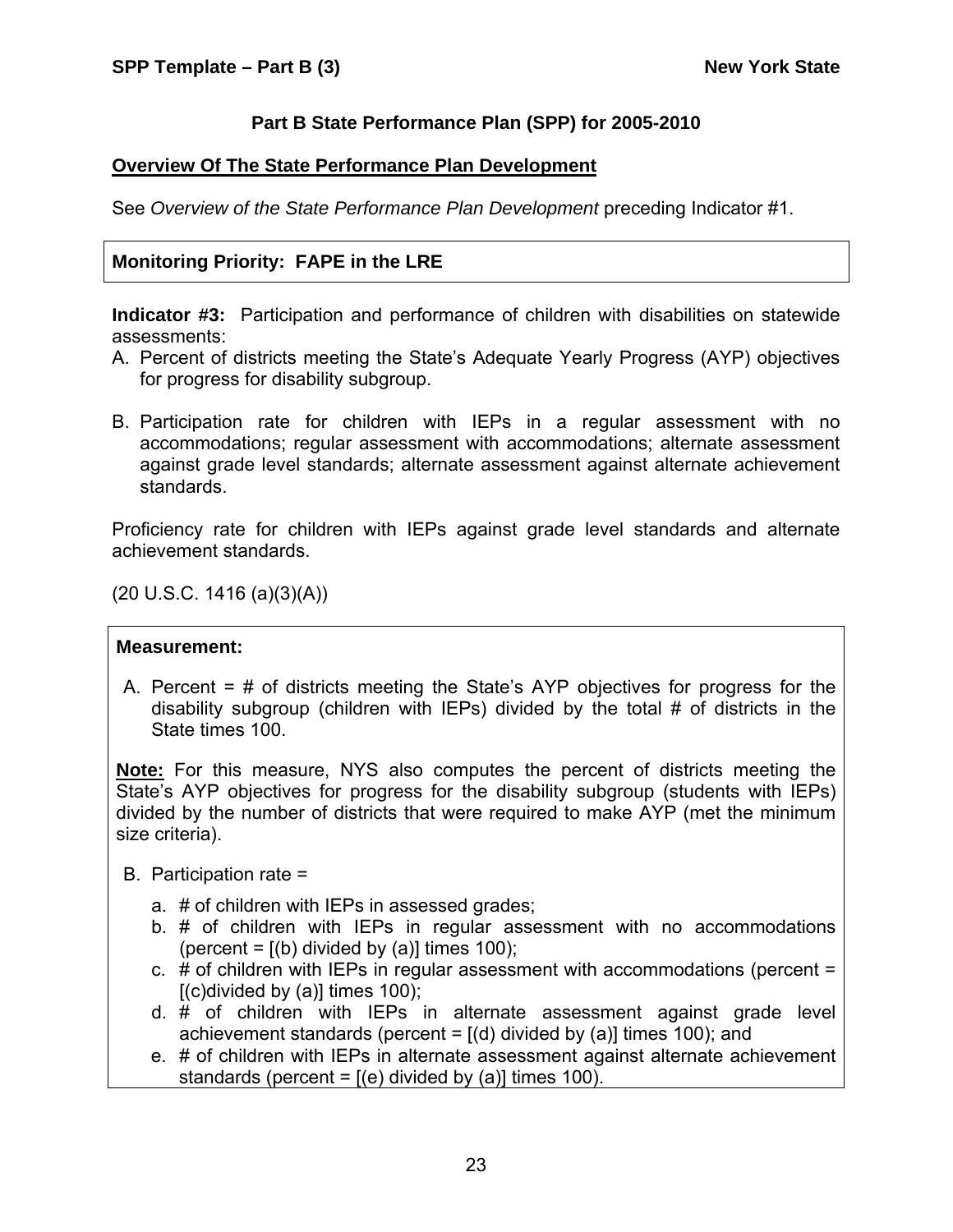## Part B State Performance Plan (SPP) for 2005-2010

**Overview Of The State Performance Plan Development**

See *Overview of the State Performance Plan Development* preceding Indicator #1.

**Monitoring Priority: FAPE in the LRE**

**Indicator #3:** Participation and performance of children with disabilities on statewide assessments:

A. Percent of districts meeting the State's Adequate Yearly Progress (AYP) objectives for progress for disability subgroup.

B. Participation rate for children with IEPs in a regular assessment with no accommodations; regular assessment with accommodations; alternate assessment against grade level standards; alternate assessment against alternate achievement standards.

Proficiency rate for children with IEPs against grade level standards and alternate achievement standards.

(20 U.S.C. 1416 (a)(3)(A))

**Measurement:**

A. Percent = # of districts meeting the State's AYP objectives for progress for the disability subgroup (children with IEPs) divided by the total # of districts in the State times 100.

**Note:** For this measure, NYS also computes the percent of districts meeting the State's AYP objectives for progress for the disability subgroup (students with IEPs) divided by the number of districts that were required to make AYP (met the minimum size criteria).

B. Participation rate =

a. # of children with IEPs in assessed grades;
b. # of children with IEPs in regular assessment with no accommodations (percent = [(b) divided by (a)] times 100);
c. # of children with IEPs in regular assessment with accommodations (percent = [(c)divided by (a)] times 100);
d. # of children with IEPs in alternate assessment against grade level achievement standards (percent = [(d) divided by (a)] times 100); and
e. # of children with IEPs in alternate assessment against alternate achievement standards (percent = [(e) divided by (a)] times 100).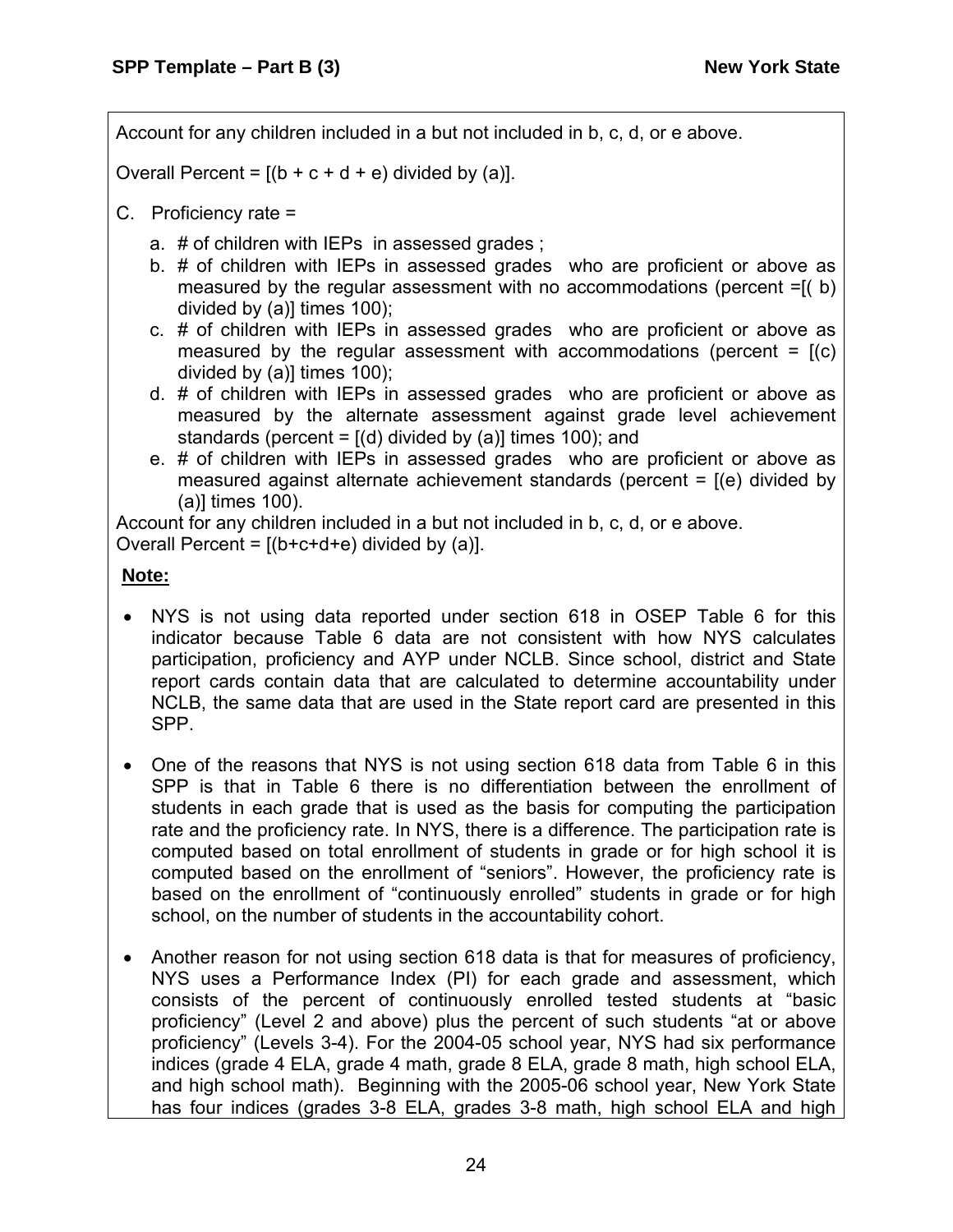Account for any children included in a but not included in b, c, d, or e above.

Overall Percent = [(b + c + d + e) divided by (a)].

C. Proficiency rate =

a. # of children with IEPs in assessed grades ;
b. # of children with IEPs in assessed grades who are proficient or above as measured by the regular assessment with no accommodations (percent =[( b) divided by (a)] times 100);
c. # of children with IEPs in assessed grades who are proficient or above as measured by the regular assessment with accommodations (percent = [(c) divided by (a)] times 100);
d. # of children with IEPs in assessed grades who are proficient or above as measured by the alternate assessment against grade level achievement standards (percent = [(d) divided by (a)] times 100); and
e. # of children with IEPs in assessed grades who are proficient or above as measured against alternate achievement standards (percent = [(e) divided by (a)] times 100).

Account for any children included in a but not included in b, c, d, or e above.
Overall Percent = [(b+c+d+e) divided by (a)].

**Note:**

- NYS is not using data reported under section 618 in OSEP Table 6 for this indicator because Table 6 data are not consistent with how NYS calculates participation, proficiency and AYP under NCLB. Since school, district and State report cards contain data that are calculated to determine accountability under NCLB, the same data that are used in the State report card are presented in this SPP.

- One of the reasons that NYS is not using section 618 data from Table 6 in this SPP is that in Table 6 there is no differentiation between the enrollment of students in each grade that is used as the basis for computing the participation rate and the proficiency rate. In NYS, there is a difference. The participation rate is computed based on total enrollment of students in grade or for high school it is computed based on the enrollment of "seniors". However, the proficiency rate is based on the enrollment of "continuously enrolled" students in grade or for high school, on the number of students in the accountability cohort.

- Another reason for not using section 618 data is that for measures of proficiency, NYS uses a Performance Index (PI) for each grade and assessment, which consists of the percent of continuously enrolled tested students at "basic proficiency" (Level 2 and above) plus the percent of such students "at or above proficiency" (Levels 3-4). For the 2004-05 school year, NYS had six performance indices (grade 4 ELA, grade 4 math, grade 8 ELA, grade 8 math, high school ELA, and high school math). Beginning with the 2005-06 school year, New York State has four indices (grades 3-8 ELA, grades 3-8 math, high school ELA and high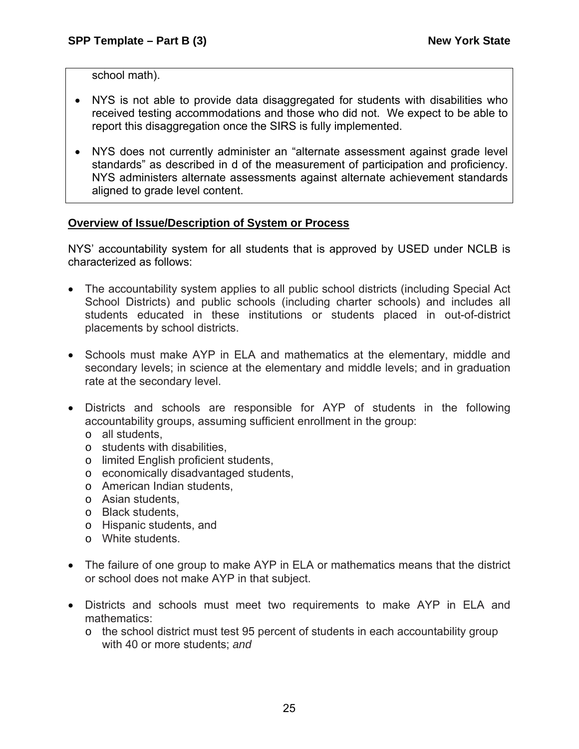school math).

- NYS is not able to provide data disaggregated for students with disabilities who received testing accommodations and those who did not. We expect to be able to report this disaggregation once the SIRS is fully implemented.
- NYS does not currently administer an "alternate assessment against grade level standards" as described in d of the measurement of participation and proficiency. NYS administers alternate assessments against alternate achievement standards aligned to grade level content.

**Overview of Issue/Description of System or Process**

NYS' accountability system for all students that is approved by USED under NCLB is characterized as follows:

- The accountability system applies to all public school districts (including Special Act School Districts) and public schools (including charter schools) and includes all students educated in these institutions or students placed in out-of-district placements by school districts.
- Schools must make AYP in ELA and mathematics at the elementary, middle and secondary levels; in science at the elementary and middle levels; and in graduation rate at the secondary level.
- Districts and schools are responsible for AYP of students in the following accountability groups, assuming sufficient enrollment in the group:
  - all students,
  - students with disabilities,
  - limited English proficient students,
  - economically disadvantaged students,
  - American Indian students,
  - Asian students,
  - Black students,
  - Hispanic students, and
  - White students.
- The failure of one group to make AYP in ELA or mathematics means that the district or school does not make AYP in that subject.
- Districts and schools must meet two requirements to make AYP in ELA and mathematics:
  - the school district must test 95 percent of students in each accountability group with 40 or more students; *and*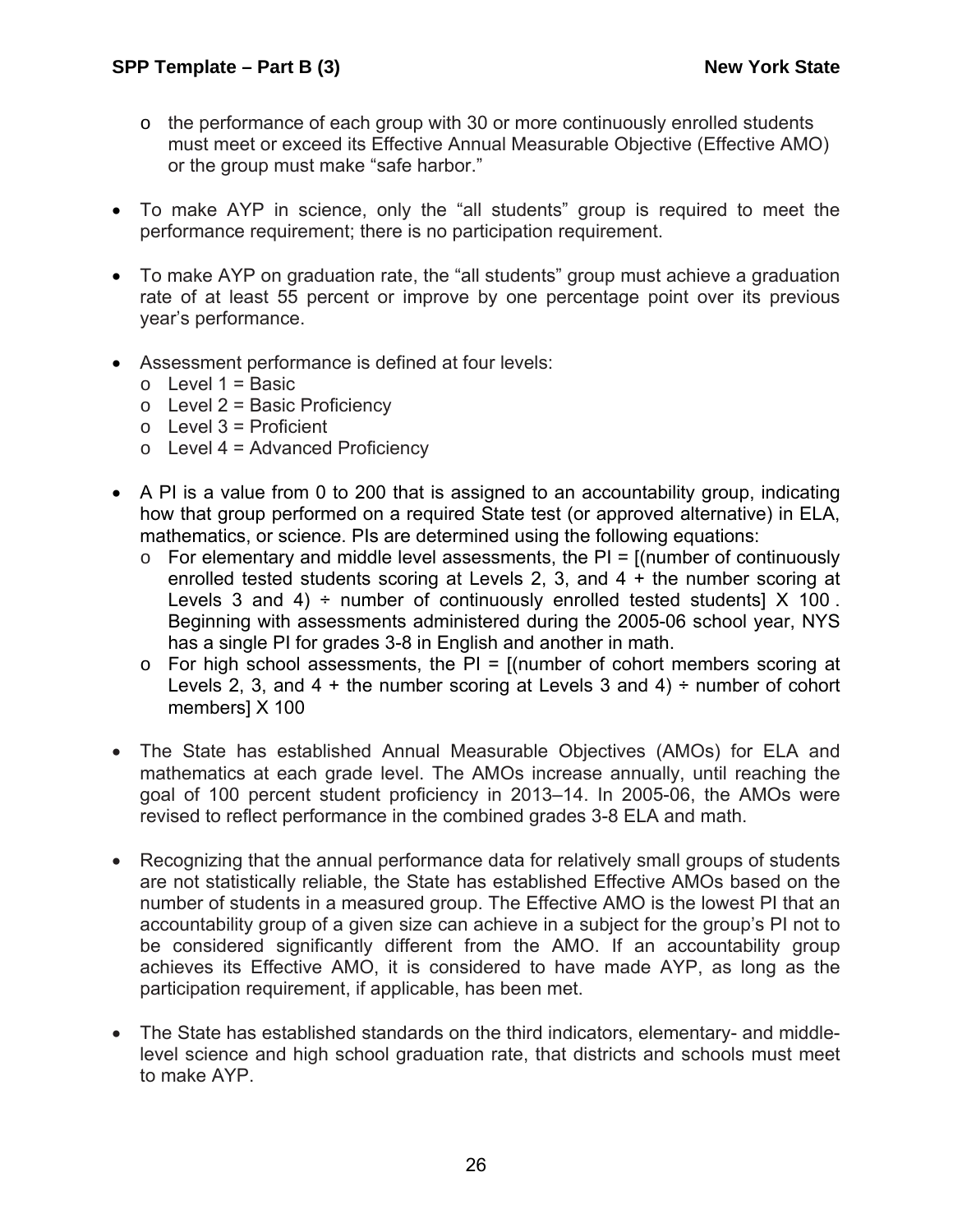- the performance of each group with 30 or more continuously enrolled students must meet or exceed its Effective Annual Measurable Objective (Effective AMO) or the group must make "safe harbor."

- To make AYP in science, only the "all students" group is required to meet the performance requirement; there is no participation requirement.

- To make AYP on graduation rate, the "all students" group must achieve a graduation rate of at least 55 percent or improve by one percentage point over its previous year's performance.

- Assessment performance is defined at four levels:
  - Level 1 = Basic
  - Level 2 = Basic Proficiency
  - Level 3 = Proficient
  - Level 4 = Advanced Proficiency

- A PI is a value from 0 to 200 that is assigned to an accountability group, indicating how that group performed on a required State test (or approved alternative) in ELA, mathematics, or science. PIs are determined using the following equations:
  - For elementary and middle level assessments, the PI = [(number of continuously enrolled tested students scoring at Levels 2, 3, and 4 + the number scoring at Levels 3 and 4) ÷ number of continuously enrolled tested students] X 100. Beginning with assessments administered during the 2005-06 school year, NYS has a single PI for grades 3-8 in English and another in math.
  - For high school assessments, the PI = [(number of cohort members scoring at Levels 2, 3, and 4 + the number scoring at Levels 3 and 4) ÷ number of cohort members] X 100

- The State has established Annual Measurable Objectives (AMOs) for ELA and mathematics at each grade level. The AMOs increase annually, until reaching the goal of 100 percent student proficiency in 2013–14. In 2005-06, the AMOs were revised to reflect performance in the combined grades 3-8 ELA and math.

- Recognizing that the annual performance data for relatively small groups of students are not statistically reliable, the State has established Effective AMOs based on the number of students in a measured group. The Effective AMO is the lowest PI that an accountability group of a given size can achieve in a subject for the group's PI not to be considered significantly different from the AMO. If an accountability group achieves its Effective AMO, it is considered to have made AYP, as long as the participation requirement, if applicable, has been met.

- The State has established standards on the third indicators, elementary- and middle-level science and high school graduation rate, that districts and schools must meet to make AYP.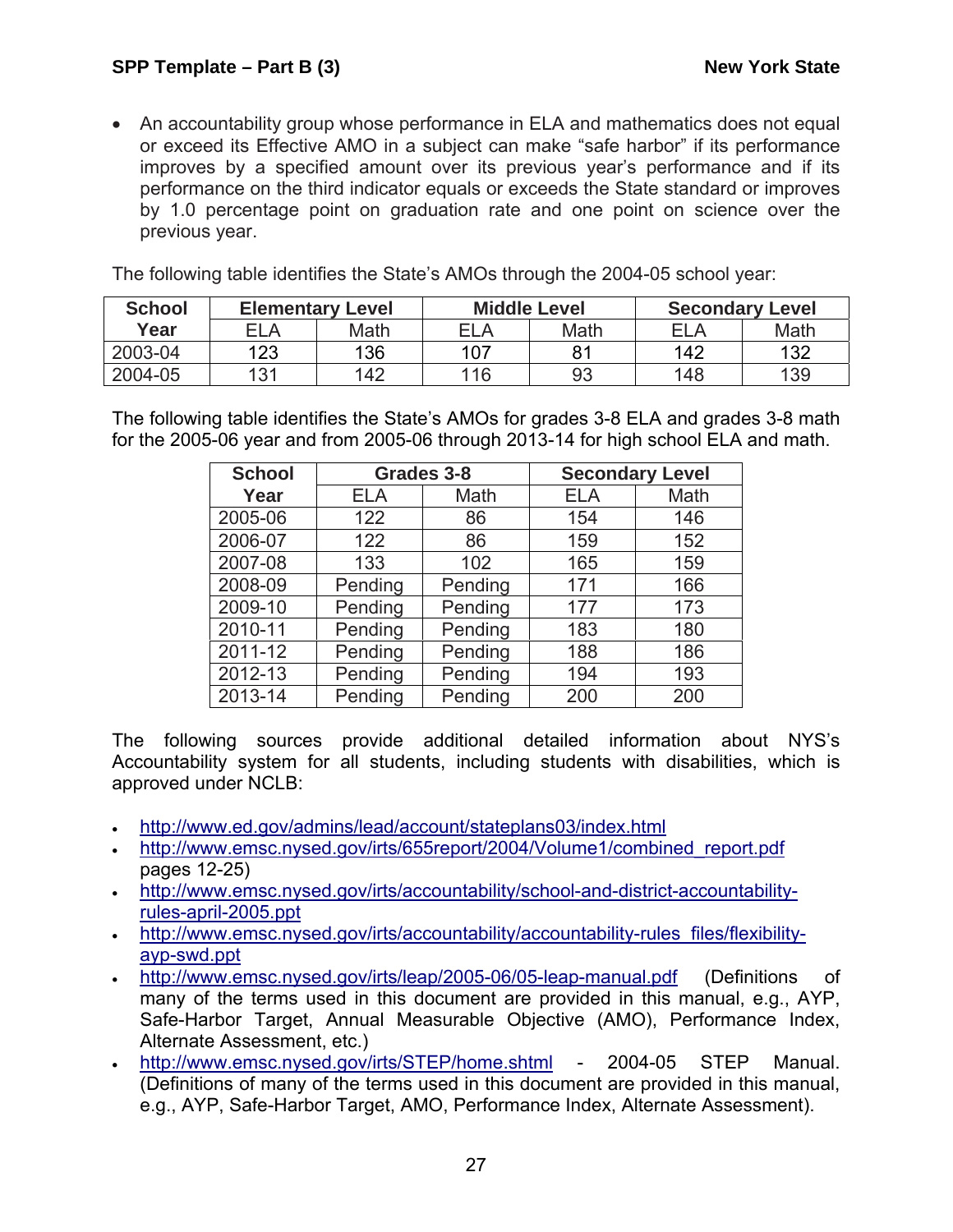- An accountability group whose performance in ELA and mathematics does not equal or exceed its Effective AMO in a subject can make "safe harbor" if its performance improves by a specified amount over its previous year's performance and if its performance on the third indicator equals or exceeds the State standard or improves by 1.0 percentage point on graduation rate and one point on science over the previous year.

The following table identifies the State's AMOs through the 2004-05 school year:

| School Year | Elementary Level | | Middle Level | | Secondary Level | |
|---|---|---|---|---|---|---|
| | ELA | Math | ELA | Math | ELA | Math |
| 2003-04 | 123 | 136 | 107 | 81 | 142 | 132 |
| 2004-05 | 131 | 142 | 116 | 93 | 148 | 139 |

The following table identifies the State's AMOs for grades 3-8 ELA and grades 3-8 math for the 2005-06 year and from 2005-06 through 2013-14 for high school ELA and math.

| School Year | Grades 3-8 | | Secondary Level | |
|---|---|---|---|---|
| | ELA | Math | ELA | Math |
| 2005-06 | 122 | 86 | 154 | 146 |
| 2006-07 | 122 | 86 | 159 | 152 |
| 2007-08 | 133 | 102 | 165 | 159 |
| 2008-09 | Pending | Pending | 171 | 166 |
| 2009-10 | Pending | Pending | 177 | 173 |
| 2010-11 | Pending | Pending | 183 | 180 |
| 2011-12 | Pending | Pending | 188 | 186 |
| 2012-13 | Pending | Pending | 194 | 193 |
| 2013-14 | Pending | Pending | 200 | 200 |

The following sources provide additional detailed information about NYS's Accountability system for all students, including students with disabilities, which is approved under NCLB:

- http://www.ed.gov/admins/lead/account/stateplans03/index.html
- http://www.emsc.nysed.gov/irts/655report/2004/Volume1/combined_report.pdf pages 12-25)
- http://www.emsc.nysed.gov/irts/accountability/school-and-district-accountability-rules-april-2005.ppt
- http://www.emsc.nysed.gov/irts/accountability/accountability-rules_files/flexibility-ayp-swd.ppt
- http://www.emsc.nysed.gov/irts/leap/2005-06/05-leap-manual.pdf (Definitions of many of the terms used in this document are provided in this manual, e.g., AYP, Safe-Harbor Target, Annual Measurable Objective (AMO), Performance Index, Alternate Assessment, etc.)
- http://www.emsc.nysed.gov/irts/STEP/home.shtml - 2004-05 STEP Manual. (Definitions of many of the terms used in this document are provided in this manual, e.g., AYP, Safe-Harbor Target, AMO, Performance Index, Alternate Assessment).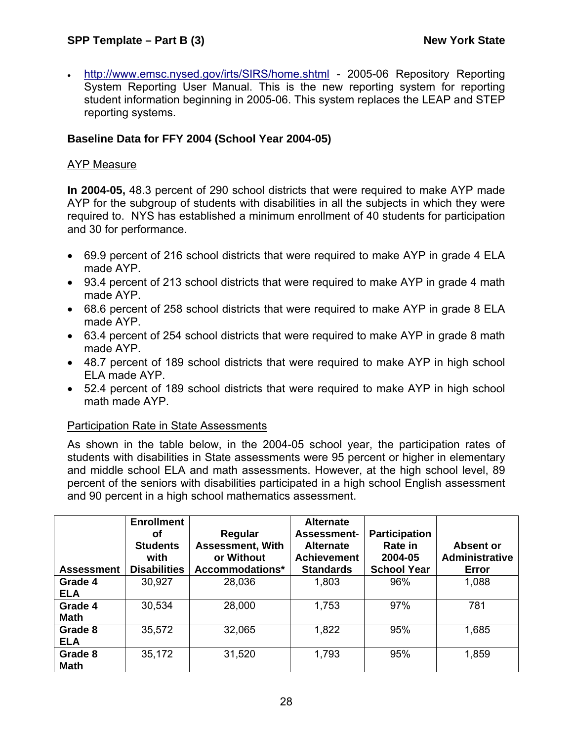- http://www.emsc.nysed.gov/irts/SIRS/home.shtml - 2005-06 Repository Reporting System Reporting User Manual. This is the new reporting system for reporting student information beginning in 2005-06. This system replaces the LEAP and STEP reporting systems.

**Baseline Data for FFY 2004 (School Year 2004-05)**

<u>AYP Measure</u>

**In 2004-05,** 48.3 percent of 290 school districts that were required to make AYP made AYP for the subgroup of students with disabilities in all the subjects in which they were required to. NYS has established a minimum enrollment of 40 students for participation and 30 for performance.

- 69.9 percent of 216 school districts that were required to make AYP in grade 4 ELA made AYP.
- 93.4 percent of 213 school districts that were required to make AYP in grade 4 math made AYP.
- 68.6 percent of 258 school districts that were required to make AYP in grade 8 ELA made AYP.
- 63.4 percent of 254 school districts that were required to make AYP in grade 8 math made AYP.
- 48.7 percent of 189 school districts that were required to make AYP in high school ELA made AYP.
- 52.4 percent of 189 school districts that were required to make AYP in high school math made AYP.

<u>Participation Rate in State Assessments</u>

As shown in the table below, in the 2004-05 school year, the participation rates of students with disabilities in State assessments were 95 percent or higher in elementary and middle school ELA and math assessments. However, at the high school level, 89 percent of the seniors with disabilities participated in a high school English assessment and 90 percent in a high school mathematics assessment.

| Assessment | Enrollment of Students with Disabilities | Regular Assessment, With or Without Accommodations* | Alternate Assessment- Alternate Achievement Standards | Participation Rate in 2004-05 School Year | Absent or Administrative Error |
|---|---|---|---|---|---|
| **Grade 4 ELA** | 30,927 | 28,036 | 1,803 | 96% | 1,088 |
| **Grade 4 Math** | 30,534 | 28,000 | 1,753 | 97% | 781 |
| **Grade 8 ELA** | 35,572 | 32,065 | 1,822 | 95% | 1,685 |
| **Grade 8 Math** | 35,172 | 31,520 | 1,793 | 95% | 1,859 |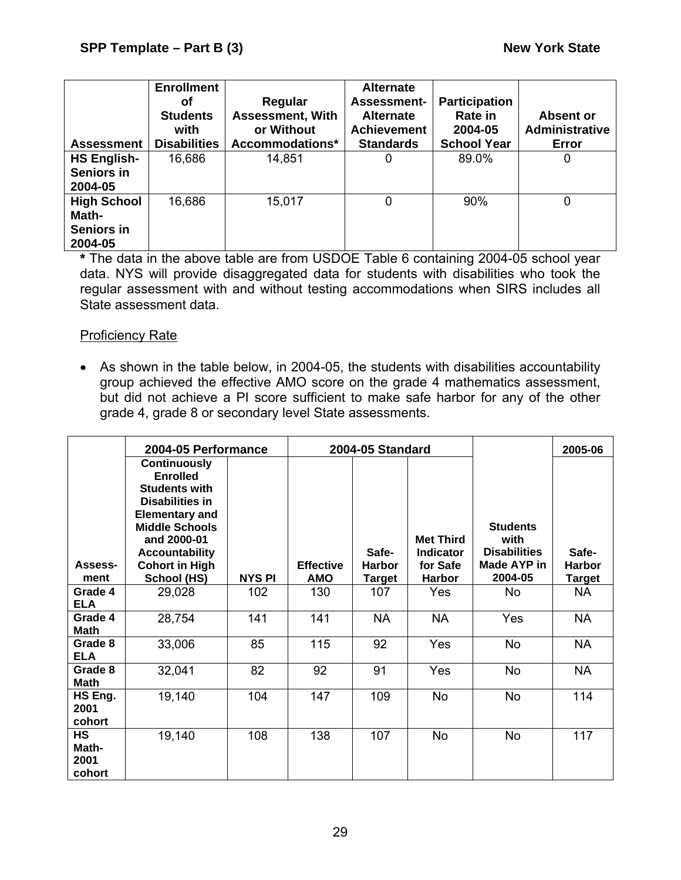| Assessment | Enrollment of Students with Disabilities | Regular Assessment, With or Without Accommodations* | Alternate Assessment-Alternate Achievement Standards | Participation Rate in 2004-05 School Year | Absent or Administrative Error |
|---|---|---|---|---|---|
| HS English-Seniors in 2004-05 | 16,686 | 14,851 | 0 | 89.0% | 0 |
| High School Math-Seniors in 2004-05 | 16,686 | 15,017 | 0 | 90% | 0 |

**\*** The data in the above table are from USDOE Table 6 containing 2004-05 school year data. NYS will provide disaggregated data for students with disabilities who took the regular assessment with and without testing accommodations when SIRS includes all State assessment data.

Proficiency Rate

- As shown in the table below, in 2004-05, the students with disabilities accountability group achieved the effective AMO score on the grade 4 mathematics assessment, but did not achieve a PI score sufficient to make safe harbor for any of the other grade 4, grade 8 or secondary level State assessments.

| | 2004-05 Performance | | 2004-05 Standard | | | | 2005-06 |
|---|---|---|---|---|---|---|---|
| Assess-ment | Continuously Enrolled Students with Disabilities in Elementary and Middle Schools and 2000-01 Accountability Cohort in High School (HS) | NYS PI | Effective AMO | Safe-Harbor Target | Met Third Indicator for Safe Harbor | Students with Disabilities Made AYP in 2004-05 | Safe-Harbor Target |
| Grade 4 ELA | 29,028 | 102 | 130 | 107 | Yes | No | NA |
| Grade 4 Math | 28,754 | 141 | 141 | NA | NA | Yes | NA |
| Grade 8 ELA | 33,006 | 85 | 115 | 92 | Yes | No | NA |
| Grade 8 Math | 32,041 | 82 | 92 | 91 | Yes | No | NA |
| HS Eng. 2001 cohort | 19,140 | 104 | 147 | 109 | No | No | 114 |
| HS Math-2001 cohort | 19,140 | 108 | 138 | 107 | No | No | 117 |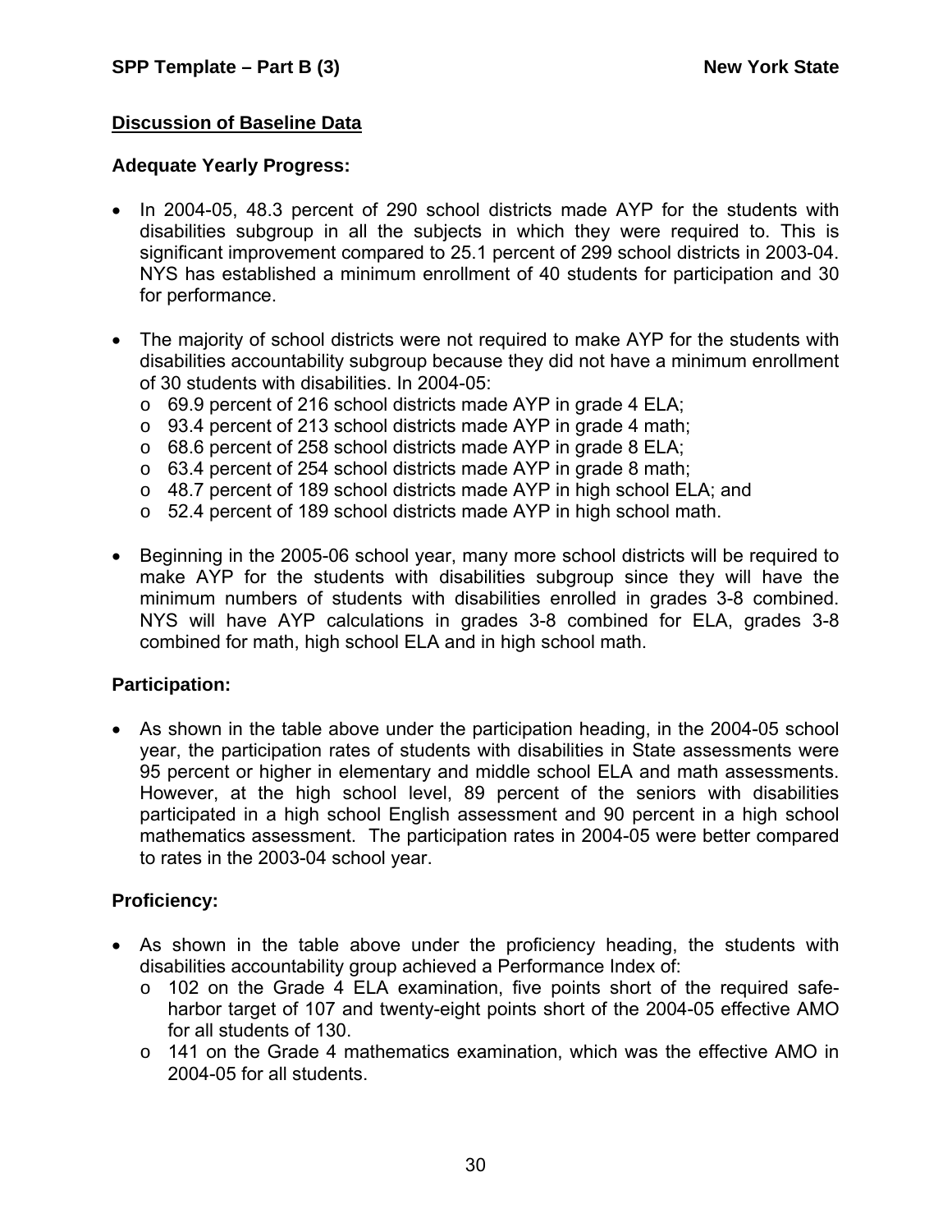## Discussion of Baseline Data

### Adequate Yearly Progress:

- In 2004-05, 48.3 percent of 290 school districts made AYP for the students with disabilities subgroup in all the subjects in which they were required to. This is significant improvement compared to 25.1 percent of 299 school districts in 2003-04. NYS has established a minimum enrollment of 40 students for participation and 30 for performance.
- The majority of school districts were not required to make AYP for the students with disabilities accountability subgroup because they did not have a minimum enrollment of 30 students with disabilities. In 2004-05:
  - 69.9 percent of 216 school districts made AYP in grade 4 ELA;
  - 93.4 percent of 213 school districts made AYP in grade 4 math;
  - 68.6 percent of 258 school districts made AYP in grade 8 ELA;
  - 63.4 percent of 254 school districts made AYP in grade 8 math;
  - 48.7 percent of 189 school districts made AYP in high school ELA; and
  - 52.4 percent of 189 school districts made AYP in high school math.
- Beginning in the 2005-06 school year, many more school districts will be required to make AYP for the students with disabilities subgroup since they will have the minimum numbers of students with disabilities enrolled in grades 3-8 combined. NYS will have AYP calculations in grades 3-8 combined for ELA, grades 3-8 combined for math, high school ELA and in high school math.

### Participation:

- As shown in the table above under the participation heading, in the 2004-05 school year, the participation rates of students with disabilities in State assessments were 95 percent or higher in elementary and middle school ELA and math assessments. However, at the high school level, 89 percent of the seniors with disabilities participated in a high school English assessment and 90 percent in a high school mathematics assessment. The participation rates in 2004-05 were better compared to rates in the 2003-04 school year.

### Proficiency:

- As shown in the table above under the proficiency heading, the students with disabilities accountability group achieved a Performance Index of:
  - 102 on the Grade 4 ELA examination, five points short of the required safe-harbor target of 107 and twenty-eight points short of the 2004-05 effective AMO for all students of 130.
  - 141 on the Grade 4 mathematics examination, which was the effective AMO in 2004-05 for all students.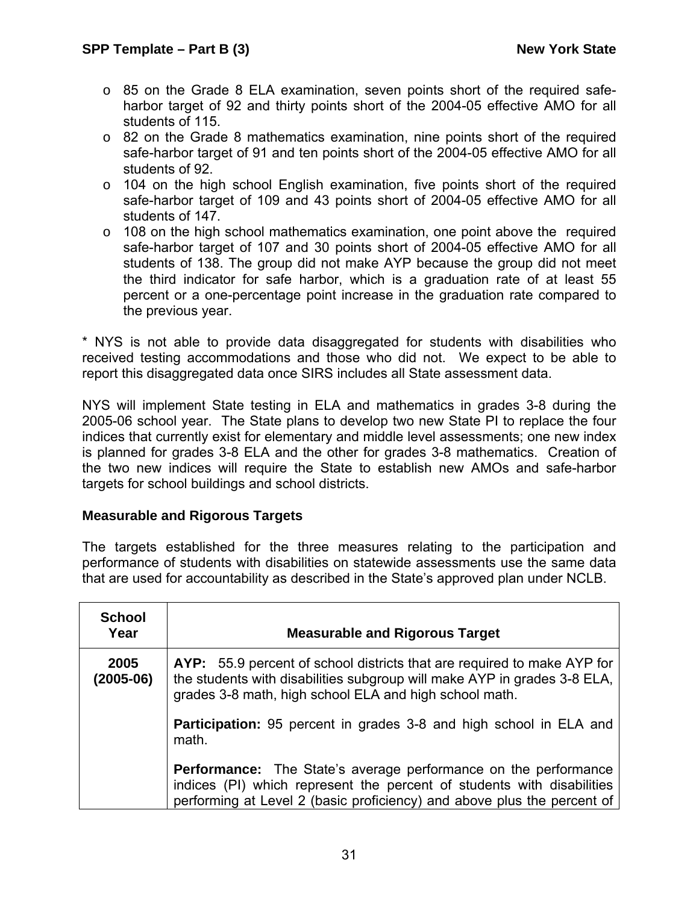- 85 on the Grade 8 ELA examination, seven points short of the required safe-harbor target of 92 and thirty points short of the 2004-05 effective AMO for all students of 115.
- 82 on the Grade 8 mathematics examination, nine points short of the required safe-harbor target of 91 and ten points short of the 2004-05 effective AMO for all students of 92.
- 104 on the high school English examination, five points short of the required safe-harbor target of 109 and 43 points short of 2004-05 effective AMO for all students of 147.
- 108 on the high school mathematics examination, one point above the required safe-harbor target of 107 and 30 points short of 2004-05 effective AMO for all students of 138. The group did not make AYP because the group did not meet the third indicator for safe harbor, which is a graduation rate of at least 55 percent or a one-percentage point increase in the graduation rate compared to the previous year.

* NYS is not able to provide data disaggregated for students with disabilities who received testing accommodations and those who did not. We expect to be able to report this disaggregated data once SIRS includes all State assessment data.

NYS will implement State testing in ELA and mathematics in grades 3-8 during the 2005-06 school year. The State plans to develop two new State PI to replace the four indices that currently exist for elementary and middle level assessments; one new index is planned for grades 3-8 ELA and the other for grades 3-8 mathematics. Creation of the two new indices will require the State to establish new AMOs and safe-harbor targets for school buildings and school districts.

### Measurable and Rigorous Targets

The targets established for the three measures relating to the participation and performance of students with disabilities on statewide assessments use the same data that are used for accountability as described in the State's approved plan under NCLB.

| School Year | Measurable and Rigorous Target |
|---|---|
| **2005 (2005-06)** | **AYP:** 55.9 percent of school districts that are required to make AYP for the students with disabilities subgroup will make AYP in grades 3-8 ELA, grades 3-8 math, high school ELA and high school math.<br><br>**Participation:** 95 percent in grades 3-8 and high school in ELA and math.<br><br>**Performance:** The State's average performance on the performance indices (PI) which represent the percent of students with disabilities performing at Level 2 (basic proficiency) and above plus the percent of |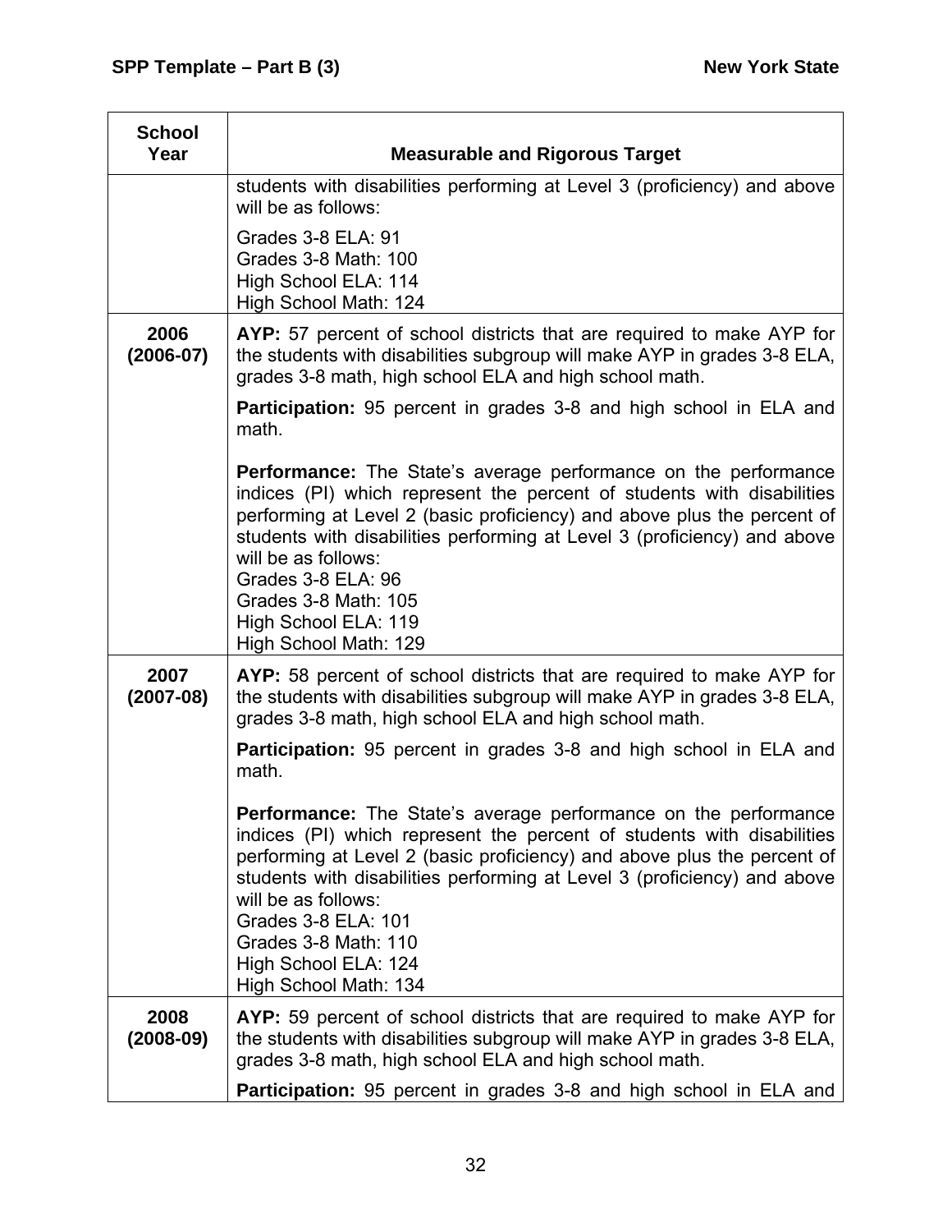| School Year | Measurable and Rigorous Target |
|---|---|
| | students with disabilities performing at Level 3 (proficiency) and above will be as follows:<br><br>Grades 3-8 ELA: 91<br>Grades 3-8 Math: 100<br>High School ELA: 114<br>High School Math: 124 |
| **2006 (2006-07)** | **AYP:** 57 percent of school districts that are required to make AYP for the students with disabilities subgroup will make AYP in grades 3-8 ELA, grades 3-8 math, high school ELA and high school math.<br><br>**Participation:** 95 percent in grades 3-8 and high school in ELA and math.<br><br>**Performance:** The State's average performance on the performance indices (PI) which represent the percent of students with disabilities performing at Level 2 (basic proficiency) and above plus the percent of students with disabilities performing at Level 3 (proficiency) and above will be as follows:<br>Grades 3-8 ELA: 96<br>Grades 3-8 Math: 105<br>High School ELA: 119<br>High School Math: 129 |
| **2007 (2007-08)** | **AYP:** 58 percent of school districts that are required to make AYP for the students with disabilities subgroup will make AYP in grades 3-8 ELA, grades 3-8 math, high school ELA and high school math.<br><br>**Participation:** 95 percent in grades 3-8 and high school in ELA and math.<br><br>**Performance:** The State's average performance on the performance indices (PI) which represent the percent of students with disabilities performing at Level 2 (basic proficiency) and above plus the percent of students with disabilities performing at Level 3 (proficiency) and above will be as follows:<br>Grades 3-8 ELA: 101<br>Grades 3-8 Math: 110<br>High School ELA: 124<br>High School Math: 134 |
| **2008 (2008-09)** | **AYP:** 59 percent of school districts that are required to make AYP for the students with disabilities subgroup will make AYP in grades 3-8 ELA, grades 3-8 math, high school ELA and high school math.<br><br>**Participation:** 95 percent in grades 3-8 and high school in ELA and |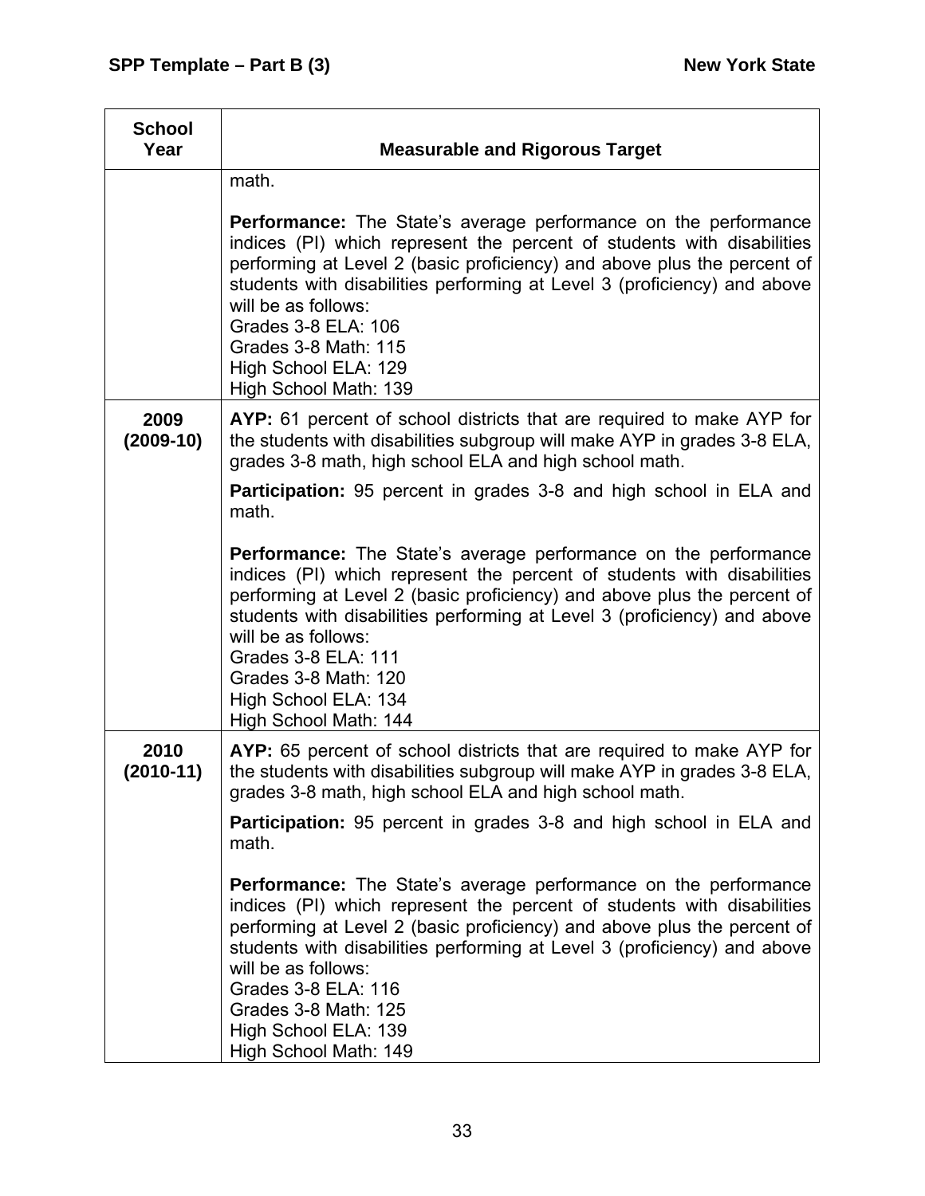| School Year | Measurable and Rigorous Target |
|---|---|
| | math.<br><br>**Performance:** The State's average performance on the performance indices (PI) which represent the percent of students with disabilities performing at Level 2 (basic proficiency) and above plus the percent of students with disabilities performing at Level 3 (proficiency) and above will be as follows:<br>Grades 3-8 ELA: 106<br>Grades 3-8 Math: 115<br>High School ELA: 129<br>High School Math: 139 |
| **2009 (2009-10)** | **AYP:** 61 percent of school districts that are required to make AYP for the students with disabilities subgroup will make AYP in grades 3-8 ELA, grades 3-8 math, high school ELA and high school math.<br><br>**Participation:** 95 percent in grades 3-8 and high school in ELA and math.<br><br>**Performance:** The State's average performance on the performance indices (PI) which represent the percent of students with disabilities performing at Level 2 (basic proficiency) and above plus the percent of students with disabilities performing at Level 3 (proficiency) and above will be as follows:<br>Grades 3-8 ELA: 111<br>Grades 3-8 Math: 120<br>High School ELA: 134<br>High School Math: 144 |
| **2010 (2010-11)** | **AYP:** 65 percent of school districts that are required to make AYP for the students with disabilities subgroup will make AYP in grades 3-8 ELA, grades 3-8 math, high school ELA and high school math.<br><br>**Participation:** 95 percent in grades 3-8 and high school in ELA and math.<br><br>**Performance:** The State's average performance on the performance indices (PI) which represent the percent of students with disabilities performing at Level 2 (basic proficiency) and above plus the percent of students with disabilities performing at Level 3 (proficiency) and above will be as follows:<br>Grades 3-8 ELA: 116<br>Grades 3-8 Math: 125<br>High School ELA: 139<br>High School Math: 149 |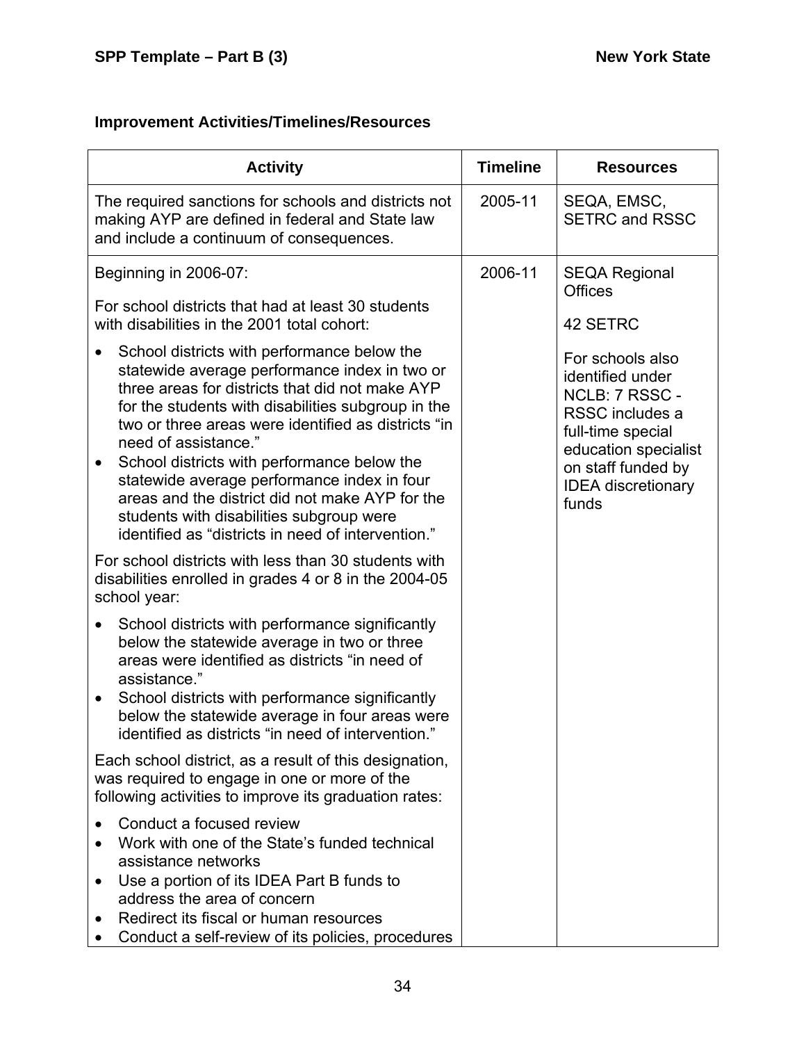**Improvement Activities/Timelines/Resources**

| Activity | Timeline | Resources |
|---|---|---|
| The required sanctions for schools and districts not making AYP are defined in federal and State law and include a continuum of consequences. | 2005-11 | SEQA, EMSC, SETRC and RSSC |
| Beginning in 2006-07:<br><br>For school districts that had at least 30 students with disabilities in the 2001 total cohort:<br><br>• School districts with performance below the statewide average performance index in two or three areas for districts that did not make AYP for the students with disabilities subgroup in the two or three areas were identified as districts "in need of assistance."<br>• School districts with performance below the statewide average performance index in four areas and the district did not make AYP for the students with disabilities subgroup were identified as "districts in need of intervention."<br><br>For school districts with less than 30 students with disabilities enrolled in grades 4 or 8 in the 2004-05 school year:<br><br>• School districts with performance significantly below the statewide average in two or three areas were identified as districts "in need of assistance."<br>• School districts with performance significantly below the statewide average in four areas were identified as districts "in need of intervention."<br><br>Each school district, as a result of this designation, was required to engage in one or more of the following activities to improve its graduation rates:<br><br>• Conduct a focused review<br>• Work with one of the State's funded technical assistance networks<br>• Use a portion of its IDEA Part B funds to address the area of concern<br>• Redirect its fiscal or human resources<br>• Conduct a self-review of its policies, procedures | 2006-11 | SEQA Regional Offices<br><br>42 SETRC<br><br>For schools also identified under NCLB: 7 RSSC - RSSC includes a full-time special education specialist on staff funded by IDEA discretionary funds |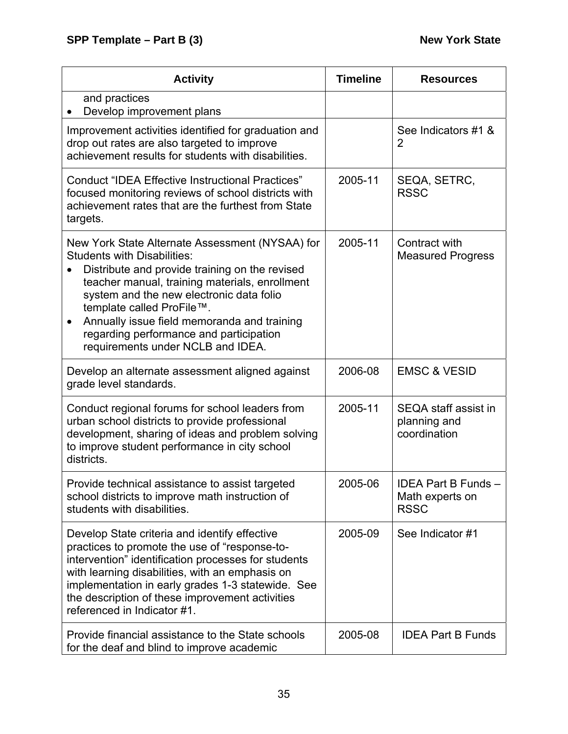| Activity | Timeline | Resources |
|---|---|---|
| and practices<br>• Develop improvement plans | | |
| Improvement activities identified for graduation and drop out rates are also targeted to improve achievement results for students with disabilities. | | See Indicators #1 & 2 |
| Conduct "IDEA Effective Instructional Practices" focused monitoring reviews of school districts with achievement rates that are the furthest from State targets. | 2005-11 | SEQA, SETRC, RSSC |
| New York State Alternate Assessment (NYSAA) for Students with Disabilities:<br>• Distribute and provide training on the revised teacher manual, training materials, enrollment system and the new electronic data folio template called ProFile™.<br>• Annually issue field memoranda and training regarding performance and participation requirements under NCLB and IDEA. | 2005-11 | Contract with Measured Progress |
| Develop an alternate assessment aligned against grade level standards. | 2006-08 | EMSC & VESID |
| Conduct regional forums for school leaders from urban school districts to provide professional development, sharing of ideas and problem solving to improve student performance in city school districts. | 2005-11 | SEQA staff assist in planning and coordination |
| Provide technical assistance to assist targeted school districts to improve math instruction of students with disabilities. | 2005-06 | IDEA Part B Funds – Math experts on RSSC |
| Develop State criteria and identify effective practices to promote the use of "response-to-intervention" identification processes for students with learning disabilities, with an emphasis on implementation in early grades 1-3 statewide. See the description of these improvement activities referenced in Indicator #1. | 2005-09 | See Indicator #1 |
| Provide financial assistance to the State schools for the deaf and blind to improve academic | 2005-08 | IDEA Part B Funds |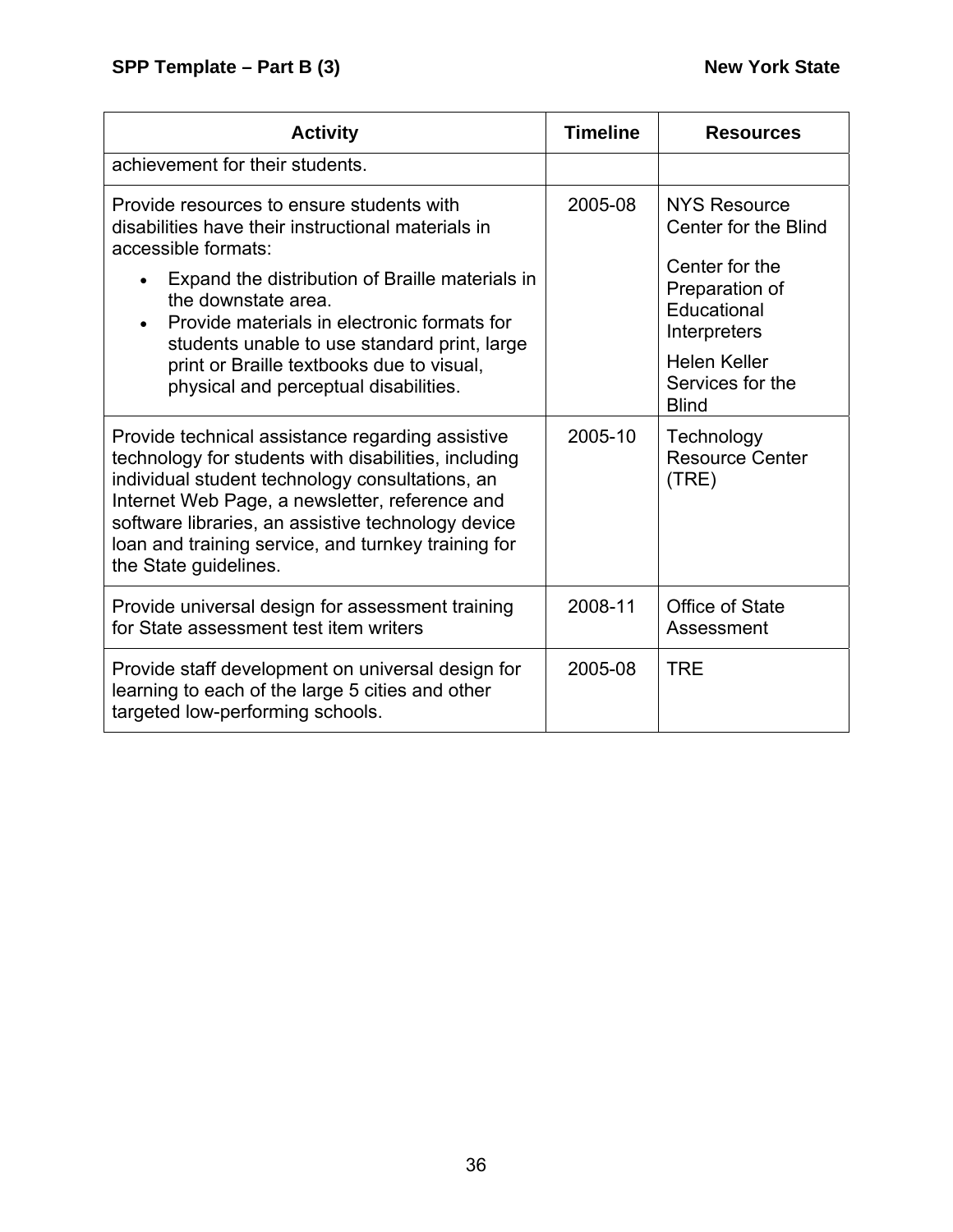| Activity | Timeline | Resources |
|---|---|---|
| achievement for their students. | | |
| Provide resources to ensure students with disabilities have their instructional materials in accessible formats: <ul><li>Expand the distribution of Braille materials in the downstate area.</li><li>Provide materials in electronic formats for students unable to use standard print, large print or Braille textbooks due to visual, physical and perceptual disabilities.</li></ul> | 2005-08 | NYS Resource Center for the Blind<br><br>Center for the Preparation of Educational Interpreters<br><br>Helen Keller Services for the Blind |
| Provide technical assistance regarding assistive technology for students with disabilities, including individual student technology consultations, an Internet Web Page, a newsletter, reference and software libraries, an assistive technology device loan and training service, and turnkey training for the State guidelines. | 2005-10 | Technology Resource Center (TRE) |
| Provide universal design for assessment training for State assessment test item writers | 2008-11 | Office of State Assessment |
| Provide staff development on universal design for learning to each of the large 5 cities and other targeted low-performing schools. | 2005-08 | TRE |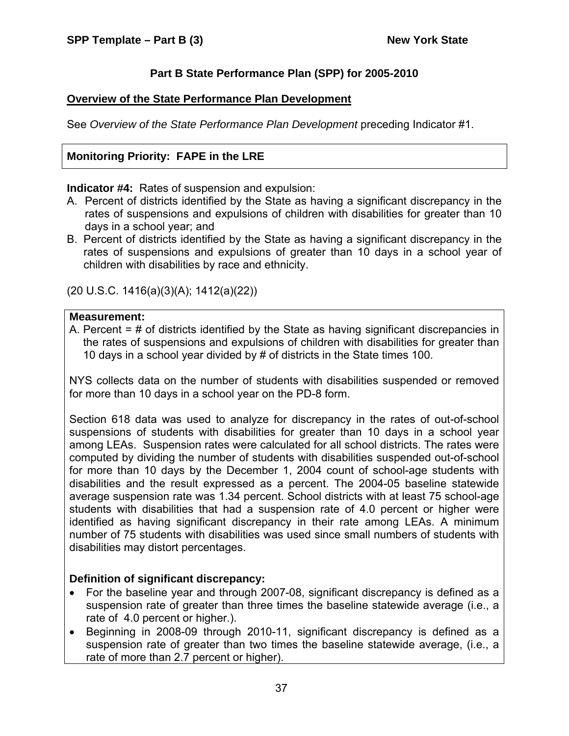# Part B State Performance Plan (SPP) for 2005-2010

## Overview of the State Performance Plan Development

See *Overview of the State Performance Plan Development* preceding Indicator #1.

**Monitoring Priority: FAPE in the LRE**

**Indicator #4:** Rates of suspension and expulsion:

A. Percent of districts identified by the State as having a significant discrepancy in the rates of suspensions and expulsions of children with disabilities for greater than 10 days in a school year; and
B. Percent of districts identified by the State as having a significant discrepancy in the rates of suspensions and expulsions of greater than 10 days in a school year of children with disabilities by race and ethnicity.

(20 U.S.C. 1416(a)(3)(A); 1412(a)(22))

**Measurement:**

A. Percent = # of districts identified by the State as having significant discrepancies in the rates of suspensions and expulsions of children with disabilities for greater than 10 days in a school year divided by # of districts in the State times 100.

NYS collects data on the number of students with disabilities suspended or removed for more than 10 days in a school year on the PD-8 form.

Section 618 data was used to analyze for discrepancy in the rates of out-of-school suspensions of students with disabilities for greater than 10 days in a school year among LEAs. Suspension rates were calculated for all school districts. The rates were computed by dividing the number of students with disabilities suspended out-of-school for more than 10 days by the December 1, 2004 count of school-age students with disabilities and the result expressed as a percent. The 2004-05 baseline statewide average suspension rate was 1.34 percent. School districts with at least 75 school-age students with disabilities that had a suspension rate of 4.0 percent or higher were identified as having significant discrepancy in their rate among LEAs. A minimum number of 75 students with disabilities was used since small numbers of students with disabilities may distort percentages.

**Definition of significant discrepancy:**

- For the baseline year and through 2007-08, significant discrepancy is defined as a suspension rate of greater than three times the baseline statewide average (i.e., a rate of 4.0 percent or higher.).
- Beginning in 2008-09 through 2010-11, significant discrepancy is defined as a suspension rate of greater than two times the baseline statewide average, (i.e., a rate of more than 2.7 percent or higher).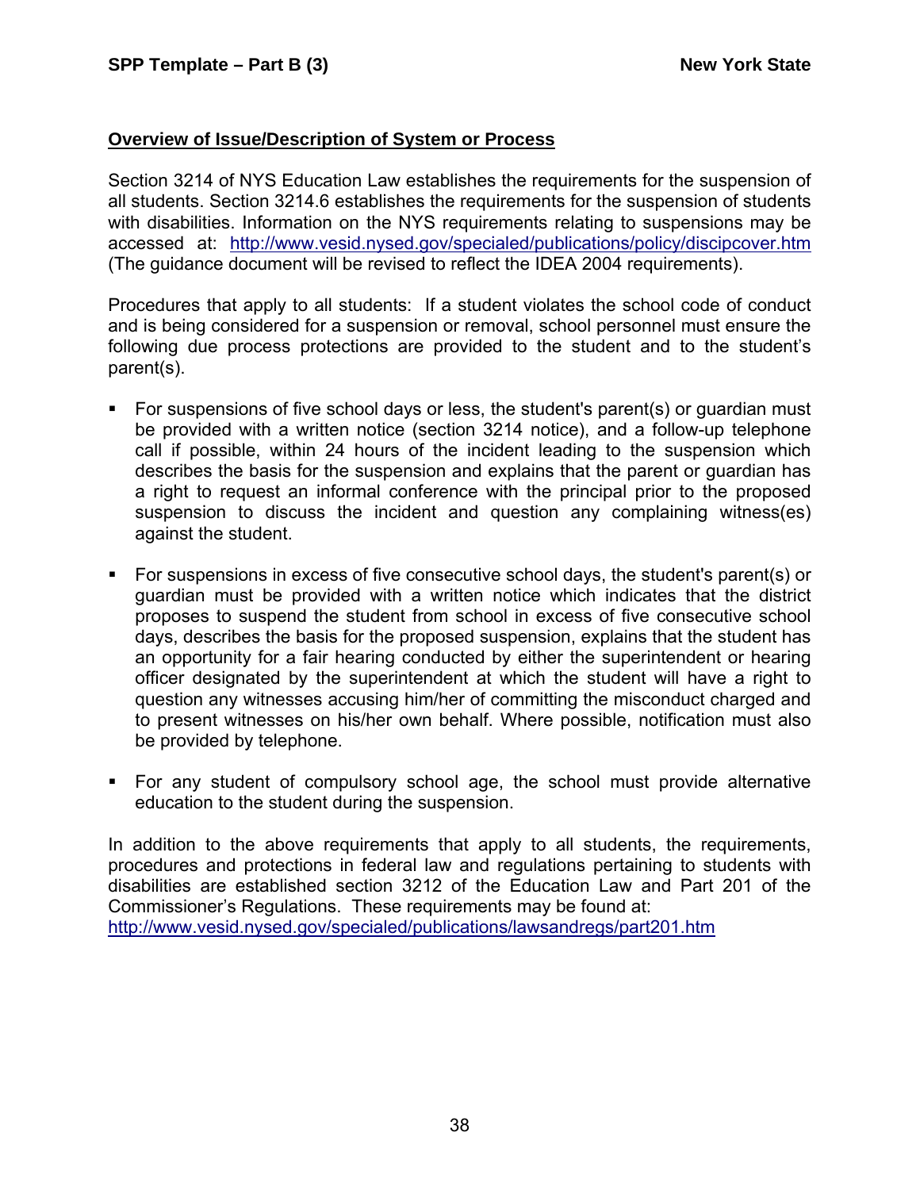**Overview of Issue/Description of System or Process**

Section 3214 of NYS Education Law establishes the requirements for the suspension of all students. Section 3214.6 establishes the requirements for the suspension of students with disabilities. Information on the NYS requirements relating to suspensions may be accessed at: http://www.vesid.nysed.gov/specialed/publications/policy/discipcover.htm (The guidance document will be revised to reflect the IDEA 2004 requirements).

Procedures that apply to all students: If a student violates the school code of conduct and is being considered for a suspension or removal, school personnel must ensure the following due process protections are provided to the student and to the student's parent(s).

- For suspensions of five school days or less, the student's parent(s) or guardian must be provided with a written notice (section 3214 notice), and a follow-up telephone call if possible, within 24 hours of the incident leading to the suspension which describes the basis for the suspension and explains that the parent or guardian has a right to request an informal conference with the principal prior to the proposed suspension to discuss the incident and question any complaining witness(es) against the student.

- For suspensions in excess of five consecutive school days, the student's parent(s) or guardian must be provided with a written notice which indicates that the district proposes to suspend the student from school in excess of five consecutive school days, describes the basis for the proposed suspension, explains that the student has an opportunity for a fair hearing conducted by either the superintendent or hearing officer designated by the superintendent at which the student will have a right to question any witnesses accusing him/her of committing the misconduct charged and to present witnesses on his/her own behalf. Where possible, notification must also be provided by telephone.

- For any student of compulsory school age, the school must provide alternative education to the student during the suspension.

In addition to the above requirements that apply to all students, the requirements, procedures and protections in federal law and regulations pertaining to students with disabilities are established section 3212 of the Education Law and Part 201 of the Commissioner's Regulations. These requirements may be found at:
http://www.vesid.nysed.gov/specialed/publications/lawsandregs/part201.htm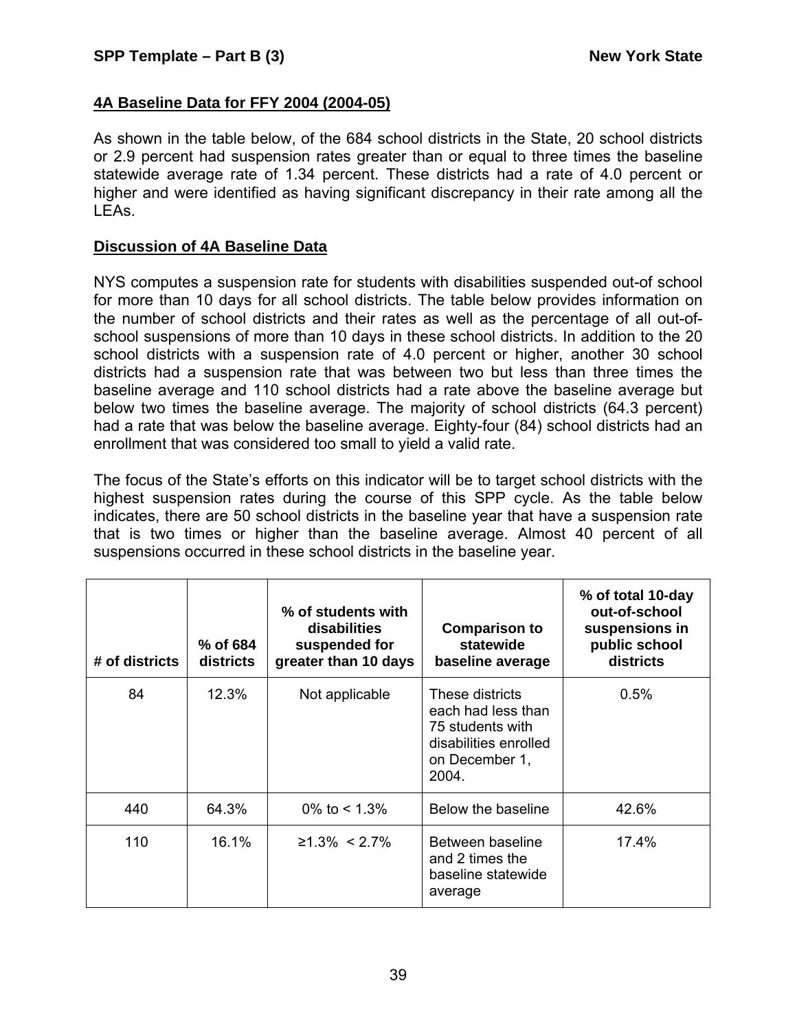### 4A Baseline Data for FFY 2004 (2004-05)

As shown in the table below, of the 684 school districts in the State, 20 school districts or 2.9 percent had suspension rates greater than or equal to three times the baseline statewide average rate of 1.34 percent. These districts had a rate of 4.0 percent or higher and were identified as having significant discrepancy in their rate among all the LEAs.

### Discussion of 4A Baseline Data

NYS computes a suspension rate for students with disabilities suspended out-of school for more than 10 days for all school districts. The table below provides information on the number of school districts and their rates as well as the percentage of all out-of-school suspensions of more than 10 days in these school districts. In addition to the 20 school districts with a suspension rate of 4.0 percent or higher, another 30 school districts had a suspension rate that was between two but less than three times the baseline average and 110 school districts had a rate above the baseline average but below two times the baseline average. The majority of school districts (64.3 percent) had a rate that was below the baseline average. Eighty-four (84) school districts had an enrollment that was considered too small to yield a valid rate.

The focus of the State's efforts on this indicator will be to target school districts with the highest suspension rates during the course of this SPP cycle. As the table below indicates, there are 50 school districts in the baseline year that have a suspension rate that is two times or higher than the baseline average. Almost 40 percent of all suspensions occurred in these school districts in the baseline year.

| # of districts | % of 684 districts | % of students with disabilities suspended for greater than 10 days | Comparison to statewide baseline average | % of total 10-day out-of-school suspensions in public school districts |
|---|---|---|---|---|
| 84 | 12.3% | Not applicable | These districts each had less than 75 students with disabilities enrolled on December 1, 2004. | 0.5% |
| 440 | 64.3% | 0% to < 1.3% | Below the baseline | 42.6% |
| 110 | 16.1% | ≥1.3% < 2.7% | Between baseline and 2 times the baseline statewide average | 17.4% |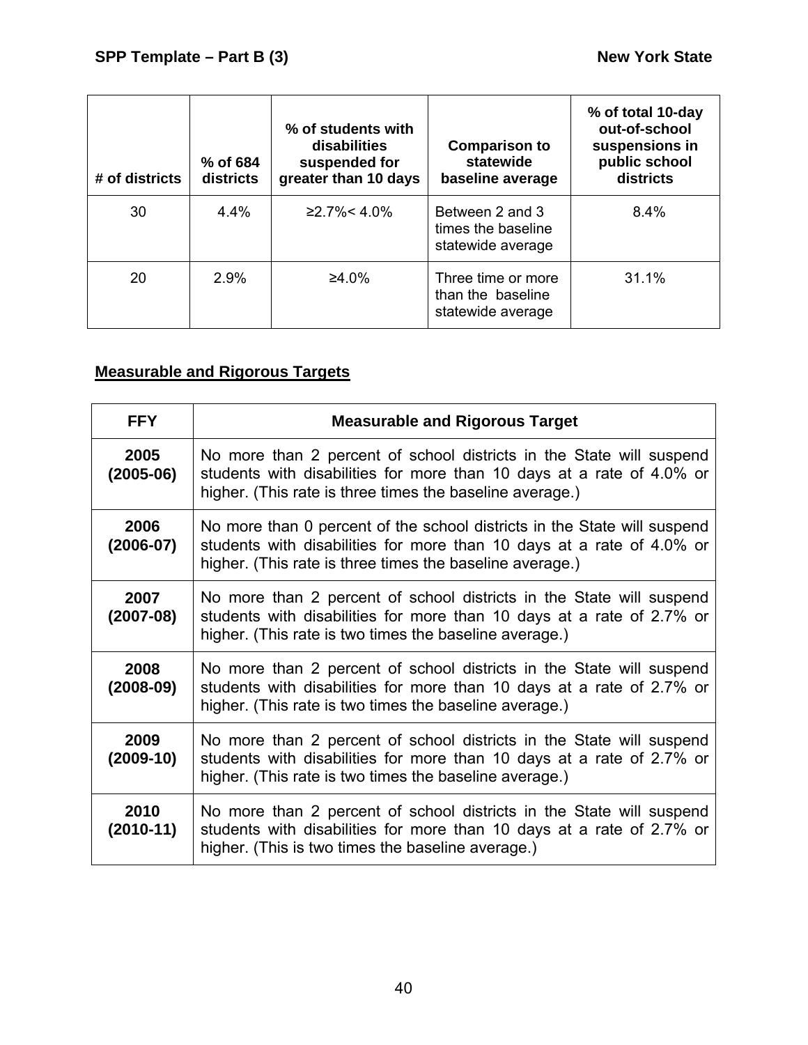| # of districts | % of 684 districts | % of students with disabilities suspended for greater than 10 days | Comparison to statewide baseline average | % of total 10-day out-of-school suspensions in public school districts |
|---|---|---|---|---|
| 30 | 4.4% | ≥2.7%< 4.0% | Between 2 and 3 times the baseline statewide average | 8.4% |
| 20 | 2.9% | ≥4.0% | Three time or more than the baseline statewide average | 31.1% |

## Measurable and Rigorous Targets

| FFY | Measurable and Rigorous Target |
|---|---|
| **2005 (2005-06)** | No more than 2 percent of school districts in the State will suspend students with disabilities for more than 10 days at a rate of 4.0% or higher. (This rate is three times the baseline average.) |
| **2006 (2006-07)** | No more than 0 percent of the school districts in the State will suspend students with disabilities for more than 10 days at a rate of 4.0% or higher. (This rate is three times the baseline average.) |
| **2007 (2007-08)** | No more than 2 percent of school districts in the State will suspend students with disabilities for more than 10 days at a rate of 2.7% or higher. (This rate is two times the baseline average.) |
| **2008 (2008-09)** | No more than 2 percent of school districts in the State will suspend students with disabilities for more than 10 days at a rate of 2.7% or higher. (This rate is two times the baseline average.) |
| **2009 (2009-10)** | No more than 2 percent of school districts in the State will suspend students with disabilities for more than 10 days at a rate of 2.7% or higher. (This rate is two times the baseline average.) |
| **2010 (2010-11)** | No more than 2 percent of school districts in the State will suspend students with disabilities for more than 10 days at a rate of 2.7% or higher. (This is two times the baseline average.) |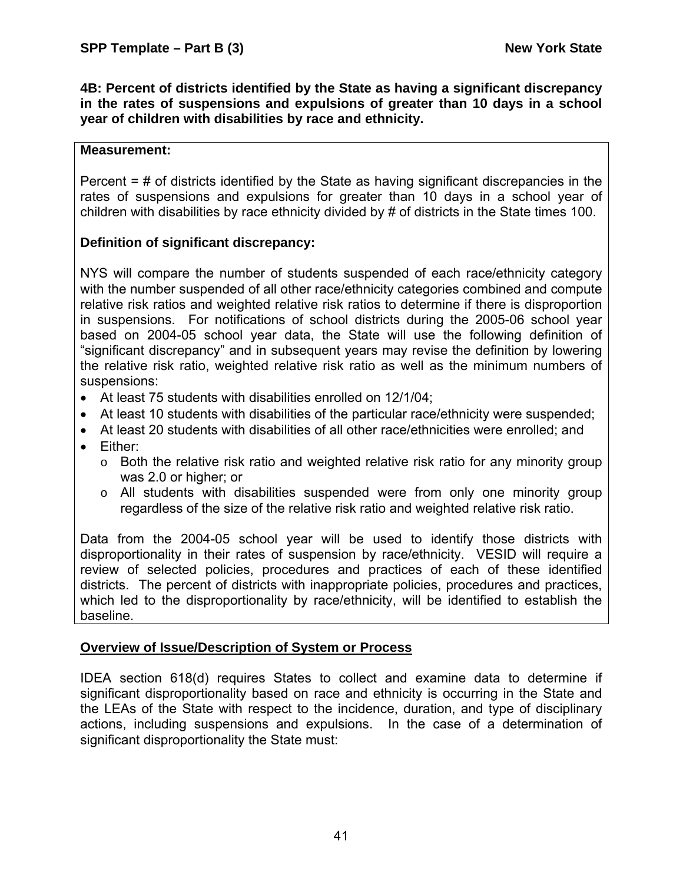**4B: Percent of districts identified by the State as having a significant discrepancy in the rates of suspensions and expulsions of greater than 10 days in a school year of children with disabilities by race and ethnicity.**

**Measurement:**

Percent = # of districts identified by the State as having significant discrepancies in the rates of suspensions and expulsions for greater than 10 days in a school year of children with disabilities by race ethnicity divided by # of districts in the State times 100.

**Definition of significant discrepancy:**

NYS will compare the number of students suspended of each race/ethnicity category with the number suspended of all other race/ethnicity categories combined and compute relative risk ratios and weighted relative risk ratios to determine if there is disproportion in suspensions. For notifications of school districts during the 2005-06 school year based on 2004-05 school year data, the State will use the following definition of "significant discrepancy" and in subsequent years may revise the definition by lowering the relative risk ratio, weighted relative risk ratio as well as the minimum numbers of suspensions:

- At least 75 students with disabilities enrolled on 12/1/04;
- At least 10 students with disabilities of the particular race/ethnicity were suspended;
- At least 20 students with disabilities of all other race/ethnicities were enrolled; and
- Either:
  - Both the relative risk ratio and weighted relative risk ratio for any minority group was 2.0 or higher; or
  - All students with disabilities suspended were from only one minority group regardless of the size of the relative risk ratio and weighted relative risk ratio.

Data from the 2004-05 school year will be used to identify those districts with disproportionality in their rates of suspension by race/ethnicity. VESID will require a review of selected policies, procedures and practices of each of these identified districts. The percent of districts with inappropriate policies, procedures and practices, which led to the disproportionality by race/ethnicity, will be identified to establish the baseline.

**Overview of Issue/Description of System or Process**

IDEA section 618(d) requires States to collect and examine data to determine if significant disproportionality based on race and ethnicity is occurring in the State and the LEAs of the State with respect to the incidence, duration, and type of disciplinary actions, including suspensions and expulsions. In the case of a determination of significant disproportionality the State must: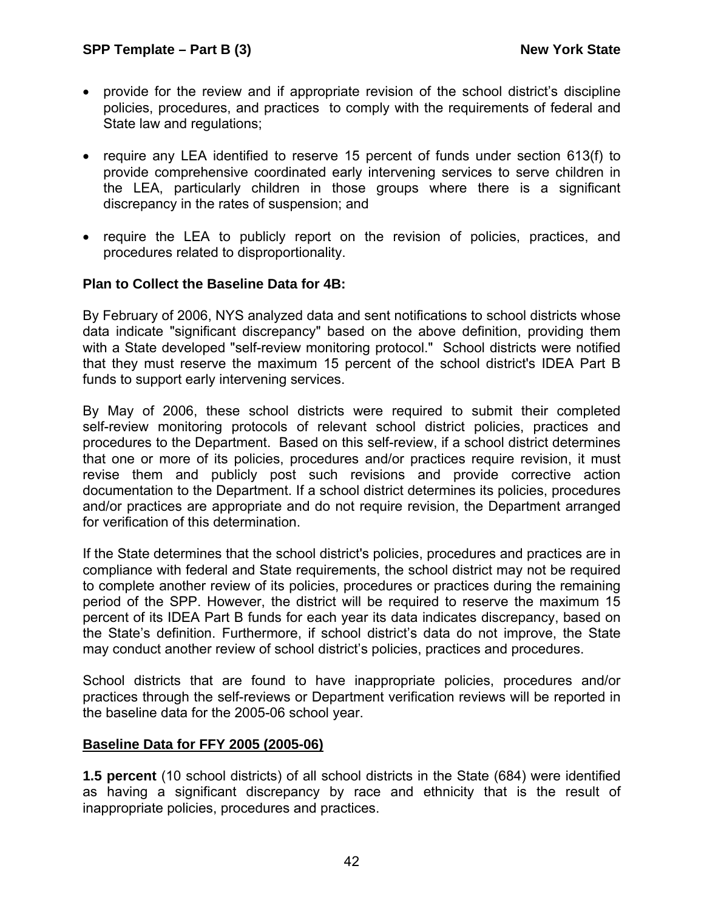- provide for the review and if appropriate revision of the school district's discipline policies, procedures, and practices to comply with the requirements of federal and State law and regulations;

- require any LEA identified to reserve 15 percent of funds under section 613(f) to provide comprehensive coordinated early intervening services to serve children in the LEA, particularly children in those groups where there is a significant discrepancy in the rates of suspension; and

- require the LEA to publicly report on the revision of policies, practices, and procedures related to disproportionality.

**Plan to Collect the Baseline Data for 4B:**

By February of 2006, NYS analyzed data and sent notifications to school districts whose data indicate "significant discrepancy" based on the above definition, providing them with a State developed "self-review monitoring protocol." School districts were notified that they must reserve the maximum 15 percent of the school district's IDEA Part B funds to support early intervening services.

By May of 2006, these school districts were required to submit their completed self-review monitoring protocols of relevant school district policies, practices and procedures to the Department. Based on this self-review, if a school district determines that one or more of its policies, procedures and/or practices require revision, it must revise them and publicly post such revisions and provide corrective action documentation to the Department. If a school district determines its policies, procedures and/or practices are appropriate and do not require revision, the Department arranged for verification of this determination.

If the State determines that the school district's policies, procedures and practices are in compliance with federal and State requirements, the school district may not be required to complete another review of its policies, procedures or practices during the remaining period of the SPP. However, the district will be required to reserve the maximum 15 percent of its IDEA Part B funds for each year its data indicates discrepancy, based on the State's definition. Furthermore, if school district's data do not improve, the State may conduct another review of school district's policies, practices and procedures.

School districts that are found to have inappropriate policies, procedures and/or practices through the self-reviews or Department verification reviews will be reported in the baseline data for the 2005-06 school year.

**Baseline Data for FFY 2005 (2005-06)**

**1.5 percent** (10 school districts) of all school districts in the State (684) were identified as having a significant discrepancy by race and ethnicity that is the result of inappropriate policies, procedures and practices.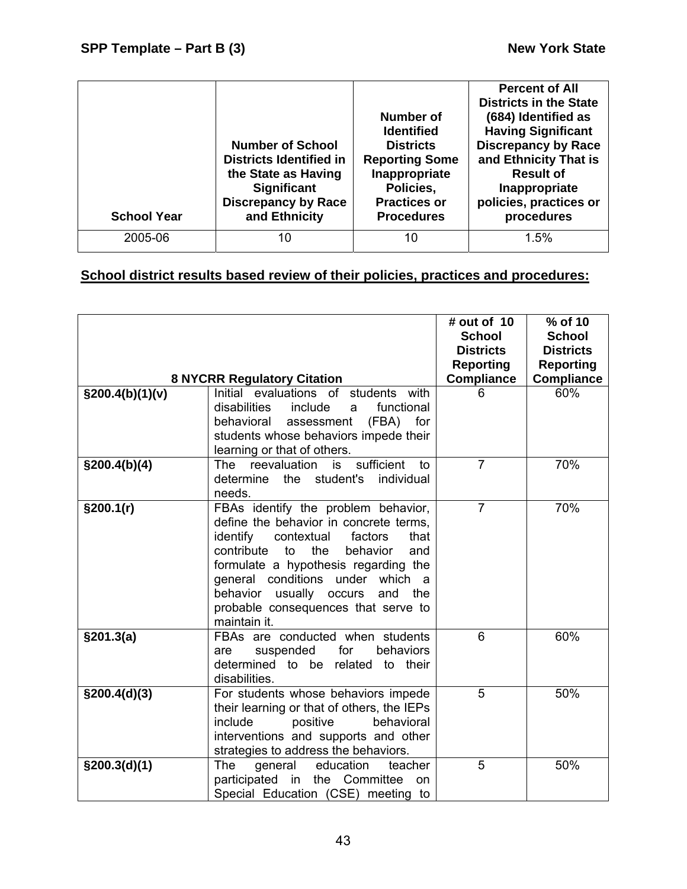| School Year | Number of School Districts Identified in the State as Having Significant Discrepancy by Race and Ethnicity | Number of Identified Districts Reporting Some Inappropriate Policies, Practices or Procedures | Percent of All Districts in the State (684) Identified as Having Significant Discrepancy by Race and Ethnicity That is Result of Inappropriate policies, practices or procedures |
|---|---|---|---|
| 2005-06 | 10 | 10 | 1.5% |

**School district results based review of their policies, practices and procedures:**

| 8 NYCRR Regulatory Citation | | # out of 10 School Districts Reporting Compliance | % of 10 School Districts Reporting Compliance |
|---|---|---|---|
| **§200.4(b)(1)(v)** | Initial evaluations of students with disabilities include a functional behavioral assessment (FBA) for students whose behaviors impede their learning or that of others. | 6 | 60% |
| **§200.4(b)(4)** | The reevaluation is sufficient to determine the student's individual needs. | 7 | 70% |
| **§200.1(r)** | FBAs identify the problem behavior, define the behavior in concrete terms, identify contextual factors that contribute to the behavior and formulate a hypothesis regarding the general conditions under which a behavior usually occurs and the probable consequences that serve to maintain it. | 7 | 70% |
| **§201.3(a)** | FBAs are conducted when students are suspended for behaviors determined to be related to their disabilities. | 6 | 60% |
| **§200.4(d)(3)** | For students whose behaviors impede their learning or that of others, the IEPs include positive behavioral interventions and supports and other strategies to address the behaviors. | 5 | 50% |
| **§200.3(d)(1)** | The general education teacher participated in the Committee on Special Education (CSE) meeting to | 5 | 50% |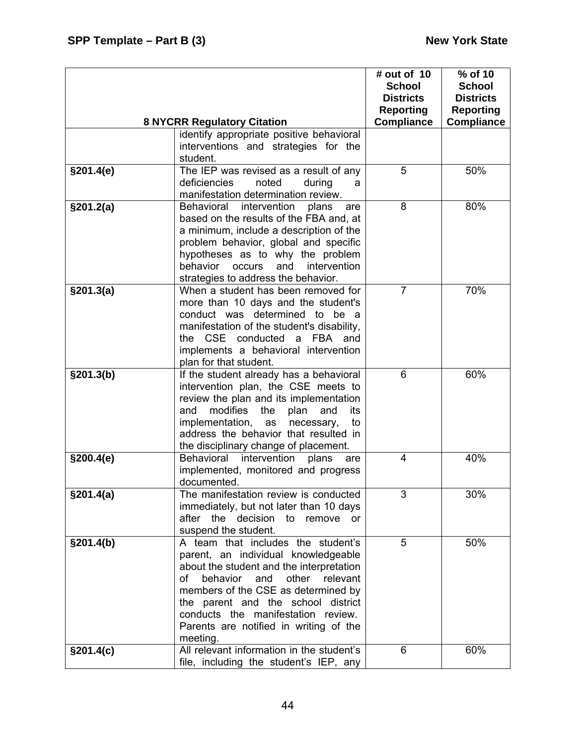| 8 NYCRR Regulatory Citation | | # out of 10 School Districts Reporting Compliance | % of 10 School Districts Reporting Compliance |
|---|---|---|---|
| | identify appropriate positive behavioral interventions and strategies for the student. | | |
| §201.4(e) | The IEP was revised as a result of any deficiencies noted during a manifestation determination review. | 5 | 50% |
| §201.2(a) | Behavioral intervention plans are based on the results of the FBA and, at a minimum, include a description of the problem behavior, global and specific hypotheses as to why the problem behavior occurs and intervention strategies to address the behavior. | 8 | 80% |
| §201.3(a) | When a student has been removed for more than 10 days and the student's conduct was determined to be a manifestation of the student's disability, the CSE conducted a FBA and implements a behavioral intervention plan for that student. | 7 | 70% |
| §201.3(b) | If the student already has a behavioral intervention plan, the CSE meets to review the plan and its implementation and modifies the plan and its implementation, as necessary, to address the behavior that resulted in the disciplinary change of placement. | 6 | 60% |
| §200.4(e) | Behavioral intervention plans are implemented, monitored and progress documented. | 4 | 40% |
| §201.4(a) | The manifestation review is conducted immediately, but not later than 10 days after the decision to remove or suspend the student. | 3 | 30% |
| §201.4(b) | A team that includes the student's parent, an individual knowledgeable about the student and the interpretation of behavior and other relevant members of the CSE as determined by the parent and the school district conducts the manifestation review. Parents are notified in writing of the meeting. | 5 | 50% |
| §201.4(c) | All relevant information in the student's file, including the student's IEP, any | 6 | 60% |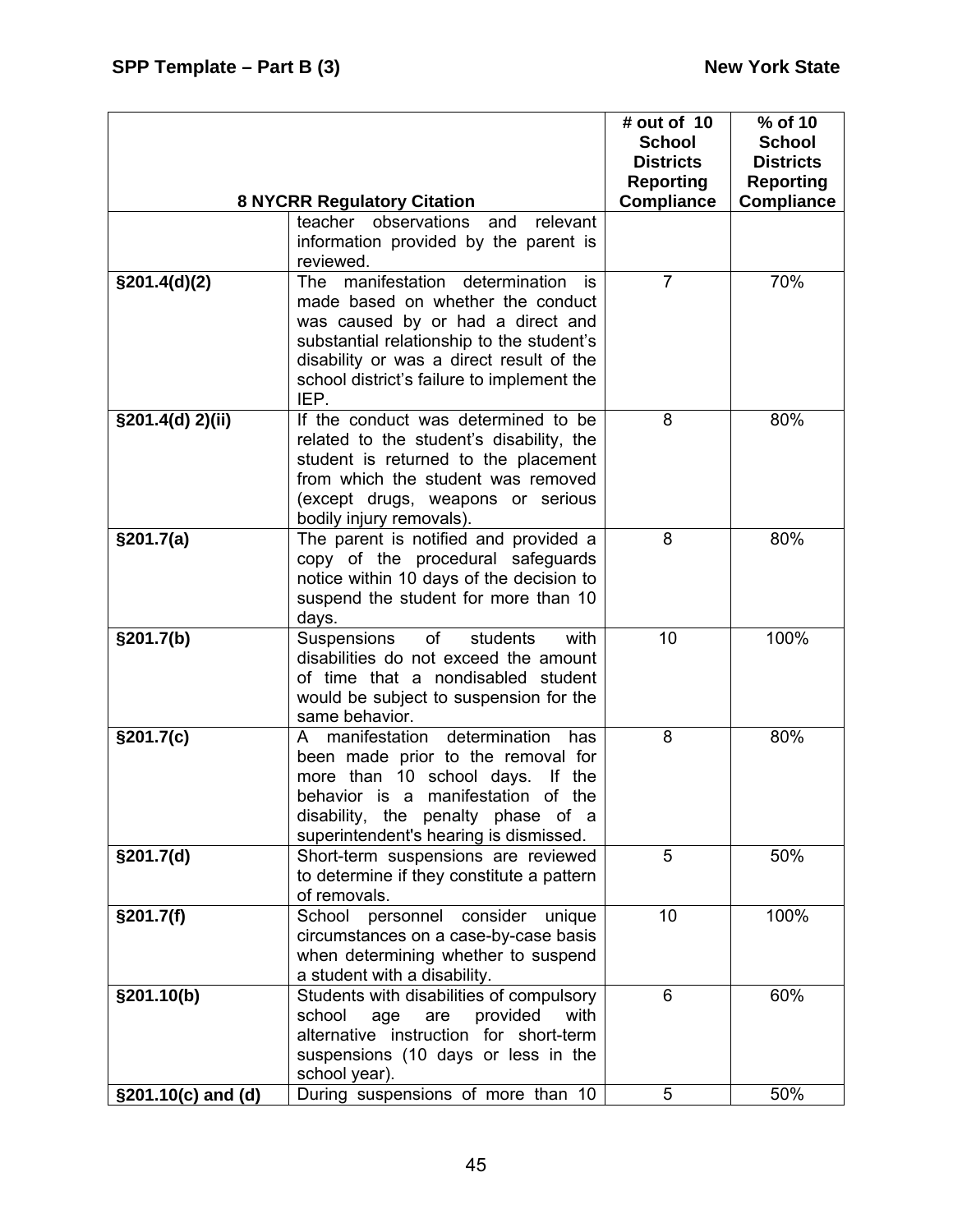| 8 NYCRR Regulatory Citation | | # out of 10 School Districts Reporting Compliance | % of 10 School Districts Reporting Compliance |
|---|---|---|---|
| | teacher observations and relevant information provided by the parent is reviewed. | | |
| **§201.4(d)(2)** | The manifestation determination is made based on whether the conduct was caused by or had a direct and substantial relationship to the student's disability or was a direct result of the school district's failure to implement the IEP. | 7 | 70% |
| **§201.4(d) 2)(ii)** | If the conduct was determined to be related to the student's disability, the student is returned to the placement from which the student was removed (except drugs, weapons or serious bodily injury removals). | 8 | 80% |
| **§201.7(a)** | The parent is notified and provided a copy of the procedural safeguards notice within 10 days of the decision to suspend the student for more than 10 days. | 8 | 80% |
| **§201.7(b)** | Suspensions of students with disabilities do not exceed the amount of time that a nondisabled student would be subject to suspension for the same behavior. | 10 | 100% |
| **§201.7(c)** | A manifestation determination has been made prior to the removal for more than 10 school days. If the behavior is a manifestation of the disability, the penalty phase of a superintendent's hearing is dismissed. | 8 | 80% |
| **§201.7(d)** | Short-term suspensions are reviewed to determine if they constitute a pattern of removals. | 5 | 50% |
| **§201.7(f)** | School personnel consider unique circumstances on a case-by-case basis when determining whether to suspend a student with a disability. | 10 | 100% |
| **§201.10(b)** | Students with disabilities of compulsory school age are provided with alternative instruction for short-term suspensions (10 days or less in the school year). | 6 | 60% |
| **§201.10(c) and (d)** | During suspensions of more than 10 | 5 | 50% |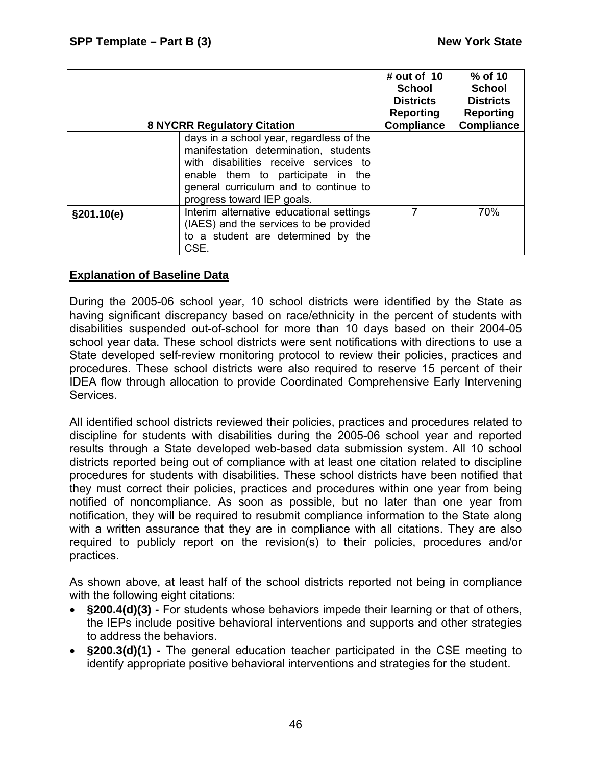| 8 NYCRR Regulatory Citation | | # out of 10 School Districts Reporting Compliance | % of 10 School Districts Reporting Compliance |
|---|---|---|---|
| | days in a school year, regardless of the manifestation determination, students with disabilities receive services to enable them to participate in the general curriculum and to continue to progress toward IEP goals. | | |
| **§201.10(e)** | Interim alternative educational settings (IAES) and the services to be provided to a student are determined by the CSE. | 7 | 70% |

## Explanation of Baseline Data

During the 2005-06 school year, 10 school districts were identified by the State as having significant discrepancy based on race/ethnicity in the percent of students with disabilities suspended out-of-school for more than 10 days based on their 2004-05 school year data. These school districts were sent notifications with directions to use a State developed self-review monitoring protocol to review their policies, practices and procedures. These school districts were also required to reserve 15 percent of their IDEA flow through allocation to provide Coordinated Comprehensive Early Intervening Services.

All identified school districts reviewed their policies, practices and procedures related to discipline for students with disabilities during the 2005-06 school year and reported results through a State developed web-based data submission system. All 10 school districts reported being out of compliance with at least one citation related to discipline procedures for students with disabilities. These school districts have been notified that they must correct their policies, practices and procedures within one year from being notified of noncompliance. As soon as possible, but no later than one year from notification, they will be required to resubmit compliance information to the State along with a written assurance that they are in compliance with all citations. They are also required to publicly report on the revision(s) to their policies, procedures and/or practices.

As shown above, at least half of the school districts reported not being in compliance with the following eight citations:

- **§200.4(d)(3) -** For students whose behaviors impede their learning or that of others, the IEPs include positive behavioral interventions and supports and other strategies to address the behaviors.
- **§200.3(d)(1) -** The general education teacher participated in the CSE meeting to identify appropriate positive behavioral interventions and strategies for the student.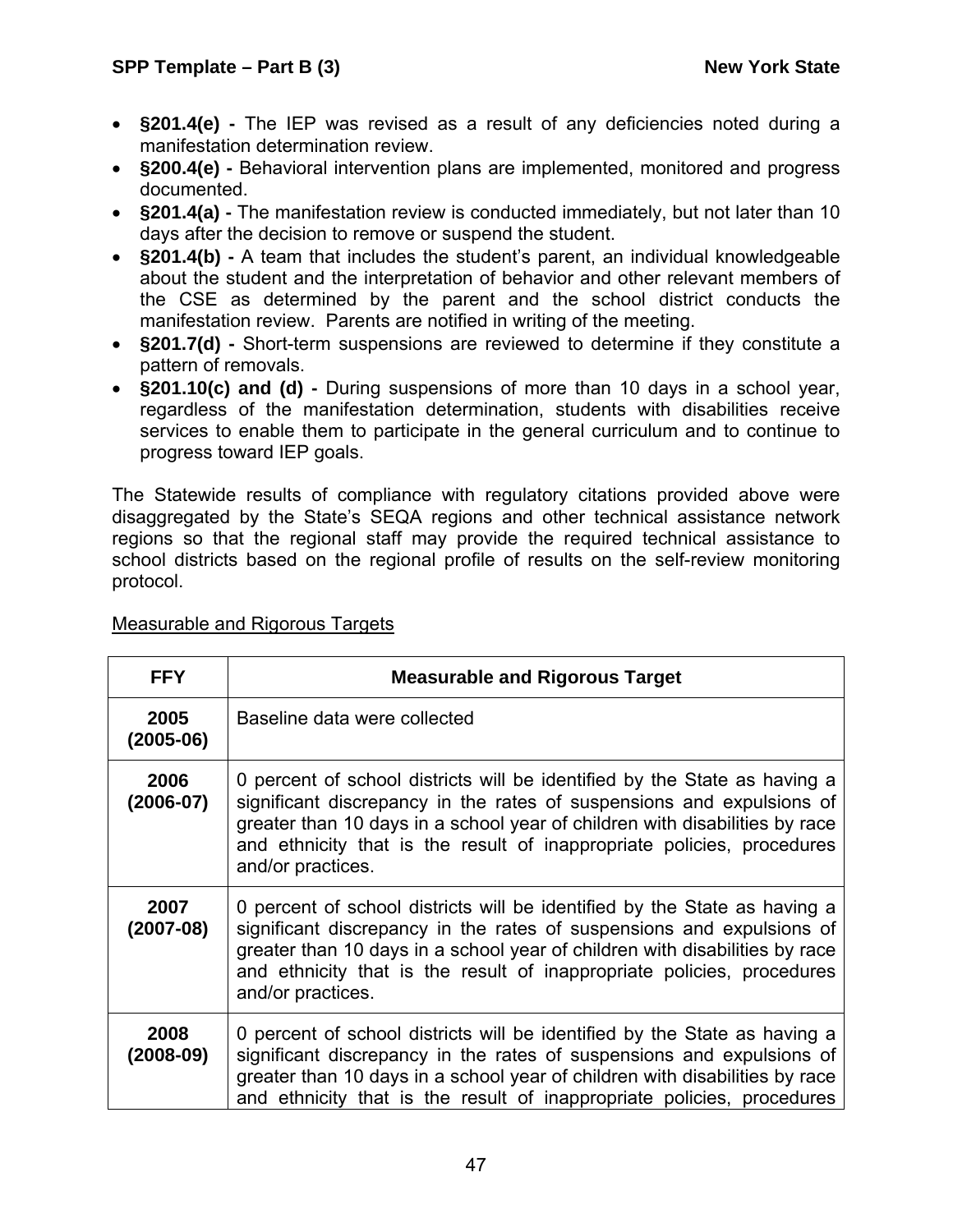- **§201.4(e) -** The IEP was revised as a result of any deficiencies noted during a manifestation determination review.
- **§200.4(e) -** Behavioral intervention plans are implemented, monitored and progress documented.
- **§201.4(a) -** The manifestation review is conducted immediately, but not later than 10 days after the decision to remove or suspend the student.
- **§201.4(b) -** A team that includes the student's parent, an individual knowledgeable about the student and the interpretation of behavior and other relevant members of the CSE as determined by the parent and the school district conducts the manifestation review. Parents are notified in writing of the meeting.
- **§201.7(d) -** Short-term suspensions are reviewed to determine if they constitute a pattern of removals.
- **§201.10(c) and (d) -** During suspensions of more than 10 days in a school year, regardless of the manifestation determination, students with disabilities receive services to enable them to participate in the general curriculum and to continue to progress toward IEP goals.

The Statewide results of compliance with regulatory citations provided above were disaggregated by the State's SEQA regions and other technical assistance network regions so that the regional staff may provide the required technical assistance to school districts based on the regional profile of results on the self-review monitoring protocol.

Measurable and Rigorous Targets

| FFY | Measurable and Rigorous Target |
|---|---|
| **2005 (2005-06)** | Baseline data were collected |
| **2006 (2006-07)** | 0 percent of school districts will be identified by the State as having a significant discrepancy in the rates of suspensions and expulsions of greater than 10 days in a school year of children with disabilities by race and ethnicity that is the result of inappropriate policies, procedures and/or practices. |
| **2007 (2007-08)** | 0 percent of school districts will be identified by the State as having a significant discrepancy in the rates of suspensions and expulsions of greater than 10 days in a school year of children with disabilities by race and ethnicity that is the result of inappropriate policies, procedures and/or practices. |
| **2008 (2008-09)** | 0 percent of school districts will be identified by the State as having a significant discrepancy in the rates of suspensions and expulsions of greater than 10 days in a school year of children with disabilities by race and ethnicity that is the result of inappropriate policies, procedures |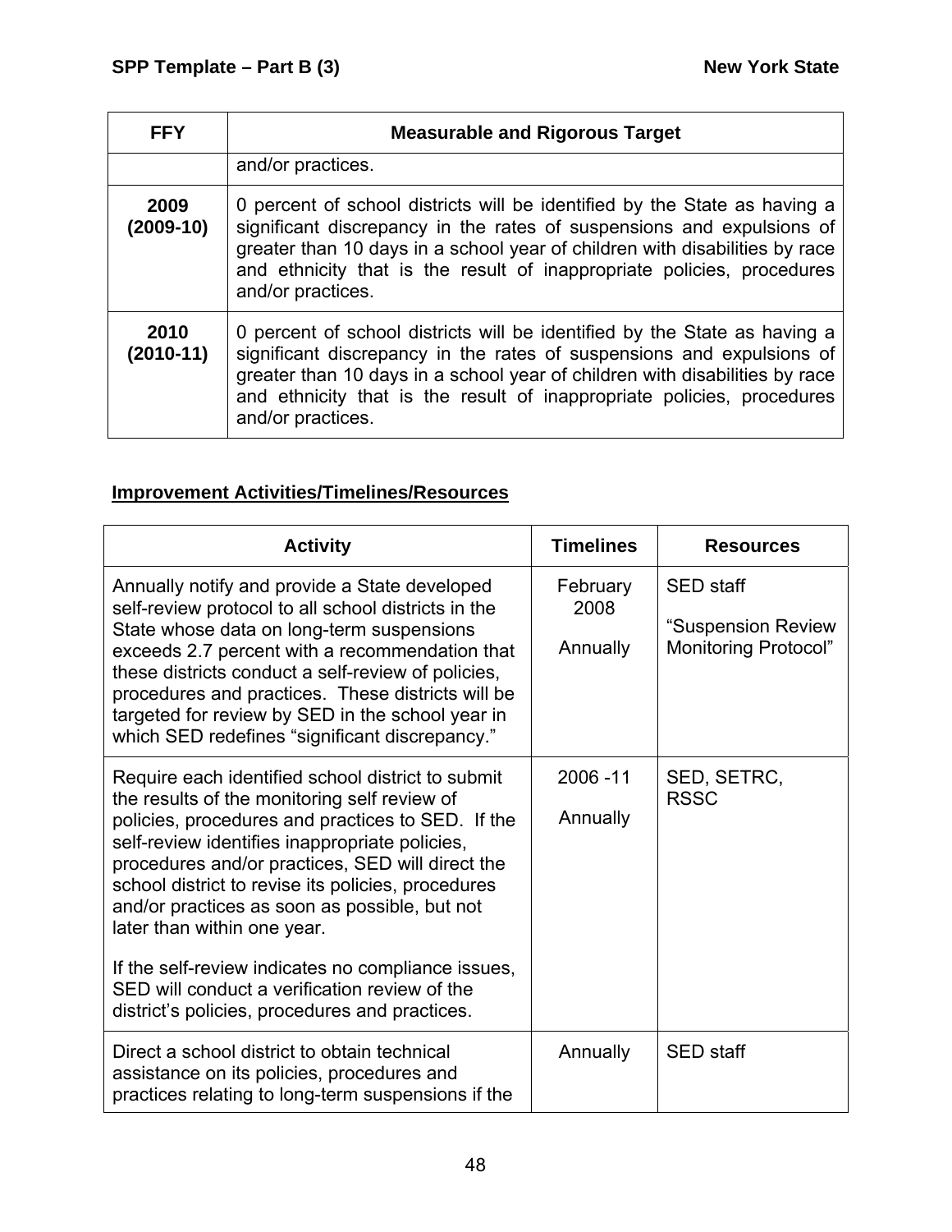| FFY | Measurable and Rigorous Target |
|---|---|
| | and/or practices. |
| **2009 (2009-10)** | 0 percent of school districts will be identified by the State as having a significant discrepancy in the rates of suspensions and expulsions of greater than 10 days in a school year of children with disabilities by race and ethnicity that is the result of inappropriate policies, procedures and/or practices. |
| **2010 (2010-11)** | 0 percent of school districts will be identified by the State as having a significant discrepancy in the rates of suspensions and expulsions of greater than 10 days in a school year of children with disabilities by race and ethnicity that is the result of inappropriate policies, procedures and/or practices. |

**Improvement Activities/Timelines/Resources**

| Activity | Timelines | Resources |
|---|---|---|
| Annually notify and provide a State developed self-review protocol to all school districts in the State whose data on long-term suspensions exceeds 2.7 percent with a recommendation that these districts conduct a self-review of policies, procedures and practices. These districts will be targeted for review by SED in the school year in which SED redefines "significant discrepancy." | February 2008<br><br>Annually | SED staff<br><br>"Suspension Review Monitoring Protocol" |
| Require each identified school district to submit the results of the monitoring self review of policies, procedures and practices to SED. If the self-review identifies inappropriate policies, procedures and/or practices, SED will direct the school district to revise its policies, procedures and/or practices as soon as possible, but not later than within one year.<br><br>If the self-review indicates no compliance issues, SED will conduct a verification review of the district's policies, procedures and practices. | 2006 -11<br><br>Annually | SED, SETRC, RSSC |
| Direct a school district to obtain technical assistance on its policies, procedures and practices relating to long-term suspensions if the | Annually | SED staff |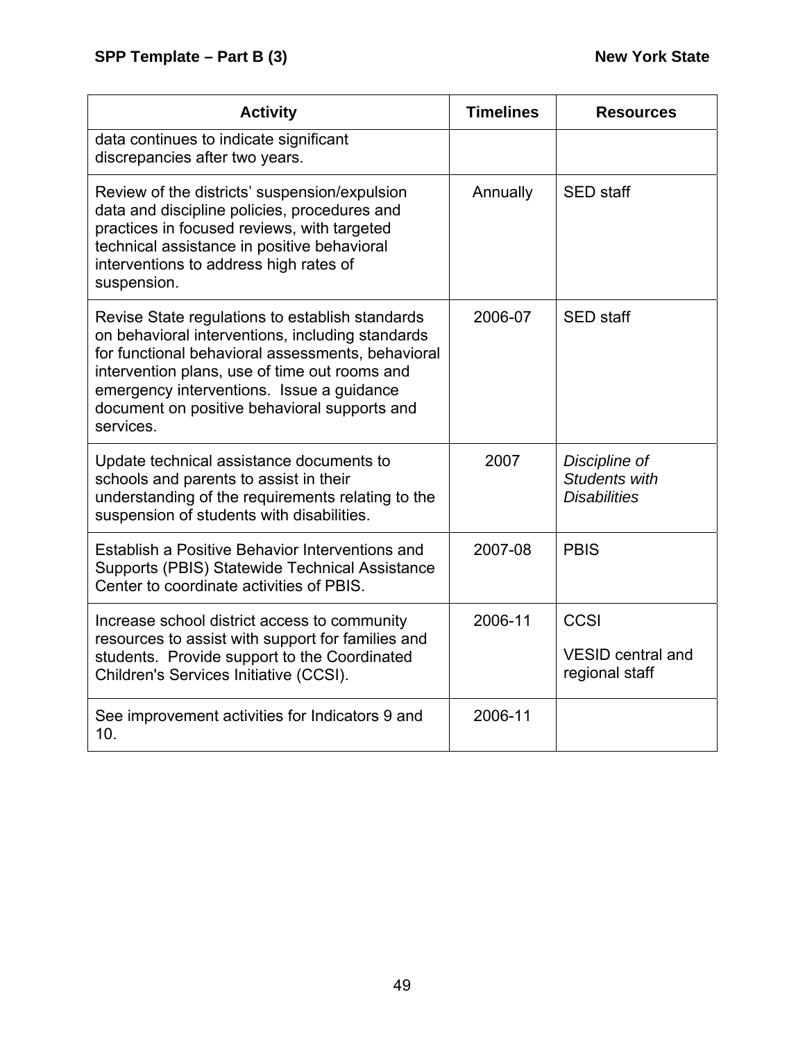| Activity | Timelines | Resources |
|---|---|---|
| data continues to indicate significant discrepancies after two years. | | |
| Review of the districts' suspension/expulsion data and discipline policies, procedures and practices in focused reviews, with targeted technical assistance in positive behavioral interventions to address high rates of suspension. | Annually | SED staff |
| Revise State regulations to establish standards on behavioral interventions, including standards for functional behavioral assessments, behavioral intervention plans, use of time out rooms and emergency interventions. Issue a guidance document on positive behavioral supports and services. | 2006-07 | SED staff |
| Update technical assistance documents to schools and parents to assist in their understanding of the requirements relating to the suspension of students with disabilities. | 2007 | *Discipline of Students with Disabilities* |
| Establish a Positive Behavior Interventions and Supports (PBIS) Statewide Technical Assistance Center to coordinate activities of PBIS. | 2007-08 | PBIS |
| Increase school district access to community resources to assist with support for families and students. Provide support to the Coordinated Children's Services Initiative (CCSI). | 2006-11 | CCSI<br><br>VESID central and regional staff |
| See improvement activities for Indicators 9 and 10. | 2006-11 | |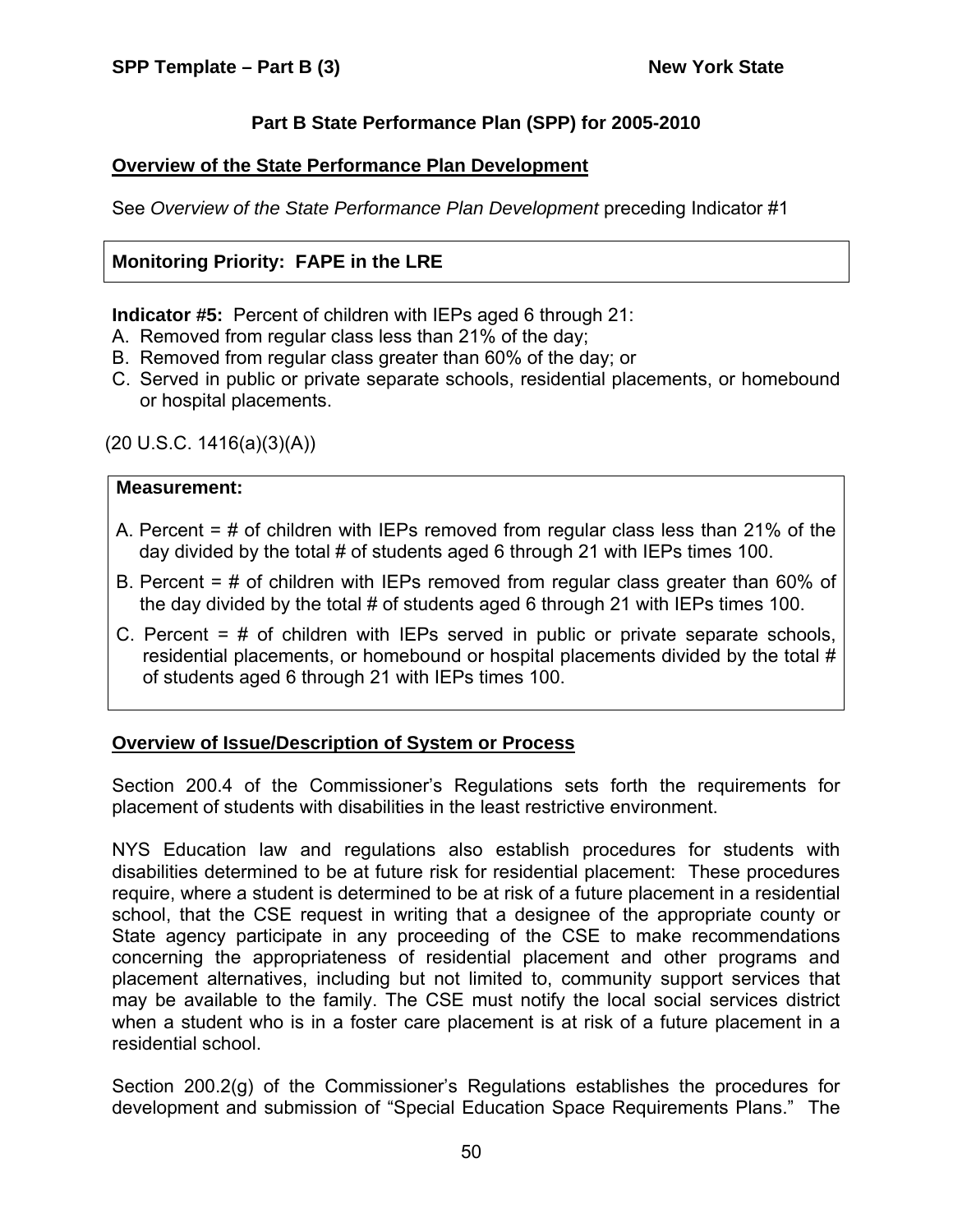## Part B State Performance Plan (SPP) for 2005-2010

**Overview of the State Performance Plan Development**

See *Overview of the State Performance Plan Development* preceding Indicator #1

**Monitoring Priority: FAPE in the LRE**

**Indicator #5:** Percent of children with IEPs aged 6 through 21:

A. Removed from regular class less than 21% of the day;
B. Removed from regular class greater than 60% of the day; or
C. Served in public or private separate schools, residential placements, or homebound or hospital placements.

(20 U.S.C. 1416(a)(3)(A))

**Measurement:**

A. Percent = # of children with IEPs removed from regular class less than 21% of the day divided by the total # of students aged 6 through 21 with IEPs times 100.

B. Percent = # of children with IEPs removed from regular class greater than 60% of the day divided by the total # of students aged 6 through 21 with IEPs times 100.

C. Percent = # of children with IEPs served in public or private separate schools, residential placements, or homebound or hospital placements divided by the total # of students aged 6 through 21 with IEPs times 100.

**Overview of Issue/Description of System or Process**

Section 200.4 of the Commissioner's Regulations sets forth the requirements for placement of students with disabilities in the least restrictive environment.

NYS Education law and regulations also establish procedures for students with disabilities determined to be at future risk for residential placement: These procedures require, where a student is determined to be at risk of a future placement in a residential school, that the CSE request in writing that a designee of the appropriate county or State agency participate in any proceeding of the CSE to make recommendations concerning the appropriateness of residential placement and other programs and placement alternatives, including but not limited to, community support services that may be available to the family. The CSE must notify the local social services district when a student who is in a foster care placement is at risk of a future placement in a residential school.

Section 200.2(g) of the Commissioner's Regulations establishes the procedures for development and submission of "Special Education Space Requirements Plans." The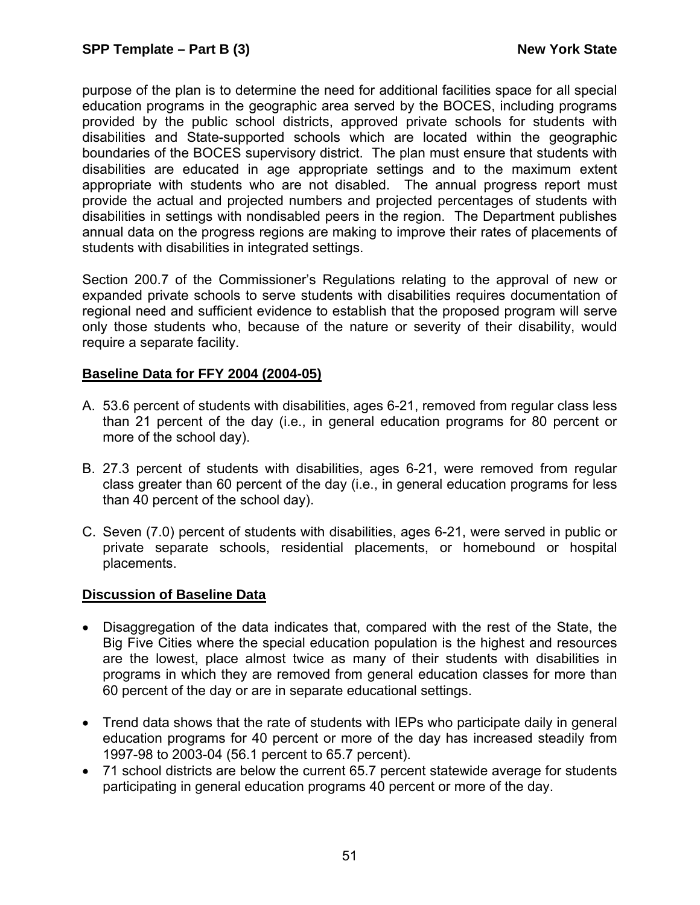purpose of the plan is to determine the need for additional facilities space for all special education programs in the geographic area served by the BOCES, including programs provided by the public school districts, approved private schools for students with disabilities and State-supported schools which are located within the geographic boundaries of the BOCES supervisory district. The plan must ensure that students with disabilities are educated in age appropriate settings and to the maximum extent appropriate with students who are not disabled. The annual progress report must provide the actual and projected numbers and projected percentages of students with disabilities in settings with nondisabled peers in the region. The Department publishes annual data on the progress regions are making to improve their rates of placements of students with disabilities in integrated settings.

Section 200.7 of the Commissioner's Regulations relating to the approval of new or expanded private schools to serve students with disabilities requires documentation of regional need and sufficient evidence to establish that the proposed program will serve only those students who, because of the nature or severity of their disability, would require a separate facility.

**Baseline Data for FFY 2004 (2004-05)**

A. 53.6 percent of students with disabilities, ages 6-21, removed from regular class less than 21 percent of the day (i.e., in general education programs for 80 percent or more of the school day).

B. 27.3 percent of students with disabilities, ages 6-21, were removed from regular class greater than 60 percent of the day (i.e., in general education programs for less than 40 percent of the school day).

C. Seven (7.0) percent of students with disabilities, ages 6-21, were served in public or private separate schools, residential placements, or homebound or hospital placements.

**Discussion of Baseline Data**

- Disaggregation of the data indicates that, compared with the rest of the State, the Big Five Cities where the special education population is the highest and resources are the lowest, place almost twice as many of their students with disabilities in programs in which they are removed from general education classes for more than 60 percent of the day or are in separate educational settings.
- Trend data shows that the rate of students with IEPs who participate daily in general education programs for 40 percent or more of the day has increased steadily from 1997-98 to 2003-04 (56.1 percent to 65.7 percent).
- 71 school districts are below the current 65.7 percent statewide average for students participating in general education programs 40 percent or more of the day.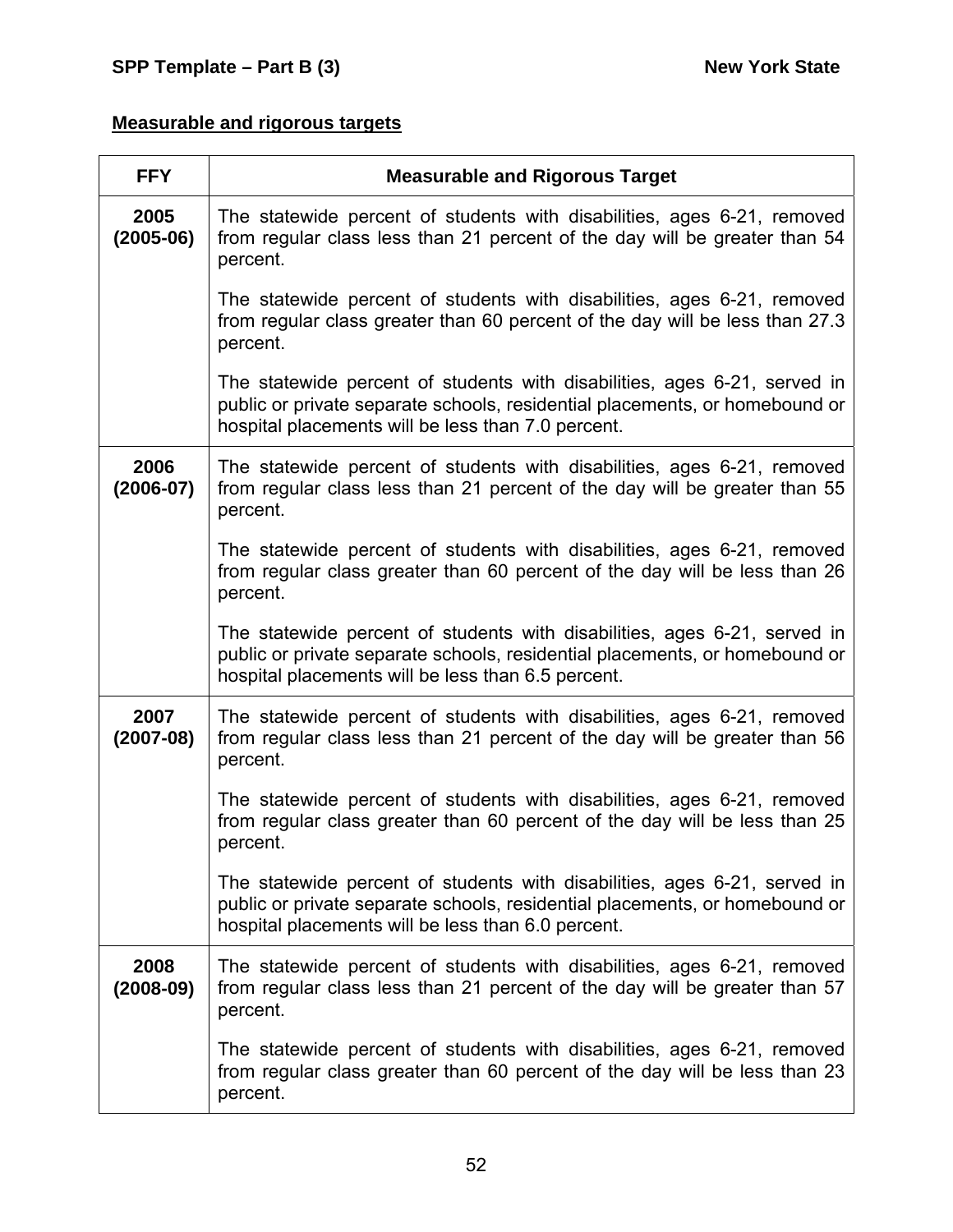**Measurable and rigorous targets**

| FFY | Measurable and Rigorous Target |
|---|---|
| **2005 (2005-06)** | The statewide percent of students with disabilities, ages 6-21, removed from regular class less than 21 percent of the day will be greater than 54 percent.<br><br>The statewide percent of students with disabilities, ages 6-21, removed from regular class greater than 60 percent of the day will be less than 27.3 percent.<br><br>The statewide percent of students with disabilities, ages 6-21, served in public or private separate schools, residential placements, or homebound or hospital placements will be less than 7.0 percent. |
| **2006 (2006-07)** | The statewide percent of students with disabilities, ages 6-21, removed from regular class less than 21 percent of the day will be greater than 55 percent.<br><br>The statewide percent of students with disabilities, ages 6-21, removed from regular class greater than 60 percent of the day will be less than 26 percent.<br><br>The statewide percent of students with disabilities, ages 6-21, served in public or private separate schools, residential placements, or homebound or hospital placements will be less than 6.5 percent. |
| **2007 (2007-08)** | The statewide percent of students with disabilities, ages 6-21, removed from regular class less than 21 percent of the day will be greater than 56 percent.<br><br>The statewide percent of students with disabilities, ages 6-21, removed from regular class greater than 60 percent of the day will be less than 25 percent.<br><br>The statewide percent of students with disabilities, ages 6-21, served in public or private separate schools, residential placements, or homebound or hospital placements will be less than 6.0 percent. |
| **2008 (2008-09)** | The statewide percent of students with disabilities, ages 6-21, removed from regular class less than 21 percent of the day will be greater than 57 percent.<br><br>The statewide percent of students with disabilities, ages 6-21, removed from regular class greater than 60 percent of the day will be less than 23 percent. |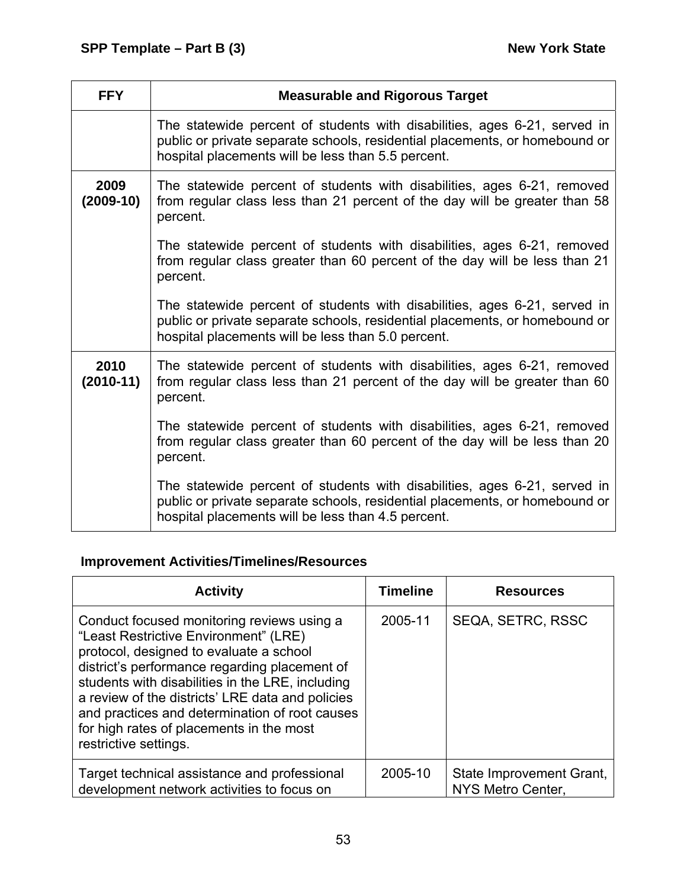| FFY | Measurable and Rigorous Target |
| --- | --- |
| | The statewide percent of students with disabilities, ages 6-21, served in public or private separate schools, residential placements, or homebound or hospital placements will be less than 5.5 percent. |
| **2009 (2009-10)** | The statewide percent of students with disabilities, ages 6-21, removed from regular class less than 21 percent of the day will be greater than 58 percent.<br><br>The statewide percent of students with disabilities, ages 6-21, removed from regular class greater than 60 percent of the day will be less than 21 percent.<br><br>The statewide percent of students with disabilities, ages 6-21, served in public or private separate schools, residential placements, or homebound or hospital placements will be less than 5.0 percent. |
| **2010 (2010-11)** | The statewide percent of students with disabilities, ages 6-21, removed from regular class less than 21 percent of the day will be greater than 60 percent.<br><br>The statewide percent of students with disabilities, ages 6-21, removed from regular class greater than 60 percent of the day will be less than 20 percent.<br><br>The statewide percent of students with disabilities, ages 6-21, served in public or private separate schools, residential placements, or homebound or hospital placements will be less than 4.5 percent. |

### Improvement Activities/Timelines/Resources

| Activity | Timeline | Resources |
| --- | --- | --- |
| Conduct focused monitoring reviews using a "Least Restrictive Environment" (LRE) protocol, designed to evaluate a school district's performance regarding placement of students with disabilities in the LRE, including a review of the districts' LRE data and policies and practices and determination of root causes for high rates of placements in the most restrictive settings. | 2005-11 | SEQA, SETRC, RSSC |
| Target technical assistance and professional development network activities to focus on | 2005-10 | State Improvement Grant, NYS Metro Center, |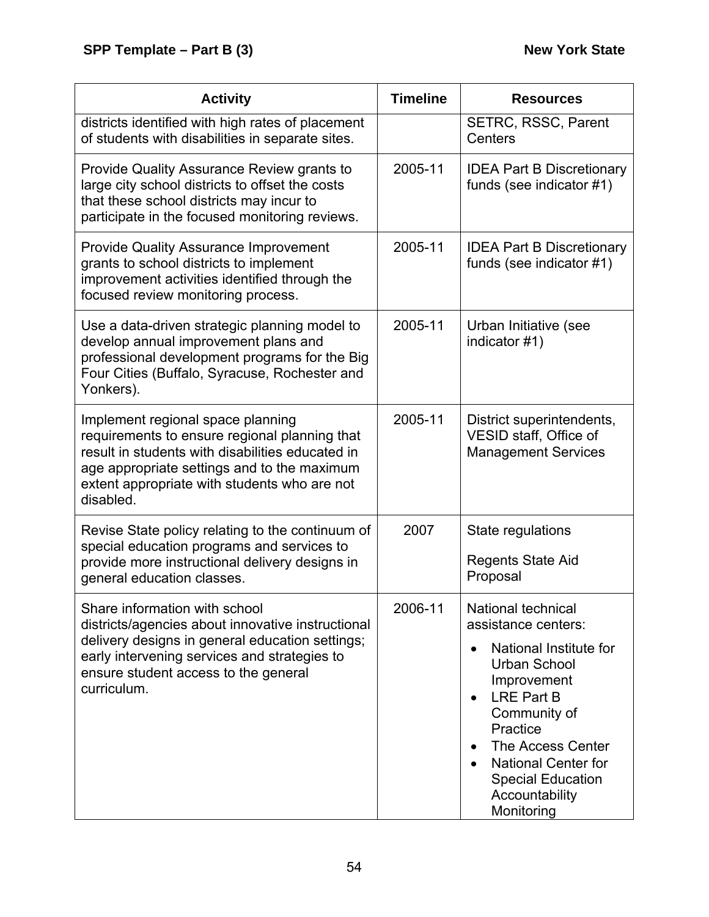| Activity | Timeline | Resources |
|---|---|---|
| districts identified with high rates of placement of students with disabilities in separate sites. | | SETRC, RSSC, Parent Centers |
| Provide Quality Assurance Review grants to large city school districts to offset the costs that these school districts may incur to participate in the focused monitoring reviews. | 2005-11 | IDEA Part B Discretionary funds (see indicator #1) |
| Provide Quality Assurance Improvement grants to school districts to implement improvement activities identified through the focused review monitoring process. | 2005-11 | IDEA Part B Discretionary funds (see indicator #1) |
| Use a data-driven strategic planning model to develop annual improvement plans and professional development programs for the Big Four Cities (Buffalo, Syracuse, Rochester and Yonkers). | 2005-11 | Urban Initiative (see indicator #1) |
| Implement regional space planning requirements to ensure regional planning that result in students with disabilities educated in age appropriate settings and to the maximum extent appropriate with students who are not disabled. | 2005-11 | District superintendents, VESID staff, Office of Management Services |
| Revise State policy relating to the continuum of special education programs and services to provide more instructional delivery designs in general education classes. | 2007 | State regulations<br><br>Regents State Aid Proposal |
| Share information with school districts/agencies about innovative instructional delivery designs in general education settings; early intervening services and strategies to ensure student access to the general curriculum. | 2006-11 | National technical assistance centers:<br>• National Institute for Urban School Improvement<br>• LRE Part B Community of Practice<br>• The Access Center<br>• National Center for Special Education Accountability Monitoring |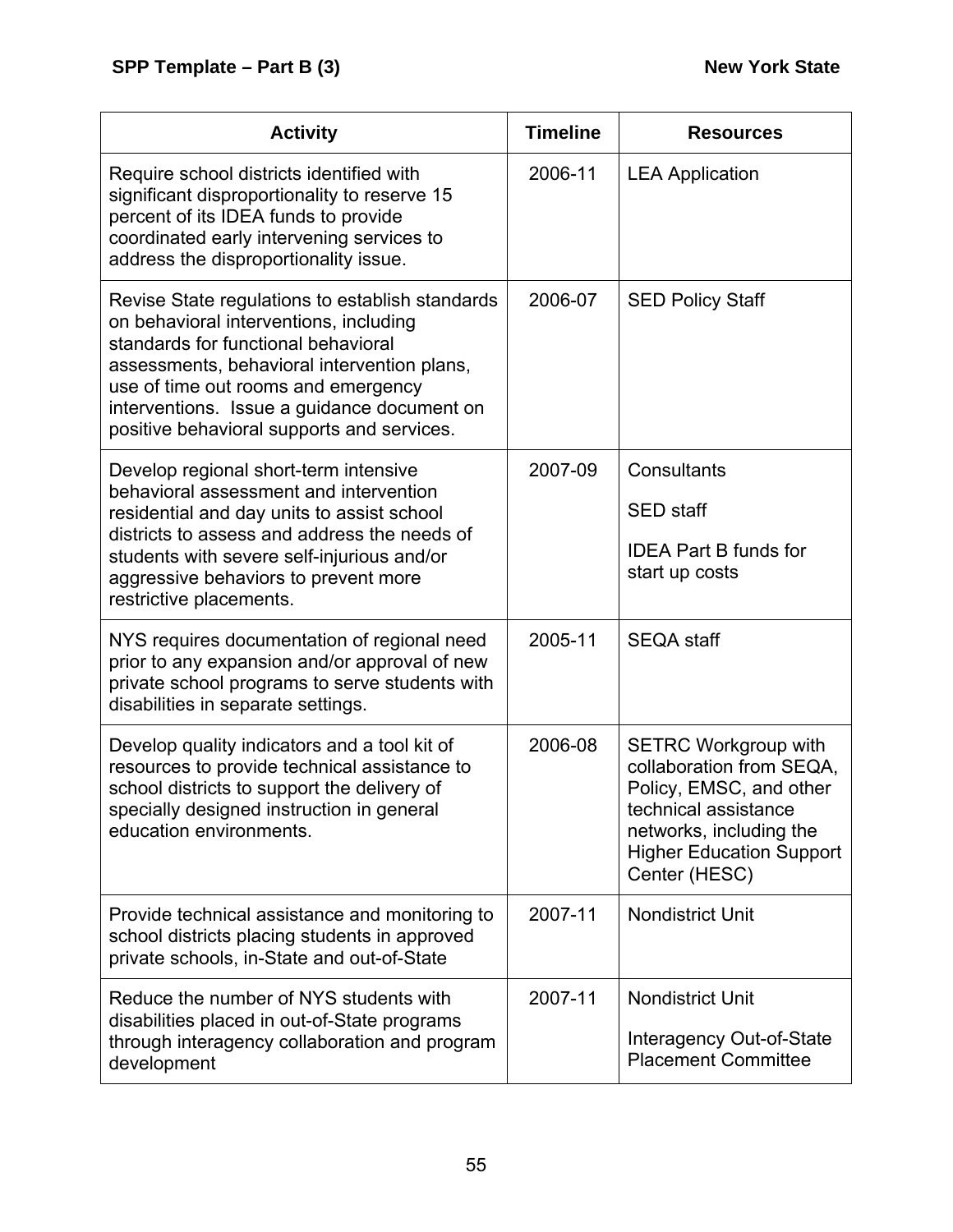| Activity | Timeline | Resources |
|---|---|---|
| Require school districts identified with significant disproportionality to reserve 15 percent of its IDEA funds to provide coordinated early intervening services to address the disproportionality issue. | 2006-11 | LEA Application |
| Revise State regulations to establish standards on behavioral interventions, including standards for functional behavioral assessments, behavioral intervention plans, use of time out rooms and emergency interventions. Issue a guidance document on positive behavioral supports and services. | 2006-07 | SED Policy Staff |
| Develop regional short-term intensive behavioral assessment and intervention residential and day units to assist school districts to assess and address the needs of students with severe self-injurious and/or aggressive behaviors to prevent more restrictive placements. | 2007-09 | Consultants<br><br>SED staff<br><br>IDEA Part B funds for start up costs |
| NYS requires documentation of regional need prior to any expansion and/or approval of new private school programs to serve students with disabilities in separate settings. | 2005-11 | SEQA staff |
| Develop quality indicators and a tool kit of resources to provide technical assistance to school districts to support the delivery of specially designed instruction in general education environments. | 2006-08 | SETRC Workgroup with collaboration from SEQA, Policy, EMSC, and other technical assistance networks, including the Higher Education Support Center (HESC) |
| Provide technical assistance and monitoring to school districts placing students in approved private schools, in-State and out-of-State | 2007-11 | Nondistrict Unit |
| Reduce the number of NYS students with disabilities placed in out-of-State programs through interagency collaboration and program development | 2007-11 | Nondistrict Unit<br><br>Interagency Out-of-State Placement Committee |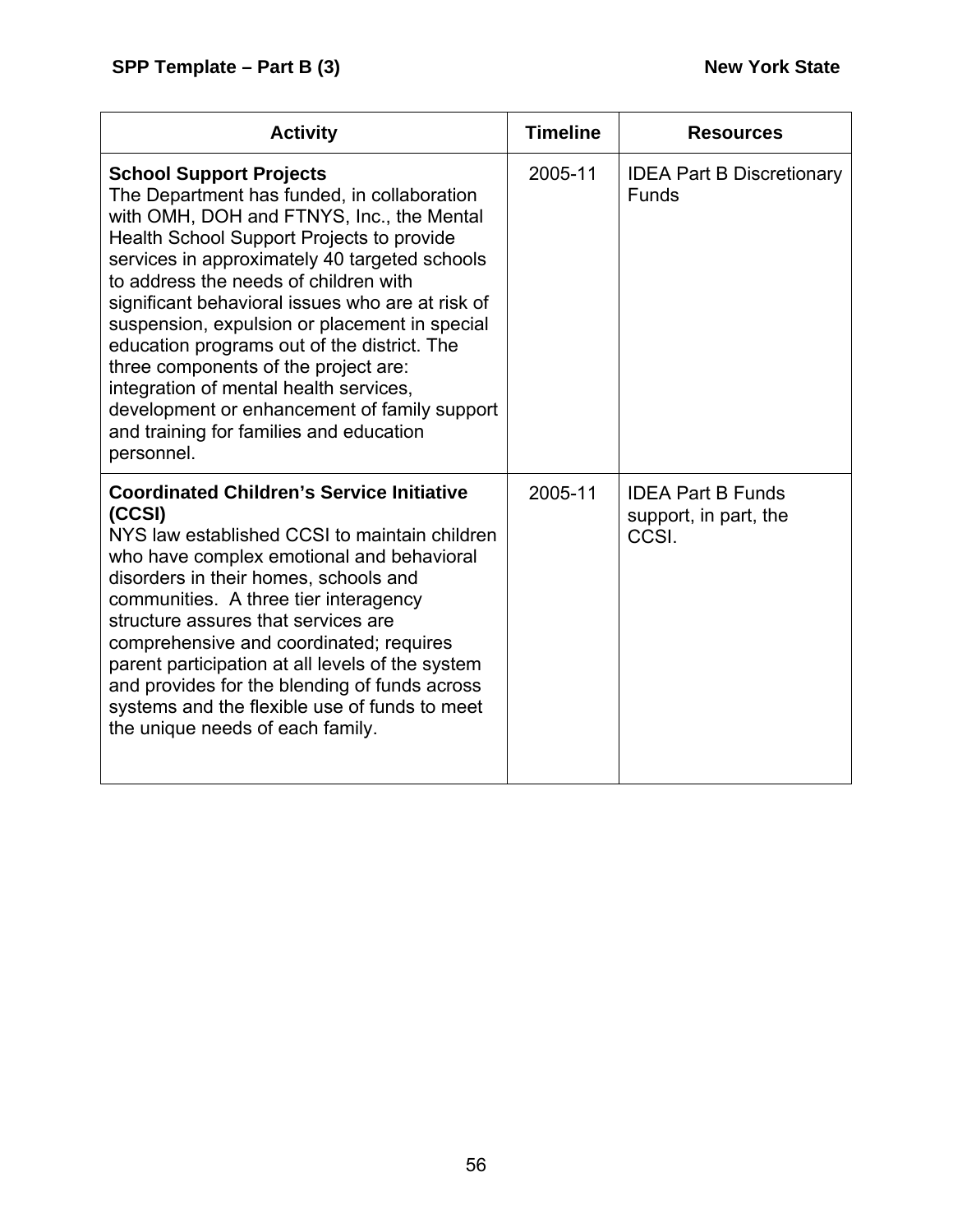| Activity | Timeline | Resources |
|---|---|---|
| **School Support Projects**<br>The Department has funded, in collaboration with OMH, DOH and FTNYS, Inc., the Mental Health School Support Projects to provide services in approximately 40 targeted schools to address the needs of children with significant behavioral issues who are at risk of suspension, expulsion or placement in special education programs out of the district. The three components of the project are: integration of mental health services, development or enhancement of family support and training for families and education personnel. | 2005-11 | IDEA Part B Discretionary Funds |
| **Coordinated Children's Service Initiative (CCSI)**<br>NYS law established CCSI to maintain children who have complex emotional and behavioral disorders in their homes, schools and communities. A three tier interagency structure assures that services are comprehensive and coordinated; requires parent participation at all levels of the system and provides for the blending of funds across systems and the flexible use of funds to meet the unique needs of each family. | 2005-11 | IDEA Part B Funds support, in part, the CCSI. |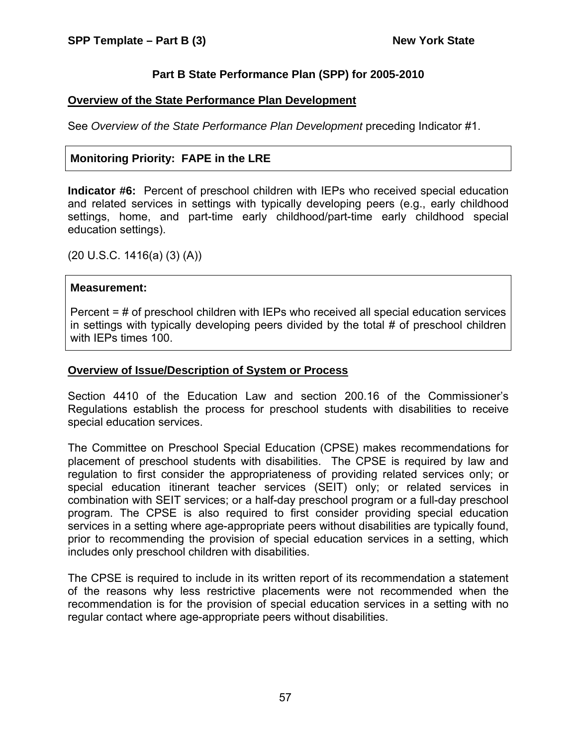## Part B State Performance Plan (SPP) for 2005-2010

### Overview of the State Performance Plan Development

See *Overview of the State Performance Plan Development* preceding Indicator #1.

**Monitoring Priority: FAPE in the LRE**

**Indicator #6:** Percent of preschool children with IEPs who received special education and related services in settings with typically developing peers (e.g., early childhood settings, home, and part-time early childhood/part-time early childhood special education settings).

(20 U.S.C. 1416(a) (3) (A))

**Measurement:**

Percent = # of preschool children with IEPs who received all special education services in settings with typically developing peers divided by the total # of preschool children with IEPs times 100.

### Overview of Issue/Description of System or Process

Section 4410 of the Education Law and section 200.16 of the Commissioner's Regulations establish the process for preschool students with disabilities to receive special education services.

The Committee on Preschool Special Education (CPSE) makes recommendations for placement of preschool students with disabilities. The CPSE is required by law and regulation to first consider the appropriateness of providing related services only; or special education itinerant teacher services (SEIT) only; or related services in combination with SEIT services; or a half-day preschool program or a full-day preschool program. The CPSE is also required to first consider providing special education services in a setting where age-appropriate peers without disabilities are typically found, prior to recommending the provision of special education services in a setting, which includes only preschool children with disabilities.

The CPSE is required to include in its written report of its recommendation a statement of the reasons why less restrictive placements were not recommended when the recommendation is for the provision of special education services in a setting with no regular contact where age-appropriate peers without disabilities.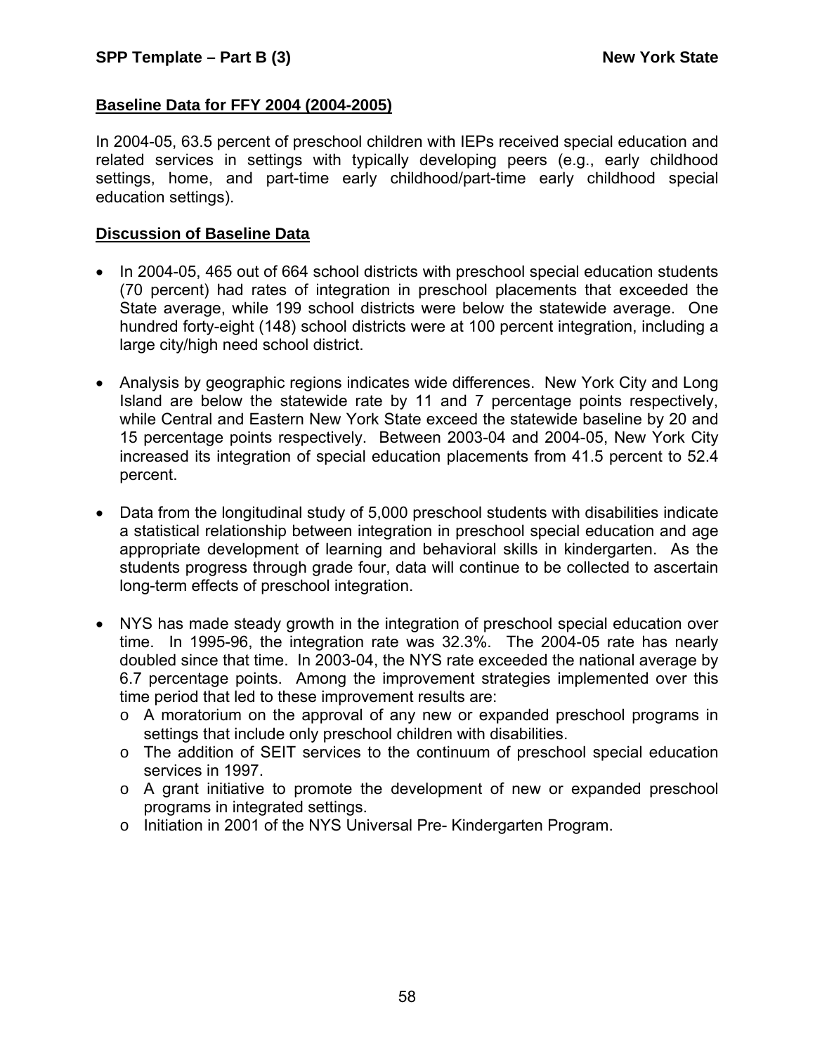## Baseline Data for FFY 2004 (2004-2005)

In 2004-05, 63.5 percent of preschool children with IEPs received special education and related services in settings with typically developing peers (e.g., early childhood settings, home, and part-time early childhood/part-time early childhood special education settings).

## Discussion of Baseline Data

- In 2004-05, 465 out of 664 school districts with preschool special education students (70 percent) had rates of integration in preschool placements that exceeded the State average, while 199 school districts were below the statewide average. One hundred forty-eight (148) school districts were at 100 percent integration, including a large city/high need school district.
- Analysis by geographic regions indicates wide differences. New York City and Long Island are below the statewide rate by 11 and 7 percentage points respectively, while Central and Eastern New York State exceed the statewide baseline by 20 and 15 percentage points respectively. Between 2003-04 and 2004-05, New York City increased its integration of special education placements from 41.5 percent to 52.4 percent.
- Data from the longitudinal study of 5,000 preschool students with disabilities indicate a statistical relationship between integration in preschool special education and age appropriate development of learning and behavioral skills in kindergarten. As the students progress through grade four, data will continue to be collected to ascertain long-term effects of preschool integration.
- NYS has made steady growth in the integration of preschool special education over time. In 1995-96, the integration rate was 32.3%. The 2004-05 rate has nearly doubled since that time. In 2003-04, the NYS rate exceeded the national average by 6.7 percentage points. Among the improvement strategies implemented over this time period that led to these improvement results are:
  - A moratorium on the approval of any new or expanded preschool programs in settings that include only preschool children with disabilities.
  - The addition of SEIT services to the continuum of preschool special education services in 1997.
  - A grant initiative to promote the development of new or expanded preschool programs in integrated settings.
  - Initiation in 2001 of the NYS Universal Pre- Kindergarten Program.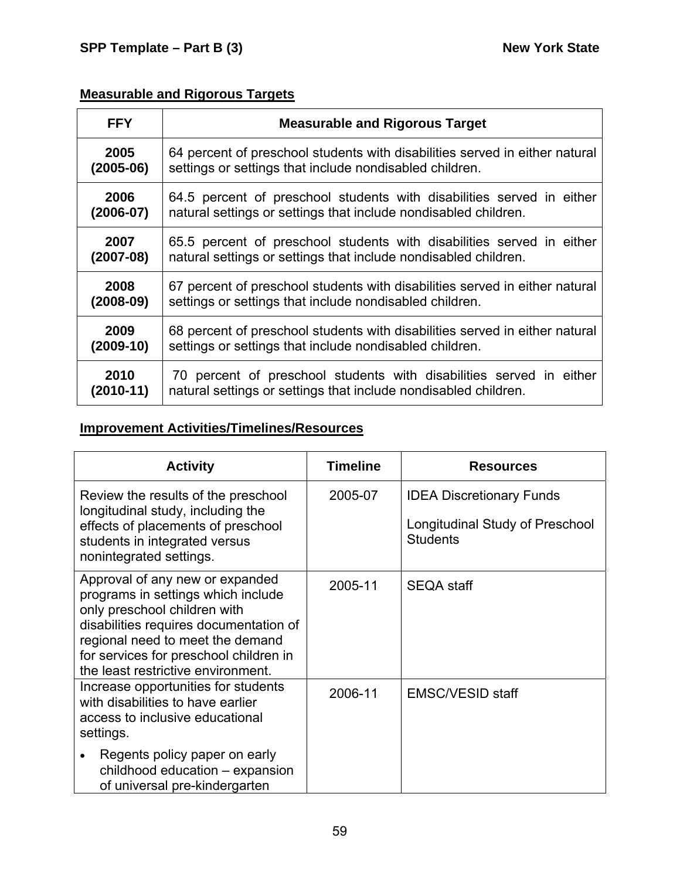## Measurable and Rigorous Targets

| FFY | Measurable and Rigorous Target |
|---|---|
| **2005 (2005-06)** | 64 percent of preschool students with disabilities served in either natural settings or settings that include nondisabled children. |
| **2006 (2006-07)** | 64.5 percent of preschool students with disabilities served in either natural settings or settings that include nondisabled children. |
| **2007 (2007-08)** | 65.5 percent of preschool students with disabilities served in either natural settings or settings that include nondisabled children. |
| **2008 (2008-09)** | 67 percent of preschool students with disabilities served in either natural settings or settings that include nondisabled children. |
| **2009 (2009-10)** | 68 percent of preschool students with disabilities served in either natural settings or settings that include nondisabled children. |
| **2010 (2010-11)** | 70 percent of preschool students with disabilities served in either natural settings or settings that include nondisabled children. |

## Improvement Activities/Timelines/Resources

| Activity | Timeline | Resources |
|---|---|---|
| Review the results of the preschool longitudinal study, including the effects of placements of preschool students in integrated versus nonintegrated settings. | 2005-07 | IDEA Discretionary Funds<br><br>Longitudinal Study of Preschool Students |
| Approval of any new or expanded programs in settings which include only preschool children with disabilities requires documentation of regional need to meet the demand for services for preschool children in the least restrictive environment. | 2005-11 | SEQA staff |
| Increase opportunities for students with disabilities to have earlier access to inclusive educational settings.<br><br>• Regents policy paper on early childhood education – expansion of universal pre-kindergarten | 2006-11 | EMSC/VESID staff |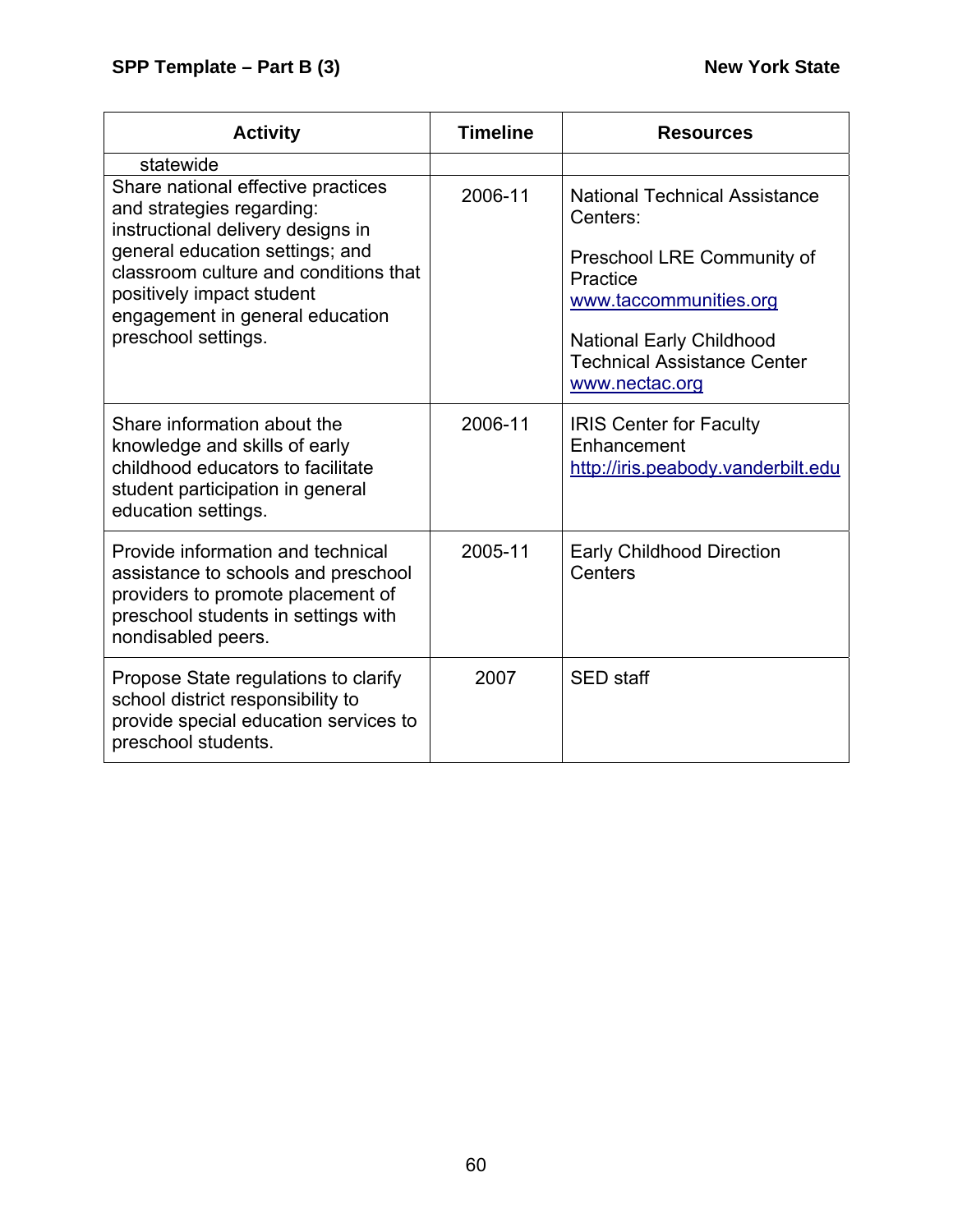| Activity | Timeline | Resources |
|---|---|---|
| statewide | | |
| Share national effective practices and strategies regarding: instructional delivery designs in general education settings; and classroom culture and conditions that positively impact student engagement in general education preschool settings. | 2006-11 | National Technical Assistance Centers:<br><br>Preschool LRE Community of Practice www.taccommunities.org<br><br>National Early Childhood Technical Assistance Center www.nectac.org |
| Share information about the knowledge and skills of early childhood educators to facilitate student participation in general education settings. | 2006-11 | IRIS Center for Faculty Enhancement http://iris.peabody.vanderbilt.edu |
| Provide information and technical assistance to schools and preschool providers to promote placement of preschool students in settings with nondisabled peers. | 2005-11 | Early Childhood Direction Centers |
| Propose State regulations to clarify school district responsibility to provide special education services to preschool students. | 2007 | SED staff |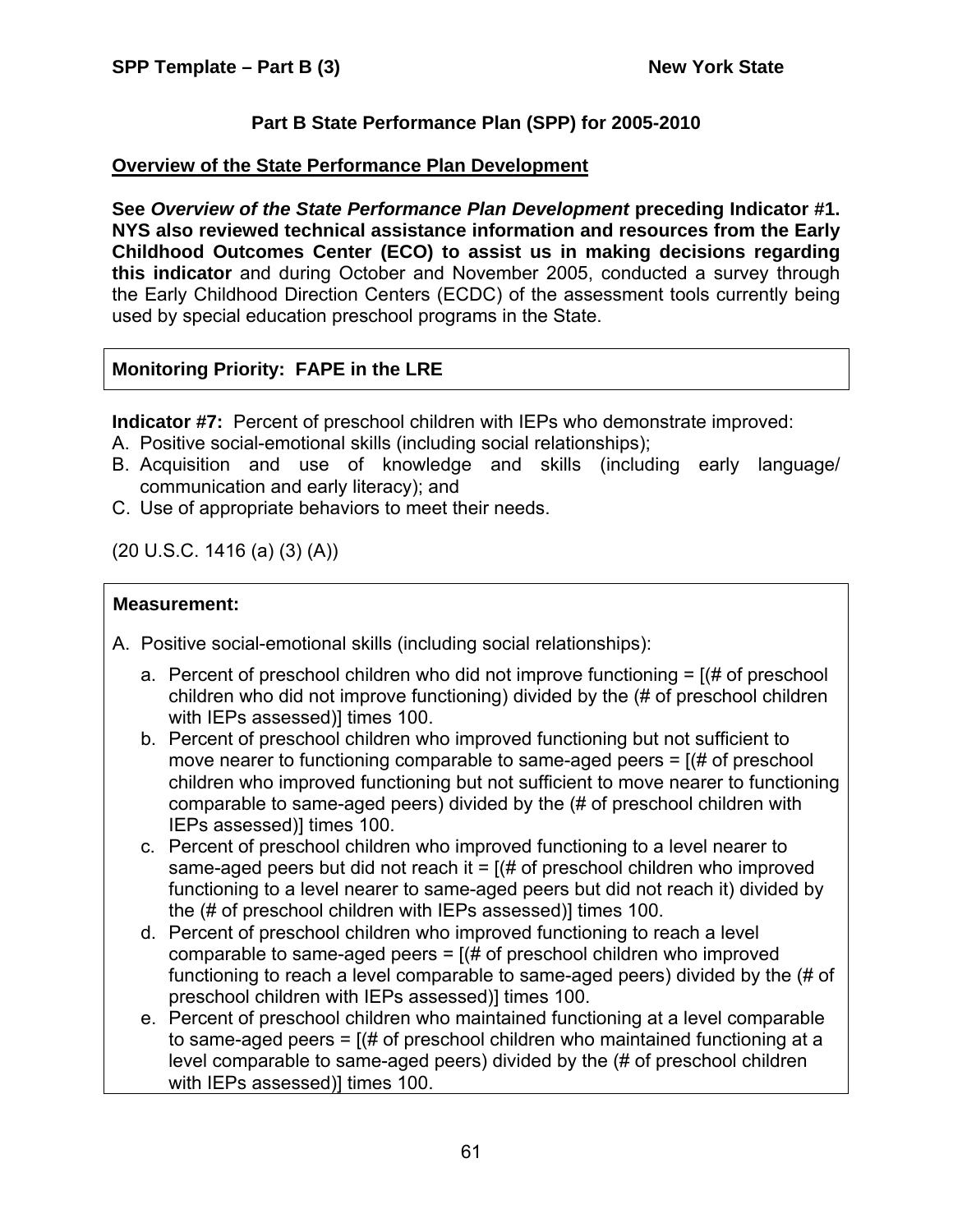## Part B State Performance Plan (SPP) for 2005-2010

### Overview of the State Performance Plan Development

**See *Overview of the State Performance Plan Development* preceding Indicator #1. NYS also reviewed technical assistance information and resources from the Early Childhood Outcomes Center (ECO) to assist us in making decisions regarding this indicator** and during October and November 2005, conducted a survey through the Early Childhood Direction Centers (ECDC) of the assessment tools currently being used by special education preschool programs in the State.

**Monitoring Priority: FAPE in the LRE**

**Indicator #7:** Percent of preschool children with IEPs who demonstrate improved:

A. Positive social-emotional skills (including social relationships);
B. Acquisition and use of knowledge and skills (including early language/ communication and early literacy); and
C. Use of appropriate behaviors to meet their needs.

(20 U.S.C. 1416 (a) (3) (A))

**Measurement:**

A. Positive social-emotional skills (including social relationships):

   a. Percent of preschool children who did not improve functioning = [(# of preschool children who did not improve functioning) divided by the (# of preschool children with IEPs assessed)] times 100.
   b. Percent of preschool children who improved functioning but not sufficient to move nearer to functioning comparable to same-aged peers = [(# of preschool children who improved functioning but not sufficient to move nearer to functioning comparable to same-aged peers) divided by the (# of preschool children with IEPs assessed)] times 100.
   c. Percent of preschool children who improved functioning to a level nearer to same-aged peers but did not reach it = [(# of preschool children who improved functioning to a level nearer to same-aged peers but did not reach it) divided by the (# of preschool children with IEPs assessed)] times 100.
   d. Percent of preschool children who improved functioning to reach a level comparable to same-aged peers = [(# of preschool children who improved functioning to reach a level comparable to same-aged peers) divided by the (# of preschool children with IEPs assessed)] times 100.
   e. Percent of preschool children who maintained functioning at a level comparable to same-aged peers = [(# of preschool children who maintained functioning at a level comparable to same-aged peers) divided by the (# of preschool children with IEPs assessed)] times 100.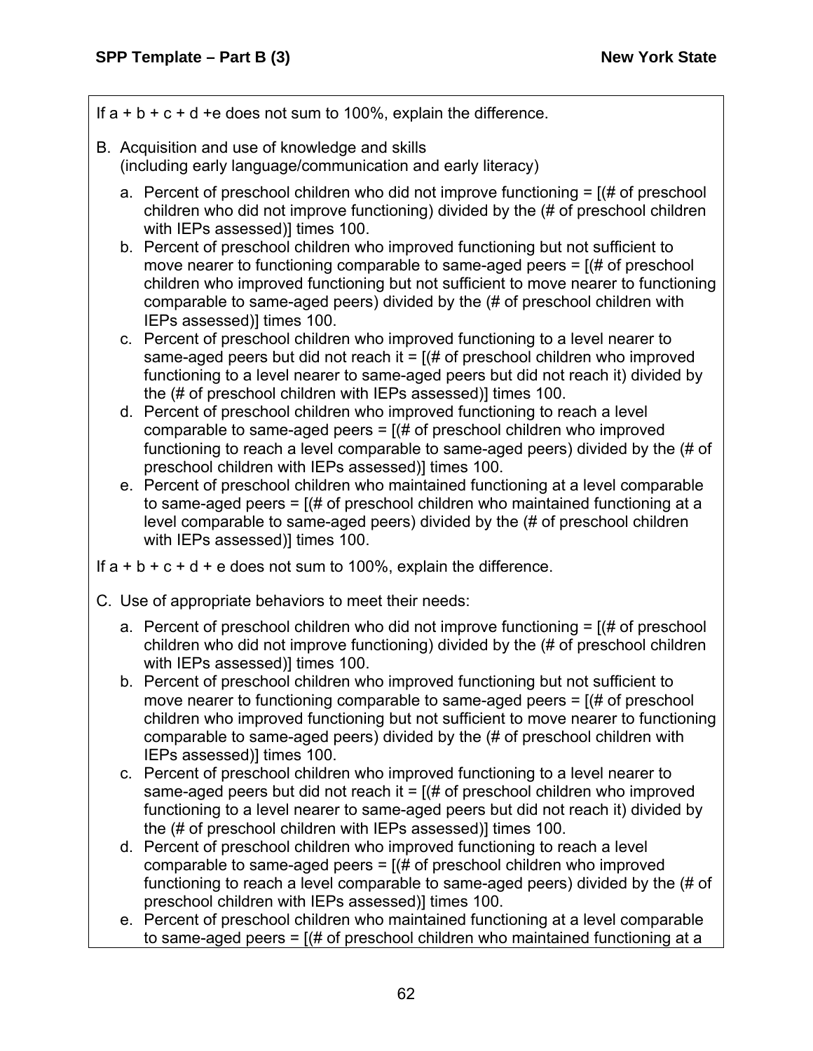If a + b + c + d +e does not sum to 100%, explain the difference.

B. Acquisition and use of knowledge and skills (including early language/communication and early literacy)

   a. Percent of preschool children who did not improve functioning = [(# of preschool children who did not improve functioning) divided by the (# of preschool children with IEPs assessed)] times 100.
   b. Percent of preschool children who improved functioning but not sufficient to move nearer to functioning comparable to same-aged peers = [(# of preschool children who improved functioning but not sufficient to move nearer to functioning comparable to same-aged peers) divided by the (# of preschool children with IEPs assessed)] times 100.
   c. Percent of preschool children who improved functioning to a level nearer to same-aged peers but did not reach it = [(# of preschool children who improved functioning to a level nearer to same-aged peers but did not reach it) divided by the (# of preschool children with IEPs assessed)] times 100.
   d. Percent of preschool children who improved functioning to reach a level comparable to same-aged peers = [(# of preschool children who improved functioning to reach a level comparable to same-aged peers) divided by the (# of preschool children with IEPs assessed)] times 100.
   e. Percent of preschool children who maintained functioning at a level comparable to same-aged peers = [(# of preschool children who maintained functioning at a level comparable to same-aged peers) divided by the (# of preschool children with IEPs assessed)] times 100.

If a + b + c + d + e does not sum to 100%, explain the difference.

C. Use of appropriate behaviors to meet their needs:

   a. Percent of preschool children who did not improve functioning = [(# of preschool children who did not improve functioning) divided by the (# of preschool children with IEPs assessed)] times 100.
   b. Percent of preschool children who improved functioning but not sufficient to move nearer to functioning comparable to same-aged peers = [(# of preschool children who improved functioning but not sufficient to move nearer to functioning comparable to same-aged peers) divided by the (# of preschool children with IEPs assessed)] times 100.
   c. Percent of preschool children who improved functioning to a level nearer to same-aged peers but did not reach it = [(# of preschool children who improved functioning to a level nearer to same-aged peers but did not reach it) divided by the (# of preschool children with IEPs assessed)] times 100.
   d. Percent of preschool children who improved functioning to reach a level comparable to same-aged peers = [(# of preschool children who improved functioning to reach a level comparable to same-aged peers) divided by the (# of preschool children with IEPs assessed)] times 100.
   e. Percent of preschool children who maintained functioning at a level comparable to same-aged peers = [(# of preschool children who maintained functioning at a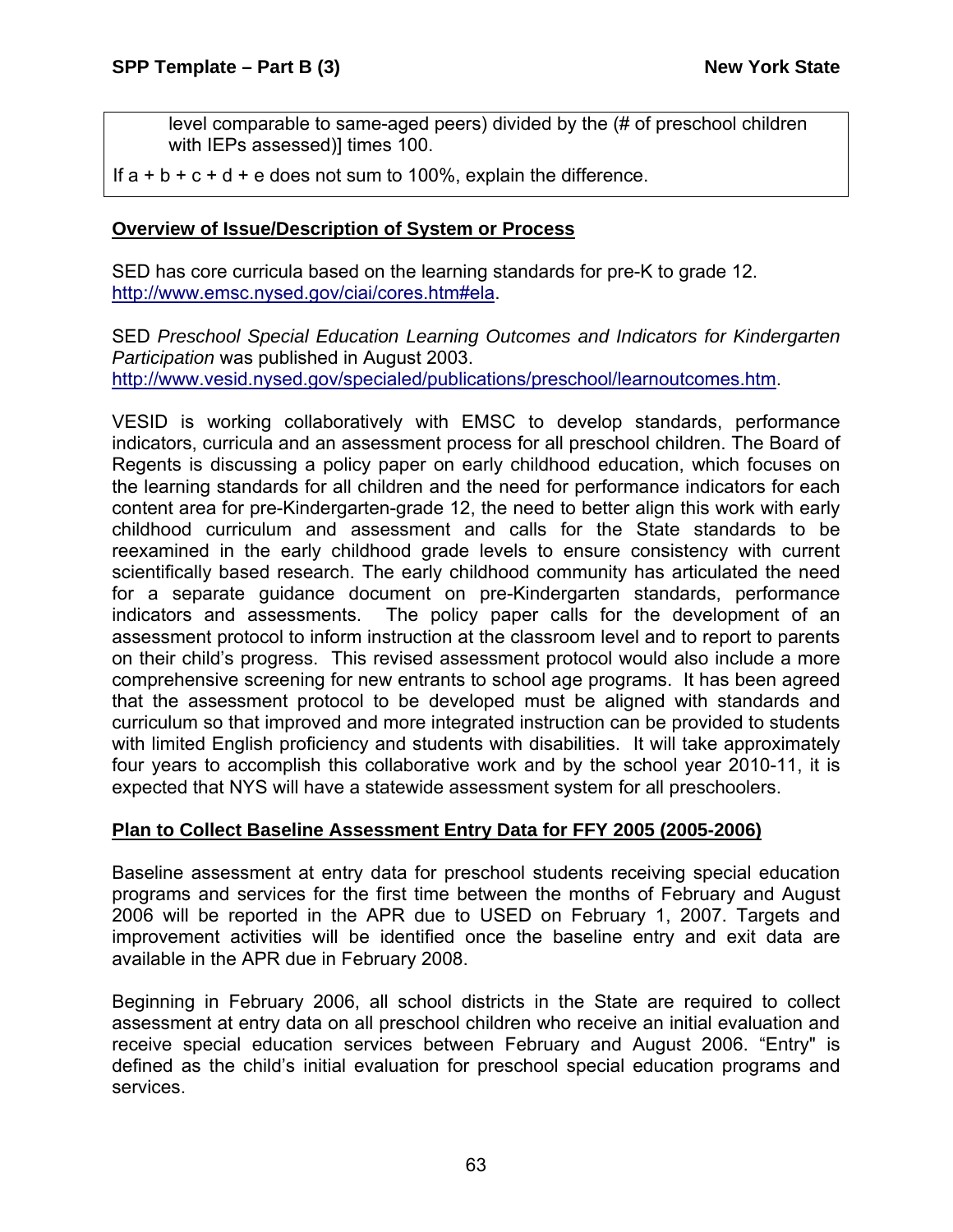level comparable to same-aged peers) divided by the (# of preschool children with IEPs assessed)] times 100.

If a + b + c + d + e does not sum to 100%, explain the difference.

**Overview of Issue/Description of System or Process**

SED has core curricula based on the learning standards for pre-K to grade 12. http://www.emsc.nysed.gov/ciai/cores.htm#ela.

SED *Preschool Special Education Learning Outcomes and Indicators for Kindergarten Participation* was published in August 2003. http://www.vesid.nysed.gov/specialed/publications/preschool/learnoutcomes.htm.

VESID is working collaboratively with EMSC to develop standards, performance indicators, curricula and an assessment process for all preschool children. The Board of Regents is discussing a policy paper on early childhood education, which focuses on the learning standards for all children and the need for performance indicators for each content area for pre-Kindergarten-grade 12, the need to better align this work with early childhood curriculum and assessment and calls for the State standards to be reexamined in the early childhood grade levels to ensure consistency with current scientifically based research. The early childhood community has articulated the need for a separate guidance document on pre-Kindergarten standards, performance indicators and assessments. The policy paper calls for the development of an assessment protocol to inform instruction at the classroom level and to report to parents on their child's progress. This revised assessment protocol would also include a more comprehensive screening for new entrants to school age programs. It has been agreed that the assessment protocol to be developed must be aligned with standards and curriculum so that improved and more integrated instruction can be provided to students with limited English proficiency and students with disabilities. It will take approximately four years to accomplish this collaborative work and by the school year 2010-11, it is expected that NYS will have a statewide assessment system for all preschoolers.

**Plan to Collect Baseline Assessment Entry Data for FFY 2005 (2005-2006)**

Baseline assessment at entry data for preschool students receiving special education programs and services for the first time between the months of February and August 2006 will be reported in the APR due to USED on February 1, 2007. Targets and improvement activities will be identified once the baseline entry and exit data are available in the APR due in February 2008.

Beginning in February 2006, all school districts in the State are required to collect assessment at entry data on all preschool children who receive an initial evaluation and receive special education services between February and August 2006. "Entry" is defined as the child's initial evaluation for preschool special education programs and services.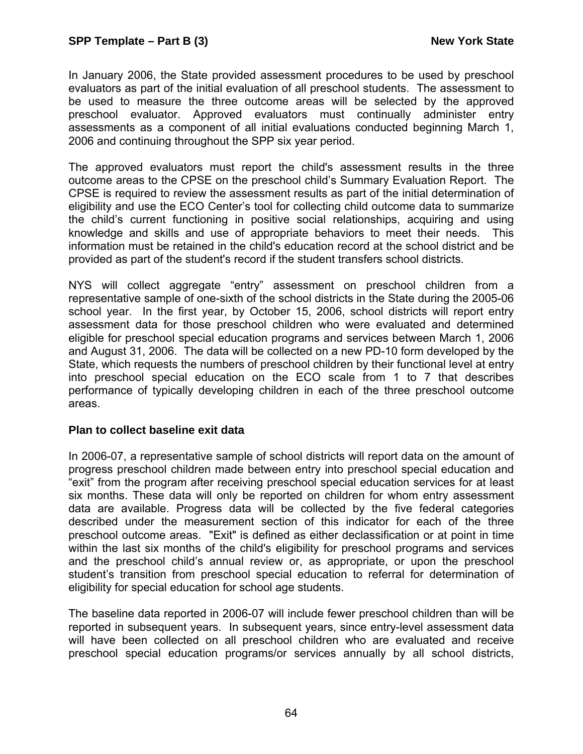In January 2006, the State provided assessment procedures to be used by preschool evaluators as part of the initial evaluation of all preschool students. The assessment to be used to measure the three outcome areas will be selected by the approved preschool evaluator. Approved evaluators must continually administer entry assessments as a component of all initial evaluations conducted beginning March 1, 2006 and continuing throughout the SPP six year period.

The approved evaluators must report the child's assessment results in the three outcome areas to the CPSE on the preschool child's Summary Evaluation Report. The CPSE is required to review the assessment results as part of the initial determination of eligibility and use the ECO Center's tool for collecting child outcome data to summarize the child's current functioning in positive social relationships, acquiring and using knowledge and skills and use of appropriate behaviors to meet their needs. This information must be retained in the child's education record at the school district and be provided as part of the student's record if the student transfers school districts.

NYS will collect aggregate "entry" assessment on preschool children from a representative sample of one-sixth of the school districts in the State during the 2005-06 school year. In the first year, by October 15, 2006, school districts will report entry assessment data for those preschool children who were evaluated and determined eligible for preschool special education programs and services between March 1, 2006 and August 31, 2006. The data will be collected on a new PD-10 form developed by the State, which requests the numbers of preschool children by their functional level at entry into preschool special education on the ECO scale from 1 to 7 that describes performance of typically developing children in each of the three preschool outcome areas.

**Plan to collect baseline exit data**

In 2006-07, a representative sample of school districts will report data on the amount of progress preschool children made between entry into preschool special education and "exit" from the program after receiving preschool special education services for at least six months. These data will only be reported on children for whom entry assessment data are available. Progress data will be collected by the five federal categories described under the measurement section of this indicator for each of the three preschool outcome areas. "Exit" is defined as either declassification or at point in time within the last six months of the child's eligibility for preschool programs and services and the preschool child's annual review or, as appropriate, or upon the preschool student's transition from preschool special education to referral for determination of eligibility for special education for school age students.

The baseline data reported in 2006-07 will include fewer preschool children than will be reported in subsequent years. In subsequent years, since entry-level assessment data will have been collected on all preschool children who are evaluated and receive preschool special education programs/or services annually by all school districts,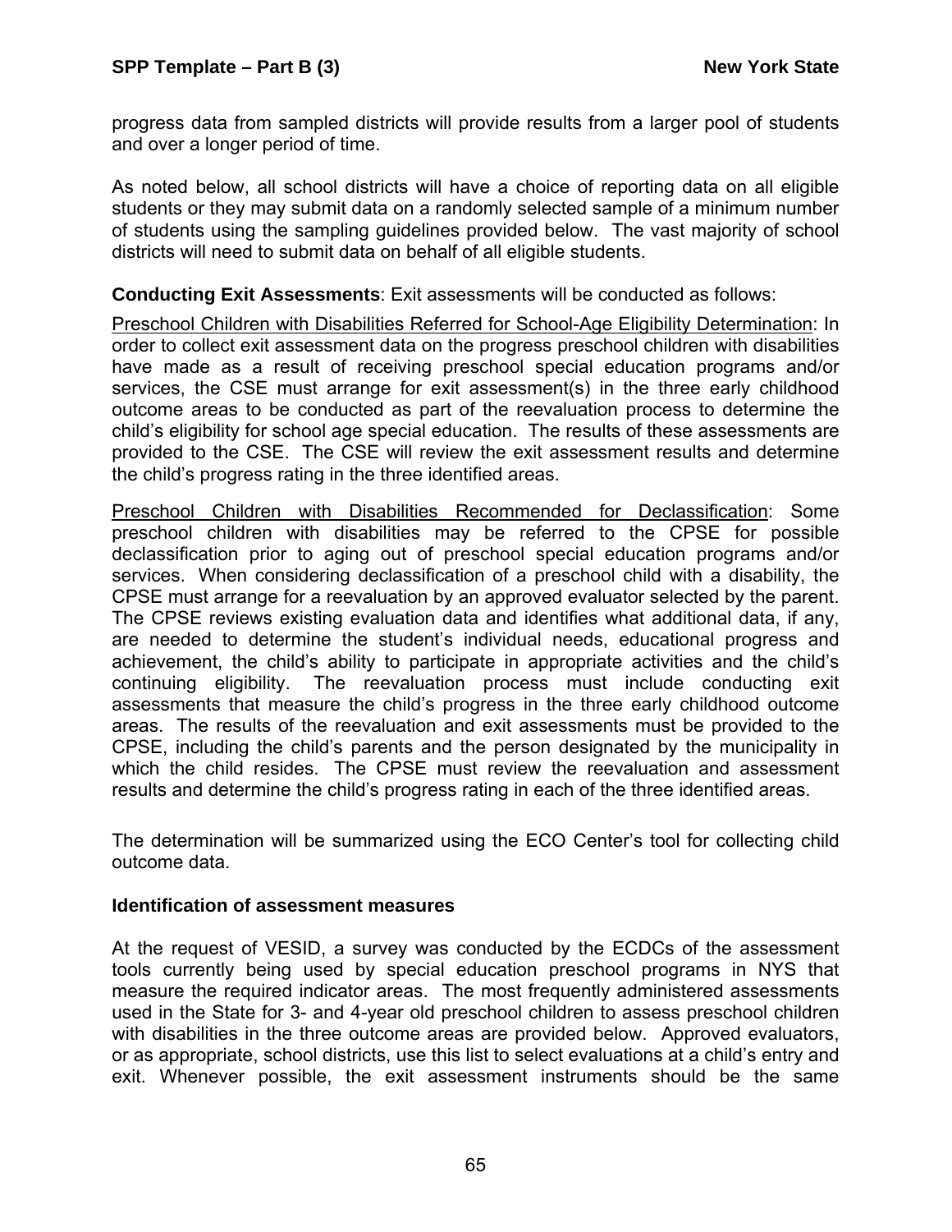progress data from sampled districts will provide results from a larger pool of students and over a longer period of time.

As noted below, all school districts will have a choice of reporting data on all eligible students or they may submit data on a randomly selected sample of a minimum number of students using the sampling guidelines provided below. The vast majority of school districts will need to submit data on behalf of all eligible students.

**Conducting Exit Assessments**: Exit assessments will be conducted as follows:

Preschool Children with Disabilities Referred for School-Age Eligibility Determination: In order to collect exit assessment data on the progress preschool children with disabilities have made as a result of receiving preschool special education programs and/or services, the CSE must arrange for exit assessment(s) in the three early childhood outcome areas to be conducted as part of the reevaluation process to determine the child's eligibility for school age special education. The results of these assessments are provided to the CSE. The CSE will review the exit assessment results and determine the child's progress rating in the three identified areas.

Preschool Children with Disabilities Recommended for Declassification: Some preschool children with disabilities may be referred to the CPSE for possible declassification prior to aging out of preschool special education programs and/or services. When considering declassification of a preschool child with a disability, the CPSE must arrange for a reevaluation by an approved evaluator selected by the parent. The CPSE reviews existing evaluation data and identifies what additional data, if any, are needed to determine the student's individual needs, educational progress and achievement, the child's ability to participate in appropriate activities and the child's continuing eligibility. The reevaluation process must include conducting exit assessments that measure the child's progress in the three early childhood outcome areas. The results of the reevaluation and exit assessments must be provided to the CPSE, including the child's parents and the person designated by the municipality in which the child resides. The CPSE must review the reevaluation and assessment results and determine the child's progress rating in each of the three identified areas.

The determination will be summarized using the ECO Center's tool for collecting child outcome data.

**Identification of assessment measures**

At the request of VESID, a survey was conducted by the ECDCs of the assessment tools currently being used by special education preschool programs in NYS that measure the required indicator areas. The most frequently administered assessments used in the State for 3- and 4-year old preschool children to assess preschool children with disabilities in the three outcome areas are provided below. Approved evaluators, or as appropriate, school districts, use this list to select evaluations at a child's entry and exit. Whenever possible, the exit assessment instruments should be the same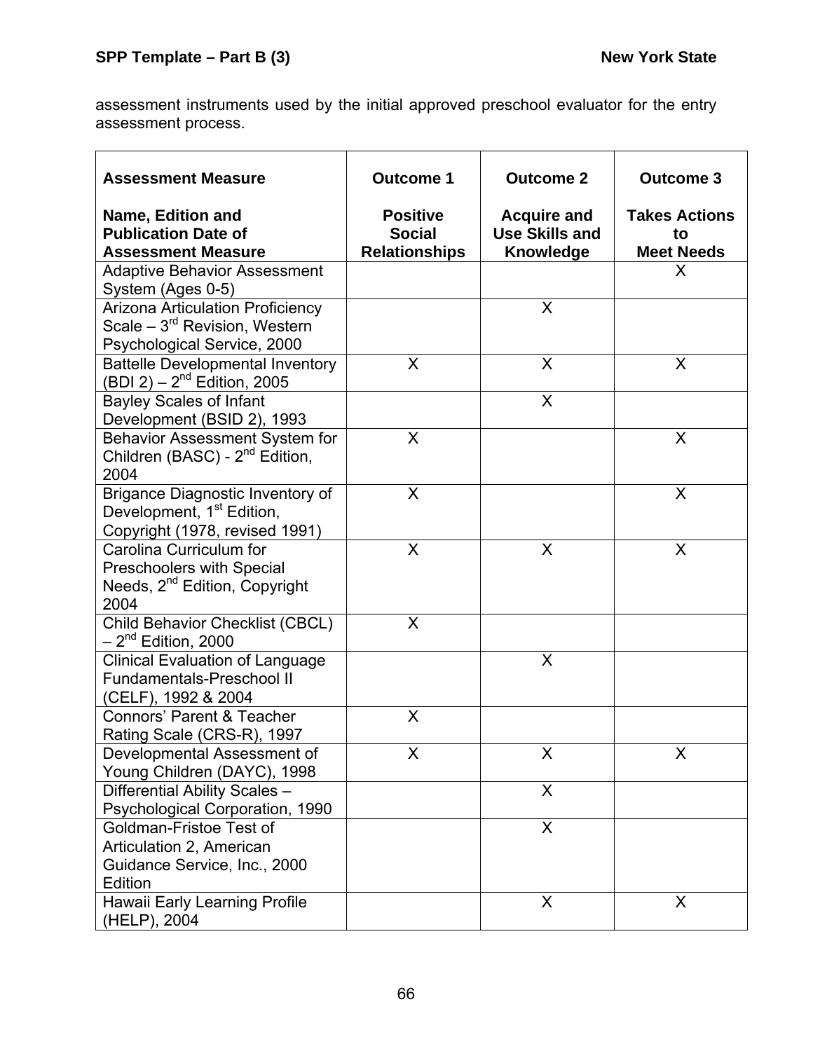assessment instruments used by the initial approved preschool evaluator for the entry assessment process.

| **Assessment Measure**<br><br>**Name, Edition and Publication Date of Assessment Measure** | **Outcome 1**<br><br>**Positive Social Relationships** | **Outcome 2**<br><br>**Acquire and Use Skills and Knowledge** | **Outcome 3**<br><br>**Takes Actions to Meet Needs** |
|---|---|---|---|
| Adaptive Behavior Assessment System (Ages 0-5) | | | X |
| Arizona Articulation Proficiency Scale – 3rd Revision, Western Psychological Service, 2000 | | X | |
| Battelle Developmental Inventory (BDI 2) – 2nd Edition, 2005 | X | X | X |
| Bayley Scales of Infant Development (BSID 2), 1993 | | X | |
| Behavior Assessment System for Children (BASC) - 2nd Edition, 2004 | X | | X |
| Brigance Diagnostic Inventory of Development, 1st Edition, Copyright (1978, revised 1991) | X | | X |
| Carolina Curriculum for Preschoolers with Special Needs, 2nd Edition, Copyright 2004 | X | X | X |
| Child Behavior Checklist (CBCL) – 2nd Edition, 2000 | X | | |
| Clinical Evaluation of Language Fundamentals-Preschool II (CELF), 1992 & 2004 | | X | |
| Connors' Parent & Teacher Rating Scale (CRS-R), 1997 | X | | |
| Developmental Assessment of Young Children (DAYC), 1998 | X | X | X |
| Differential Ability Scales – Psychological Corporation, 1990 | | X | |
| Goldman-Fristoe Test of Articulation 2, American Guidance Service, Inc., 2000 Edition | | X | |
| Hawaii Early Learning Profile (HELP), 2004 | | X | X |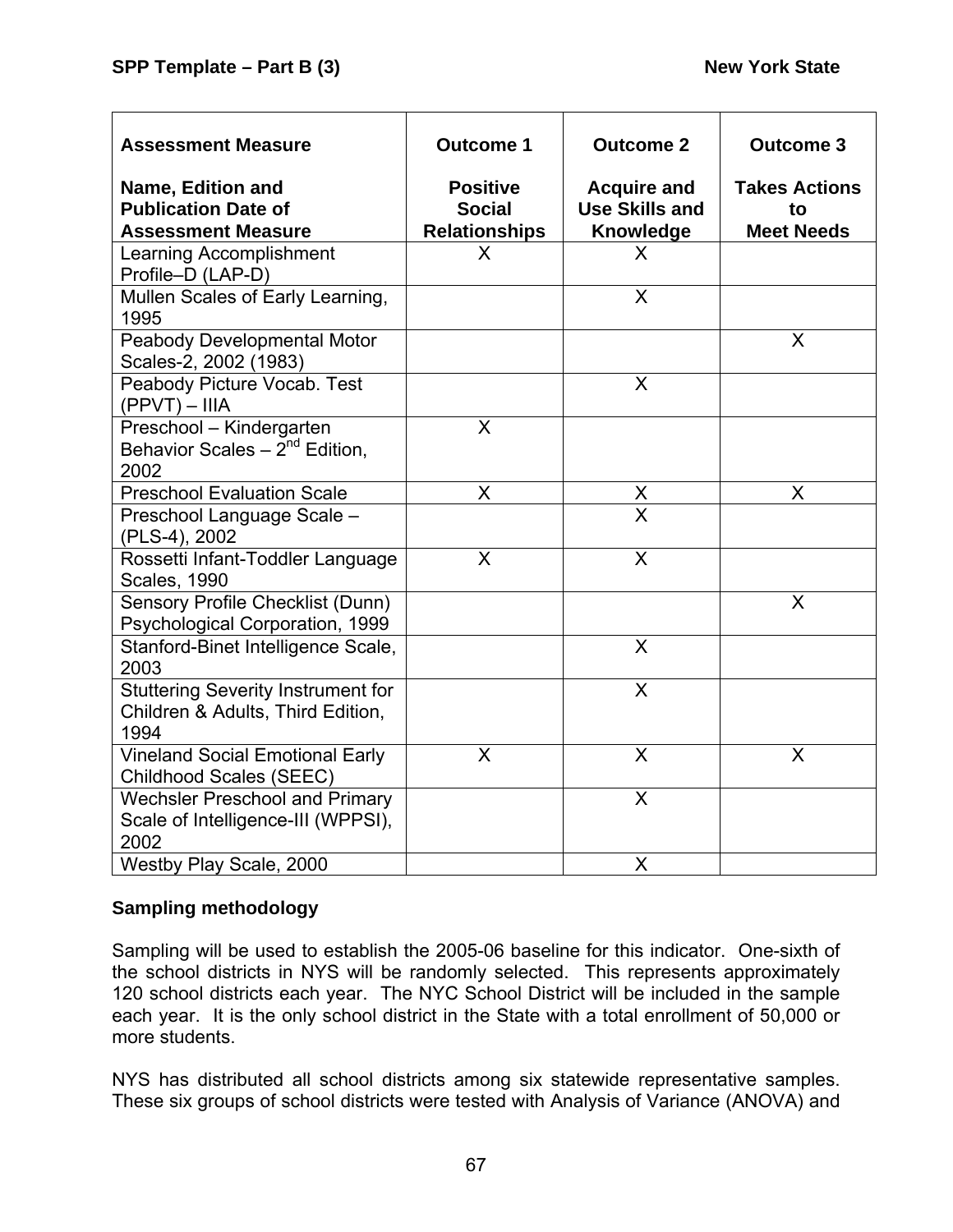| Assessment Measure<br><br>Name, Edition and Publication Date of Assessment Measure | Outcome 1<br><br>Positive Social Relationships | Outcome 2<br><br>Acquire and Use Skills and Knowledge | Outcome 3<br><br>Takes Actions to Meet Needs |
|---|---|---|---|
| Learning Accomplishment Profile–D (LAP-D) | X | X | |
| Mullen Scales of Early Learning, 1995 | | X | |
| Peabody Developmental Motor Scales-2, 2002 (1983) | | | X |
| Peabody Picture Vocab. Test (PPVT) – IIIA | | X | |
| Preschool – Kindergarten Behavior Scales – 2nd Edition, 2002 | X | | |
| Preschool Evaluation Scale | X | X | X |
| Preschool Language Scale – (PLS-4), 2002 | | X | |
| Rossetti Infant-Toddler Language Scales, 1990 | X | X | |
| Sensory Profile Checklist (Dunn) Psychological Corporation, 1999 | | | X |
| Stanford-Binet Intelligence Scale, 2003 | | X | |
| Stuttering Severity Instrument for Children & Adults, Third Edition, 1994 | | X | |
| Vineland Social Emotional Early Childhood Scales (SEEC) | X | X | X |
| Wechsler Preschool and Primary Scale of Intelligence-III (WPPSI), 2002 | | X | |
| Westby Play Scale, 2000 | | X | |

**Sampling methodology**

Sampling will be used to establish the 2005-06 baseline for this indicator. One-sixth of the school districts in NYS will be randomly selected. This represents approximately 120 school districts each year. The NYC School District will be included in the sample each year. It is the only school district in the State with a total enrollment of 50,000 or more students.

NYS has distributed all school districts among six statewide representative samples. These six groups of school districts were tested with Analysis of Variance (ANOVA) and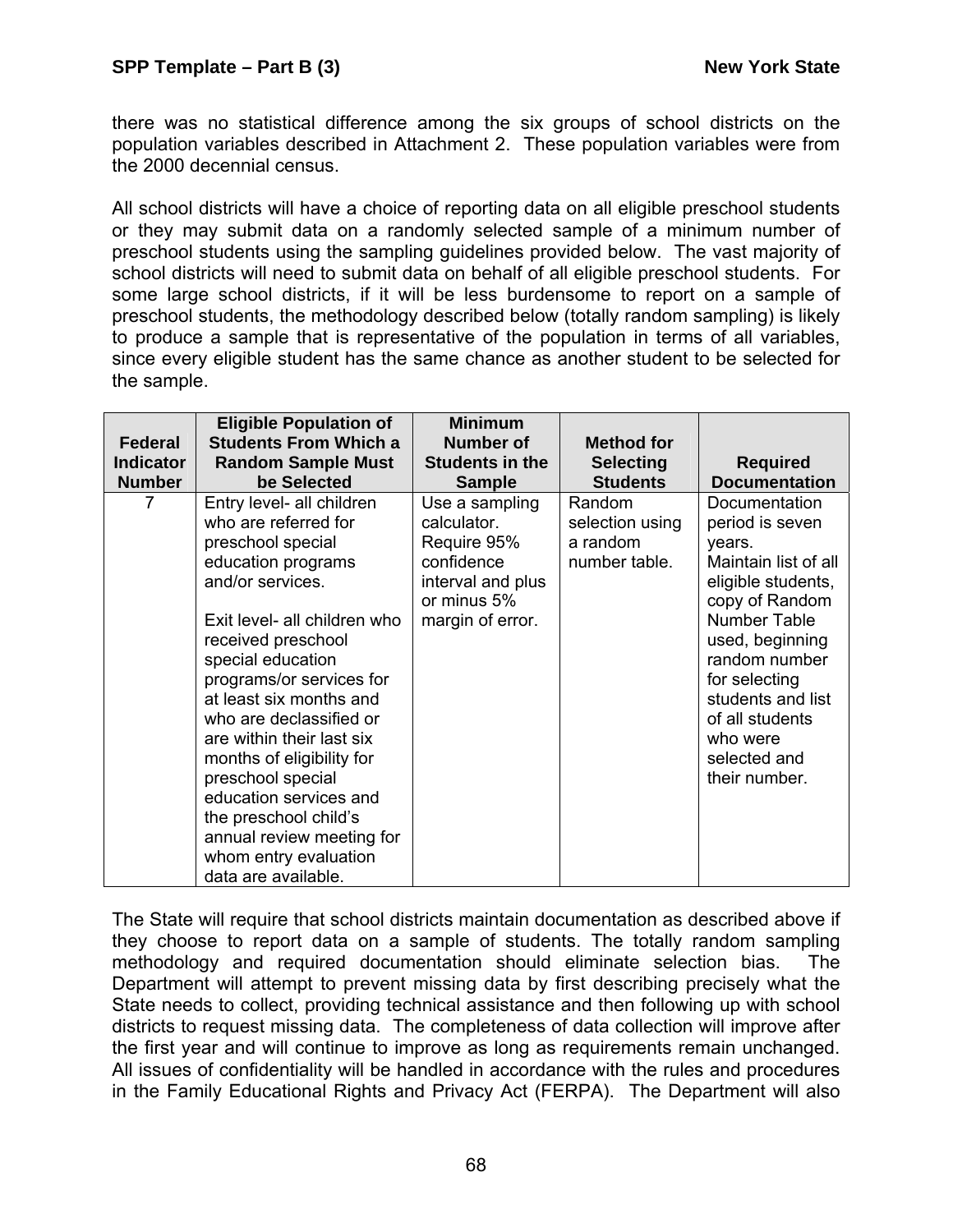there was no statistical difference among the six groups of school districts on the population variables described in Attachment 2. These population variables were from the 2000 decennial census.

All school districts will have a choice of reporting data on all eligible preschool students or they may submit data on a randomly selected sample of a minimum number of preschool students using the sampling guidelines provided below. The vast majority of school districts will need to submit data on behalf of all eligible preschool students. For some large school districts, if it will be less burdensome to report on a sample of preschool students, the methodology described below (totally random sampling) is likely to produce a sample that is representative of the population in terms of all variables, since every eligible student has the same chance as another student to be selected for the sample.

| Federal Indicator Number | Eligible Population of Students From Which a Random Sample Must be Selected | Minimum Number of Students in the Sample | Method for Selecting Students | Required Documentation |
|---|---|---|---|---|
| 7 | Entry level- all children who are referred for preschool special education programs and/or services.<br><br>Exit level- all children who received preschool special education programs/or services for at least six months and who are declassified or are within their last six months of eligibility for preschool special education services and the preschool child's annual review meeting for whom entry evaluation data are available. | Use a sampling calculator. Require 95% confidence interval and plus or minus 5% margin of error. | Random selection using a random number table. | Documentation period is seven years. Maintain list of all eligible students, copy of Random Number Table used, beginning random number for selecting students and list of all students who were selected and their number. |

The State will require that school districts maintain documentation as described above if they choose to report data on a sample of students. The totally random sampling methodology and required documentation should eliminate selection bias. The Department will attempt to prevent missing data by first describing precisely what the State needs to collect, providing technical assistance and then following up with school districts to request missing data. The completeness of data collection will improve after the first year and will continue to improve as long as requirements remain unchanged. All issues of confidentiality will be handled in accordance with the rules and procedures in the Family Educational Rights and Privacy Act (FERPA). The Department will also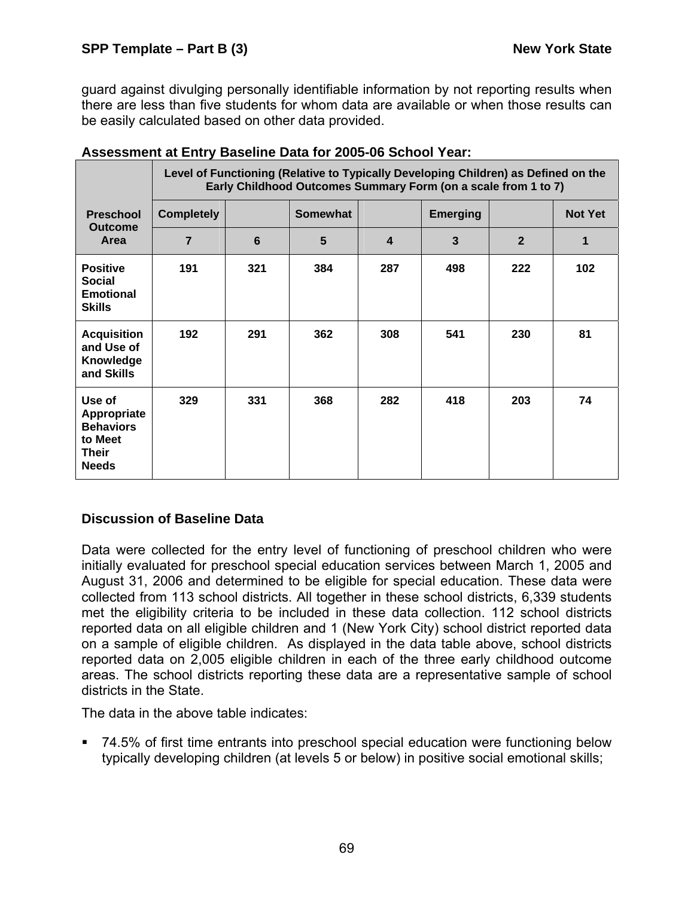guard against divulging personally identifiable information by not reporting results when there are less than five students for whom data are available or when those results can be easily calculated based on other data provided.

**Assessment at Entry Baseline Data for 2005-06 School Year:**

| Preschool Outcome Area | Level of Functioning (Relative to Typically Developing Children) as Defined on the Early Childhood Outcomes Summary Form (on a scale from 1 to 7) | | | | | | |
|---|---|---|---|---|---|---|---|
| | Completely | | Somewhat | | Emerging | | Not Yet |
| | 7 | 6 | 5 | 4 | 3 | 2 | 1 |
| **Positive Social Emotional Skills** | 191 | 321 | 384 | 287 | 498 | 222 | 102 |
| **Acquisition and Use of Knowledge and Skills** | 192 | 291 | 362 | 308 | 541 | 230 | 81 |
| **Use of Appropriate Behaviors to Meet Their Needs** | 329 | 331 | 368 | 282 | 418 | 203 | 74 |

## Discussion of Baseline Data

Data were collected for the entry level of functioning of preschool children who were initially evaluated for preschool special education services between March 1, 2005 and August 31, 2006 and determined to be eligible for special education. These data were collected from 113 school districts. All together in these school districts, 6,339 students met the eligibility criteria to be included in these data collection. 112 school districts reported data on all eligible children and 1 (New York City) school district reported data on a sample of eligible children. As displayed in the data table above, school districts reported data on 2,005 eligible children in each of the three early childhood outcome areas. The school districts reporting these data are a representative sample of school districts in the State.

The data in the above table indicates:

- 74.5% of first time entrants into preschool special education were functioning below typically developing children (at levels 5 or below) in positive social emotional skills;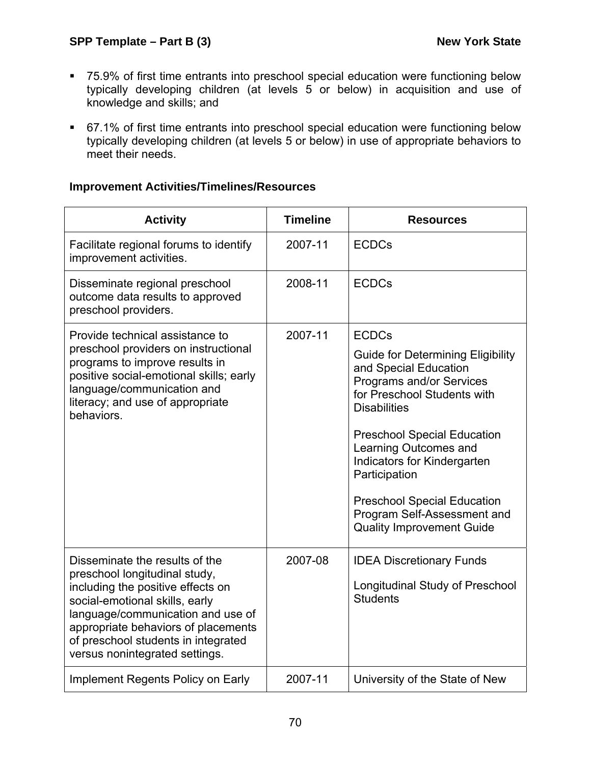- 75.9% of first time entrants into preschool special education were functioning below typically developing children (at levels 5 or below) in acquisition and use of knowledge and skills; and

- 67.1% of first time entrants into preschool special education were functioning below typically developing children (at levels 5 or below) in use of appropriate behaviors to meet their needs.

**Improvement Activities/Timelines/Resources**

| Activity | Timeline | Resources |
|---|---|---|
| Facilitate regional forums to identify improvement activities. | 2007-11 | ECDCs |
| Disseminate regional preschool outcome data results to approved preschool providers. | 2008-11 | ECDCs |
| Provide technical assistance to preschool providers on instructional programs to improve results in positive social-emotional skills; early language/communication and literacy; and use of appropriate behaviors. | 2007-11 | ECDCs<br><br>Guide for Determining Eligibility and Special Education Programs and/or Services for Preschool Students with Disabilities<br><br>Preschool Special Education Learning Outcomes and Indicators for Kindergarten Participation<br><br>Preschool Special Education Program Self-Assessment and Quality Improvement Guide |
| Disseminate the results of the preschool longitudinal study, including the positive effects on social-emotional skills, early language/communication and use of appropriate behaviors of placements of preschool students in integrated versus nonintegrated settings. | 2007-08 | IDEA Discretionary Funds<br><br>Longitudinal Study of Preschool Students |
| Implement Regents Policy on Early | 2007-11 | University of the State of New |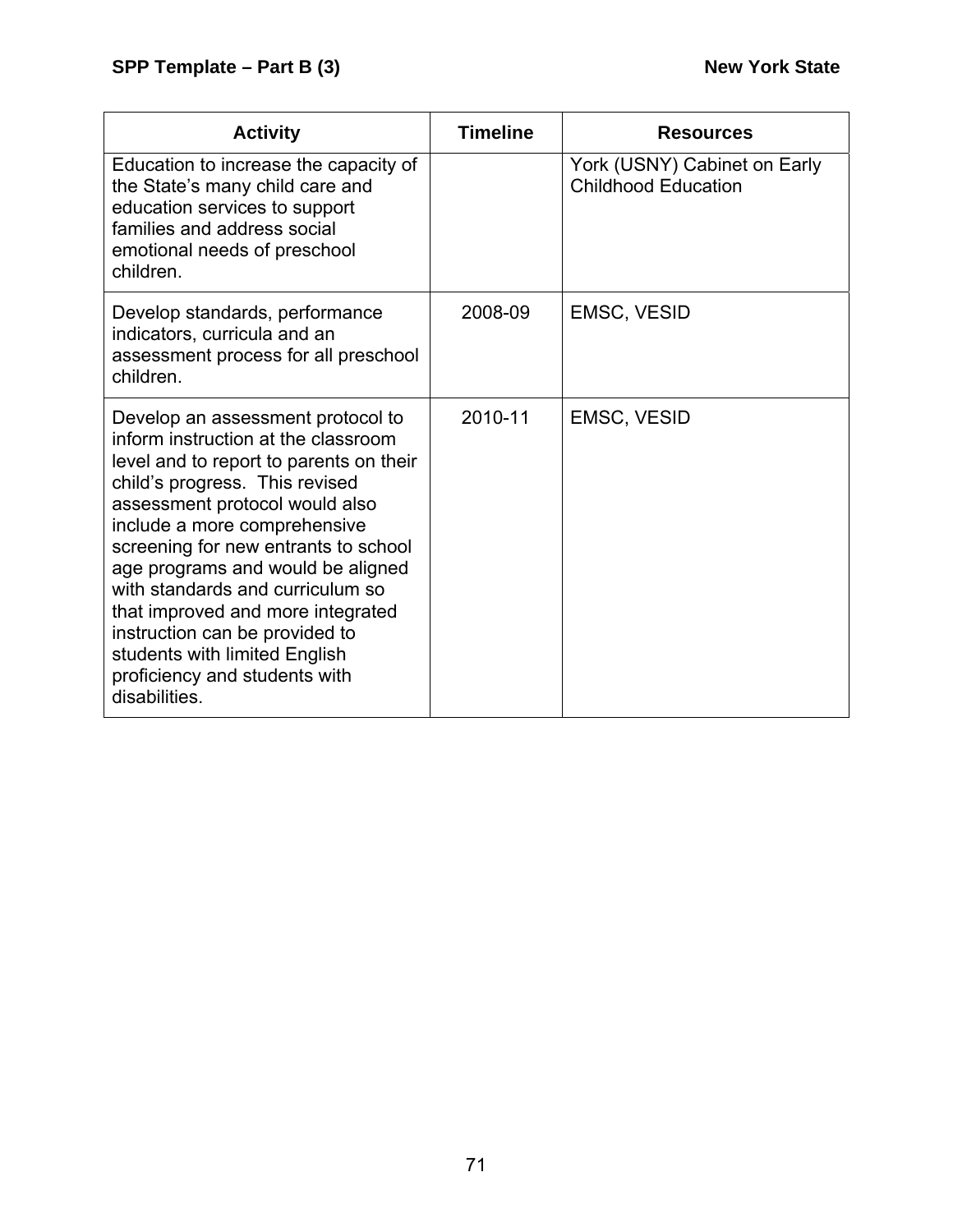| Activity | Timeline | Resources |
|---|---|---|
| Education to increase the capacity of the State's many child care and education services to support families and address social emotional needs of preschool children. | | York (USNY) Cabinet on Early Childhood Education |
| Develop standards, performance indicators, curricula and an assessment process for all preschool children. | 2008-09 | EMSC, VESID |
| Develop an assessment protocol to inform instruction at the classroom level and to report to parents on their child's progress. This revised assessment protocol would also include a more comprehensive screening for new entrants to school age programs and would be aligned with standards and curriculum so that improved and more integrated instruction can be provided to students with limited English proficiency and students with disabilities. | 2010-11 | EMSC, VESID |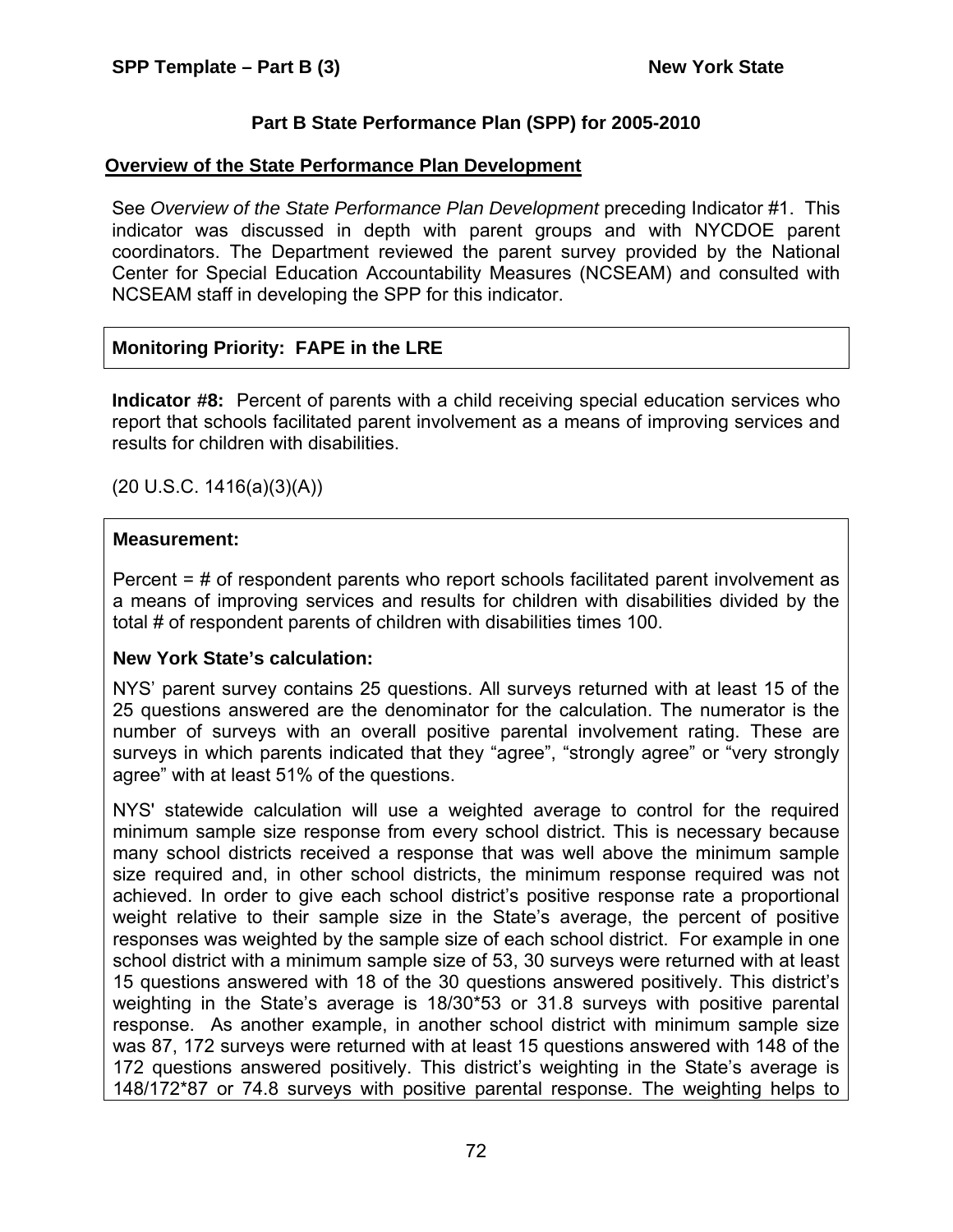## Part B State Performance Plan (SPP) for 2005-2010

### Overview of the State Performance Plan Development

See *Overview of the State Performance Plan Development* preceding Indicator #1. This indicator was discussed in depth with parent groups and with NYCDOE parent coordinators. The Department reviewed the parent survey provided by the National Center for Special Education Accountability Measures (NCSEAM) and consulted with NCSEAM staff in developing the SPP for this indicator.

**Monitoring Priority: FAPE in the LRE**

**Indicator #8:** Percent of parents with a child receiving special education services who report that schools facilitated parent involvement as a means of improving services and results for children with disabilities.

(20 U.S.C. 1416(a)(3)(A))

**Measurement:**

Percent = # of respondent parents who report schools facilitated parent involvement as a means of improving services and results for children with disabilities divided by the total # of respondent parents of children with disabilities times 100.

**New York State's calculation:**

NYS' parent survey contains 25 questions. All surveys returned with at least 15 of the 25 questions answered are the denominator for the calculation. The numerator is the number of surveys with an overall positive parental involvement rating. These are surveys in which parents indicated that they "agree", "strongly agree" or "very strongly agree" with at least 51% of the questions.

NYS' statewide calculation will use a weighted average to control for the required minimum sample size response from every school district. This is necessary because many school districts received a response that was well above the minimum sample size required and, in other school districts, the minimum response required was not achieved. In order to give each school district's positive response rate a proportional weight relative to their sample size in the State's average, the percent of positive responses was weighted by the sample size of each school district. For example in one school district with a minimum sample size of 53, 30 surveys were returned with at least 15 questions answered with 18 of the 30 questions answered positively. This district's weighting in the State's average is 18/30*53 or 31.8 surveys with positive parental response. As another example, in another school district with minimum sample size was 87, 172 surveys were returned with at least 15 questions answered with 148 of the 172 questions answered positively. This district's weighting in the State's average is 148/172*87 or 74.8 surveys with positive parental response. The weighting helps to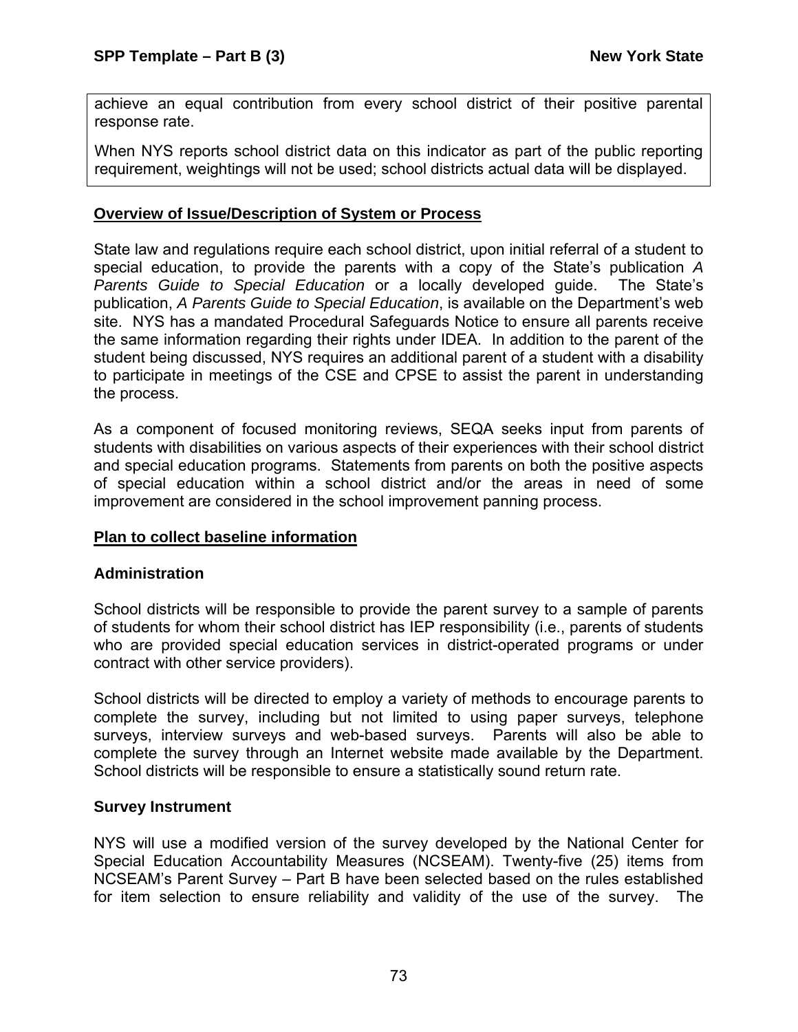achieve an equal contribution from every school district of their positive parental response rate.

When NYS reports school district data on this indicator as part of the public reporting requirement, weightings will not be used; school districts actual data will be displayed.

**Overview of Issue/Description of System or Process**

State law and regulations require each school district, upon initial referral of a student to special education, to provide the parents with a copy of the State's publication *A Parents Guide to Special Education* or a locally developed guide. The State's publication, *A Parents Guide to Special Education*, is available on the Department's web site. NYS has a mandated Procedural Safeguards Notice to ensure all parents receive the same information regarding their rights under IDEA. In addition to the parent of the student being discussed, NYS requires an additional parent of a student with a disability to participate in meetings of the CSE and CPSE to assist the parent in understanding the process.

As a component of focused monitoring reviews, SEQA seeks input from parents of students with disabilities on various aspects of their experiences with their school district and special education programs. Statements from parents on both the positive aspects of special education within a school district and/or the areas in need of some improvement are considered in the school improvement panning process.

**Plan to collect baseline information**

**Administration**

School districts will be responsible to provide the parent survey to a sample of parents of students for whom their school district has IEP responsibility (i.e., parents of students who are provided special education services in district-operated programs or under contract with other service providers).

School districts will be directed to employ a variety of methods to encourage parents to complete the survey, including but not limited to using paper surveys, telephone surveys, interview surveys and web-based surveys. Parents will also be able to complete the survey through an Internet website made available by the Department. School districts will be responsible to ensure a statistically sound return rate.

**Survey Instrument**

NYS will use a modified version of the survey developed by the National Center for Special Education Accountability Measures (NCSEAM). Twenty-five (25) items from NCSEAM's Parent Survey – Part B have been selected based on the rules established for item selection to ensure reliability and validity of the use of the survey. The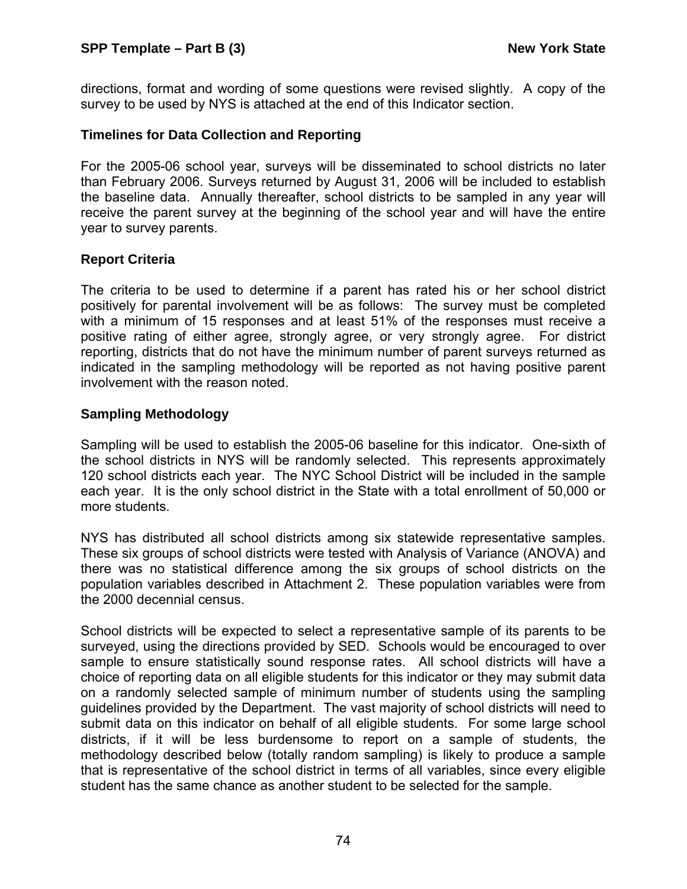directions, format and wording of some questions were revised slightly. A copy of the survey to be used by NYS is attached at the end of this Indicator section.

### Timelines for Data Collection and Reporting

For the 2005-06 school year, surveys will be disseminated to school districts no later than February 2006. Surveys returned by August 31, 2006 will be included to establish the baseline data. Annually thereafter, school districts to be sampled in any year will receive the parent survey at the beginning of the school year and will have the entire year to survey parents.

### Report Criteria

The criteria to be used to determine if a parent has rated his or her school district positively for parental involvement will be as follows: The survey must be completed with a minimum of 15 responses and at least 51% of the responses must receive a positive rating of either agree, strongly agree, or very strongly agree. For district reporting, districts that do not have the minimum number of parent surveys returned as indicated in the sampling methodology will be reported as not having positive parent involvement with the reason noted.

### Sampling Methodology

Sampling will be used to establish the 2005-06 baseline for this indicator. One-sixth of the school districts in NYS will be randomly selected. This represents approximately 120 school districts each year. The NYC School District will be included in the sample each year. It is the only school district in the State with a total enrollment of 50,000 or more students.

NYS has distributed all school districts among six statewide representative samples. These six groups of school districts were tested with Analysis of Variance (ANOVA) and there was no statistical difference among the six groups of school districts on the population variables described in Attachment 2. These population variables were from the 2000 decennial census.

School districts will be expected to select a representative sample of its parents to be surveyed, using the directions provided by SED. Schools would be encouraged to over sample to ensure statistically sound response rates. All school districts will have a choice of reporting data on all eligible students for this indicator or they may submit data on a randomly selected sample of minimum number of students using the sampling guidelines provided by the Department. The vast majority of school districts will need to submit data on this indicator on behalf of all eligible students. For some large school districts, if it will be less burdensome to report on a sample of students, the methodology described below (totally random sampling) is likely to produce a sample that is representative of the school district in terms of all variables, since every eligible student has the same chance as another student to be selected for the sample.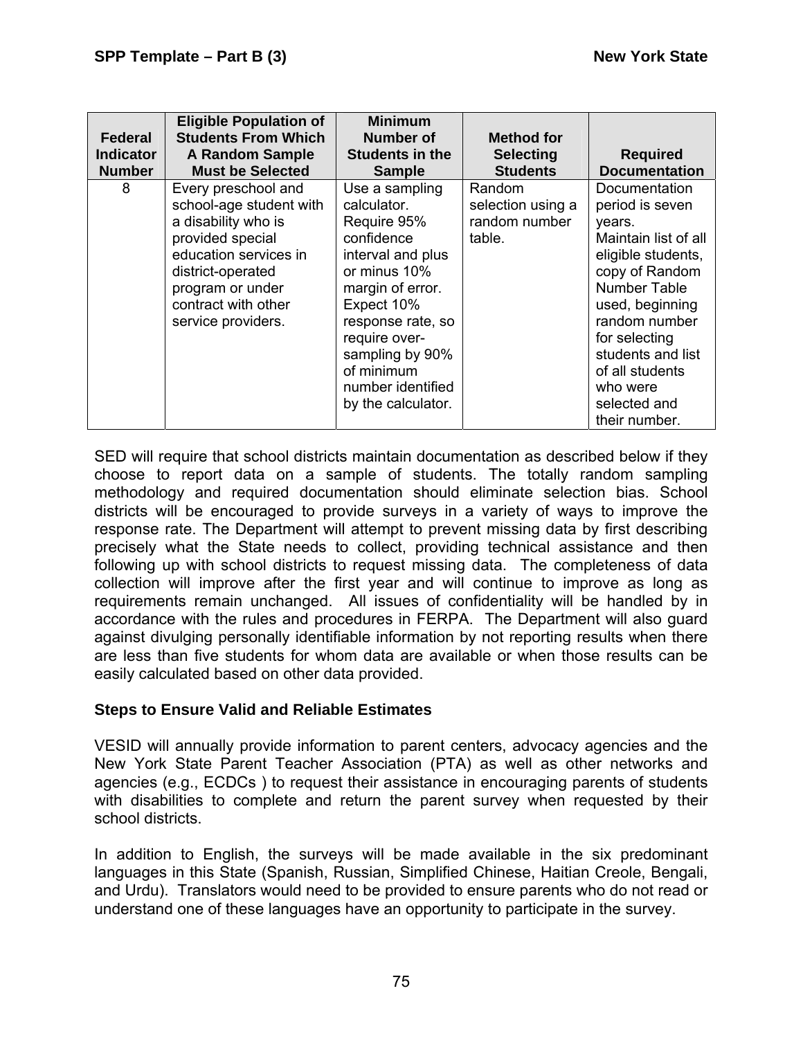| Federal Indicator Number | Eligible Population of Students From Which A Random Sample Must be Selected | Minimum Number of Students in the Sample | Method for Selecting Students | Required Documentation |
|---|---|---|---|---|
| 8 | Every preschool and school-age student with a disability who is provided special education services in district-operated program or under contract with other service providers. | Use a sampling calculator. Require 95% confidence interval and plus or minus 10% margin of error. Expect 10% response rate, so require over-sampling by 90% of minimum number identified by the calculator. | Random selection using a random number table. | Documentation period is seven years. Maintain list of all eligible students, copy of Random Number Table used, beginning random number for selecting students and list of all students who were selected and their number. |

SED will require that school districts maintain documentation as described below if they choose to report data on a sample of students. The totally random sampling methodology and required documentation should eliminate selection bias. School districts will be encouraged to provide surveys in a variety of ways to improve the response rate. The Department will attempt to prevent missing data by first describing precisely what the State needs to collect, providing technical assistance and then following up with school districts to request missing data. The completeness of data collection will improve after the first year and will continue to improve as long as requirements remain unchanged. All issues of confidentiality will be handled by in accordance with the rules and procedures in FERPA. The Department will also guard against divulging personally identifiable information by not reporting results when there are less than five students for whom data are available or when those results can be easily calculated based on other data provided.

**Steps to Ensure Valid and Reliable Estimates**

VESID will annually provide information to parent centers, advocacy agencies and the New York State Parent Teacher Association (PTA) as well as other networks and agencies (e.g., ECDCs ) to request their assistance in encouraging parents of students with disabilities to complete and return the parent survey when requested by their school districts.

In addition to English, the surveys will be made available in the six predominant languages in this State (Spanish, Russian, Simplified Chinese, Haitian Creole, Bengali, and Urdu). Translators would need to be provided to ensure parents who do not read or understand one of these languages have an opportunity to participate in the survey.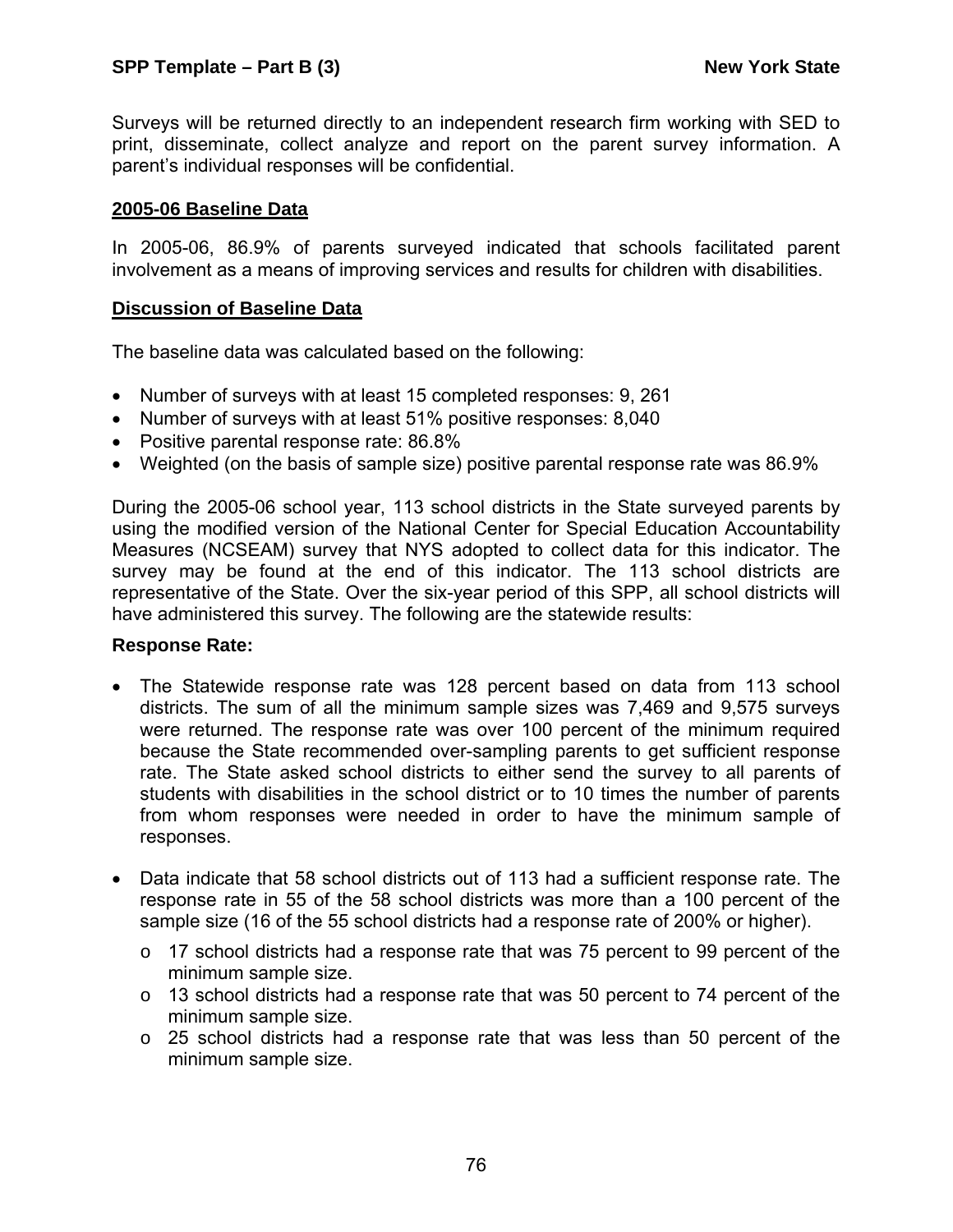Surveys will be returned directly to an independent research firm working with SED to print, disseminate, collect analyze and report on the parent survey information. A parent's individual responses will be confidential.

**2005-06 Baseline Data**

In 2005-06, 86.9% of parents surveyed indicated that schools facilitated parent involvement as a means of improving services and results for children with disabilities.

**Discussion of Baseline Data**

The baseline data was calculated based on the following:

- Number of surveys with at least 15 completed responses: 9, 261
- Number of surveys with at least 51% positive responses: 8,040
- Positive parental response rate: 86.8%
- Weighted (on the basis of sample size) positive parental response rate was 86.9%

During the 2005-06 school year, 113 school districts in the State surveyed parents by using the modified version of the National Center for Special Education Accountability Measures (NCSEAM) survey that NYS adopted to collect data for this indicator. The survey may be found at the end of this indicator. The 113 school districts are representative of the State. Over the six-year period of this SPP, all school districts will have administered this survey. The following are the statewide results:

**Response Rate:**

- The Statewide response rate was 128 percent based on data from 113 school districts. The sum of all the minimum sample sizes was 7,469 and 9,575 surveys were returned. The response rate was over 100 percent of the minimum required because the State recommended over-sampling parents to get sufficient response rate. The State asked school districts to either send the survey to all parents of students with disabilities in the school district or to 10 times the number of parents from whom responses were needed in order to have the minimum sample of responses.

- Data indicate that 58 school districts out of 113 had a sufficient response rate. The response rate in 55 of the 58 school districts was more than a 100 percent of the sample size (16 of the 55 school districts had a response rate of 200% or higher).
  - 17 school districts had a response rate that was 75 percent to 99 percent of the minimum sample size.
  - 13 school districts had a response rate that was 50 percent to 74 percent of the minimum sample size.
  - 25 school districts had a response rate that was less than 50 percent of the minimum sample size.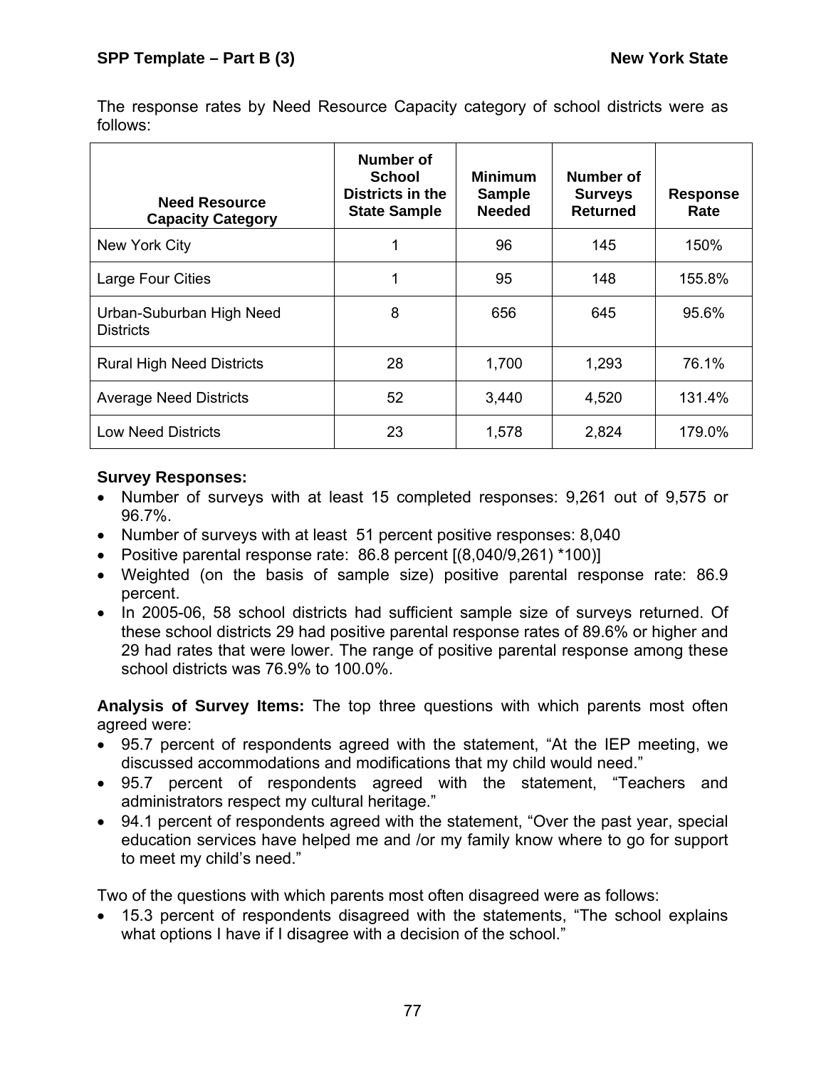The response rates by Need Resource Capacity category of school districts were as follows:

| Need Resource Capacity Category | Number of School Districts in the State Sample | Minimum Sample Needed | Number of Surveys Returned | Response Rate |
|---|---|---|---|---|
| New York City | 1 | 96 | 145 | 150% |
| Large Four Cities | 1 | 95 | 148 | 155.8% |
| Urban-Suburban High Need Districts | 8 | 656 | 645 | 95.6% |
| Rural High Need Districts | 28 | 1,700 | 1,293 | 76.1% |
| Average Need Districts | 52 | 3,440 | 4,520 | 131.4% |
| Low Need Districts | 23 | 1,578 | 2,824 | 179.0% |

**Survey Responses:**

- Number of surveys with at least 15 completed responses: 9,261 out of 9,575 or 96.7%.
- Number of surveys with at least 51 percent positive responses: 8,040
- Positive parental response rate: 86.8 percent [(8,040/9,261) *100)]
- Weighted (on the basis of sample size) positive parental response rate: 86.9 percent.
- In 2005-06, 58 school districts had sufficient sample size of surveys returned. Of these school districts 29 had positive parental response rates of 89.6% or higher and 29 had rates that were lower. The range of positive parental response among these school districts was 76.9% to 100.0%.

**Analysis of Survey Items:** The top three questions with which parents most often agreed were:

- 95.7 percent of respondents agreed with the statement, "At the IEP meeting, we discussed accommodations and modifications that my child would need."
- 95.7 percent of respondents agreed with the statement, "Teachers and administrators respect my cultural heritage."
- 94.1 percent of respondents agreed with the statement, "Over the past year, special education services have helped me and /or my family know where to go for support to meet my child's need."

Two of the questions with which parents most often disagreed were as follows:

- 15.3 percent of respondents disagreed with the statements, "The school explains what options I have if I disagree with a decision of the school."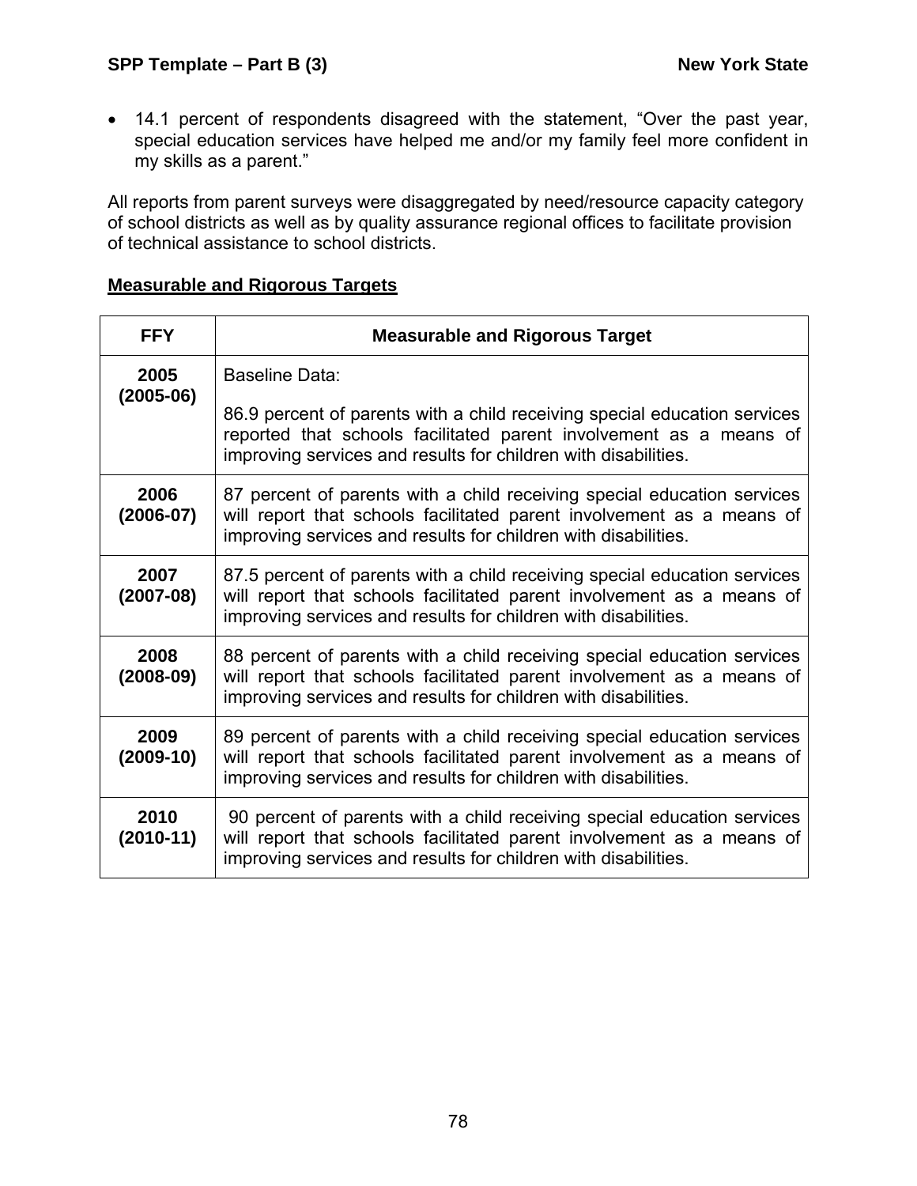- 14.1 percent of respondents disagreed with the statement, “Over the past year, special education services have helped me and/or my family feel more confident in my skills as a parent.”

All reports from parent surveys were disaggregated by need/resource capacity category of school districts as well as by quality assurance regional offices to facilitate provision of technical assistance to school districts.

**Measurable and Rigorous Targets**

| FFY | Measurable and Rigorous Target |
|---|---|
| **2005 (2005-06)** | Baseline Data:<br><br>86.9 percent of parents with a child receiving special education services reported that schools facilitated parent involvement as a means of improving services and results for children with disabilities. |
| **2006 (2006-07)** | 87 percent of parents with a child receiving special education services will report that schools facilitated parent involvement as a means of improving services and results for children with disabilities. |
| **2007 (2007-08)** | 87.5 percent of parents with a child receiving special education services will report that schools facilitated parent involvement as a means of improving services and results for children with disabilities. |
| **2008 (2008-09)** | 88 percent of parents with a child receiving special education services will report that schools facilitated parent involvement as a means of improving services and results for children with disabilities. |
| **2009 (2009-10)** | 89 percent of parents with a child receiving special education services will report that schools facilitated parent involvement as a means of improving services and results for children with disabilities. |
| **2010 (2010-11)** | 90 percent of parents with a child receiving special education services will report that schools facilitated parent involvement as a means of improving services and results for children with disabilities. |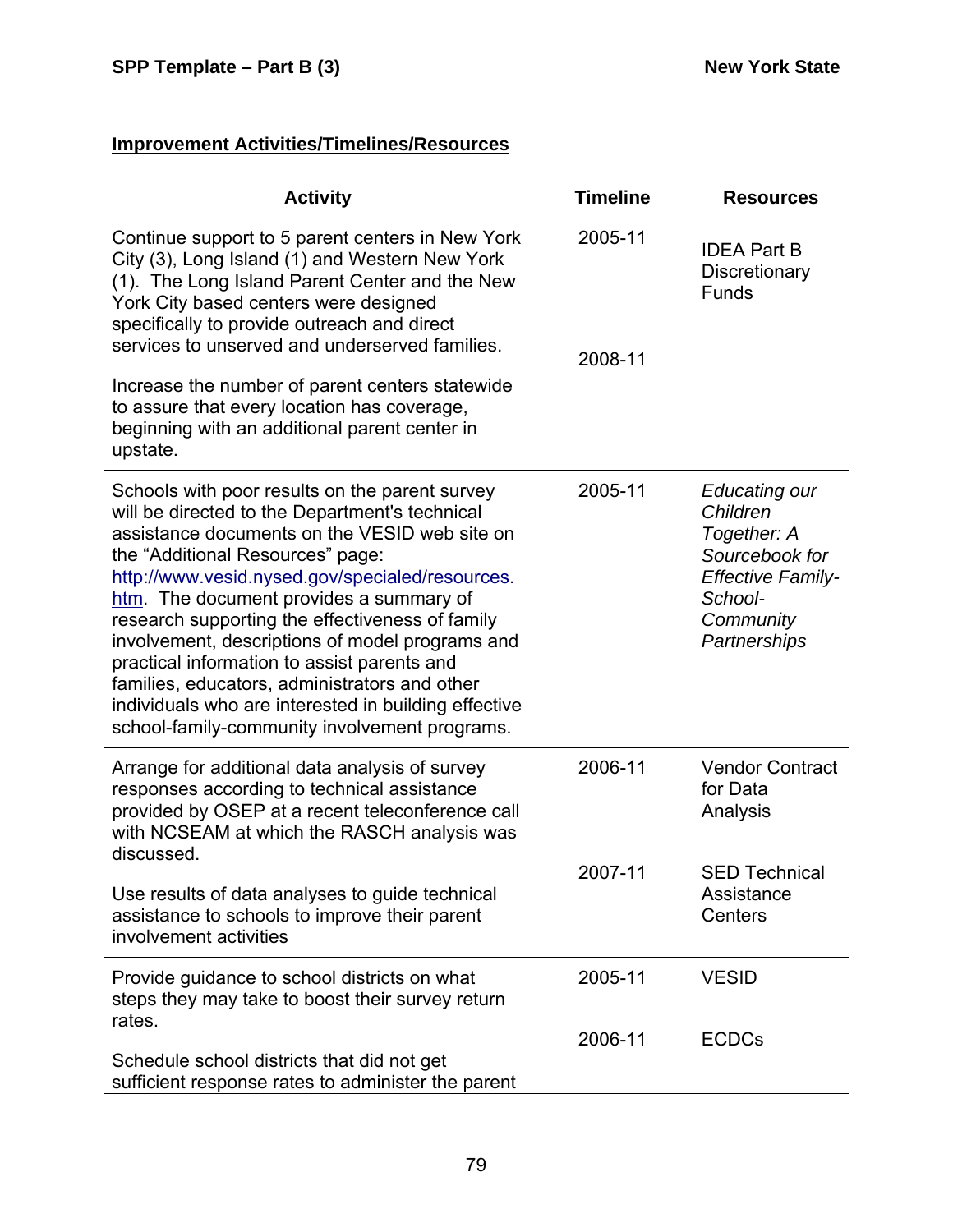## Improvement Activities/Timelines/Resources

| Activity | Timeline | Resources |
|---|---|---|
| Continue support to 5 parent centers in New York City (3), Long Island (1) and Western New York (1). The Long Island Parent Center and the New York City based centers were designed specifically to provide outreach and direct services to unserved and underserved families.<br><br>Increase the number of parent centers statewide to assure that every location has coverage, beginning with an additional parent center in upstate. | 2005-11<br><br>2008-11 | IDEA Part B Discretionary Funds |
| Schools with poor results on the parent survey will be directed to the Department's technical assistance documents on the VESID web site on the "Additional Resources" page: http://www.vesid.nysed.gov/specialed/resources.htm. The document provides a summary of research supporting the effectiveness of family involvement, descriptions of model programs and practical information to assist parents and families, educators, administrators and other individuals who are interested in building effective school-family-community involvement programs. | 2005-11 | *Educating our Children Together: A Sourcebook for Effective Family-School-Community Partnerships* |
| Arrange for additional data analysis of survey responses according to technical assistance provided by OSEP at a recent teleconference call with NCSEAM at which the RASCH analysis was discussed.<br><br>Use results of data analyses to guide technical assistance to schools to improve their parent involvement activities | 2006-11<br><br>2007-11 | Vendor Contract for Data Analysis<br><br>SED Technical Assistance Centers |
| Provide guidance to school districts on what steps they may take to boost their survey return rates.<br><br>Schedule school districts that did not get sufficient response rates to administer the parent | 2005-11<br><br>2006-11 | VESID<br><br>ECDCs |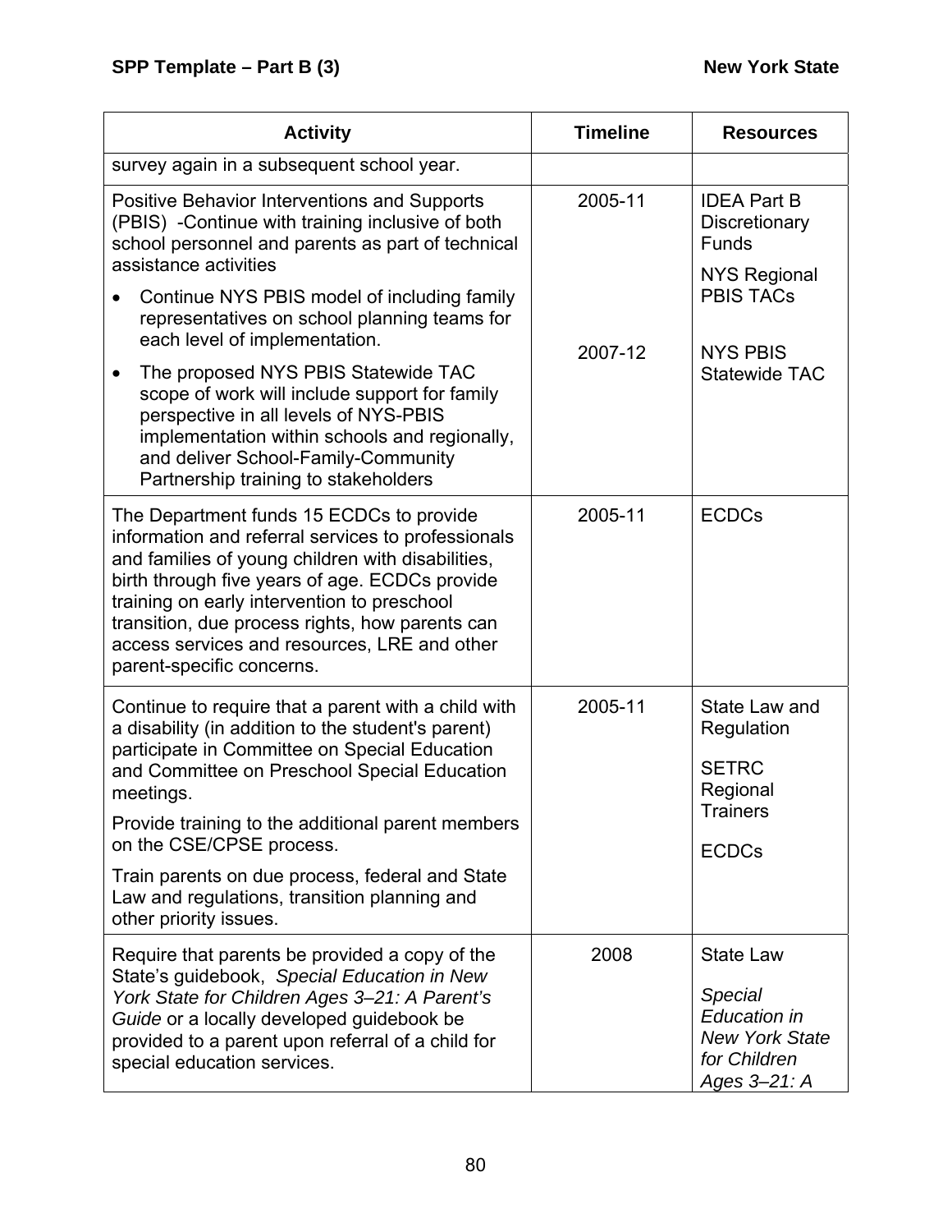| Activity | Timeline | Resources |
|---|---|---|
| survey again in a subsequent school year. | | |
| Positive Behavior Interventions and Supports (PBIS) -Continue with training inclusive of both school personnel and parents as part of technical assistance activities<br>• Continue NYS PBIS model of including family representatives on school planning teams for each level of implementation.<br>• The proposed NYS PBIS Statewide TAC scope of work will include support for family perspective in all levels of NYS-PBIS implementation within schools and regionally, and deliver School-Family-Community Partnership training to stakeholders | 2005-11<br><br>2007-12 | IDEA Part B Discretionary Funds<br>NYS Regional PBIS TACs<br><br>NYS PBIS Statewide TAC |
| The Department funds 15 ECDCs to provide information and referral services to professionals and families of young children with disabilities, birth through five years of age. ECDCs provide training on early intervention to preschool transition, due process rights, how parents can access services and resources, LRE and other parent-specific concerns. | 2005-11 | ECDCs |
| Continue to require that a parent with a child with a disability (in addition to the student's parent) participate in Committee on Special Education and Committee on Preschool Special Education meetings.<br>Provide training to the additional parent members on the CSE/CPSE process.<br>Train parents on due process, federal and State Law and regulations, transition planning and other priority issues. | 2005-11 | State Law and Regulation<br>SETRC Regional Trainers<br>ECDCs |
| Require that parents be provided a copy of the State's guidebook, *Special Education in New York State for Children Ages 3–21: A Parent's Guide* or a locally developed guidebook be provided to a parent upon referral of a child for special education services. | 2008 | State Law<br>*Special Education in New York State for Children Ages 3–21: A* |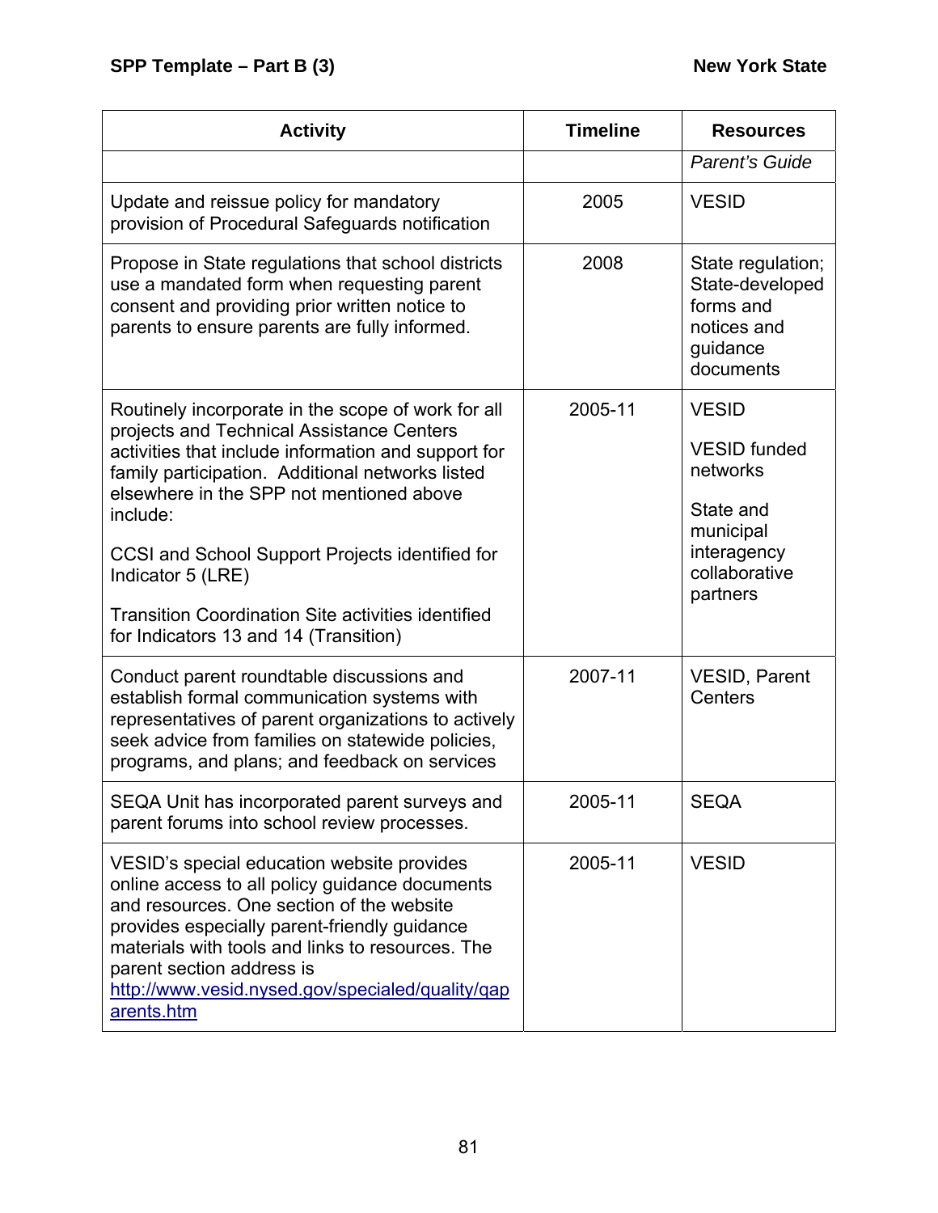| Activity | Timeline | Resources |
|---|---|---|
| | | *Parent's Guide* |
| Update and reissue policy for mandatory provision of Procedural Safeguards notification | 2005 | VESID |
| Propose in State regulations that school districts use a mandated form when requesting parent consent and providing prior written notice to parents to ensure parents are fully informed. | 2008 | State regulation; State-developed forms and notices and guidance documents |
| Routinely incorporate in the scope of work for all projects and Technical Assistance Centers activities that include information and support for family participation. Additional networks listed elsewhere in the SPP not mentioned above include:<br><br>CCSI and School Support Projects identified for Indicator 5 (LRE)<br><br>Transition Coordination Site activities identified for Indicators 13 and 14 (Transition) | 2005-11 | VESID<br><br>VESID funded networks<br><br>State and municipal interagency collaborative partners |
| Conduct parent roundtable discussions and establish formal communication systems with representatives of parent organizations to actively seek advice from families on statewide policies, programs, and plans; and feedback on services | 2007-11 | VESID, Parent Centers |
| SEQA Unit has incorporated parent surveys and parent forums into school review processes. | 2005-11 | SEQA |
| VESID's special education website provides online access to all policy guidance documents and resources. One section of the website provides especially parent-friendly guidance materials with tools and links to resources. The parent section address is http://www.vesid.nysed.gov/specialed/quality/qaparents.htm | 2005-11 | VESID |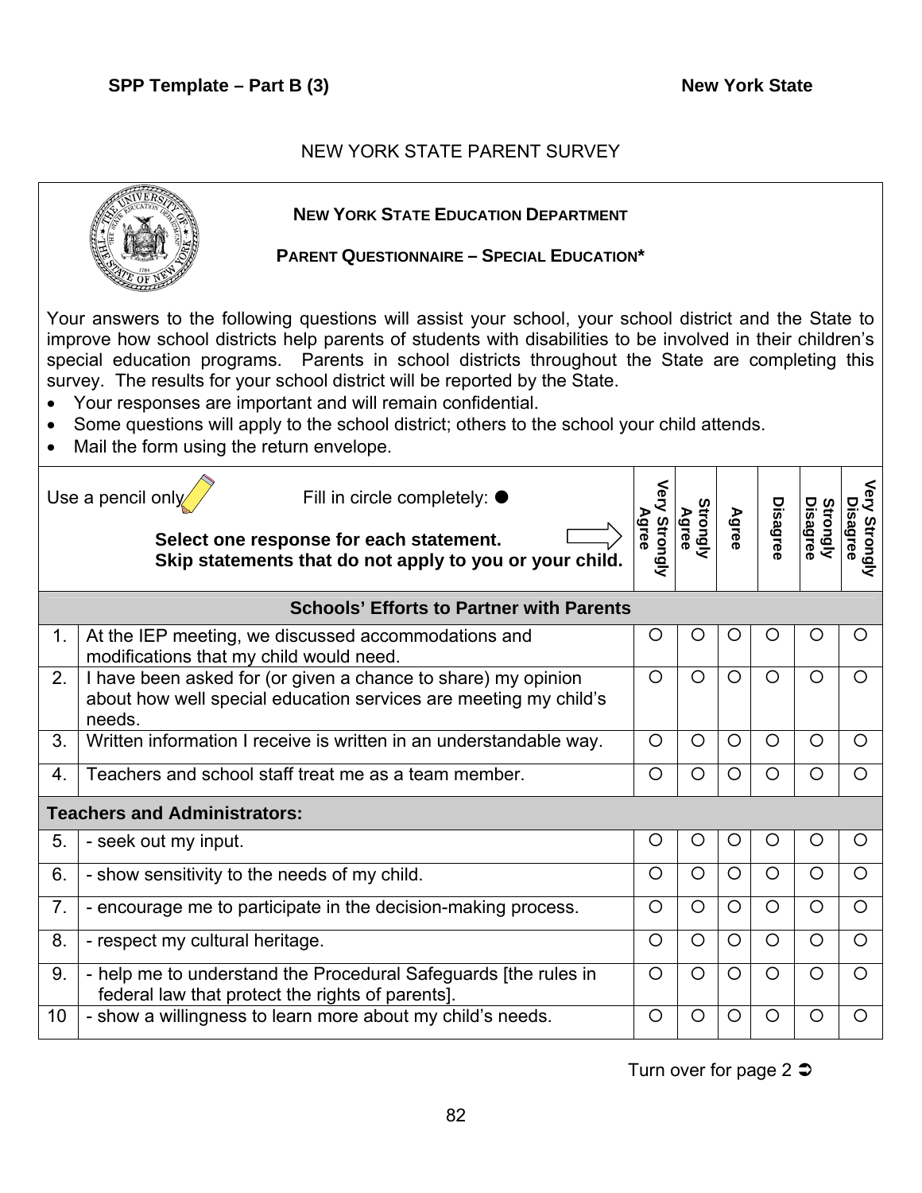NEW YORK STATE PARENT SURVEY

**NEW YORK STATE EDUCATION DEPARTMENT**

**PARENT QUESTIONNAIRE – SPECIAL EDUCATION***

Your answers to the following questions will assist your school, your school district and the State to improve how school districts help parents of students with disabilities to be involved in their children's special education programs. Parents in school districts throughout the State are completing this survey. The results for your school district will be reported by the State.

- Your responses are important and will remain confidential.
- Some questions will apply to the school district; others to the school your child attends.
- Mail the form using the return envelope.

Use a pencil only. Fill in circle completely: ●

**Select one response for each statement.**
**Skip statements that do not apply to you or your child.**

| | | Very Strongly Agree | Strongly Agree | Agree | Disagree | Strongly Disagree | Very Strongly Disagree |
|---|---|---|---|---|---|---|---|
| | **Schools' Efforts to Partner with Parents** | | | | | | |
| 1. | At the IEP meeting, we discussed accommodations and modifications that my child would need. | ○ | ○ | ○ | ○ | ○ | ○ |
| 2. | I have been asked for (or given a chance to share) my opinion about how well special education services are meeting my child's needs. | ○ | ○ | ○ | ○ | ○ | ○ |
| 3. | Written information I receive is written in an understandable way. | ○ | ○ | ○ | ○ | ○ | ○ |
| 4. | Teachers and school staff treat me as a team member. | ○ | ○ | ○ | ○ | ○ | ○ |
| | **Teachers and Administrators:** | | | | | | |
| 5. | - seek out my input. | ○ | ○ | ○ | ○ | ○ | ○ |
| 6. | - show sensitivity to the needs of my child. | ○ | ○ | ○ | ○ | ○ | ○ |
| 7. | - encourage me to participate in the decision-making process. | ○ | ○ | ○ | ○ | ○ | ○ |
| 8. | - respect my cultural heritage. | ○ | ○ | ○ | ○ | ○ | ○ |
| 9. | - help me to understand the Procedural Safeguards [the rules in federal law that protect the rights of parents]. | ○ | ○ | ○ | ○ | ○ | ○ |
| 10 | - show a willingness to learn more about my child's needs. | ○ | ○ | ○ | ○ | ○ | ○ |

Turn over for page 2 ➲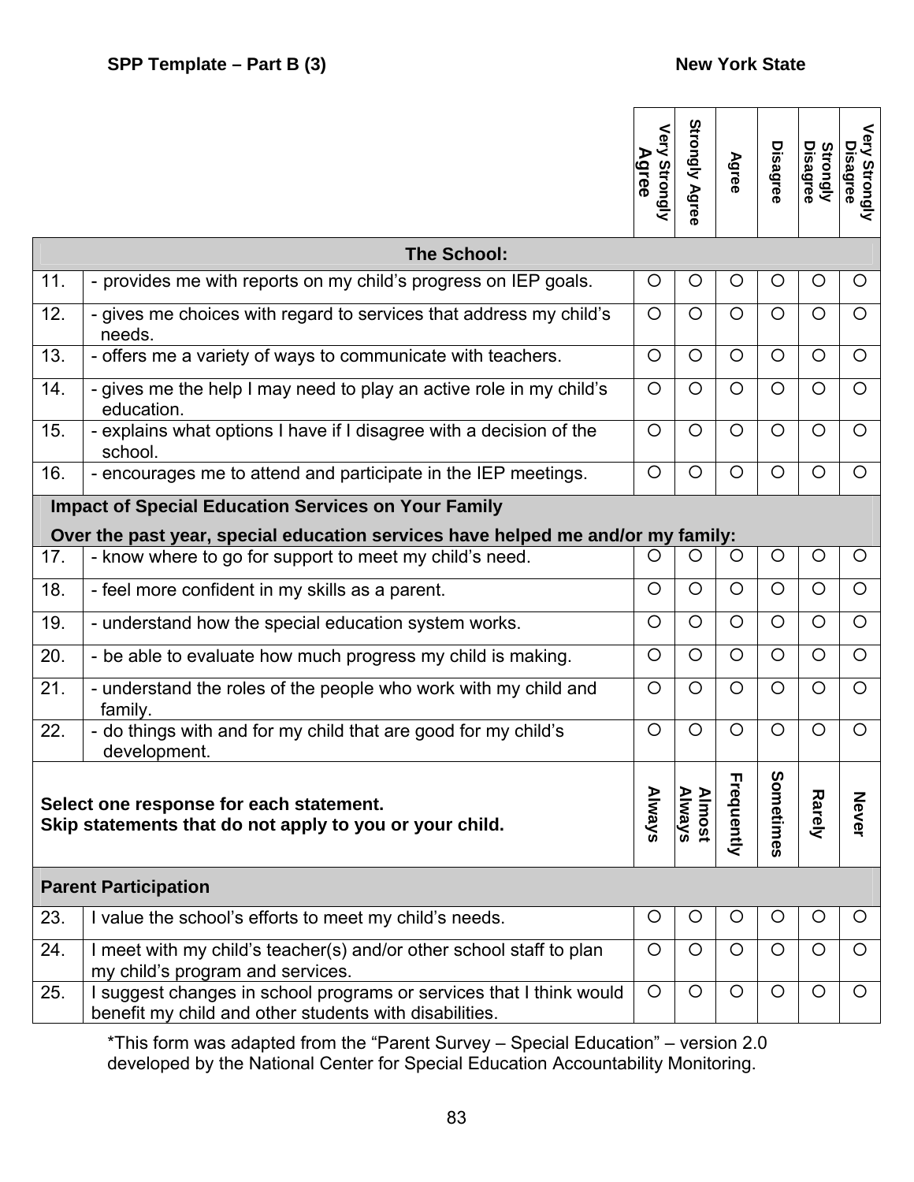| | | Very Strongly Agree | Strongly Agree | Agree | Disagree | Strongly Disagree | Very Strongly Disagree |
|---|---|---|---|---|---|---|---|
| **The School:** | | | | | | | |
| 11. | - provides me with reports on my child's progress on IEP goals. | ○ | ○ | ○ | ○ | ○ | ○ |
| 12. | - gives me choices with regard to services that address my child's needs. | ○ | ○ | ○ | ○ | ○ | ○ |
| 13. | - offers me a variety of ways to communicate with teachers. | ○ | ○ | ○ | ○ | ○ | ○ |
| 14. | - gives me the help I may need to play an active role in my child's education. | ○ | ○ | ○ | ○ | ○ | ○ |
| 15. | - explains what options I have if I disagree with a decision of the school. | ○ | ○ | ○ | ○ | ○ | ○ |
| 16. | - encourages me to attend and participate in the IEP meetings. | ○ | ○ | ○ | ○ | ○ | ○ |
| **Impact of Special Education Services on Your Family** **Over the past year, special education services have helped me and/or my family:** | | | | | | | |
| 17. | - know where to go for support to meet my child's need. | ○ | ○ | ○ | ○ | ○ | ○ |
| 18. | - feel more confident in my skills as a parent. | ○ | ○ | ○ | ○ | ○ | ○ |
| 19. | - understand how the special education system works. | ○ | ○ | ○ | ○ | ○ | ○ |
| 20. | - be able to evaluate how much progress my child is making. | ○ | ○ | ○ | ○ | ○ | ○ |
| 21. | - understand the roles of the people who work with my child and family. | ○ | ○ | ○ | ○ | ○ | ○ |
| 22. | - do things with and for my child that are good for my child's development. | ○ | ○ | ○ | ○ | ○ | ○ |
| **Select one response for each statement. Skip statements that do not apply to you or your child.** | | Always | Almost Always | Frequently | Sometimes | Rarely | Never |
| **Parent Participation** | | | | | | | |
| 23. | I value the school's efforts to meet my child's needs. | ○ | ○ | ○ | ○ | ○ | ○ |
| 24. | I meet with my child's teacher(s) and/or other school staff to plan my child's program and services. | ○ | ○ | ○ | ○ | ○ | ○ |
| 25. | I suggest changes in school programs or services that I think would benefit my child and other students with disabilities. | ○ | ○ | ○ | ○ | ○ | ○ |

*This form was adapted from the "Parent Survey – Special Education" – version 2.0 developed by the National Center for Special Education Accountability Monitoring.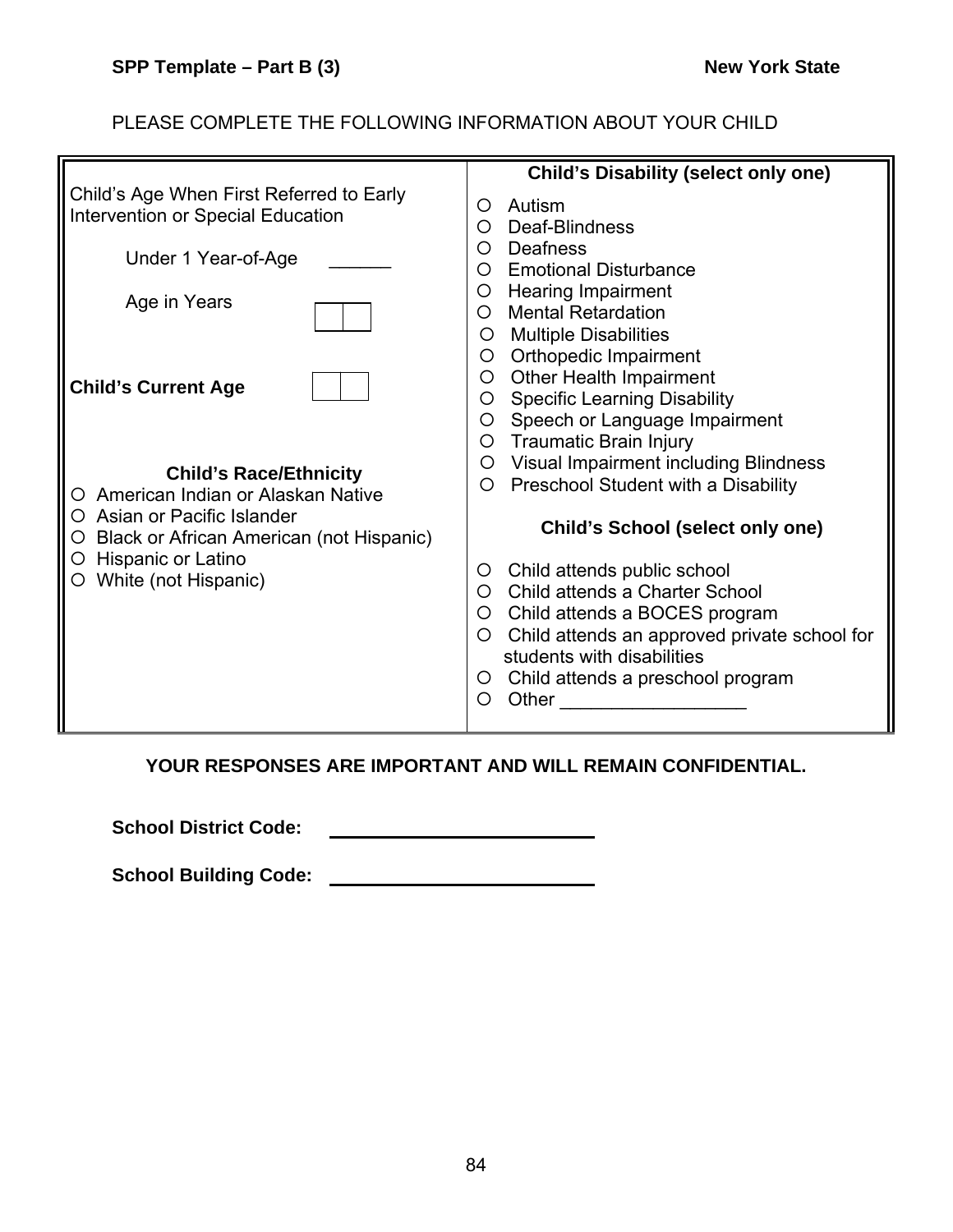PLEASE COMPLETE THE FOLLOWING INFORMATION ABOUT YOUR CHILD

Child's Age When First Referred to Early Intervention or Special Education

Under 1 Year-of-Age ______

Age in Years [ | ]

**Child's Current Age** [ | ]

**Child's Race/Ethnicity**

- ○ American Indian or Alaskan Native
- ○ Asian or Pacific Islander
- ○ Black or African American (not Hispanic)
- ○ Hispanic or Latino
- ○ White (not Hispanic)

**Child's Disability (select only one)**

- ○ Autism
- ○ Deaf-Blindness
- ○ Deafness
- ○ Emotional Disturbance
- ○ Hearing Impairment
- ○ Mental Retardation
- ○ Multiple Disabilities
- ○ Orthopedic Impairment
- ○ Other Health Impairment
- ○ Specific Learning Disability
- ○ Speech or Language Impairment
- ○ Traumatic Brain Injury
- ○ Visual Impairment including Blindness
- ○ Preschool Student with a Disability

**Child's School (select only one)**

- ○ Child attends public school
- ○ Child attends a Charter School
- ○ Child attends a BOCES program
- ○ Child attends an approved private school for students with disabilities
- ○ Child attends a preschool program
- ○ Other __________________

**YOUR RESPONSES ARE IMPORTANT AND WILL REMAIN CONFIDENTIAL.**

**School District Code:** ____________________

**School Building Code:** ____________________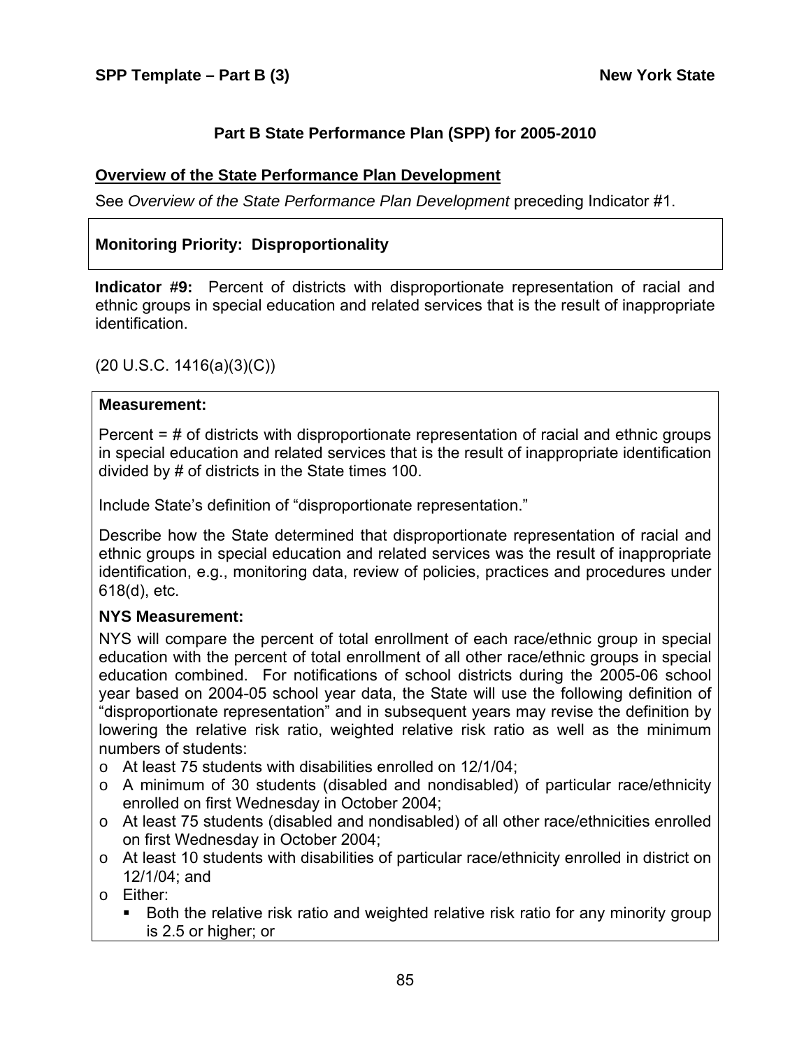## Part B State Performance Plan (SPP) for 2005-2010

### Overview of the State Performance Plan Development

See *Overview of the State Performance Plan Development* preceding Indicator #1.

**Monitoring Priority: Disproportionality**

**Indicator #9:** Percent of districts with disproportionate representation of racial and ethnic groups in special education and related services that is the result of inappropriate identification.

(20 U.S.C. 1416(a)(3)(C))

**Measurement:**

Percent = # of districts with disproportionate representation of racial and ethnic groups in special education and related services that is the result of inappropriate identification divided by # of districts in the State times 100.

Include State's definition of "disproportionate representation."

Describe how the State determined that disproportionate representation of racial and ethnic groups in special education and related services was the result of inappropriate identification, e.g., monitoring data, review of policies, practices and procedures under 618(d), etc.

**NYS Measurement:**

NYS will compare the percent of total enrollment of each race/ethnic group in special education with the percent of total enrollment of all other race/ethnic groups in special education combined. For notifications of school districts during the 2005-06 school year based on 2004-05 school year data, the State will use the following definition of "disproportionate representation" and in subsequent years may revise the definition by lowering the relative risk ratio, weighted relative risk ratio as well as the minimum numbers of students:

- At least 75 students with disabilities enrolled on 12/1/04;
- A minimum of 30 students (disabled and nondisabled) of particular race/ethnicity enrolled on first Wednesday in October 2004;
- At least 75 students (disabled and nondisabled) of all other race/ethnicities enrolled on first Wednesday in October 2004;
- At least 10 students with disabilities of particular race/ethnicity enrolled in district on 12/1/04; and
- Either:
  - Both the relative risk ratio and weighted relative risk ratio for any minority group is 2.5 or higher; or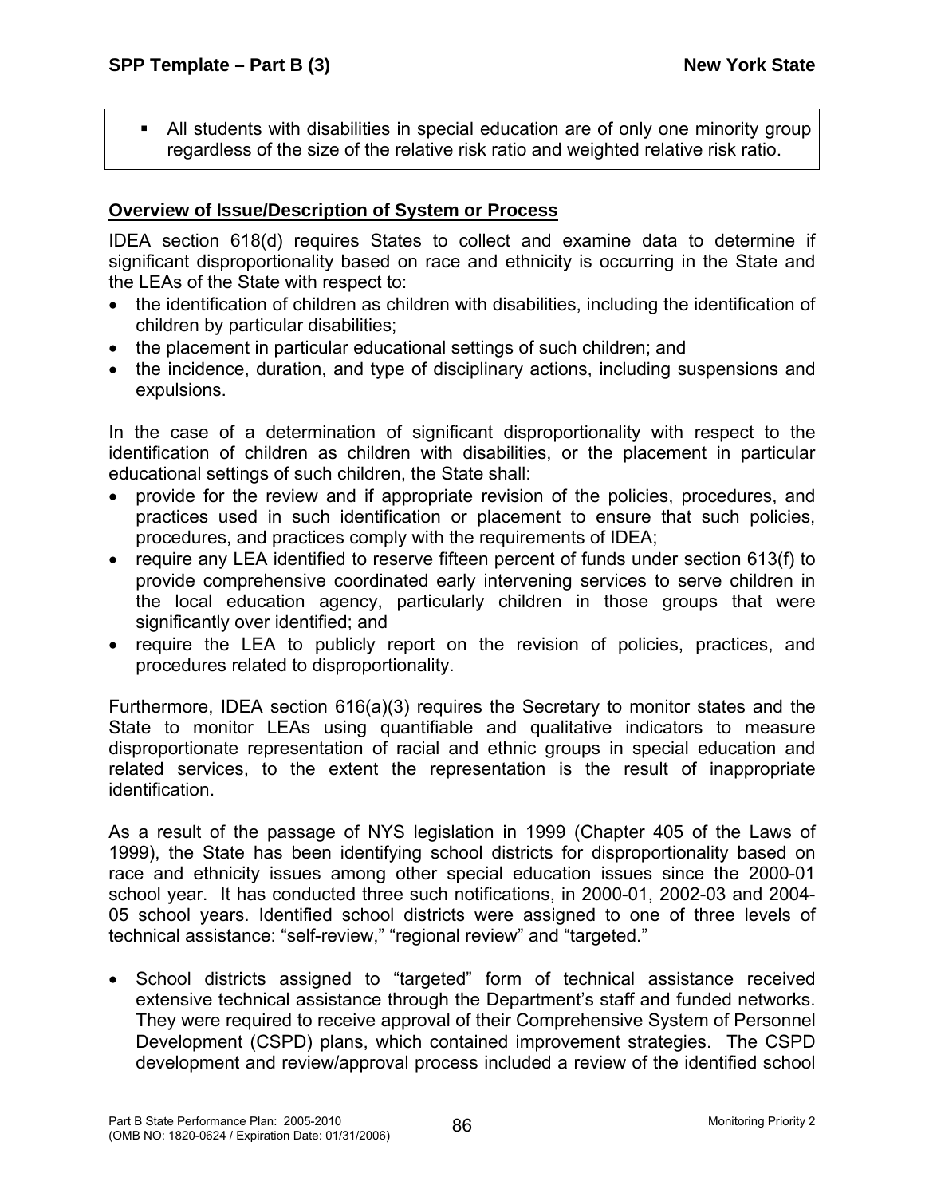- All students with disabilities in special education are of only one minority group regardless of the size of the relative risk ratio and weighted relative risk ratio.

**Overview of Issue/Description of System or Process**

IDEA section 618(d) requires States to collect and examine data to determine if significant disproportionality based on race and ethnicity is occurring in the State and the LEAs of the State with respect to:

- the identification of children as children with disabilities, including the identification of children by particular disabilities;
- the placement in particular educational settings of such children; and
- the incidence, duration, and type of disciplinary actions, including suspensions and expulsions.

In the case of a determination of significant disproportionality with respect to the identification of children as children with disabilities, or the placement in particular educational settings of such children, the State shall:

- provide for the review and if appropriate revision of the policies, procedures, and practices used in such identification or placement to ensure that such policies, procedures, and practices comply with the requirements of IDEA;
- require any LEA identified to reserve fifteen percent of funds under section 613(f) to provide comprehensive coordinated early intervening services to serve children in the local education agency, particularly children in those groups that were significantly over identified; and
- require the LEA to publicly report on the revision of policies, practices, and procedures related to disproportionality.

Furthermore, IDEA section 616(a)(3) requires the Secretary to monitor states and the State to monitor LEAs using quantifiable and qualitative indicators to measure disproportionate representation of racial and ethnic groups in special education and related services, to the extent the representation is the result of inappropriate identification.

As a result of the passage of NYS legislation in 1999 (Chapter 405 of the Laws of 1999), the State has been identifying school districts for disproportionality based on race and ethnicity issues among other special education issues since the 2000-01 school year. It has conducted three such notifications, in 2000-01, 2002-03 and 2004-05 school years. Identified school districts were assigned to one of three levels of technical assistance: "self-review," "regional review" and "targeted."

- School districts assigned to "targeted" form of technical assistance received extensive technical assistance through the Department's staff and funded networks. They were required to receive approval of their Comprehensive System of Personnel Development (CSPD) plans, which contained improvement strategies. The CSPD development and review/approval process included a review of the identified school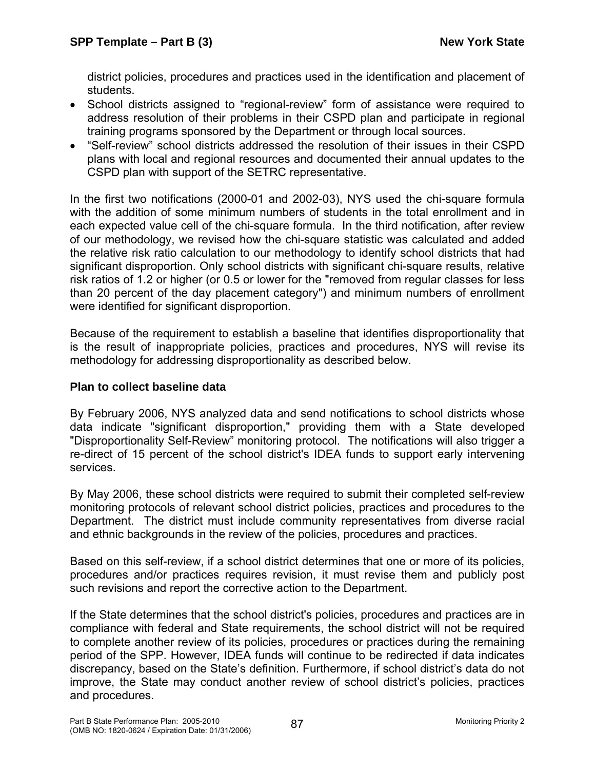district policies, procedures and practices used in the identification and placement of students.

- School districts assigned to "regional-review" form of assistance were required to address resolution of their problems in their CSPD plan and participate in regional training programs sponsored by the Department or through local sources.
- "Self-review" school districts addressed the resolution of their issues in their CSPD plans with local and regional resources and documented their annual updates to the CSPD plan with support of the SETRC representative.

In the first two notifications (2000-01 and 2002-03), NYS used the chi-square formula with the addition of some minimum numbers of students in the total enrollment and in each expected value cell of the chi-square formula. In the third notification, after review of our methodology, we revised how the chi-square statistic was calculated and added the relative risk ratio calculation to our methodology to identify school districts that had significant disproportion. Only school districts with significant chi-square results, relative risk ratios of 1.2 or higher (or 0.5 or lower for the "removed from regular classes for less than 20 percent of the day placement category") and minimum numbers of enrollment were identified for significant disproportion.

Because of the requirement to establish a baseline that identifies disproportionality that is the result of inappropriate policies, practices and procedures, NYS will revise its methodology for addressing disproportionality as described below.

**Plan to collect baseline data**

By February 2006, NYS analyzed data and send notifications to school districts whose data indicate "significant disproportion," providing them with a State developed "Disproportionality Self-Review" monitoring protocol. The notifications will also trigger a re-direct of 15 percent of the school district's IDEA funds to support early intervening services.

By May 2006, these school districts were required to submit their completed self-review monitoring protocols of relevant school district policies, practices and procedures to the Department. The district must include community representatives from diverse racial and ethnic backgrounds in the review of the policies, procedures and practices.

Based on this self-review, if a school district determines that one or more of its policies, procedures and/or practices requires revision, it must revise them and publicly post such revisions and report the corrective action to the Department.

If the State determines that the school district's policies, procedures and practices are in compliance with federal and State requirements, the school district will not be required to complete another review of its policies, procedures or practices during the remaining period of the SPP. However, IDEA funds will continue to be redirected if data indicates discrepancy, based on the State's definition. Furthermore, if school district's data do not improve, the State may conduct another review of school district's policies, practices and procedures.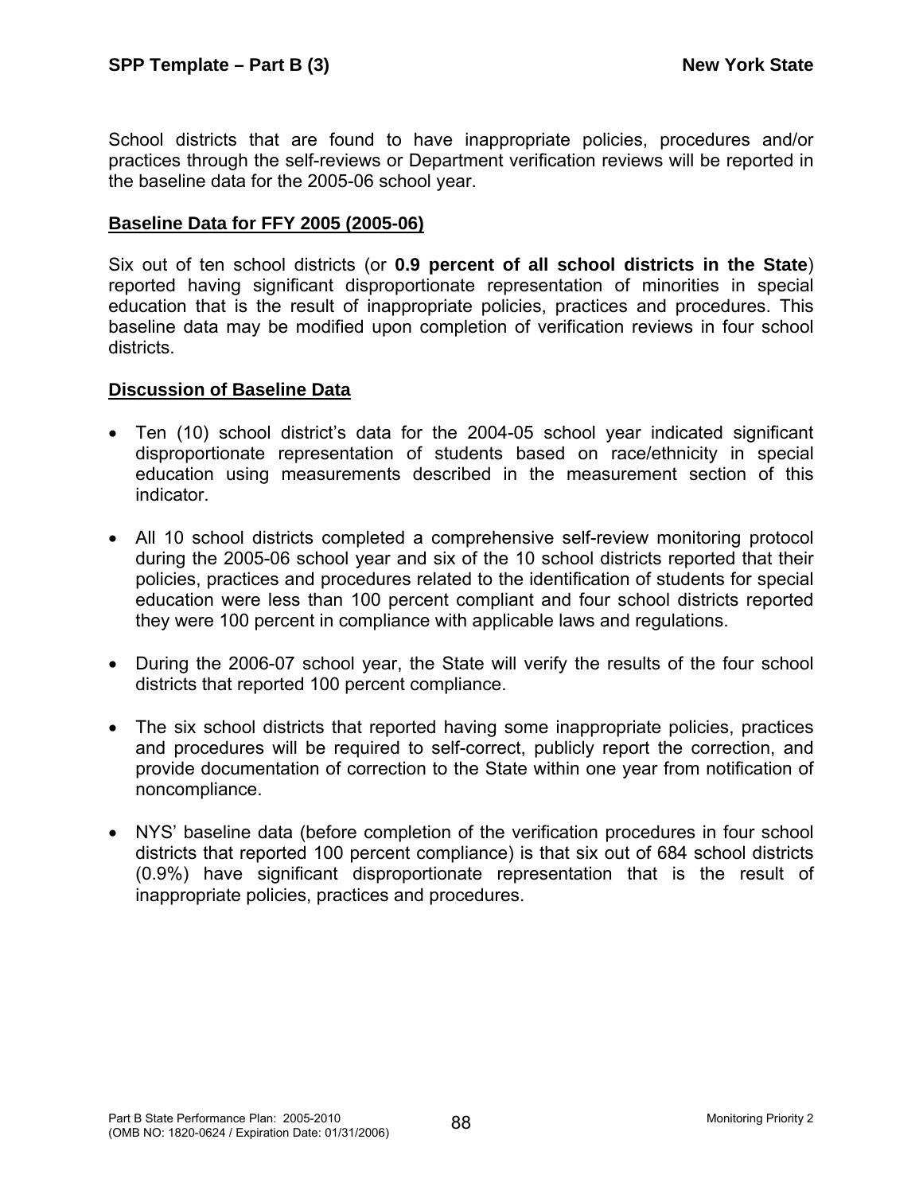School districts that are found to have inappropriate policies, procedures and/or practices through the self-reviews or Department verification reviews will be reported in the baseline data for the 2005-06 school year.

**Baseline Data for FFY 2005 (2005-06)**

Six out of ten school districts (or **0.9 percent of all school districts in the State**) reported having significant disproportionate representation of minorities in special education that is the result of inappropriate policies, practices and procedures. This baseline data may be modified upon completion of verification reviews in four school districts.

**Discussion of Baseline Data**

- Ten (10) school district's data for the 2004-05 school year indicated significant disproportionate representation of students based on race/ethnicity in special education using measurements described in the measurement section of this indicator.
- All 10 school districts completed a comprehensive self-review monitoring protocol during the 2005-06 school year and six of the 10 school districts reported that their policies, practices and procedures related to the identification of students for special education were less than 100 percent compliant and four school districts reported they were 100 percent in compliance with applicable laws and regulations.
- During the 2006-07 school year, the State will verify the results of the four school districts that reported 100 percent compliance.
- The six school districts that reported having some inappropriate policies, practices and procedures will be required to self-correct, publicly report the correction, and provide documentation of correction to the State within one year from notification of noncompliance.
- NYS' baseline data (before completion of the verification procedures in four school districts that reported 100 percent compliance) is that six out of 684 school districts (0.9%) have significant disproportionate representation that is the result of inappropriate policies, practices and procedures.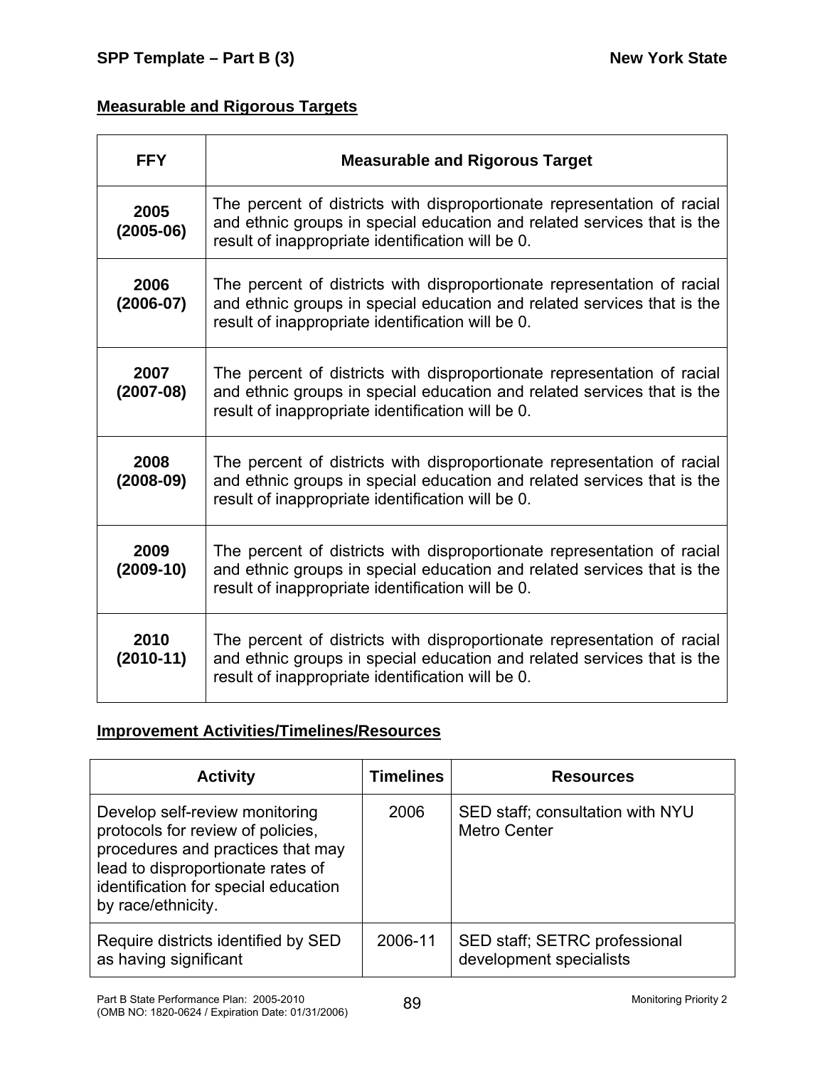## Measurable and Rigorous Targets

| FFY | Measurable and Rigorous Target |
|---|---|
| **2005 (2005-06)** | The percent of districts with disproportionate representation of racial and ethnic groups in special education and related services that is the result of inappropriate identification will be 0. |
| **2006 (2006-07)** | The percent of districts with disproportionate representation of racial and ethnic groups in special education and related services that is the result of inappropriate identification will be 0. |
| **2007 (2007-08)** | The percent of districts with disproportionate representation of racial and ethnic groups in special education and related services that is the result of inappropriate identification will be 0. |
| **2008 (2008-09)** | The percent of districts with disproportionate representation of racial and ethnic groups in special education and related services that is the result of inappropriate identification will be 0. |
| **2009 (2009-10)** | The percent of districts with disproportionate representation of racial and ethnic groups in special education and related services that is the result of inappropriate identification will be 0. |
| **2010 (2010-11)** | The percent of districts with disproportionate representation of racial and ethnic groups in special education and related services that is the result of inappropriate identification will be 0. |

## Improvement Activities/Timelines/Resources

| Activity | Timelines | Resources |
|---|---|---|
| Develop self-review monitoring protocols for review of policies, procedures and practices that may lead to disproportionate rates of identification for special education by race/ethnicity. | 2006 | SED staff; consultation with NYU Metro Center |
| Require districts identified by SED as having significant | 2006-11 | SED staff; SETRC professional development specialists |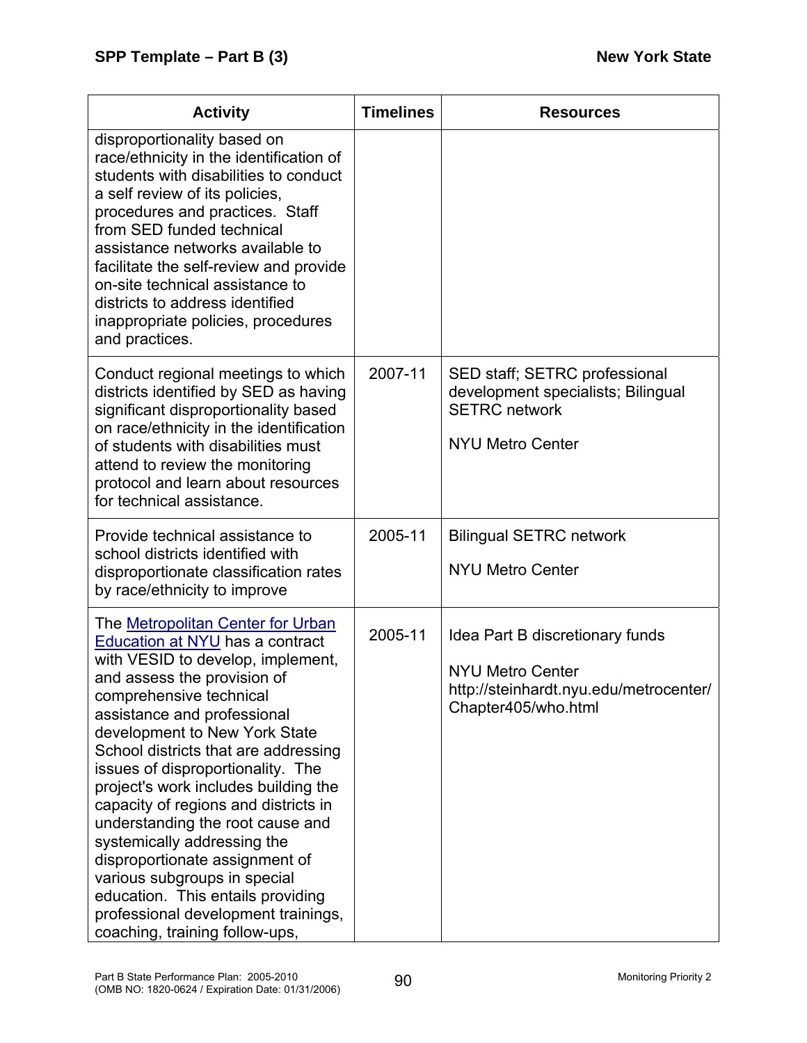| Activity | Timelines | Resources |
|---|---|---|
| disproportionality based on race/ethnicity in the identification of students with disabilities to conduct a self review of its policies, procedures and practices. Staff from SED funded technical assistance networks available to facilitate the self-review and provide on-site technical assistance to districts to address identified inappropriate policies, procedures and practices. | | |
| Conduct regional meetings to which districts identified by SED as having significant disproportionality based on race/ethnicity in the identification of students with disabilities must attend to review the monitoring protocol and learn about resources for technical assistance. | 2007-11 | SED staff; SETRC professional development specialists; Bilingual SETRC network<br><br>NYU Metro Center |
| Provide technical assistance to school districts identified with disproportionate classification rates by race/ethnicity to improve | 2005-11 | Bilingual SETRC network<br><br>NYU Metro Center |
| The Metropolitan Center for Urban Education at NYU has a contract with VESID to develop, implement, and assess the provision of comprehensive technical assistance and professional development to New York State School districts that are addressing issues of disproportionality. The project's work includes building the capacity of regions and districts in understanding the root cause and systemically addressing the disproportionate assignment of various subgroups in special education. This entails providing professional development trainings, coaching, training follow-ups, | 2005-11 | Idea Part B discretionary funds<br><br>NYU Metro Center http://steinhardt.nyu.edu/metrocenter/Chapter405/who.html |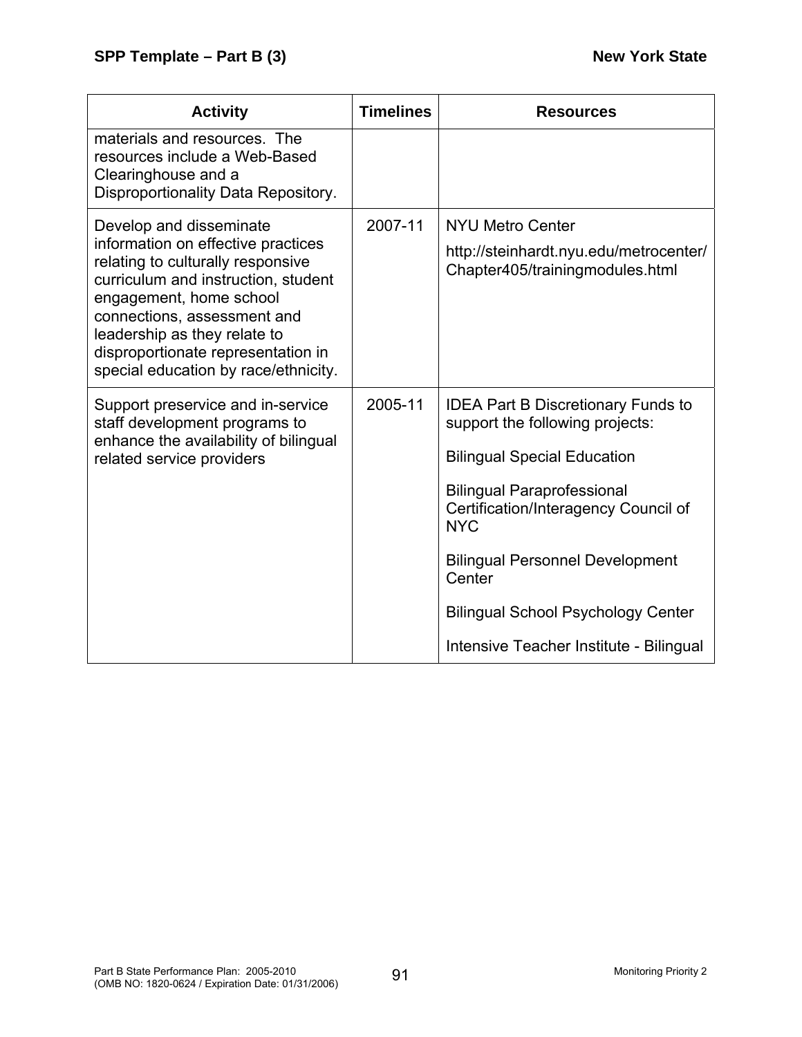| Activity | Timelines | Resources |
|---|---|---|
| materials and resources. The resources include a Web-Based Clearinghouse and a Disproportionality Data Repository. | | |
| Develop and disseminate information on effective practices relating to culturally responsive curriculum and instruction, student engagement, home school connections, assessment and leadership as they relate to disproportionate representation in special education by race/ethnicity. | 2007-11 | NYU Metro Center<br><br>http://steinhardt.nyu.edu/metrocenter/Chapter405/trainingmodules.html |
| Support preservice and in-service staff development programs to enhance the availability of bilingual related service providers | 2005-11 | IDEA Part B Discretionary Funds to support the following projects:<br><br>Bilingual Special Education<br><br>Bilingual Paraprofessional Certification/Interagency Council of NYC<br><br>Bilingual Personnel Development Center<br><br>Bilingual School Psychology Center<br><br>Intensive Teacher Institute - Bilingual |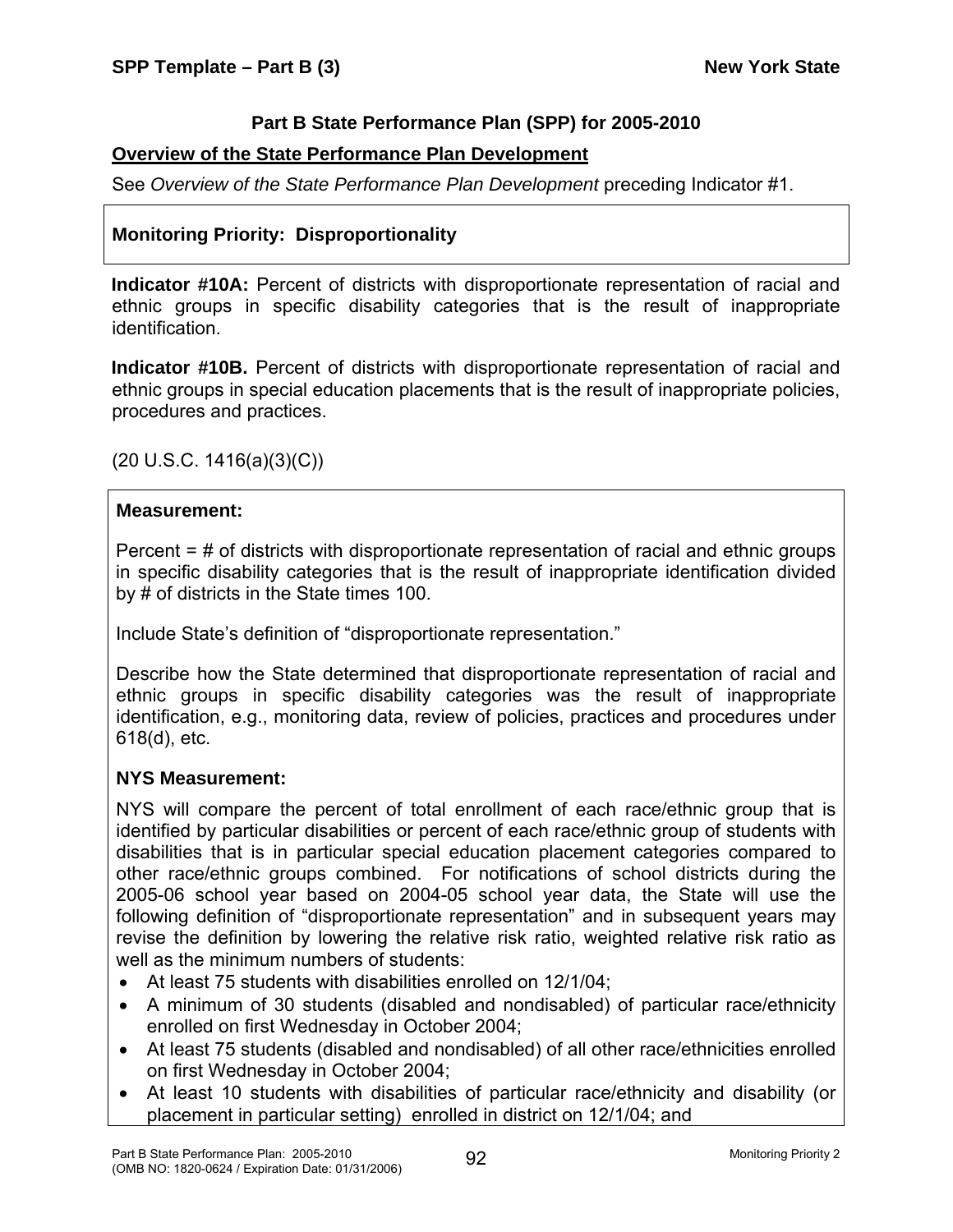### Part B State Performance Plan (SPP) for 2005-2010

**Overview of the State Performance Plan Development**

See *Overview of the State Performance Plan Development* preceding Indicator #1.

**Monitoring Priority: Disproportionality**

**Indicator #10A:** Percent of districts with disproportionate representation of racial and ethnic groups in specific disability categories that is the result of inappropriate identification.

**Indicator #10B.** Percent of districts with disproportionate representation of racial and ethnic groups in special education placements that is the result of inappropriate policies, procedures and practices.

(20 U.S.C. 1416(a)(3)(C))

**Measurement:**

Percent = # of districts with disproportionate representation of racial and ethnic groups in specific disability categories that is the result of inappropriate identification divided by # of districts in the State times 100.

Include State's definition of "disproportionate representation."

Describe how the State determined that disproportionate representation of racial and ethnic groups in specific disability categories was the result of inappropriate identification, e.g., monitoring data, review of policies, practices and procedures under 618(d), etc.

**NYS Measurement:**

NYS will compare the percent of total enrollment of each race/ethnic group that is identified by particular disabilities or percent of each race/ethnic group of students with disabilities that is in particular special education placement categories compared to other race/ethnic groups combined. For notifications of school districts during the 2005-06 school year based on 2004-05 school year data, the State will use the following definition of "disproportionate representation" and in subsequent years may revise the definition by lowering the relative risk ratio, weighted relative risk ratio as well as the minimum numbers of students:

- At least 75 students with disabilities enrolled on 12/1/04;
- A minimum of 30 students (disabled and nondisabled) of particular race/ethnicity enrolled on first Wednesday in October 2004;
- At least 75 students (disabled and nondisabled) of all other race/ethnicities enrolled on first Wednesday in October 2004;
- At least 10 students with disabilities of particular race/ethnicity and disability (or placement in particular setting) enrolled in district on 12/1/04; and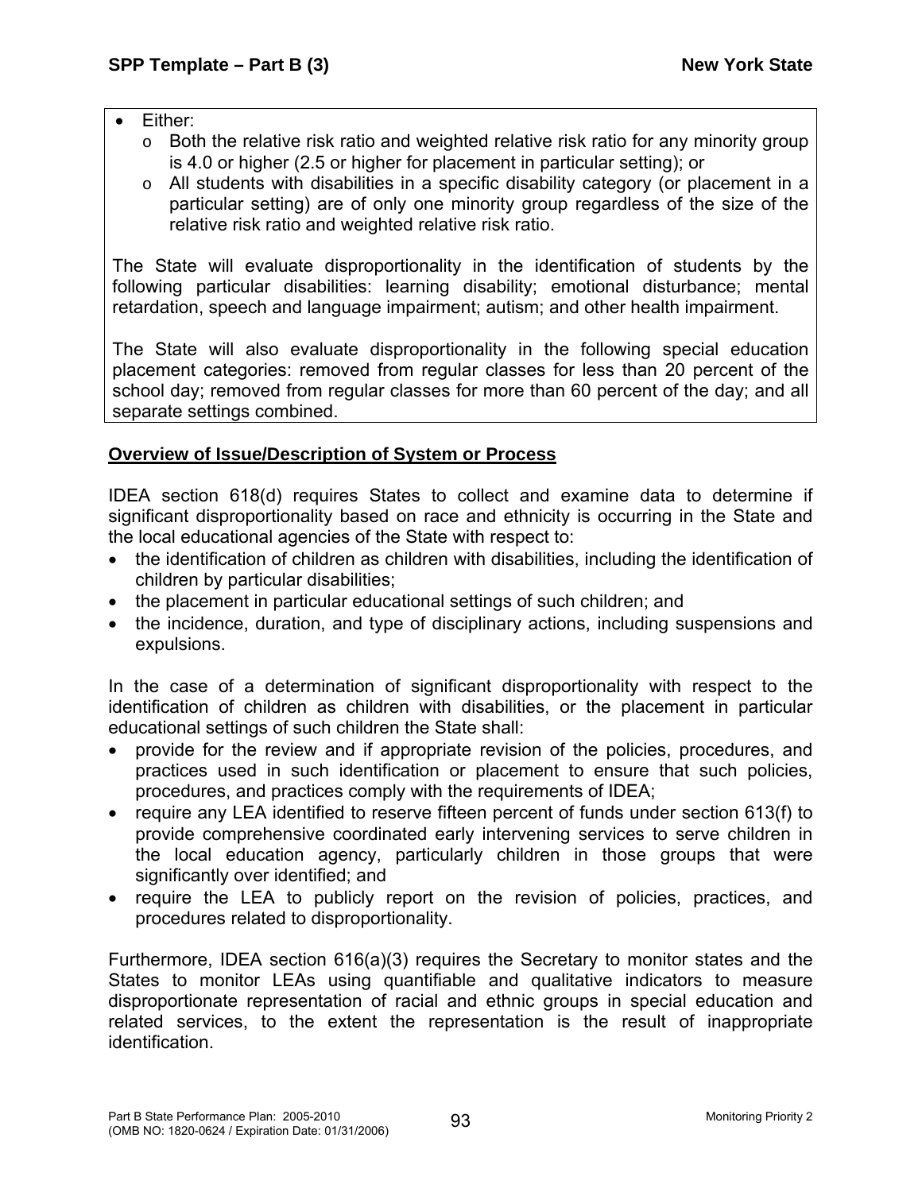- Either:
  - Both the relative risk ratio and weighted relative risk ratio for any minority group is 4.0 or higher (2.5 or higher for placement in particular setting); or
  - All students with disabilities in a specific disability category (or placement in a particular setting) are of only one minority group regardless of the size of the relative risk ratio and weighted relative risk ratio.

The State will evaluate disproportionality in the identification of students by the following particular disabilities: learning disability; emotional disturbance; mental retardation, speech and language impairment; autism; and other health impairment.

The State will also evaluate disproportionality in the following special education placement categories: removed from regular classes for less than 20 percent of the school day; removed from regular classes for more than 60 percent of the day; and all separate settings combined.

## Overview of Issue/Description of System or Process

IDEA section 618(d) requires States to collect and examine data to determine if significant disproportionality based on race and ethnicity is occurring in the State and the local educational agencies of the State with respect to:

- the identification of children as children with disabilities, including the identification of children by particular disabilities;
- the placement in particular educational settings of such children; and
- the incidence, duration, and type of disciplinary actions, including suspensions and expulsions.

In the case of a determination of significant disproportionality with respect to the identification of children as children with disabilities, or the placement in particular educational settings of such children the State shall:

- provide for the review and if appropriate revision of the policies, procedures, and practices used in such identification or placement to ensure that such policies, procedures, and practices comply with the requirements of IDEA;
- require any LEA identified to reserve fifteen percent of funds under section 613(f) to provide comprehensive coordinated early intervening services to serve children in the local education agency, particularly children in those groups that were significantly over identified; and
- require the LEA to publicly report on the revision of policies, practices, and procedures related to disproportionality.

Furthermore, IDEA section 616(a)(3) requires the Secretary to monitor states and the States to monitor LEAs using quantifiable and qualitative indicators to measure disproportionate representation of racial and ethnic groups in special education and related services, to the extent the representation is the result of inappropriate identification.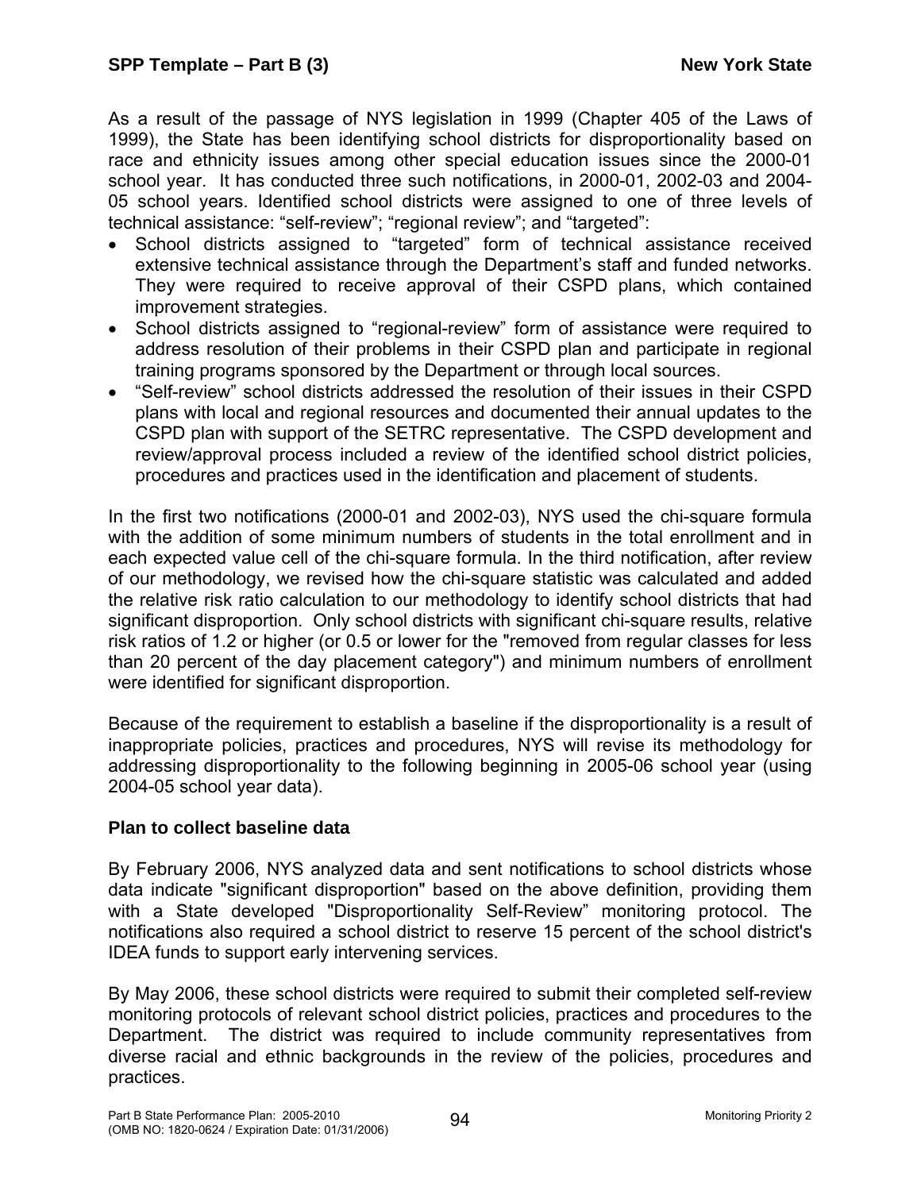As a result of the passage of NYS legislation in 1999 (Chapter 405 of the Laws of 1999), the State has been identifying school districts for disproportionality based on race and ethnicity issues among other special education issues since the 2000-01 school year. It has conducted three such notifications, in 2000-01, 2002-03 and 2004-05 school years. Identified school districts were assigned to one of three levels of technical assistance: "self-review"; "regional review"; and "targeted":

- School districts assigned to "targeted" form of technical assistance received extensive technical assistance through the Department's staff and funded networks. They were required to receive approval of their CSPD plans, which contained improvement strategies.
- School districts assigned to "regional-review" form of assistance were required to address resolution of their problems in their CSPD plan and participate in regional training programs sponsored by the Department or through local sources.
- "Self-review" school districts addressed the resolution of their issues in their CSPD plans with local and regional resources and documented their annual updates to the CSPD plan with support of the SETRC representative. The CSPD development and review/approval process included a review of the identified school district policies, procedures and practices used in the identification and placement of students.

In the first two notifications (2000-01 and 2002-03), NYS used the chi-square formula with the addition of some minimum numbers of students in the total enrollment and in each expected value cell of the chi-square formula. In the third notification, after review of our methodology, we revised how the chi-square statistic was calculated and added the relative risk ratio calculation to our methodology to identify school districts that had significant disproportion. Only school districts with significant chi-square results, relative risk ratios of 1.2 or higher (or 0.5 or lower for the "removed from regular classes for less than 20 percent of the day placement category") and minimum numbers of enrollment were identified for significant disproportion.

Because of the requirement to establish a baseline if the disproportionality is a result of inappropriate policies, practices and procedures, NYS will revise its methodology for addressing disproportionality to the following beginning in 2005-06 school year (using 2004-05 school year data).

**Plan to collect baseline data**

By February 2006, NYS analyzed data and sent notifications to school districts whose data indicate "significant disproportion" based on the above definition, providing them with a State developed "Disproportionality Self-Review" monitoring protocol. The notifications also required a school district to reserve 15 percent of the school district's IDEA funds to support early intervening services.

By May 2006, these school districts were required to submit their completed self-review monitoring protocols of relevant school district policies, practices and procedures to the Department. The district was required to include community representatives from diverse racial and ethnic backgrounds in the review of the policies, procedures and practices.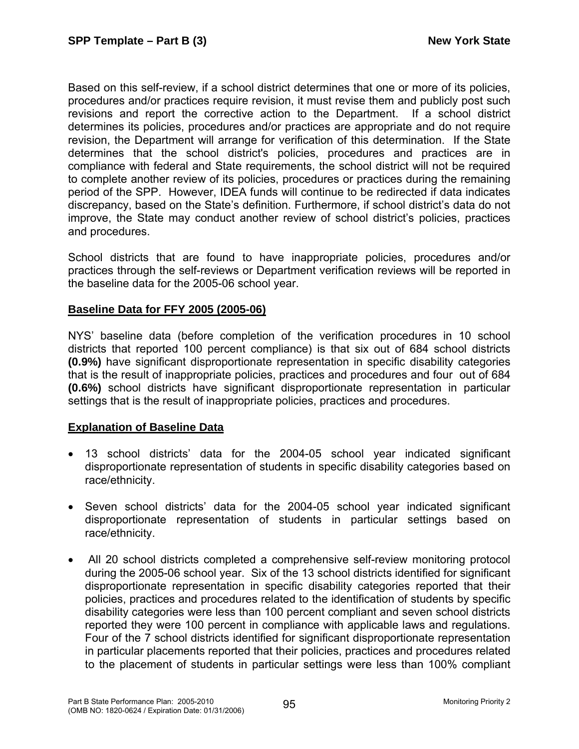Based on this self-review, if a school district determines that one or more of its policies, procedures and/or practices require revision, it must revise them and publicly post such revisions and report the corrective action to the Department. If a school district determines its policies, procedures and/or practices are appropriate and do not require revision, the Department will arrange for verification of this determination. If the State determines that the school district's policies, procedures and practices are in compliance with federal and State requirements, the school district will not be required to complete another review of its policies, procedures or practices during the remaining period of the SPP. However, IDEA funds will continue to be redirected if data indicates discrepancy, based on the State's definition. Furthermore, if school district's data do not improve, the State may conduct another review of school district's policies, practices and procedures.

School districts that are found to have inappropriate policies, procedures and/or practices through the self-reviews or Department verification reviews will be reported in the baseline data for the 2005-06 school year.

## Baseline Data for FFY 2005 (2005-06)

NYS' baseline data (before completion of the verification procedures in 10 school districts that reported 100 percent compliance) is that six out of 684 school districts **(0.9%)** have significant disproportionate representation in specific disability categories that is the result of inappropriate policies, practices and procedures and four out of 684 **(0.6%)** school districts have significant disproportionate representation in particular settings that is the result of inappropriate policies, practices and procedures.

## Explanation of Baseline Data

- 13 school districts' data for the 2004-05 school year indicated significant disproportionate representation of students in specific disability categories based on race/ethnicity.
- Seven school districts' data for the 2004-05 school year indicated significant disproportionate representation of students in particular settings based on race/ethnicity.
- All 20 school districts completed a comprehensive self-review monitoring protocol during the 2005-06 school year. Six of the 13 school districts identified for significant disproportionate representation in specific disability categories reported that their policies, practices and procedures related to the identification of students by specific disability categories were less than 100 percent compliant and seven school districts reported they were 100 percent in compliance with applicable laws and regulations. Four of the 7 school districts identified for significant disproportionate representation in particular placements reported that their policies, practices and procedures related to the placement of students in particular settings were less than 100% compliant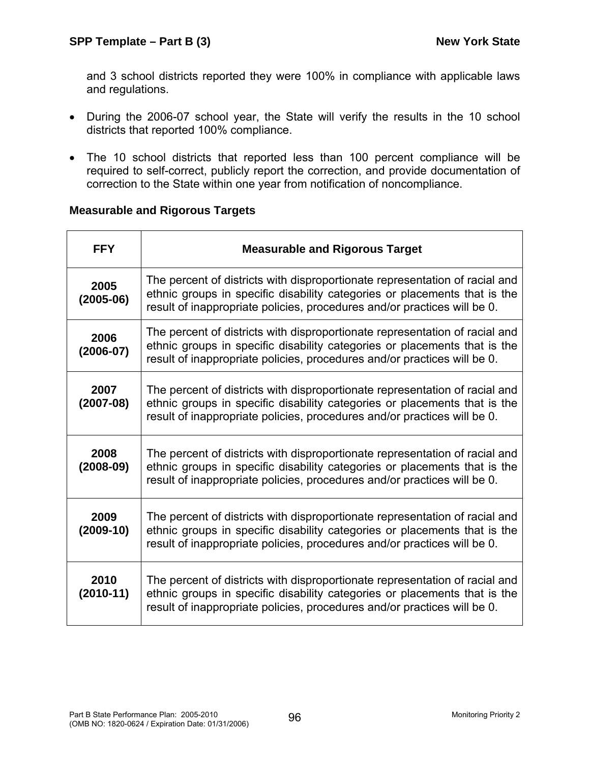and 3 school districts reported they were 100% in compliance with applicable laws and regulations.

- During the 2006-07 school year, the State will verify the results in the 10 school districts that reported 100% compliance.
- The 10 school districts that reported less than 100 percent compliance will be required to self-correct, publicly report the correction, and provide documentation of correction to the State within one year from notification of noncompliance.

**Measurable and Rigorous Targets**

| FFY | Measurable and Rigorous Target |
|---|---|
| **2005 (2005-06)** | The percent of districts with disproportionate representation of racial and ethnic groups in specific disability categories or placements that is the result of inappropriate policies, procedures and/or practices will be 0. |
| **2006 (2006-07)** | The percent of districts with disproportionate representation of racial and ethnic groups in specific disability categories or placements that is the result of inappropriate policies, procedures and/or practices will be 0. |
| **2007 (2007-08)** | The percent of districts with disproportionate representation of racial and ethnic groups in specific disability categories or placements that is the result of inappropriate policies, procedures and/or practices will be 0. |
| **2008 (2008-09)** | The percent of districts with disproportionate representation of racial and ethnic groups in specific disability categories or placements that is the result of inappropriate policies, procedures and/or practices will be 0. |
| **2009 (2009-10)** | The percent of districts with disproportionate representation of racial and ethnic groups in specific disability categories or placements that is the result of inappropriate policies, procedures and/or practices will be 0. |
| **2010 (2010-11)** | The percent of districts with disproportionate representation of racial and ethnic groups in specific disability categories or placements that is the result of inappropriate policies, procedures and/or practices will be 0. |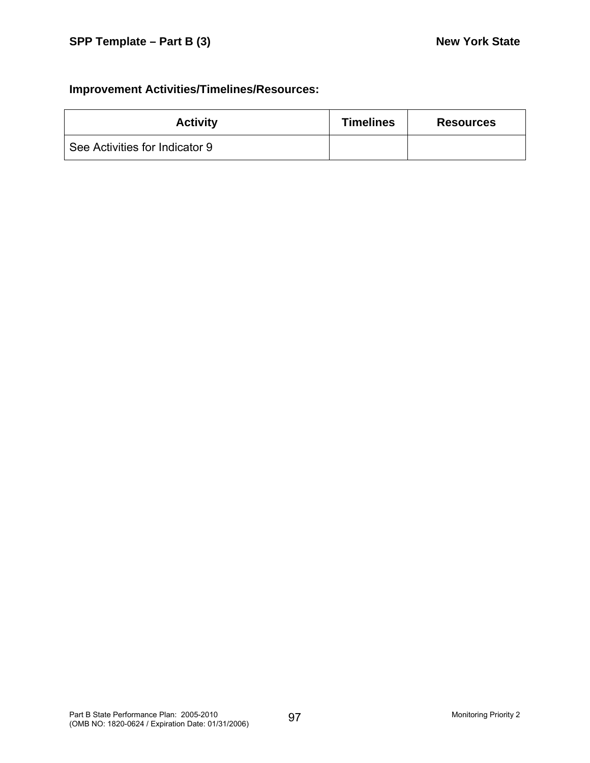**Improvement Activities/Timelines/Resources:**

| Activity | Timelines | Resources |
|---|---|---|
| See Activities for Indicator 9 | | |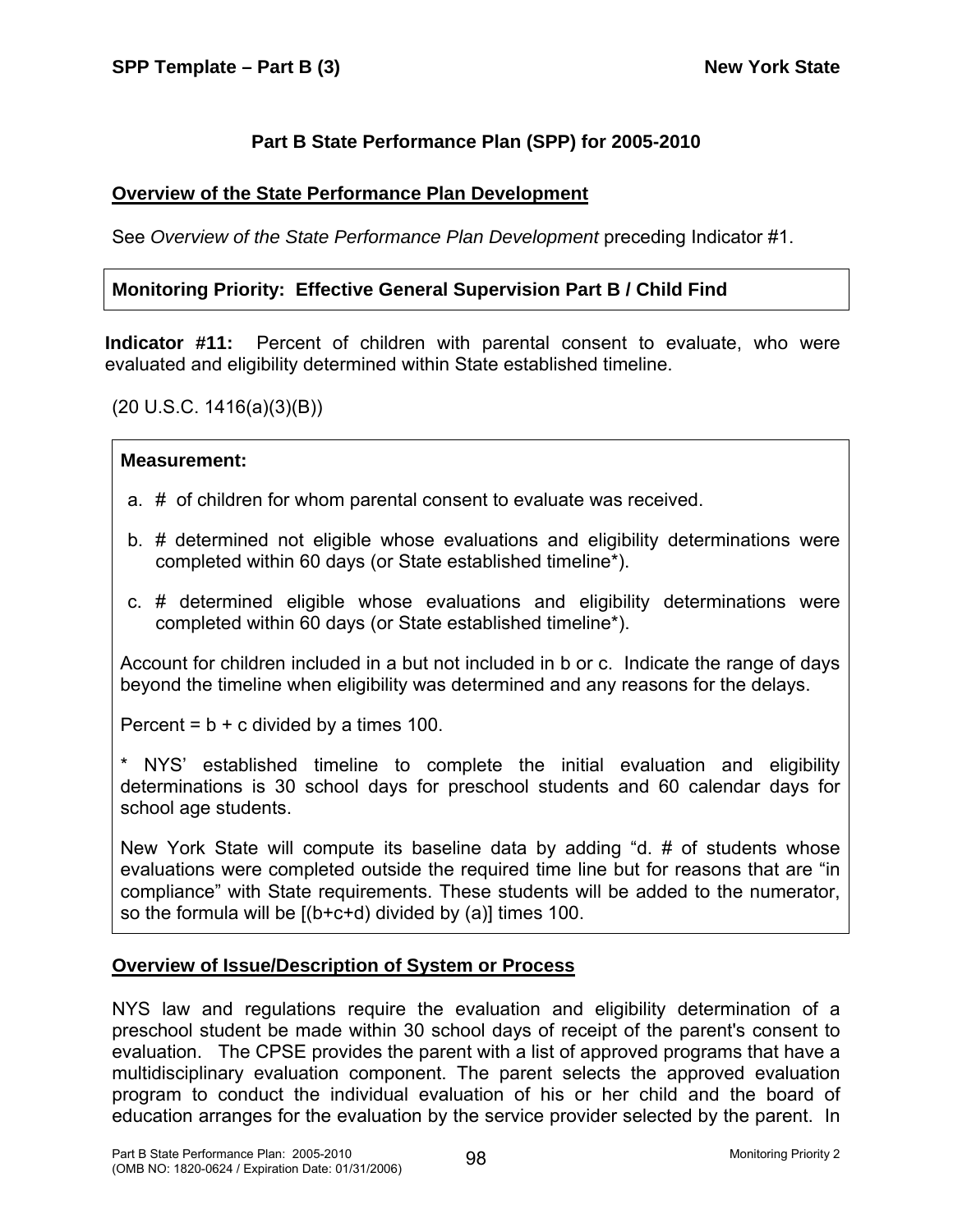## Part B State Performance Plan (SPP) for 2005-2010

### Overview of the State Performance Plan Development

See *Overview of the State Performance Plan Development* preceding Indicator #1.

**Monitoring Priority: Effective General Supervision Part B / Child Find**

**Indicator #11:** Percent of children with parental consent to evaluate, who were evaluated and eligibility determined within State established timeline.

(20 U.S.C. 1416(a)(3)(B))

**Measurement:**

a. # of children for whom parental consent to evaluate was received.

b. # determined not eligible whose evaluations and eligibility determinations were completed within 60 days (or State established timeline*).

c. # determined eligible whose evaluations and eligibility determinations were completed within 60 days (or State established timeline*).

Account for children included in a but not included in b or c. Indicate the range of days beyond the timeline when eligibility was determined and any reasons for the delays.

Percent = b + c divided by a times 100.

* NYS' established timeline to complete the initial evaluation and eligibility determinations is 30 school days for preschool students and 60 calendar days for school age students.

New York State will compute its baseline data by adding "d. # of students whose evaluations were completed outside the required time line but for reasons that are "in compliance" with State requirements. These students will be added to the numerator, so the formula will be [(b+c+d) divided by (a)] times 100.

### Overview of Issue/Description of System or Process

NYS law and regulations require the evaluation and eligibility determination of a preschool student be made within 30 school days of receipt of the parent's consent to evaluation. The CPSE provides the parent with a list of approved programs that have a multidisciplinary evaluation component. The parent selects the approved evaluation program to conduct the individual evaluation of his or her child and the board of education arranges for the evaluation by the service provider selected by the parent. In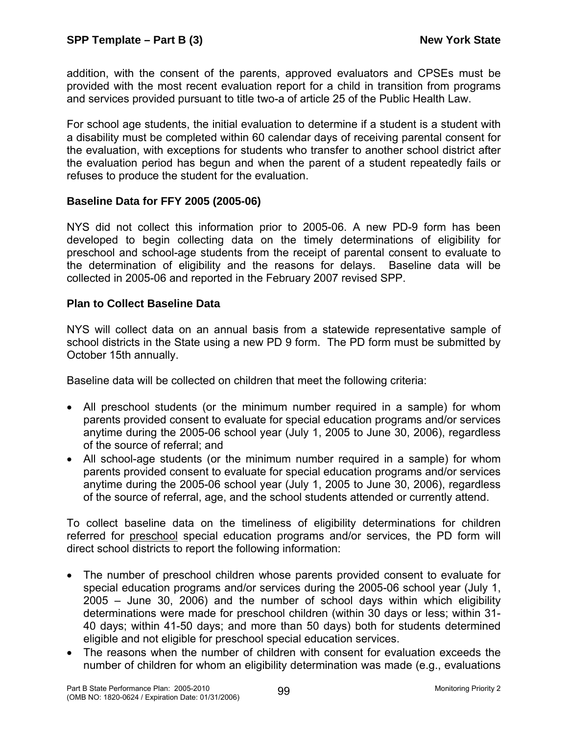addition, with the consent of the parents, approved evaluators and CPSEs must be provided with the most recent evaluation report for a child in transition from programs and services provided pursuant to title two-a of article 25 of the Public Health Law.

For school age students, the initial evaluation to determine if a student is a student with a disability must be completed within 60 calendar days of receiving parental consent for the evaluation, with exceptions for students who transfer to another school district after the evaluation period has begun and when the parent of a student repeatedly fails or refuses to produce the student for the evaluation.

**Baseline Data for FFY 2005 (2005-06)**

NYS did not collect this information prior to 2005-06. A new PD-9 form has been developed to begin collecting data on the timely determinations of eligibility for preschool and school-age students from the receipt of parental consent to evaluate to the determination of eligibility and the reasons for delays. Baseline data will be collected in 2005-06 and reported in the February 2007 revised SPP.

**Plan to Collect Baseline Data**

NYS will collect data on an annual basis from a statewide representative sample of school districts in the State using a new PD 9 form. The PD form must be submitted by October 15th annually.

Baseline data will be collected on children that meet the following criteria:

- All preschool students (or the minimum number required in a sample) for whom parents provided consent to evaluate for special education programs and/or services anytime during the 2005-06 school year (July 1, 2005 to June 30, 2006), regardless of the source of referral; and
- All school-age students (or the minimum number required in a sample) for whom parents provided consent to evaluate for special education programs and/or services anytime during the 2005-06 school year (July 1, 2005 to June 30, 2006), regardless of the source of referral, age, and the school students attended or currently attend.

To collect baseline data on the timeliness of eligibility determinations for children referred for preschool special education programs and/or services, the PD form will direct school districts to report the following information:

- The number of preschool children whose parents provided consent to evaluate for special education programs and/or services during the 2005-06 school year (July 1, 2005 – June 30, 2006) and the number of school days within which eligibility determinations were made for preschool children (within 30 days or less; within 31-40 days; within 41-50 days; and more than 50 days) both for students determined eligible and not eligible for preschool special education services.
- The reasons when the number of children with consent for evaluation exceeds the number of children for whom an eligibility determination was made (e.g., evaluations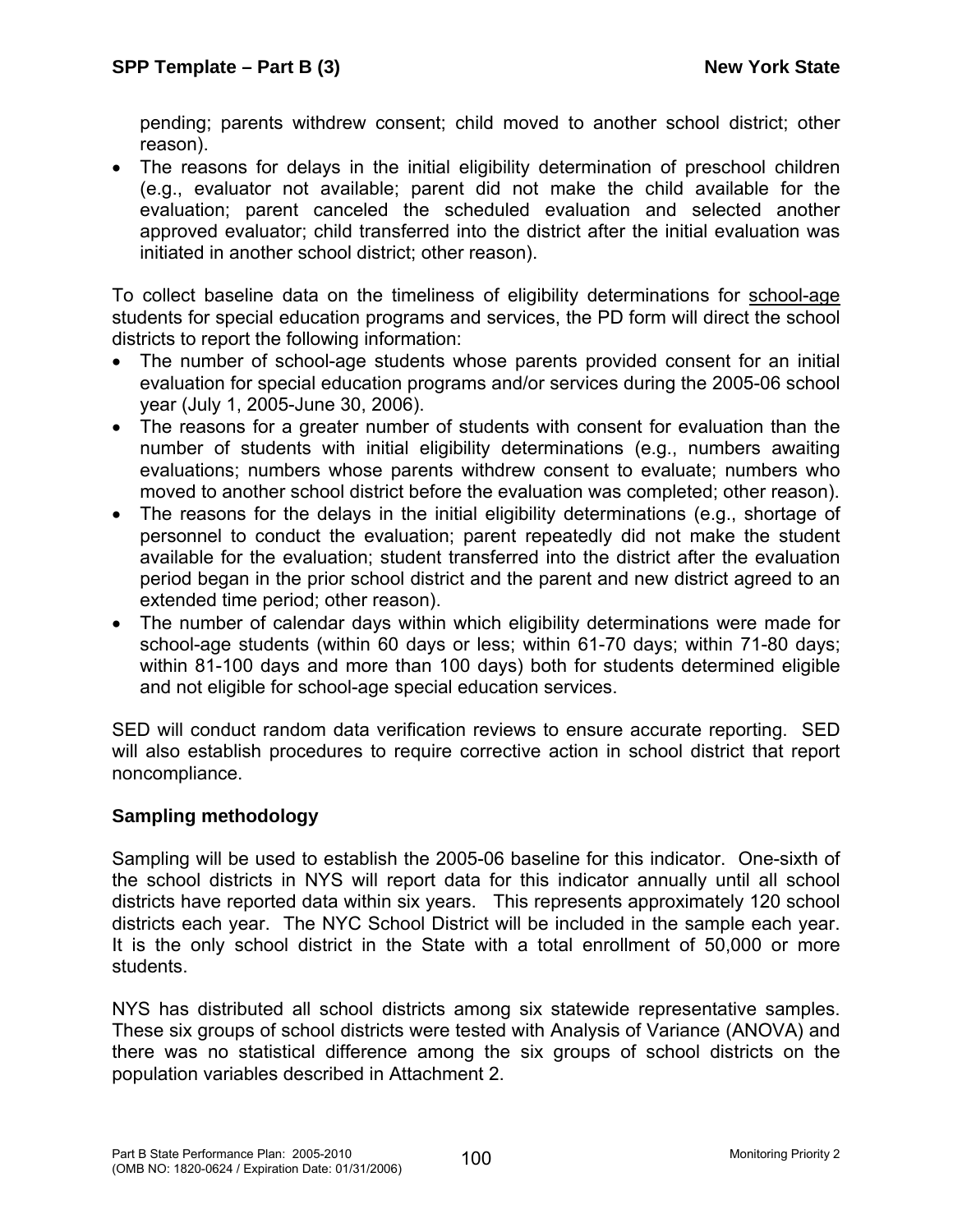pending; parents withdrew consent; child moved to another school district; other reason).

- The reasons for delays in the initial eligibility determination of preschool children (e.g., evaluator not available; parent did not make the child available for the evaluation; parent canceled the scheduled evaluation and selected another approved evaluator; child transferred into the district after the initial evaluation was initiated in another school district; other reason).

To collect baseline data on the timeliness of eligibility determinations for school-age students for special education programs and services, the PD form will direct the school districts to report the following information:

- The number of school-age students whose parents provided consent for an initial evaluation for special education programs and/or services during the 2005-06 school year (July 1, 2005-June 30, 2006).
- The reasons for a greater number of students with consent for evaluation than the number of students with initial eligibility determinations (e.g., numbers awaiting evaluations; numbers whose parents withdrew consent to evaluate; numbers who moved to another school district before the evaluation was completed; other reason).
- The reasons for the delays in the initial eligibility determinations (e.g., shortage of personnel to conduct the evaluation; parent repeatedly did not make the student available for the evaluation; student transferred into the district after the evaluation period began in the prior school district and the parent and new district agreed to an extended time period; other reason).
- The number of calendar days within which eligibility determinations were made for school-age students (within 60 days or less; within 61-70 days; within 71-80 days; within 81-100 days and more than 100 days) both for students determined eligible and not eligible for school-age special education services.

SED will conduct random data verification reviews to ensure accurate reporting. SED will also establish procedures to require corrective action in school district that report noncompliance.

### Sampling methodology

Sampling will be used to establish the 2005-06 baseline for this indicator. One-sixth of the school districts in NYS will report data for this indicator annually until all school districts have reported data within six years. This represents approximately 120 school districts each year. The NYC School District will be included in the sample each year. It is the only school district in the State with a total enrollment of 50,000 or more students.

NYS has distributed all school districts among six statewide representative samples. These six groups of school districts were tested with Analysis of Variance (ANOVA) and there was no statistical difference among the six groups of school districts on the population variables described in Attachment 2.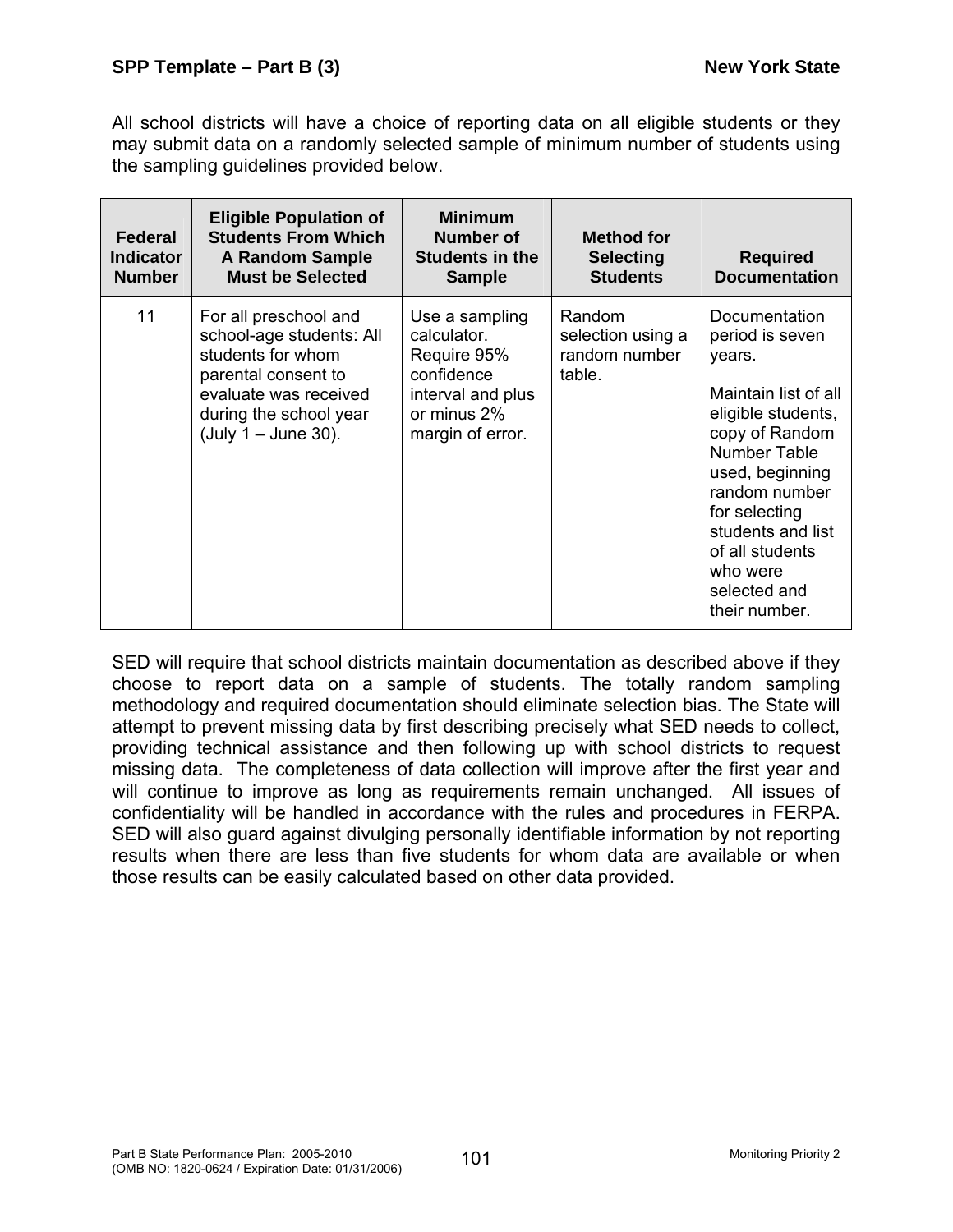All school districts will have a choice of reporting data on all eligible students or they may submit data on a randomly selected sample of minimum number of students using the sampling guidelines provided below.

| Federal Indicator Number | Eligible Population of Students From Which A Random Sample Must be Selected | Minimum Number of Students in the Sample | Method for Selecting Students | Required Documentation |
|---|---|---|---|---|
| 11 | For all preschool and school-age students: All students for whom parental consent to evaluate was received during the school year (July 1 – June 30). | Use a sampling calculator. Require 95% confidence interval and plus or minus 2% margin of error. | Random selection using a random number table. | Documentation period is seven years.<br><br>Maintain list of all eligible students, copy of Random Number Table used, beginning random number for selecting students and list of all students who were selected and their number. |

SED will require that school districts maintain documentation as described above if they choose to report data on a sample of students. The totally random sampling methodology and required documentation should eliminate selection bias. The State will attempt to prevent missing data by first describing precisely what SED needs to collect, providing technical assistance and then following up with school districts to request missing data. The completeness of data collection will improve after the first year and will continue to improve as long as requirements remain unchanged. All issues of confidentiality will be handled in accordance with the rules and procedures in FERPA. SED will also guard against divulging personally identifiable information by not reporting results when there are less than five students for whom data are available or when those results can be easily calculated based on other data provided.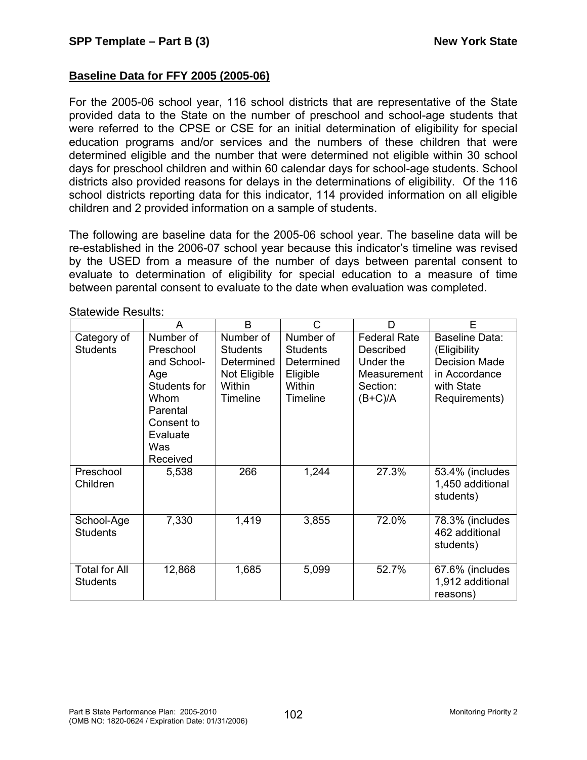## Baseline Data for FFY 2005 (2005-06)

For the 2005-06 school year, 116 school districts that are representative of the State provided data to the State on the number of preschool and school-age students that were referred to the CPSE or CSE for an initial determination of eligibility for special education programs and/or services and the numbers of these children that were determined eligible and the number that were determined not eligible within 30 school days for preschool children and within 60 calendar days for school-age students. School districts also provided reasons for delays in the determinations of eligibility. Of the 116 school districts reporting data for this indicator, 114 provided information on all eligible children and 2 provided information on a sample of students.

The following are baseline data for the 2005-06 school year. The baseline data will be re-established in the 2006-07 school year because this indicator's timeline was revised by the USED from a measure of the number of days between parental consent to evaluate to determination of eligibility for special education to a measure of time between parental consent to evaluate to the date when evaluation was completed.

Statewide Results:

| | A | B | C | D | E |
|---|---|---|---|---|---|
| Category of Students | Number of Preschool and School-Age Students for Whom Parental Consent to Evaluate Was Received | Number of Students Determined Not Eligible Within Timeline | Number of Students Determined Eligible Within Timeline | Federal Rate Described Under the Measurement Section: (B+C)/A | Baseline Data: (Eligibility Decision Made in Accordance with State Requirements) |
| Preschool Children | 5,538 | 266 | 1,244 | 27.3% | 53.4% (includes 1,450 additional students) |
| School-Age Students | 7,330 | 1,419 | 3,855 | 72.0% | 78.3% (includes 462 additional students) |
| Total for All Students | 12,868 | 1,685 | 5,099 | 52.7% | 67.6% (includes 1,912 additional reasons) |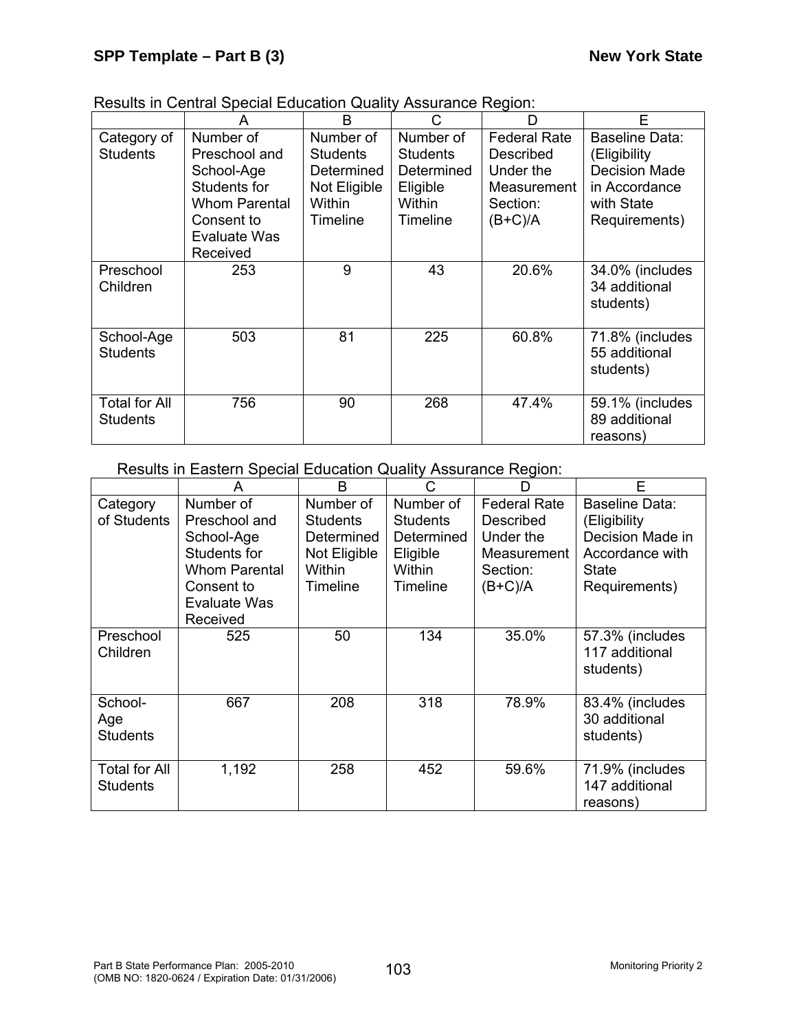Results in Central Special Education Quality Assurance Region:

| | A | B | C | D | E |
|---|---|---|---|---|---|
| Category of Students | Number of Preschool and School-Age Students for Whom Parental Consent to Evaluate Was Received | Number of Students Determined Not Eligible Within Timeline | Number of Students Determined Eligible Within Timeline | Federal Rate Described Under the Measurement Section: (B+C)/A | Baseline Data: (Eligibility Decision Made in Accordance with State Requirements) |
| Preschool Children | 253 | 9 | 43 | 20.6% | 34.0% (includes 34 additional students) |
| School-Age Students | 503 | 81 | 225 | 60.8% | 71.8% (includes 55 additional students) |
| Total for All Students | 756 | 90 | 268 | 47.4% | 59.1% (includes 89 additional reasons) |

Results in Eastern Special Education Quality Assurance Region:

| | A | B | C | D | E |
|---|---|---|---|---|---|
| Category of Students | Number of Preschool and School-Age Students for Whom Parental Consent to Evaluate Was Received | Number of Students Determined Not Eligible Within Timeline | Number of Students Determined Eligible Within Timeline | Federal Rate Described Under the Measurement Section: (B+C)/A | Baseline Data: (Eligibility Decision Made in Accordance with State Requirements) |
| Preschool Children | 525 | 50 | 134 | 35.0% | 57.3% (includes 117 additional students) |
| School-Age Students | 667 | 208 | 318 | 78.9% | 83.4% (includes 30 additional students) |
| Total for All Students | 1,192 | 258 | 452 | 59.6% | 71.9% (includes 147 additional reasons) |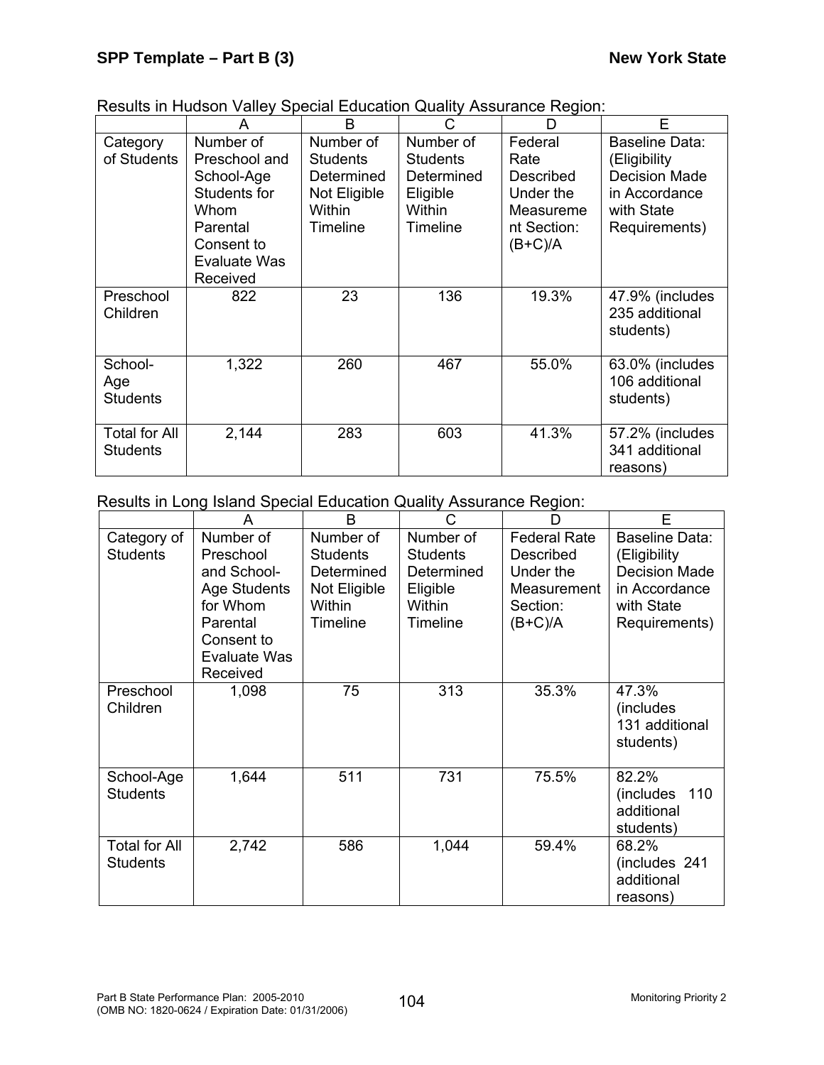Results in Hudson Valley Special Education Quality Assurance Region:

| | A | B | C | D | E |
|---|---|---|---|---|---|
| Category of Students | Number of Preschool and School-Age Students for Whom Parental Consent to Evaluate Was Received | Number of Students Determined Not Eligible Within Timeline | Number of Students Determined Eligible Within Timeline | Federal Rate Described Under the Measurement Section: (B+C)/A | Baseline Data: (Eligibility Decision Made in Accordance with State Requirements) |
| Preschool Children | 822 | 23 | 136 | 19.3% | 47.9% (includes 235 additional students) |
| School-Age Students | 1,322 | 260 | 467 | 55.0% | 63.0% (includes 106 additional students) |
| Total for All Students | 2,144 | 283 | 603 | 41.3% | 57.2% (includes 341 additional reasons) |

Results in Long Island Special Education Quality Assurance Region:

| | A | B | C | D | E |
|---|---|---|---|---|---|
| Category of Students | Number of Preschool and School-Age Students for Whom Parental Consent to Evaluate Was Received | Number of Students Determined Not Eligible Within Timeline | Number of Students Determined Eligible Within Timeline | Federal Rate Described Under the Measurement Section: (B+C)/A | Baseline Data: (Eligibility Decision Made in Accordance with State Requirements) |
| Preschool Children | 1,098 | 75 | 313 | 35.3% | 47.3% (includes 131 additional students) |
| School-Age Students | 1,644 | 511 | 731 | 75.5% | 82.2% (includes 110 additional students) |
| Total for All Students | 2,742 | 586 | 1,044 | 59.4% | 68.2% (includes 241 additional reasons) |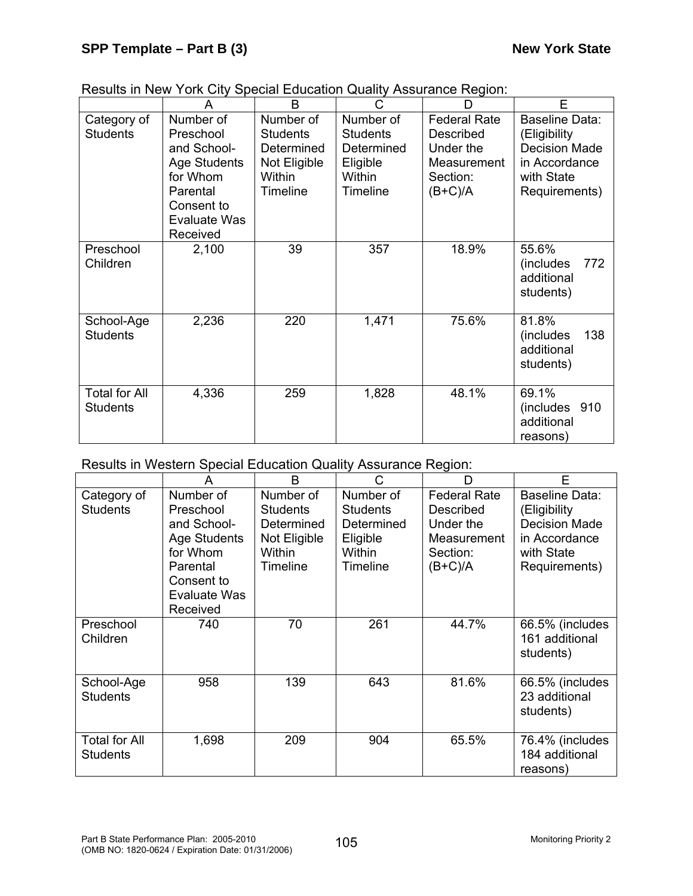Results in New York City Special Education Quality Assurance Region:

| | A | B | C | D | E |
|---|---|---|---|---|---|
| Category of Students | Number of Preschool and School-Age Students for Whom Parental Consent to Evaluate Was Received | Number of Students Determined Not Eligible Within Timeline | Number of Students Determined Eligible Within Timeline | Federal Rate Described Under the Measurement Section: (B+C)/A | Baseline Data: (Eligibility Decision Made in Accordance with State Requirements) |
| Preschool Children | 2,100 | 39 | 357 | 18.9% | 55.6% (includes 772 additional students) |
| School-Age Students | 2,236 | 220 | 1,471 | 75.6% | 81.8% (includes 138 additional students) |
| Total for All Students | 4,336 | 259 | 1,828 | 48.1% | 69.1% (includes 910 additional reasons) |

Results in Western Special Education Quality Assurance Region:

| | A | B | C | D | E |
|---|---|---|---|---|---|
| Category of Students | Number of Preschool and School-Age Students for Whom Parental Consent to Evaluate Was Received | Number of Students Determined Not Eligible Within Timeline | Number of Students Determined Eligible Within Timeline | Federal Rate Described Under the Measurement Section: (B+C)/A | Baseline Data: (Eligibility Decision Made in Accordance with State Requirements) |
| Preschool Children | 740 | 70 | 261 | 44.7% | 66.5% (includes 161 additional students) |
| School-Age Students | 958 | 139 | 643 | 81.6% | 66.5% (includes 23 additional students) |
| Total for All Students | 1,698 | 209 | 904 | 65.5% | 76.4% (includes 184 additional reasons) |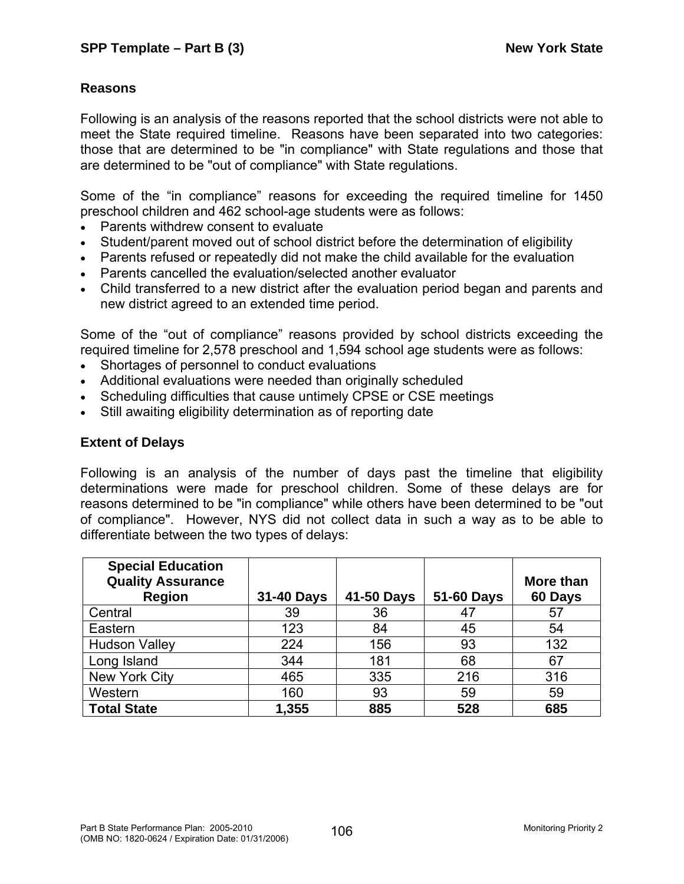### Reasons

Following is an analysis of the reasons reported that the school districts were not able to meet the State required timeline. Reasons have been separated into two categories: those that are determined to be "in compliance" with State regulations and those that are determined to be "out of compliance" with State regulations.

Some of the “in compliance” reasons for exceeding the required timeline for 1450 preschool children and 462 school-age students were as follows:

- Parents withdrew consent to evaluate
- Student/parent moved out of school district before the determination of eligibility
- Parents refused or repeatedly did not make the child available for the evaluation
- Parents cancelled the evaluation/selected another evaluator
- Child transferred to a new district after the evaluation period began and parents and new district agreed to an extended time period.

Some of the “out of compliance” reasons provided by school districts exceeding the required timeline for 2,578 preschool and 1,594 school age students were as follows:

- Shortages of personnel to conduct evaluations
- Additional evaluations were needed than originally scheduled
- Scheduling difficulties that cause untimely CPSE or CSE meetings
- Still awaiting eligibility determination as of reporting date

### Extent of Delays

Following is an analysis of the number of days past the timeline that eligibility determinations were made for preschool children. Some of these delays are for reasons determined to be "in compliance" while others have been determined to be "out of compliance". However, NYS did not collect data in such a way as to be able to differentiate between the two types of delays:

| Special Education Quality Assurance Region | 31-40 Days | 41-50 Days | 51-60 Days | More than 60 Days |
|---|---|---|---|---|
| Central | 39 | 36 | 47 | 57 |
| Eastern | 123 | 84 | 45 | 54 |
| Hudson Valley | 224 | 156 | 93 | 132 |
| Long Island | 344 | 181 | 68 | 67 |
| New York City | 465 | 335 | 216 | 316 |
| Western | 160 | 93 | 59 | 59 |
| **Total State** | **1,355** | **885** | **528** | **685** |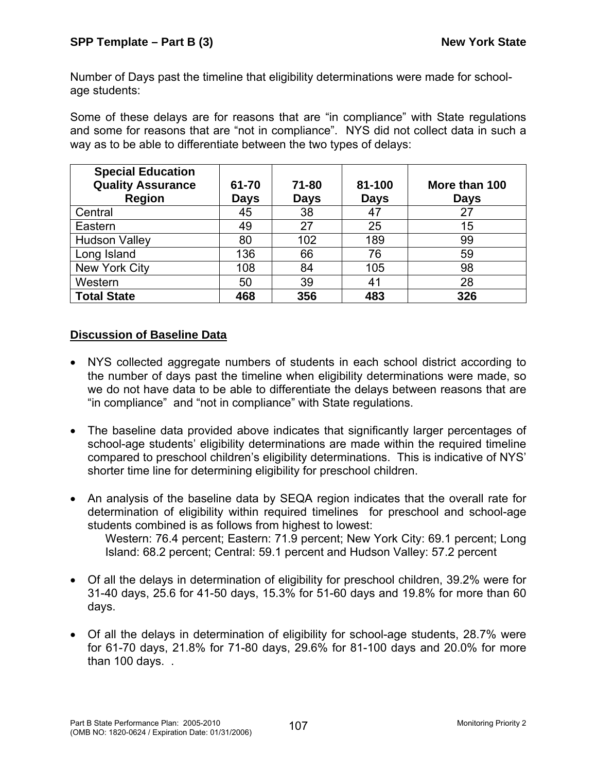Number of Days past the timeline that eligibility determinations were made for school-age students:

Some of these delays are for reasons that are "in compliance" with State regulations and some for reasons that are "not in compliance". NYS did not collect data in such a way as to be able to differentiate between the two types of delays:

| Special Education Quality Assurance Region | 61-70 Days | 71-80 Days | 81-100 Days | More than 100 Days |
|---|---|---|---|---|
| Central | 45 | 38 | 47 | 27 |
| Eastern | 49 | 27 | 25 | 15 |
| Hudson Valley | 80 | 102 | 189 | 99 |
| Long Island | 136 | 66 | 76 | 59 |
| New York City | 108 | 84 | 105 | 98 |
| Western | 50 | 39 | 41 | 28 |
| **Total State** | **468** | **356** | **483** | **326** |

## Discussion of Baseline Data

- NYS collected aggregate numbers of students in each school district according to the number of days past the timeline when eligibility determinations were made, so we do not have data to be able to differentiate the delays between reasons that are "in compliance" and "not in compliance" with State regulations.

- The baseline data provided above indicates that significantly larger percentages of school-age students' eligibility determinations are made within the required timeline compared to preschool children's eligibility determinations. This is indicative of NYS' shorter time line for determining eligibility for preschool children.

- An analysis of the baseline data by SEQA region indicates that the overall rate for determination of eligibility within required timelines for preschool and school-age students combined is as follows from highest to lowest:
  Western: 76.4 percent; Eastern: 71.9 percent; New York City: 69.1 percent; Long Island: 68.2 percent; Central: 59.1 percent and Hudson Valley: 57.2 percent

- Of all the delays in determination of eligibility for preschool children, 39.2% were for 31-40 days, 25.6 for 41-50 days, 15.3% for 51-60 days and 19.8% for more than 60 days.

- Of all the delays in determination of eligibility for school-age students, 28.7% were for 61-70 days, 21.8% for 71-80 days, 29.6% for 81-100 days and 20.0% for more than 100 days. .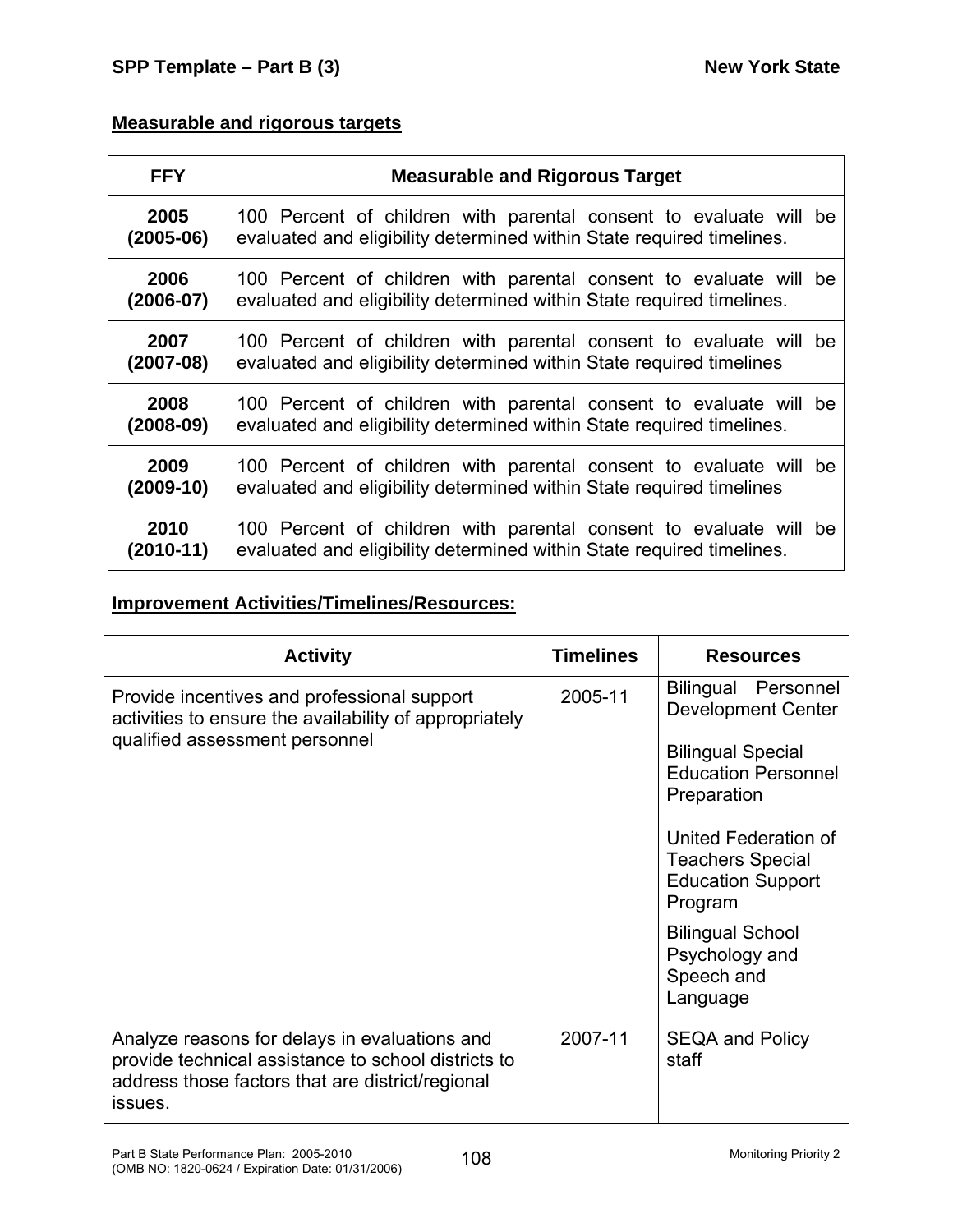## Measurable and rigorous targets

| FFY | Measurable and Rigorous Target |
|---|---|
| 2005 (2005-06) | 100 Percent of children with parental consent to evaluate will be evaluated and eligibility determined within State required timelines. |
| 2006 (2006-07) | 100 Percent of children with parental consent to evaluate will be evaluated and eligibility determined within State required timelines. |
| 2007 (2007-08) | 100 Percent of children with parental consent to evaluate will be evaluated and eligibility determined within State required timelines |
| 2008 (2008-09) | 100 Percent of children with parental consent to evaluate will be evaluated and eligibility determined within State required timelines. |
| 2009 (2009-10) | 100 Percent of children with parental consent to evaluate will be evaluated and eligibility determined within State required timelines |
| 2010 (2010-11) | 100 Percent of children with parental consent to evaluate will be evaluated and eligibility determined within State required timelines. |

## Improvement Activities/Timelines/Resources:

| Activity | Timelines | Resources |
|---|---|---|
| Provide incentives and professional support activities to ensure the availability of appropriately qualified assessment personnel | 2005-11 | Bilingual Personnel Development Center<br><br>Bilingual Special Education Personnel Preparation<br><br>United Federation of Teachers Special Education Support Program<br><br>Bilingual School Psychology and Speech and Language |
| Analyze reasons for delays in evaluations and provide technical assistance to school districts to address those factors that are district/regional issues. | 2007-11 | SEQA and Policy staff |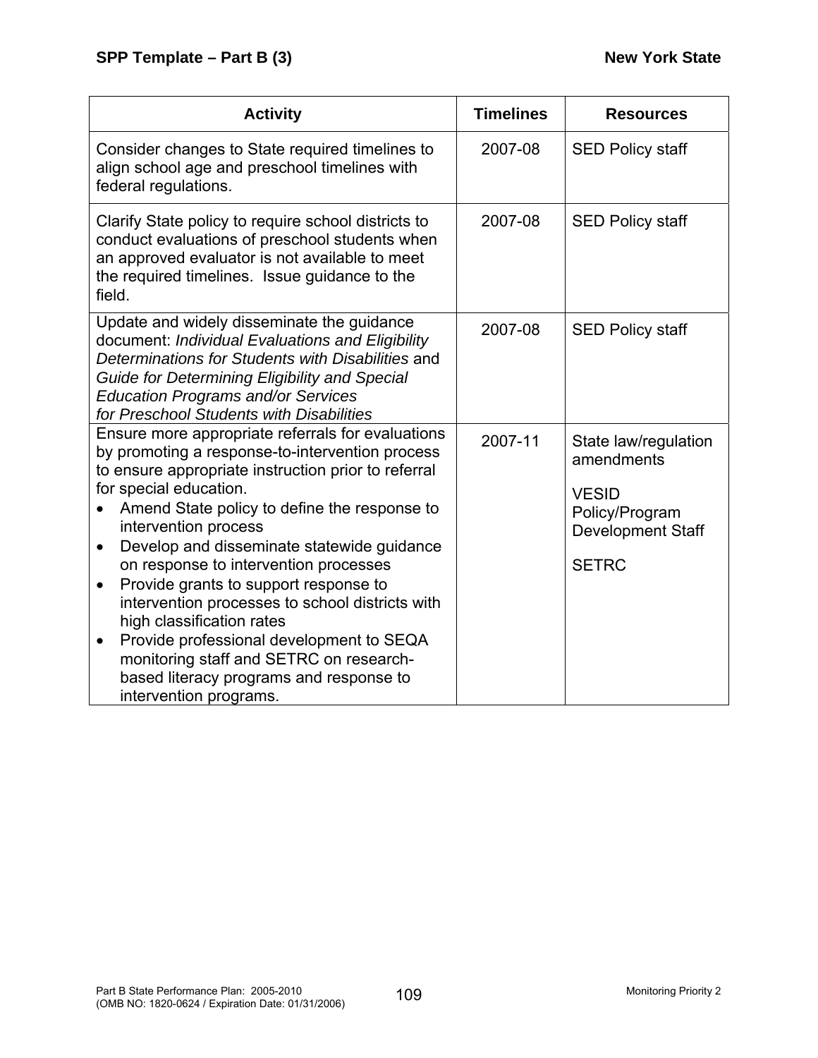| Activity | Timelines | Resources |
|---|---|---|
| Consider changes to State required timelines to align school age and preschool timelines with federal regulations. | 2007-08 | SED Policy staff |
| Clarify State policy to require school districts to conduct evaluations of preschool students when an approved evaluator is not available to meet the required timelines. Issue guidance to the field. | 2007-08 | SED Policy staff |
| Update and widely disseminate the guidance document: *Individual Evaluations and Eligibility Determinations for Students with Disabilities* and *Guide for Determining Eligibility and Special Education Programs and/or Services for Preschool Students with Disabilities* | 2007-08 | SED Policy staff |
| Ensure more appropriate referrals for evaluations by promoting a response-to-intervention process to ensure appropriate instruction prior to referral for special education.<br>• Amend State policy to define the response to intervention process<br>• Develop and disseminate statewide guidance on response to intervention processes<br>• Provide grants to support response to intervention processes to school districts with high classification rates<br>• Provide professional development to SEQA monitoring staff and SETRC on research-based literacy programs and response to intervention programs. | 2007-11 | State law/regulation amendments<br><br>VESID Policy/Program Development Staff<br><br>SETRC |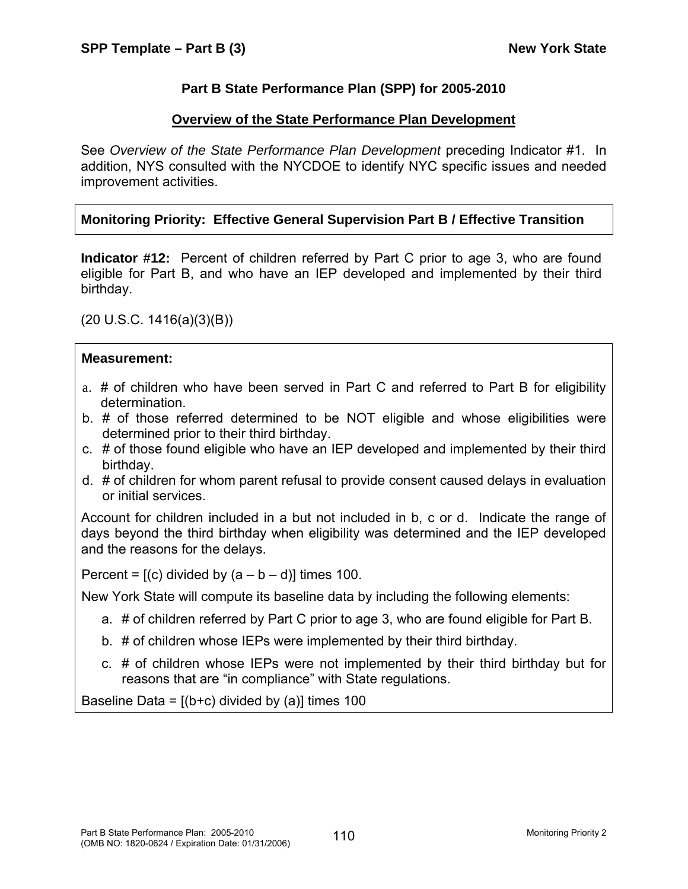## Part B State Performance Plan (SPP) for 2005-2010

### Overview of the State Performance Plan Development

See *Overview of the State Performance Plan Development* preceding Indicator #1. In addition, NYS consulted with the NYCDOE to identify NYC specific issues and needed improvement activities.

**Monitoring Priority: Effective General Supervision Part B / Effective Transition**

**Indicator #12:** Percent of children referred by Part C prior to age 3, who are found eligible for Part B, and who have an IEP developed and implemented by their third birthday.

(20 U.S.C. 1416(a)(3)(B))

**Measurement:**

a. # of children who have been served in Part C and referred to Part B for eligibility determination.
b. # of those referred determined to be NOT eligible and whose eligibilities were determined prior to their third birthday.
c. # of those found eligible who have an IEP developed and implemented by their third birthday.
d. # of children for whom parent refusal to provide consent caused delays in evaluation or initial services.

Account for children included in a but not included in b, c or d. Indicate the range of days beyond the third birthday when eligibility was determined and the IEP developed and the reasons for the delays.

Percent = [(c) divided by (a – b – d)] times 100.

New York State will compute its baseline data by including the following elements:

a. # of children referred by Part C prior to age 3, who are found eligible for Part B.
b. # of children whose IEPs were implemented by their third birthday.
c. # of children whose IEPs were not implemented by their third birthday but for reasons that are “in compliance” with State regulations.

Baseline Data = [(b+c) divided by (a)] times 100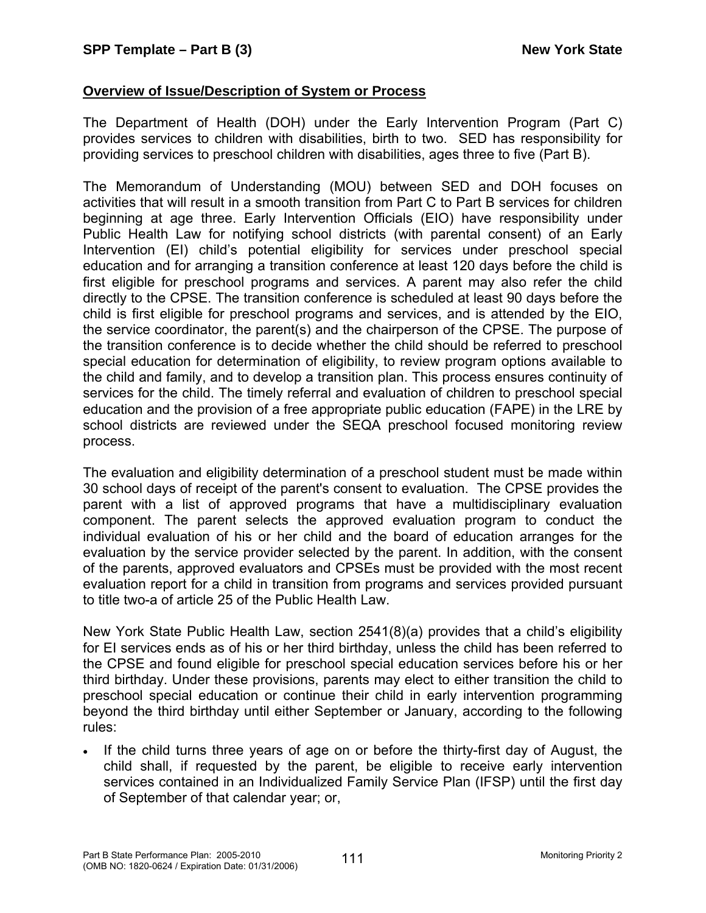**Overview of Issue/Description of System or Process**

The Department of Health (DOH) under the Early Intervention Program (Part C) provides services to children with disabilities, birth to two. SED has responsibility for providing services to preschool children with disabilities, ages three to five (Part B).

The Memorandum of Understanding (MOU) between SED and DOH focuses on activities that will result in a smooth transition from Part C to Part B services for children beginning at age three. Early Intervention Officials (EIO) have responsibility under Public Health Law for notifying school districts (with parental consent) of an Early Intervention (EI) child's potential eligibility for services under preschool special education and for arranging a transition conference at least 120 days before the child is first eligible for preschool programs and services. A parent may also refer the child directly to the CPSE. The transition conference is scheduled at least 90 days before the child is first eligible for preschool programs and services, and is attended by the EIO, the service coordinator, the parent(s) and the chairperson of the CPSE. The purpose of the transition conference is to decide whether the child should be referred to preschool special education for determination of eligibility, to review program options available to the child and family, and to develop a transition plan. This process ensures continuity of services for the child. The timely referral and evaluation of children to preschool special education and the provision of a free appropriate public education (FAPE) in the LRE by school districts are reviewed under the SEQA preschool focused monitoring review process.

The evaluation and eligibility determination of a preschool student must be made within 30 school days of receipt of the parent's consent to evaluation. The CPSE provides the parent with a list of approved programs that have a multidisciplinary evaluation component. The parent selects the approved evaluation program to conduct the individual evaluation of his or her child and the board of education arranges for the evaluation by the service provider selected by the parent. In addition, with the consent of the parents, approved evaluators and CPSEs must be provided with the most recent evaluation report for a child in transition from programs and services provided pursuant to title two-a of article 25 of the Public Health Law.

New York State Public Health Law, section 2541(8)(a) provides that a child's eligibility for EI services ends as of his or her third birthday, unless the child has been referred to the CPSE and found eligible for preschool special education services before his or her third birthday. Under these provisions, parents may elect to either transition the child to preschool special education or continue their child in early intervention programming beyond the third birthday until either September or January, according to the following rules:

- If the child turns three years of age on or before the thirty-first day of August, the child shall, if requested by the parent, be eligible to receive early intervention services contained in an Individualized Family Service Plan (IFSP) until the first day of September of that calendar year; or,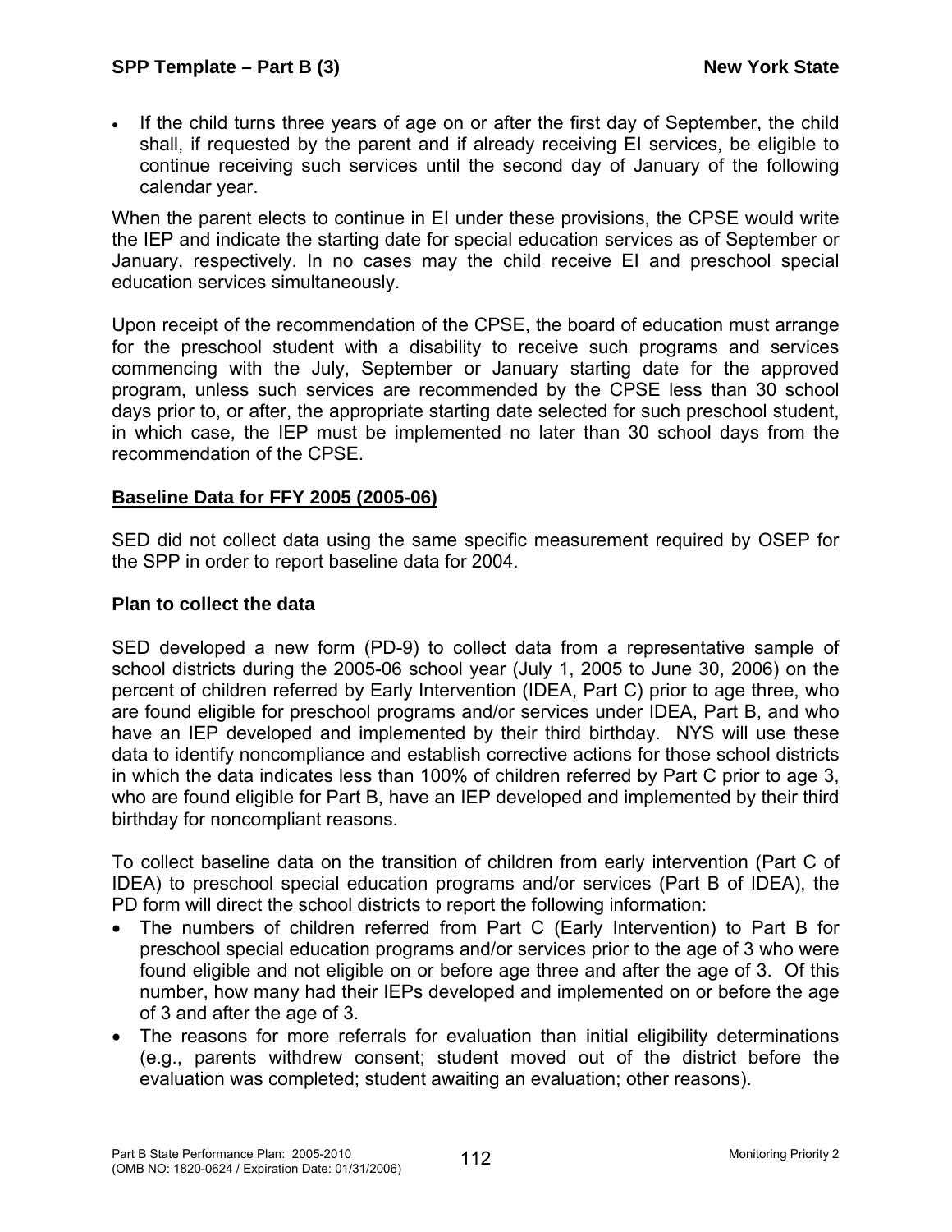- If the child turns three years of age on or after the first day of September, the child shall, if requested by the parent and if already receiving EI services, be eligible to continue receiving such services until the second day of January of the following calendar year.

When the parent elects to continue in EI under these provisions, the CPSE would write the IEP and indicate the starting date for special education services as of September or January, respectively. In no cases may the child receive EI and preschool special education services simultaneously.

Upon receipt of the recommendation of the CPSE, the board of education must arrange for the preschool student with a disability to receive such programs and services commencing with the July, September or January starting date for the approved program, unless such services are recommended by the CPSE less than 30 school days prior to, or after, the appropriate starting date selected for such preschool student, in which case, the IEP must be implemented no later than 30 school days from the recommendation of the CPSE.

## Baseline Data for FFY 2005 (2005-06)

SED did not collect data using the same specific measurement required by OSEP for the SPP in order to report baseline data for 2004.

### Plan to collect the data

SED developed a new form (PD-9) to collect data from a representative sample of school districts during the 2005-06 school year (July 1, 2005 to June 30, 2006) on the percent of children referred by Early Intervention (IDEA, Part C) prior to age three, who are found eligible for preschool programs and/or services under IDEA, Part B, and who have an IEP developed and implemented by their third birthday. NYS will use these data to identify noncompliance and establish corrective actions for those school districts in which the data indicates less than 100% of children referred by Part C prior to age 3, who are found eligible for Part B, have an IEP developed and implemented by their third birthday for noncompliant reasons.

To collect baseline data on the transition of children from early intervention (Part C of IDEA) to preschool special education programs and/or services (Part B of IDEA), the PD form will direct the school districts to report the following information:

- The numbers of children referred from Part C (Early Intervention) to Part B for preschool special education programs and/or services prior to the age of 3 who were found eligible and not eligible on or before age three and after the age of 3. Of this number, how many had their IEPs developed and implemented on or before the age of 3 and after the age of 3.
- The reasons for more referrals for evaluation than initial eligibility determinations (e.g., parents withdrew consent; student moved out of the district before the evaluation was completed; student awaiting an evaluation; other reasons).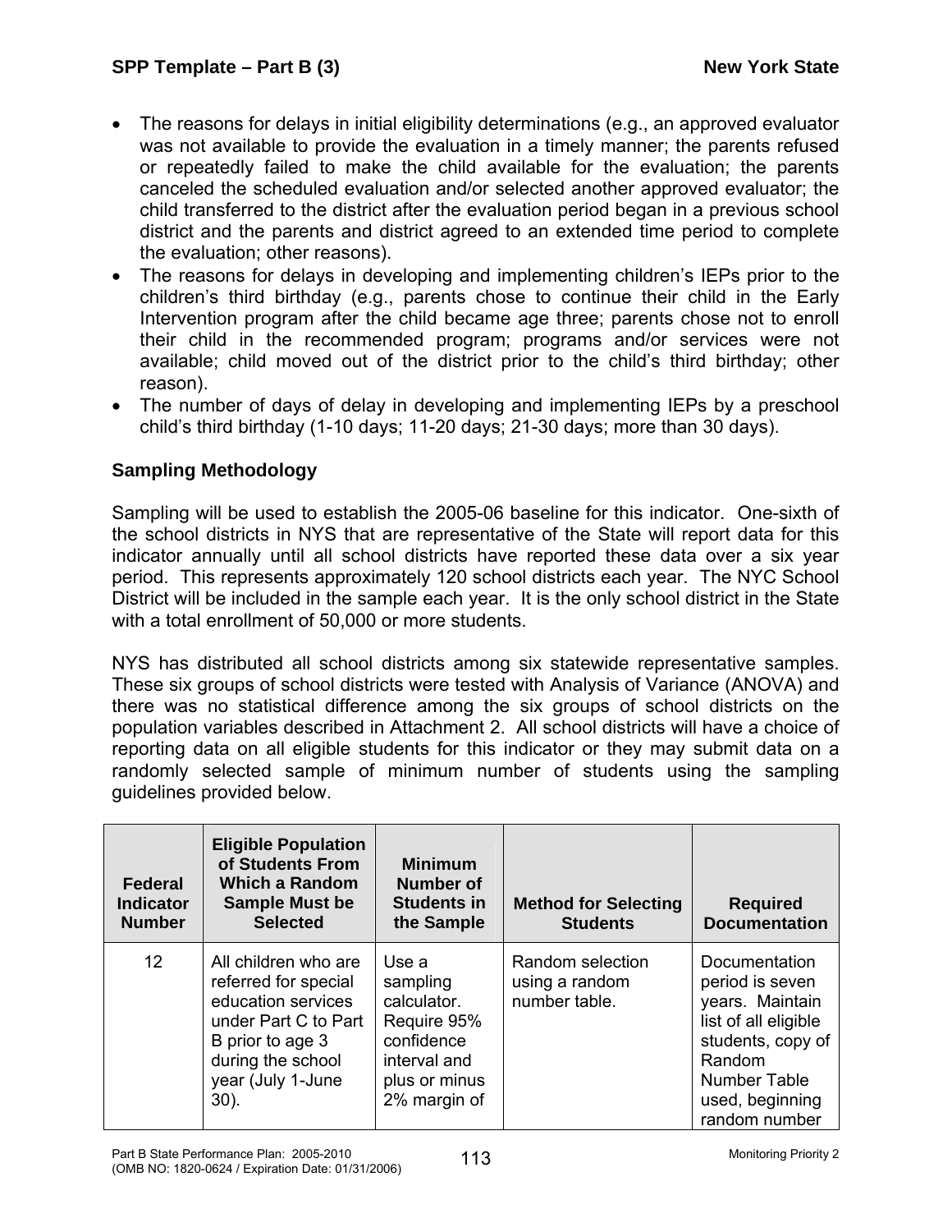- The reasons for delays in initial eligibility determinations (e.g., an approved evaluator was not available to provide the evaluation in a timely manner; the parents refused or repeatedly failed to make the child available for the evaluation; the parents canceled the scheduled evaluation and/or selected another approved evaluator; the child transferred to the district after the evaluation period began in a previous school district and the parents and district agreed to an extended time period to complete the evaluation; other reasons).
- The reasons for delays in developing and implementing children's IEPs prior to the children's third birthday (e.g., parents chose to continue their child in the Early Intervention program after the child became age three; parents chose not to enroll their child in the recommended program; programs and/or services were not available; child moved out of the district prior to the child's third birthday; other reason).
- The number of days of delay in developing and implementing IEPs by a preschool child's third birthday (1-10 days; 11-20 days; 21-30 days; more than 30 days).

### Sampling Methodology

Sampling will be used to establish the 2005-06 baseline for this indicator. One-sixth of the school districts in NYS that are representative of the State will report data for this indicator annually until all school districts have reported these data over a six year period. This represents approximately 120 school districts each year. The NYC School District will be included in the sample each year. It is the only school district in the State with a total enrollment of 50,000 or more students.

NYS has distributed all school districts among six statewide representative samples. These six groups of school districts were tested with Analysis of Variance (ANOVA) and there was no statistical difference among the six groups of school districts on the population variables described in Attachment 2. All school districts will have a choice of reporting data on all eligible students for this indicator or they may submit data on a randomly selected sample of minimum number of students using the sampling guidelines provided below.

| Federal Indicator Number | Eligible Population of Students From Which a Random Sample Must be Selected | Minimum Number of Students in the Sample | Method for Selecting Students | Required Documentation |
|---|---|---|---|---|
| 12 | All children who are referred for special education services under Part C to Part B prior to age 3 during the school year (July 1-June 30). | Use a sampling calculator. Require 95% confidence interval and plus or minus 2% margin of | Random selection using a random number table. | Documentation period is seven years. Maintain list of all eligible students, copy of Random Number Table used, beginning random number |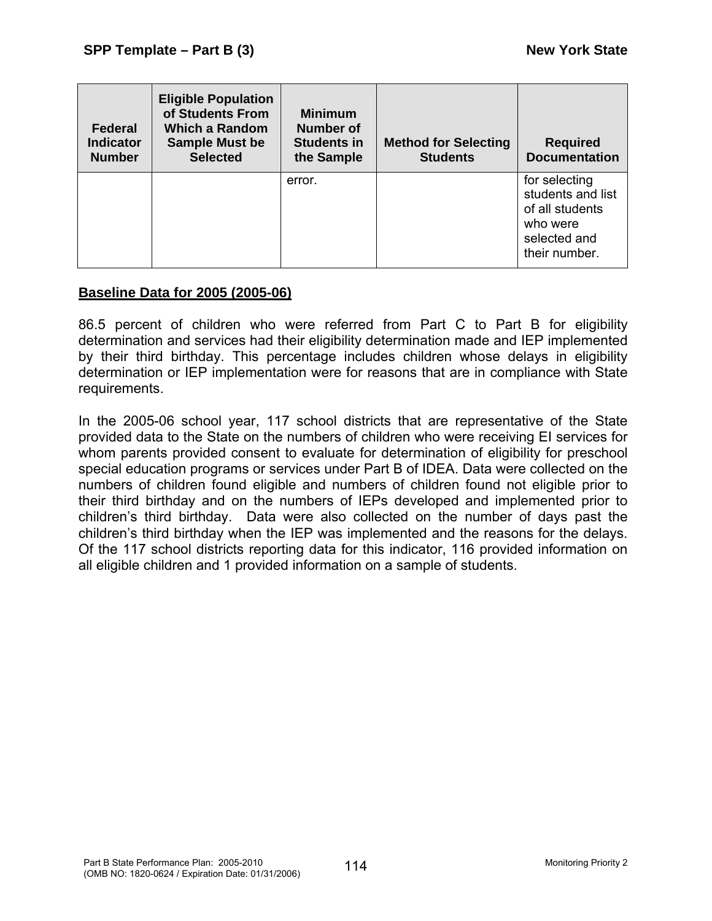| Federal Indicator Number | Eligible Population of Students From Which a Random Sample Must be Selected | Minimum Number of Students in the Sample | Method for Selecting Students | Required Documentation |
|---|---|---|---|---|
| | | error. | | for selecting students and list of all students who were selected and their number. |

**Baseline Data for 2005 (2005-06)**

86.5 percent of children who were referred from Part C to Part B for eligibility determination and services had their eligibility determination made and IEP implemented by their third birthday. This percentage includes children whose delays in eligibility determination or IEP implementation were for reasons that are in compliance with State requirements.

In the 2005-06 school year, 117 school districts that are representative of the State provided data to the State on the numbers of children who were receiving EI services for whom parents provided consent to evaluate for determination of eligibility for preschool special education programs or services under Part B of IDEA. Data were collected on the numbers of children found eligible and numbers of children found not eligible prior to their third birthday and on the numbers of IEPs developed and implemented prior to children's third birthday. Data were also collected on the number of days past the children's third birthday when the IEP was implemented and the reasons for the delays. Of the 117 school districts reporting data for this indicator, 116 provided information on all eligible children and 1 provided information on a sample of students.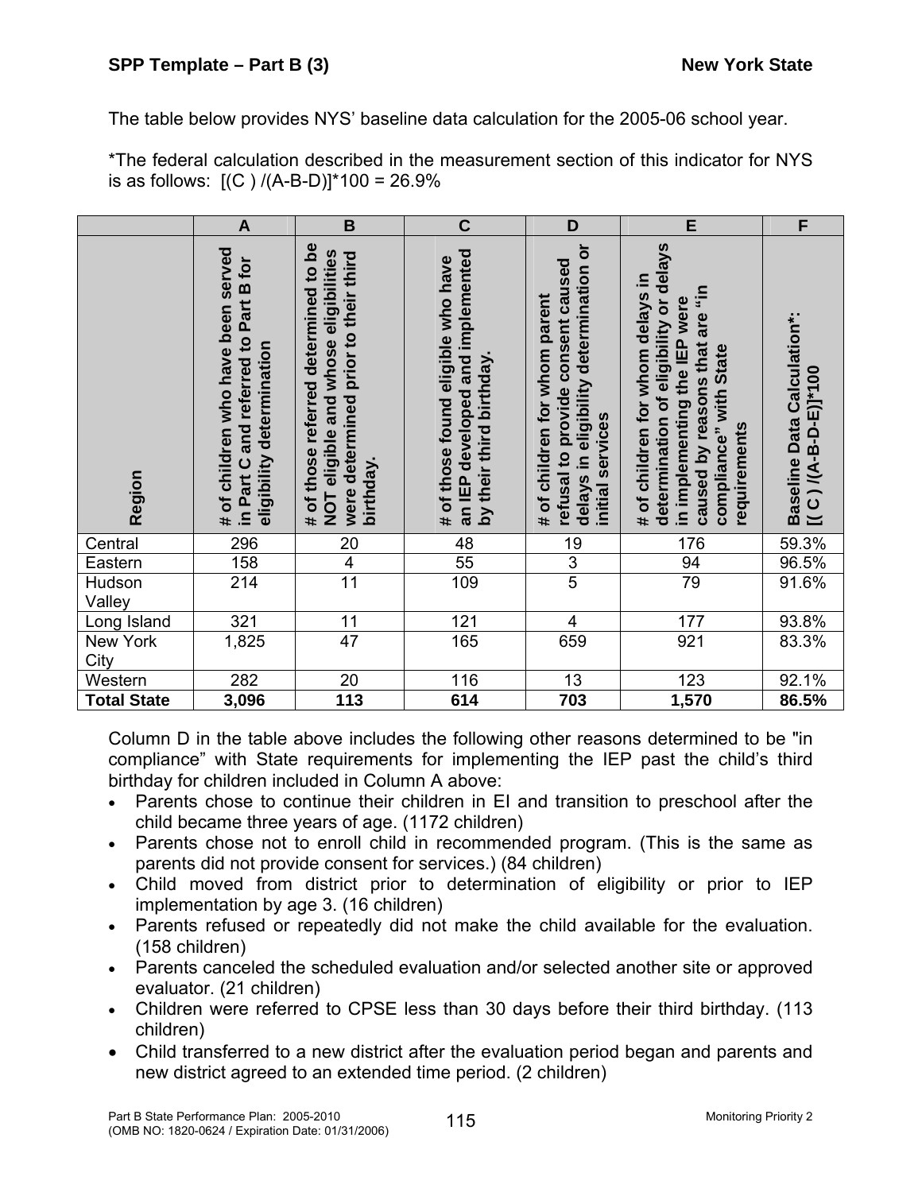The table below provides NYS' baseline data calculation for the 2005-06 school year.

*The federal calculation described in the measurement section of this indicator for NYS is as follows: [(C ) /(A-B-D)]*100 = 26.9%

| | A | B | C | D | E | F |
|---|---|---|---|---|---|---|
| **Region** | **# of children who have been served in Part C and referred to Part B for eligibility determination** | **# of those referred determined to be NOT eligible and whose eligibilities were determined prior to their third birthday.** | **# of those found eligible who have an IEP developed and implemented by their third birthday.** | **# of children for whom parent refusal to provide consent caused delays in eligibility determination or initial services** | **# of children for whom delays in determination of eligibility or delays in implementing the IEP were caused by reasons that are "in compliance" with State requirements** | **Baseline Data Calculation*: [( C ) /(A-B-D-E)]*100** |
| Central | 296 | 20 | 48 | 19 | 176 | 59.3% |
| Eastern | 158 | 4 | 55 | 3 | 94 | 96.5% |
| Hudson Valley | 214 | 11 | 109 | 5 | 79 | 91.6% |
| Long Island | 321 | 11 | 121 | 4 | 177 | 93.8% |
| New York City | 1,825 | 47 | 165 | 659 | 921 | 83.3% |
| Western | 282 | 20 | 116 | 13 | 123 | 92.1% |
| **Total State** | **3,096** | **113** | **614** | **703** | **1,570** | **86.5%** |

Column D in the table above includes the following other reasons determined to be "in compliance" with State requirements for implementing the IEP past the child's third birthday for children included in Column A above:

- Parents chose to continue their children in EI and transition to preschool after the child became three years of age. (1172 children)
- Parents chose not to enroll child in recommended program. (This is the same as parents did not provide consent for services.) (84 children)
- Child moved from district prior to determination of eligibility or prior to IEP implementation by age 3. (16 children)
- Parents refused or repeatedly did not make the child available for the evaluation. (158 children)
- Parents canceled the scheduled evaluation and/or selected another site or approved evaluator. (21 children)
- Children were referred to CPSE less than 30 days before their third birthday. (113 children)
- Child transferred to a new district after the evaluation period began and parents and new district agreed to an extended time period. (2 children)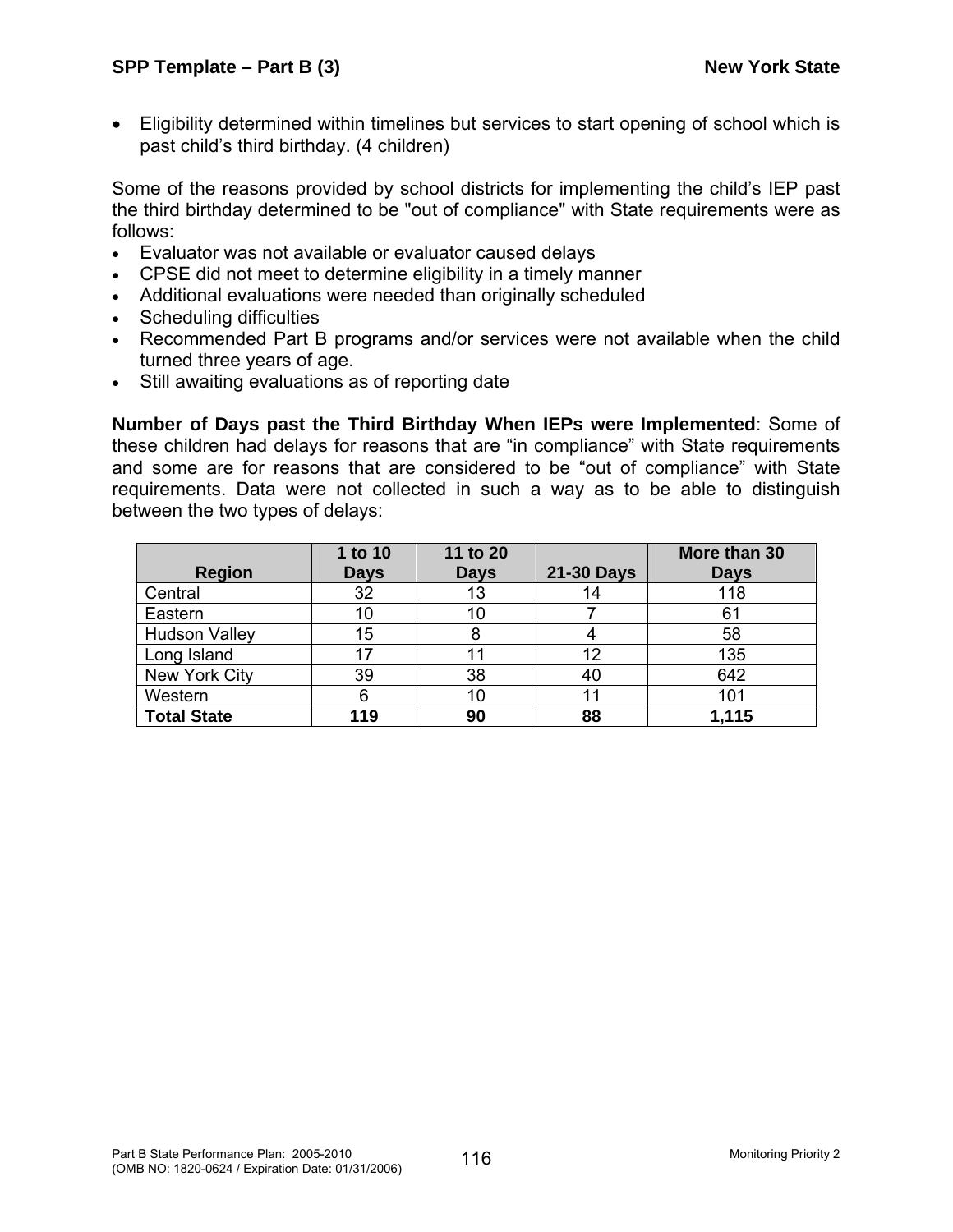- Eligibility determined within timelines but services to start opening of school which is past child's third birthday. (4 children)

Some of the reasons provided by school districts for implementing the child's IEP past the third birthday determined to be "out of compliance" with State requirements were as follows:

- Evaluator was not available or evaluator caused delays
- CPSE did not meet to determine eligibility in a timely manner
- Additional evaluations were needed than originally scheduled
- Scheduling difficulties
- Recommended Part B programs and/or services were not available when the child turned three years of age.
- Still awaiting evaluations as of reporting date

**Number of Days past the Third Birthday When IEPs were Implemented**: Some of these children had delays for reasons that are "in compliance" with State requirements and some are for reasons that are considered to be "out of compliance" with State requirements. Data were not collected in such a way as to be able to distinguish between the two types of delays:

| Region | 1 to 10 Days | 11 to 20 Days | 21-30 Days | More than 30 Days |
|---|---|---|---|---|
| Central | 32 | 13 | 14 | 118 |
| Eastern | 10 | 10 | 7 | 61 |
| Hudson Valley | 15 | 8 | 4 | 58 |
| Long Island | 17 | 11 | 12 | 135 |
| New York City | 39 | 38 | 40 | 642 |
| Western | 6 | 10 | 11 | 101 |
| **Total State** | **119** | **90** | **88** | **1,115** |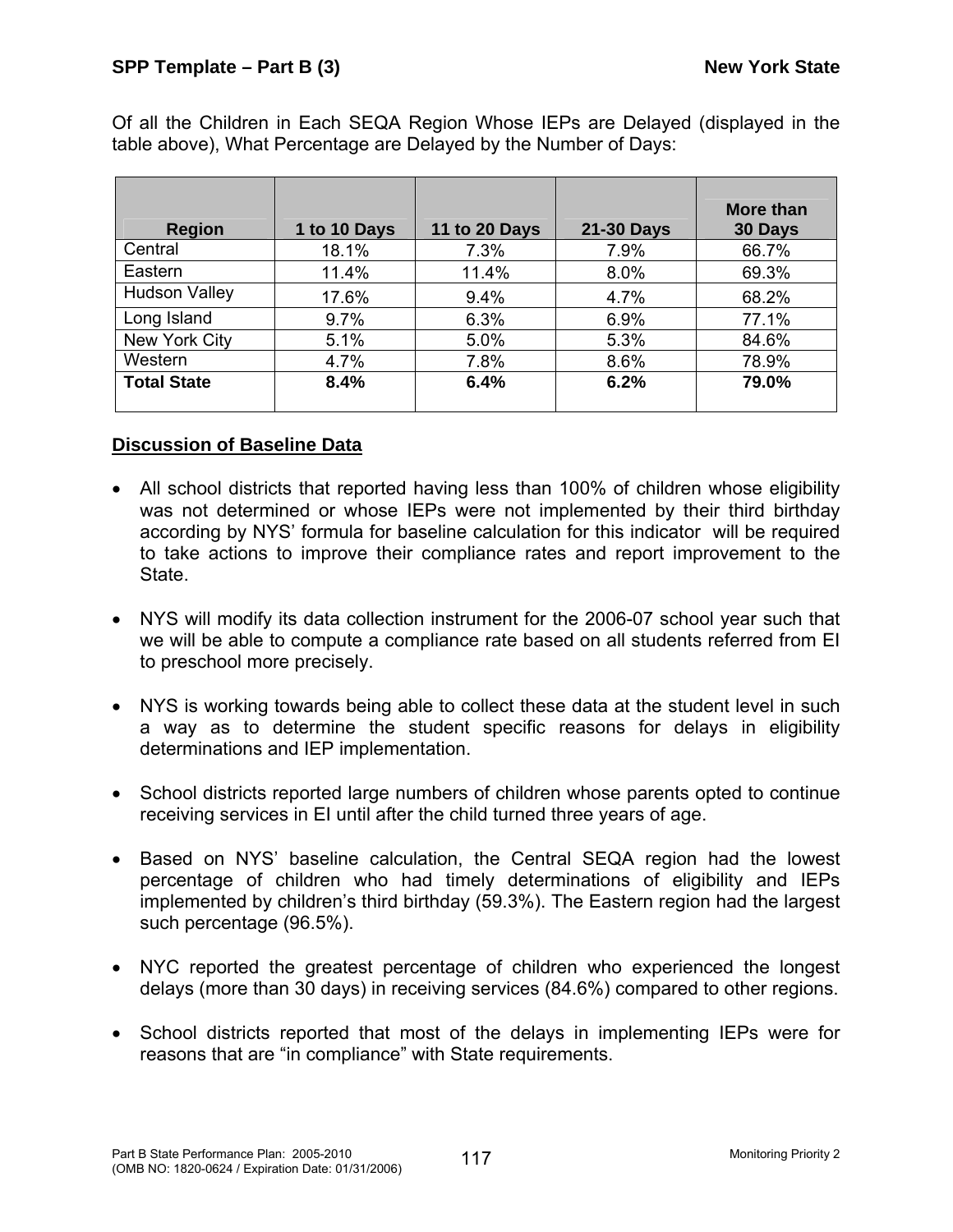Of all the Children in Each SEQA Region Whose IEPs are Delayed (displayed in the table above), What Percentage are Delayed by the Number of Days:

| Region | 1 to 10 Days | 11 to 20 Days | 21-30 Days | More than 30 Days |
|---|---|---|---|---|
| Central | 18.1% | 7.3% | 7.9% | 66.7% |
| Eastern | 11.4% | 11.4% | 8.0% | 69.3% |
| Hudson Valley | 17.6% | 9.4% | 4.7% | 68.2% |
| Long Island | 9.7% | 6.3% | 6.9% | 77.1% |
| New York City | 5.1% | 5.0% | 5.3% | 84.6% |
| Western | 4.7% | 7.8% | 8.6% | 78.9% |
| **Total State** | **8.4%** | **6.4%** | **6.2%** | **79.0%** |

## Discussion of Baseline Data

- All school districts that reported having less than 100% of children whose eligibility was not determined or whose IEPs were not implemented by their third birthday according by NYS' formula for baseline calculation for this indicator will be required to take actions to improve their compliance rates and report improvement to the State.

- NYS will modify its data collection instrument for the 2006-07 school year such that we will be able to compute a compliance rate based on all students referred from EI to preschool more precisely.

- NYS is working towards being able to collect these data at the student level in such a way as to determine the student specific reasons for delays in eligibility determinations and IEP implementation.

- School districts reported large numbers of children whose parents opted to continue receiving services in EI until after the child turned three years of age.

- Based on NYS' baseline calculation, the Central SEQA region had the lowest percentage of children who had timely determinations of eligibility and IEPs implemented by children's third birthday (59.3%). The Eastern region had the largest such percentage (96.5%).

- NYC reported the greatest percentage of children who experienced the longest delays (more than 30 days) in receiving services (84.6%) compared to other regions.

- School districts reported that most of the delays in implementing IEPs were for reasons that are "in compliance" with State requirements.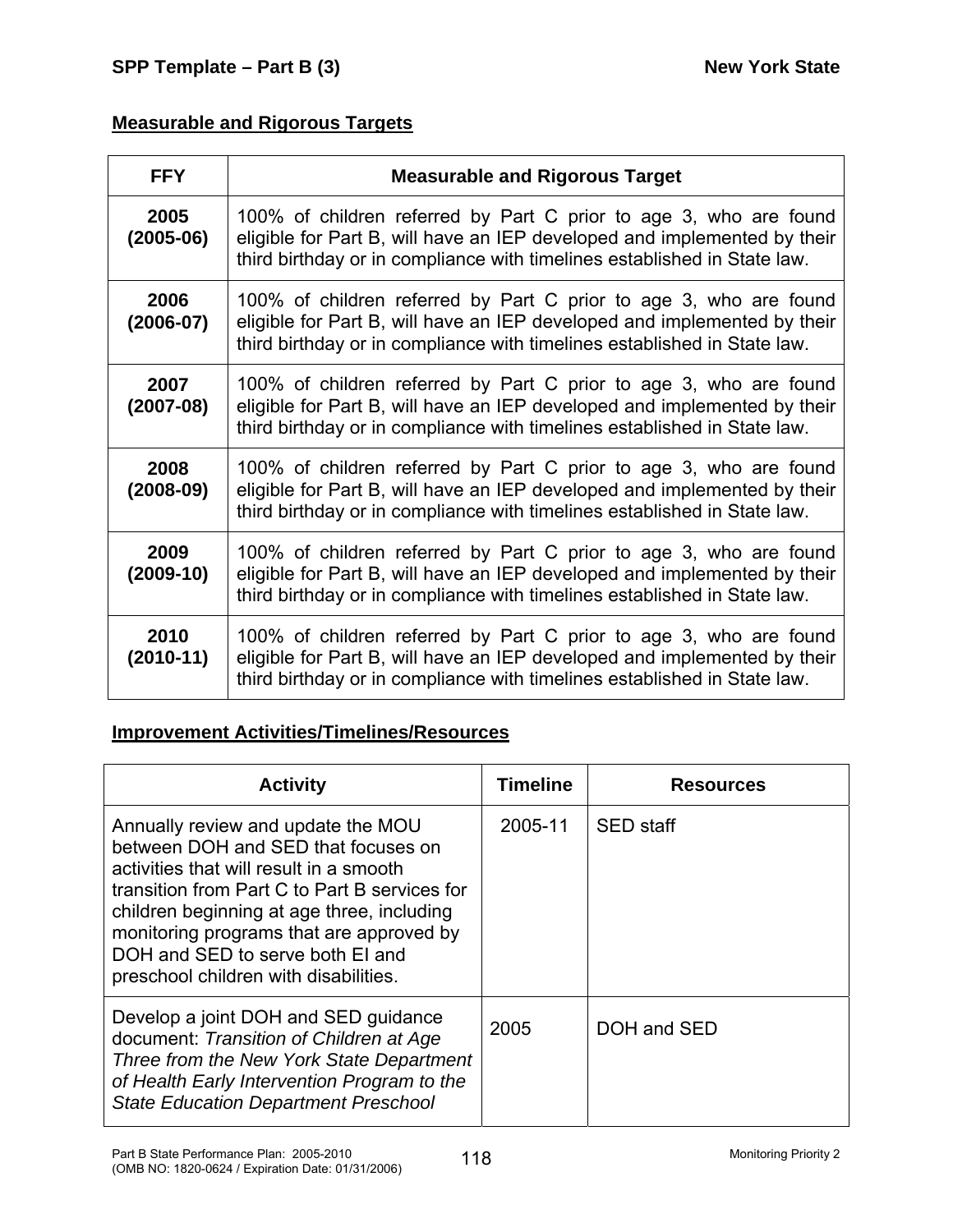## Measurable and Rigorous Targets

| FFY | Measurable and Rigorous Target |
| --- | --- |
| **2005 (2005-06)** | 100% of children referred by Part C prior to age 3, who are found eligible for Part B, will have an IEP developed and implemented by their third birthday or in compliance with timelines established in State law. |
| **2006 (2006-07)** | 100% of children referred by Part C prior to age 3, who are found eligible for Part B, will have an IEP developed and implemented by their third birthday or in compliance with timelines established in State law. |
| **2007 (2007-08)** | 100% of children referred by Part C prior to age 3, who are found eligible for Part B, will have an IEP developed and implemented by their third birthday or in compliance with timelines established in State law. |
| **2008 (2008-09)** | 100% of children referred by Part C prior to age 3, who are found eligible for Part B, will have an IEP developed and implemented by their third birthday or in compliance with timelines established in State law. |
| **2009 (2009-10)** | 100% of children referred by Part C prior to age 3, who are found eligible for Part B, will have an IEP developed and implemented by their third birthday or in compliance with timelines established in State law. |
| **2010 (2010-11)** | 100% of children referred by Part C prior to age 3, who are found eligible for Part B, will have an IEP developed and implemented by their third birthday or in compliance with timelines established in State law. |

## Improvement Activities/Timelines/Resources

| Activity | Timeline | Resources |
| --- | --- | --- |
| Annually review and update the MOU between DOH and SED that focuses on activities that will result in a smooth transition from Part C to Part B services for children beginning at age three, including monitoring programs that are approved by DOH and SED to serve both EI and preschool children with disabilities. | 2005-11 | SED staff |
| Develop a joint DOH and SED guidance document: *Transition of Children at Age Three from the New York State Department of Health Early Intervention Program to the State Education Department Preschool* | 2005 | DOH and SED |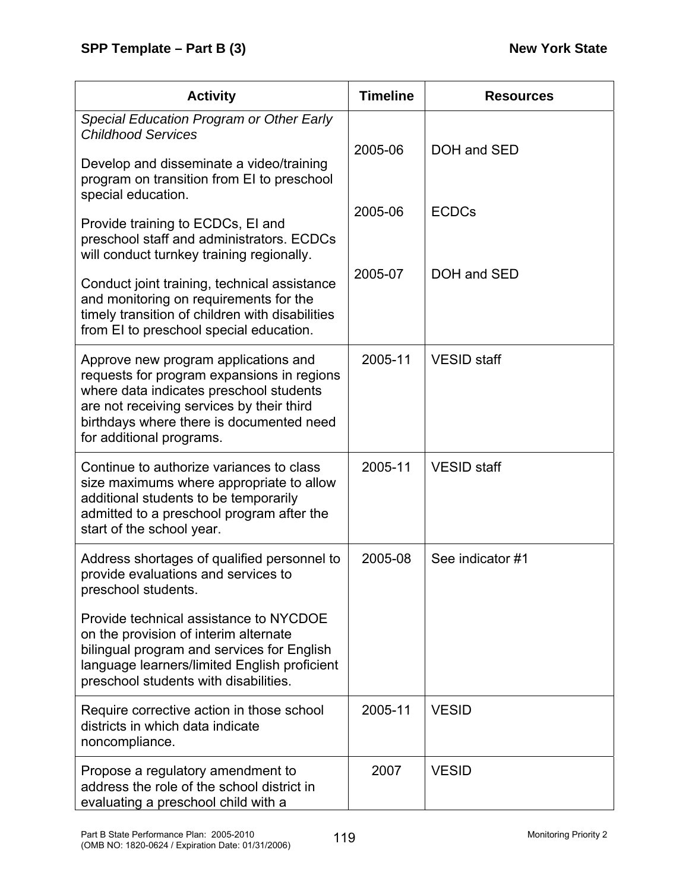| Activity | Timeline | Resources |
|---|---|---|
| *Special Education Program or Other Early Childhood Services*<br><br>Develop and disseminate a video/training program on transition from EI to preschool special education.<br><br>Provide training to ECDCs, EI and preschool staff and administrators. ECDCs will conduct turnkey training regionally.<br><br>Conduct joint training, technical assistance and monitoring on requirements for the timely transition of children with disabilities from EI to preschool special education. | 2005-06<br><br>2005-06<br><br>2005-07 | DOH and SED<br><br>ECDCs<br><br>DOH and SED |
| Approve new program applications and requests for program expansions in regions where data indicates preschool students are not receiving services by their third birthdays where there is documented need for additional programs. | 2005-11 | VESID staff |
| Continue to authorize variances to class size maximums where appropriate to allow additional students to be temporarily admitted to a preschool program after the start of the school year. | 2005-11 | VESID staff |
| Address shortages of qualified personnel to provide evaluations and services to preschool students.<br><br>Provide technical assistance to NYCDOE on the provision of interim alternate bilingual program and services for English language learners/limited English proficient preschool students with disabilities. | 2005-08 | See indicator #1 |
| Require corrective action in those school districts in which data indicate noncompliance. | 2005-11 | VESID |
| Propose a regulatory amendment to address the role of the school district in evaluating a preschool child with a | 2007 | VESID |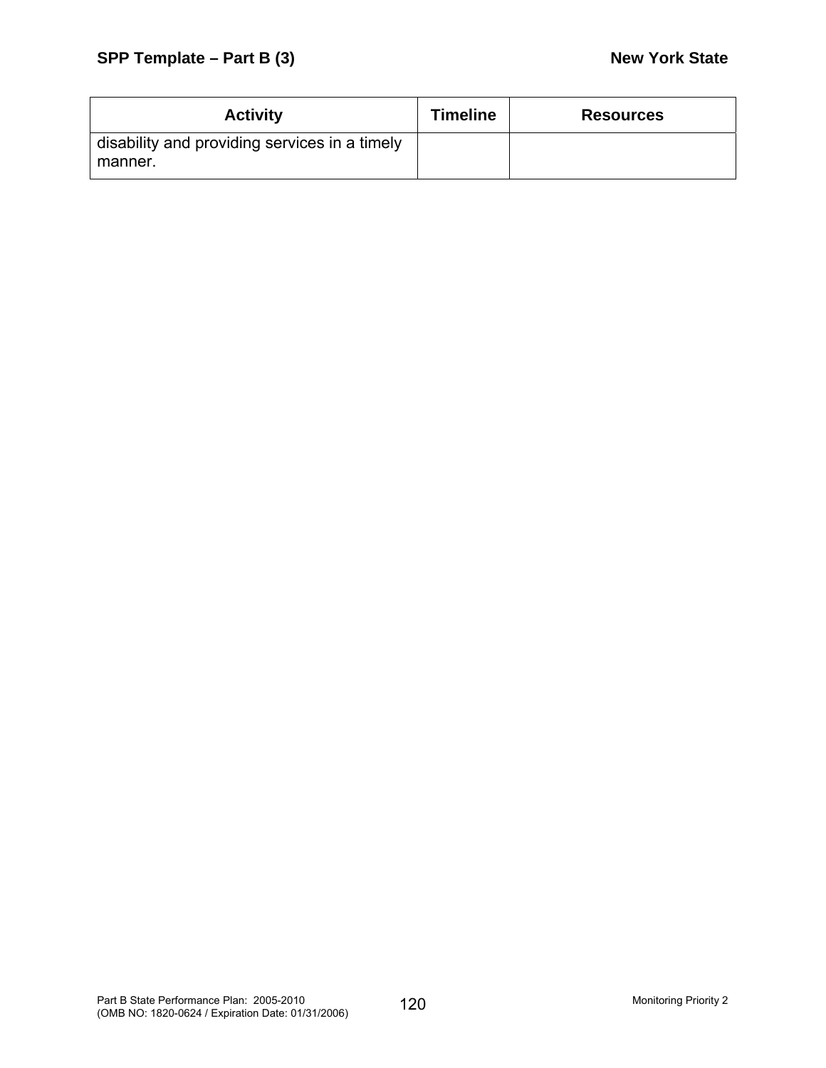| Activity | Timeline | Resources |
| --- | --- | --- |
| disability and providing services in a timely manner. | | |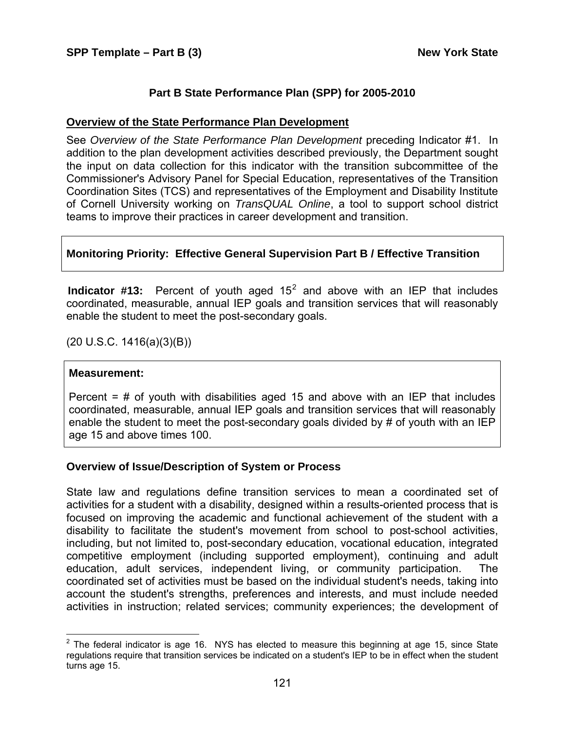## Part B State Performance Plan (SPP) for 2005-2010

### Overview of the State Performance Plan Development

See *Overview of the State Performance Plan Development* preceding Indicator #1. In addition to the plan development activities described previously, the Department sought the input on data collection for this indicator with the transition subcommittee of the Commissioner's Advisory Panel for Special Education, representatives of the Transition Coordination Sites (TCS) and representatives of the Employment and Disability Institute of Cornell University working on *TransQUAL Online*, a tool to support school district teams to improve their practices in career development and transition.

**Monitoring Priority: Effective General Supervision Part B / Effective Transition**

**Indicator #13:** Percent of youth aged 15[2] and above with an IEP that includes coordinated, measurable, annual IEP goals and transition services that will reasonably enable the student to meet the post-secondary goals.

(20 U.S.C. 1416(a)(3)(B))

**Measurement:**

Percent = # of youth with disabilities aged 15 and above with an IEP that includes coordinated, measurable, annual IEP goals and transition services that will reasonably enable the student to meet the post-secondary goals divided by # of youth with an IEP age 15 and above times 100.

### Overview of Issue/Description of System or Process

State law and regulations define transition services to mean a coordinated set of activities for a student with a disability, designed within a results-oriented process that is focused on improving the academic and functional achievement of the student with a disability to facilitate the student's movement from school to post-school activities, including, but not limited to, post-secondary education, vocational education, integrated competitive employment (including supported employment), continuing and adult education, adult services, independent living, or community participation. The coordinated set of activities must be based on the individual student's needs, taking into account the student's strengths, preferences and interests, and must include needed activities in instruction; related services; community experiences; the development of

[2] The federal indicator is age 16. NYS has elected to measure this beginning at age 15, since State regulations require that transition services be indicated on a student's IEP to be in effect when the student turns age 15.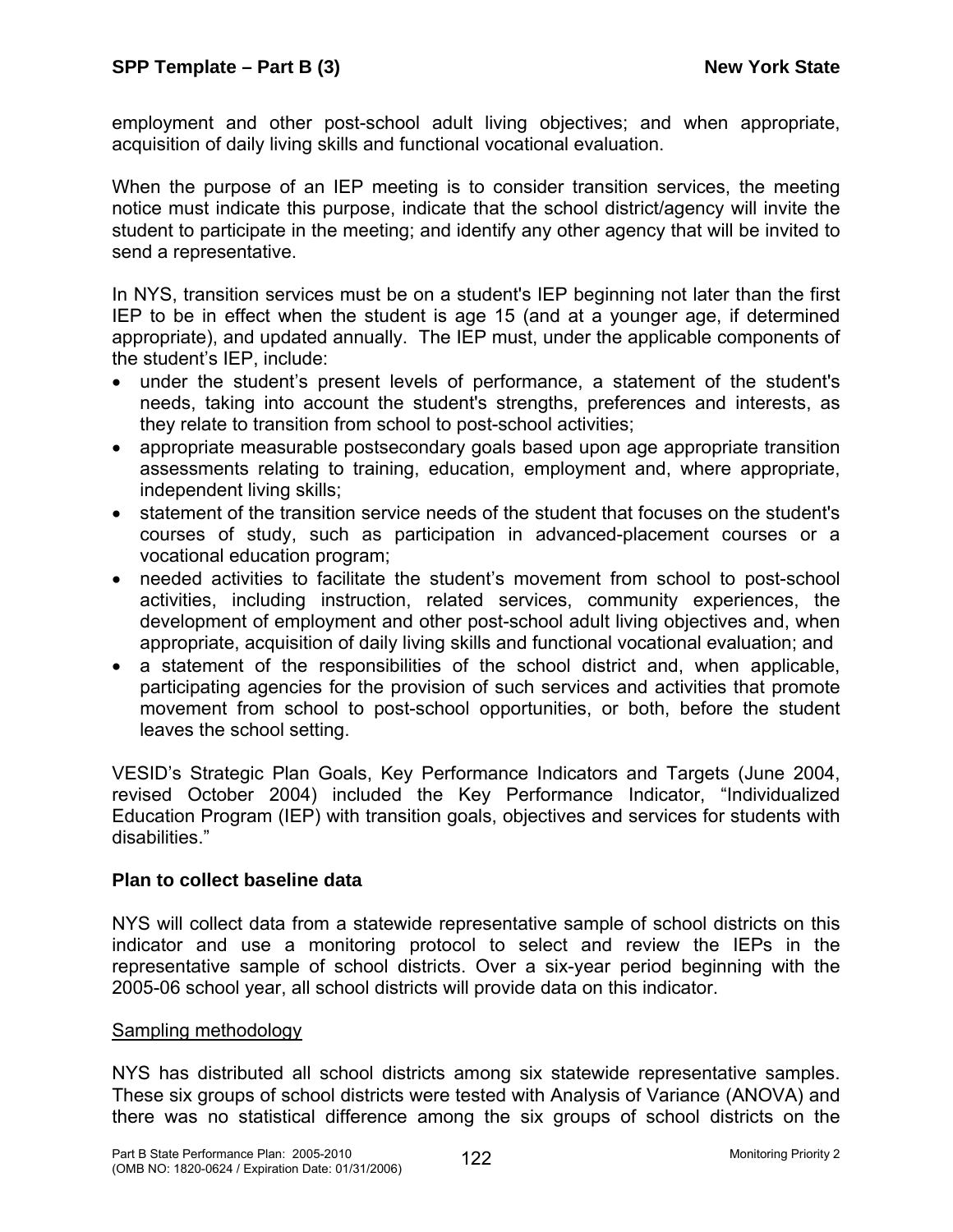employment and other post-school adult living objectives; and when appropriate, acquisition of daily living skills and functional vocational evaluation.

When the purpose of an IEP meeting is to consider transition services, the meeting notice must indicate this purpose, indicate that the school district/agency will invite the student to participate in the meeting; and identify any other agency that will be invited to send a representative.

In NYS, transition services must be on a student's IEP beginning not later than the first IEP to be in effect when the student is age 15 (and at a younger age, if determined appropriate), and updated annually. The IEP must, under the applicable components of the student's IEP, include:

- under the student's present levels of performance, a statement of the student's needs, taking into account the student's strengths, preferences and interests, as they relate to transition from school to post-school activities;
- appropriate measurable postsecondary goals based upon age appropriate transition assessments relating to training, education, employment and, where appropriate, independent living skills;
- statement of the transition service needs of the student that focuses on the student's courses of study, such as participation in advanced-placement courses or a vocational education program;
- needed activities to facilitate the student's movement from school to post-school activities, including instruction, related services, community experiences, the development of employment and other post-school adult living objectives and, when appropriate, acquisition of daily living skills and functional vocational evaluation; and
- a statement of the responsibilities of the school district and, when applicable, participating agencies for the provision of such services and activities that promote movement from school to post-school opportunities, or both, before the student leaves the school setting.

VESID's Strategic Plan Goals, Key Performance Indicators and Targets (June 2004, revised October 2004) included the Key Performance Indicator, "Individualized Education Program (IEP) with transition goals, objectives and services for students with disabilities."

**Plan to collect baseline data**

NYS will collect data from a statewide representative sample of school districts on this indicator and use a monitoring protocol to select and review the IEPs in the representative sample of school districts. Over a six-year period beginning with the 2005-06 school year, all school districts will provide data on this indicator.

<u>Sampling methodology</u>

NYS has distributed all school districts among six statewide representative samples. These six groups of school districts were tested with Analysis of Variance (ANOVA) and there was no statistical difference among the six groups of school districts on the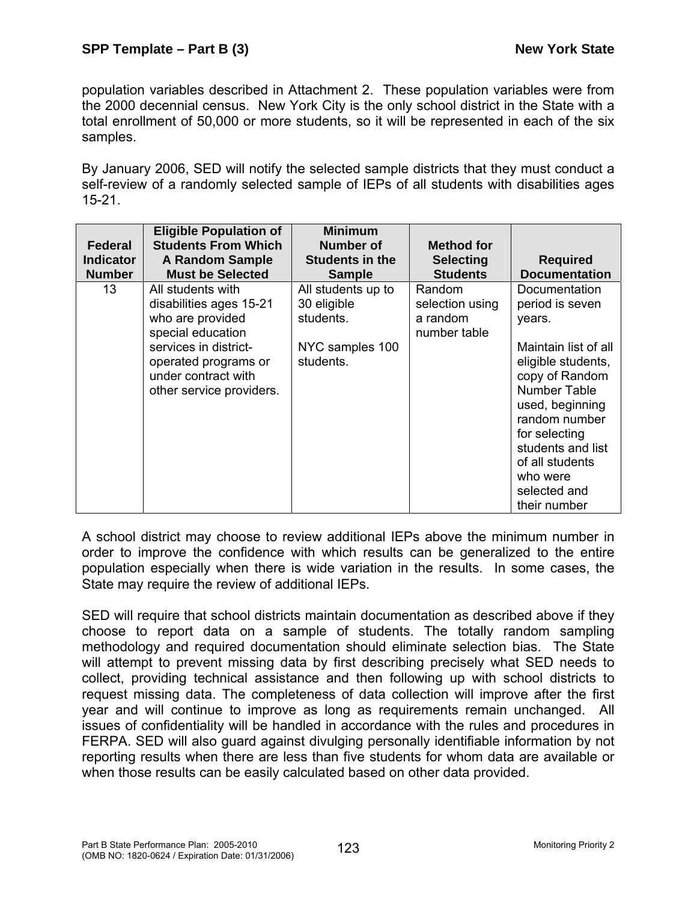population variables described in Attachment 2. These population variables were from the 2000 decennial census. New York City is the only school district in the State with a total enrollment of 50,000 or more students, so it will be represented in each of the six samples.

By January 2006, SED will notify the selected sample districts that they must conduct a self-review of a randomly selected sample of IEPs of all students with disabilities ages 15-21.

| Federal Indicator Number | Eligible Population of Students From Which A Random Sample Must be Selected | Minimum Number of Students in the Sample | Method for Selecting Students | Required Documentation |
|---|---|---|---|---|
| 13 | All students with disabilities ages 15-21 who are provided special education services in district-operated programs or under contract with other service providers. | All students up to 30 eligible students.<br><br>NYC samples 100 students. | Random selection using a random number table | Documentation period is seven years.<br><br>Maintain list of all eligible students, copy of Random Number Table used, beginning random number for selecting students and list of all students who were selected and their number |

A school district may choose to review additional IEPs above the minimum number in order to improve the confidence with which results can be generalized to the entire population especially when there is wide variation in the results. In some cases, the State may require the review of additional IEPs.

SED will require that school districts maintain documentation as described above if they choose to report data on a sample of students. The totally random sampling methodology and required documentation should eliminate selection bias. The State will attempt to prevent missing data by first describing precisely what SED needs to collect, providing technical assistance and then following up with school districts to request missing data. The completeness of data collection will improve after the first year and will continue to improve as long as requirements remain unchanged. All issues of confidentiality will be handled in accordance with the rules and procedures in FERPA. SED will also guard against divulging personally identifiable information by not reporting results when there are less than five students for whom data are available or when those results can be easily calculated based on other data provided.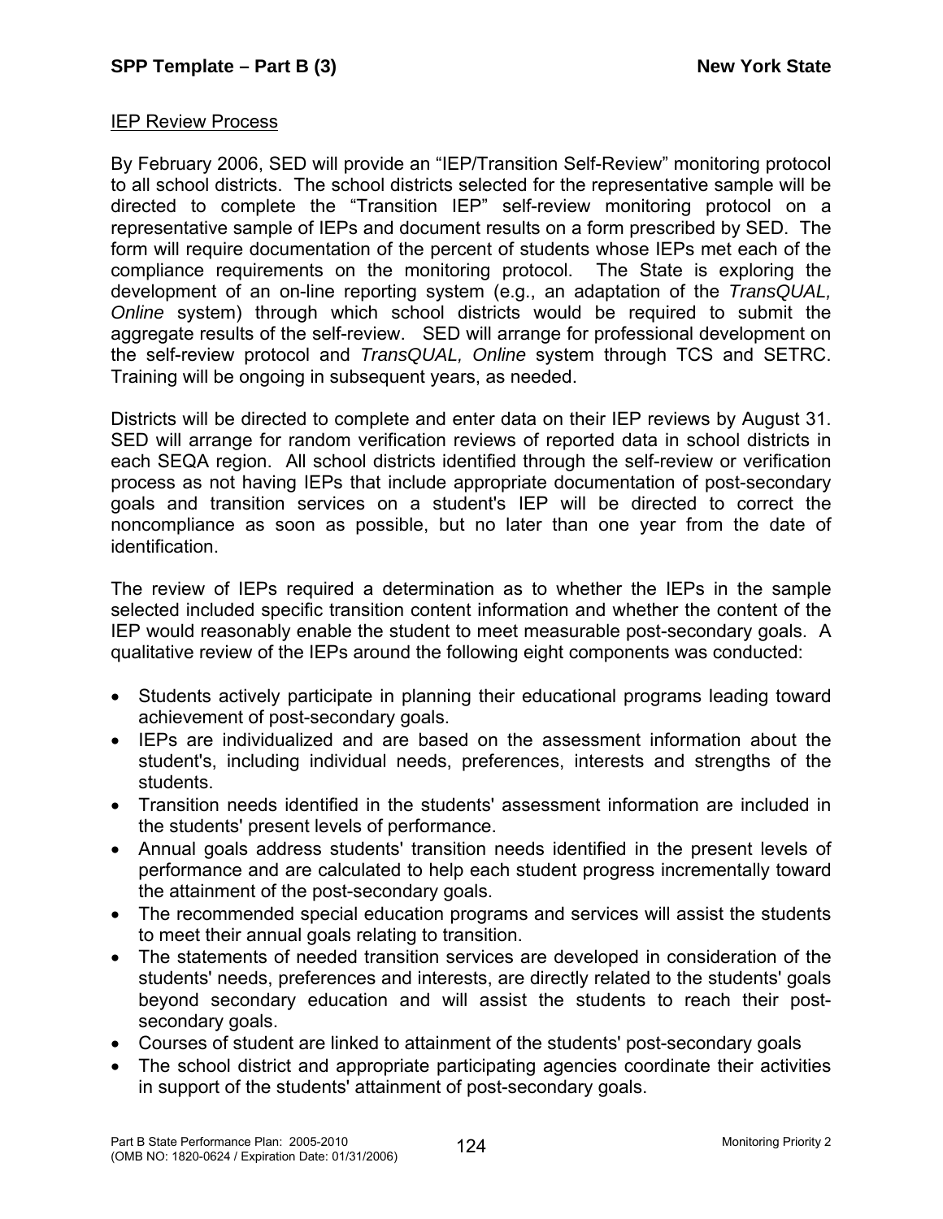IEP Review Process

By February 2006, SED will provide an "IEP/Transition Self-Review" monitoring protocol to all school districts. The school districts selected for the representative sample will be directed to complete the "Transition IEP" self-review monitoring protocol on a representative sample of IEPs and document results on a form prescribed by SED. The form will require documentation of the percent of students whose IEPs met each of the compliance requirements on the monitoring protocol. The State is exploring the development of an on-line reporting system (e.g., an adaptation of the *TransQUAL, Online* system) through which school districts would be required to submit the aggregate results of the self-review. SED will arrange for professional development on the self-review protocol and *TransQUAL, Online* system through TCS and SETRC. Training will be ongoing in subsequent years, as needed.

Districts will be directed to complete and enter data on their IEP reviews by August 31. SED will arrange for random verification reviews of reported data in school districts in each SEQA region. All school districts identified through the self-review or verification process as not having IEPs that include appropriate documentation of post-secondary goals and transition services on a student's IEP will be directed to correct the noncompliance as soon as possible, but no later than one year from the date of identification.

The review of IEPs required a determination as to whether the IEPs in the sample selected included specific transition content information and whether the content of the IEP would reasonably enable the student to meet measurable post-secondary goals. A qualitative review of the IEPs around the following eight components was conducted:

- Students actively participate in planning their educational programs leading toward achievement of post-secondary goals.
- IEPs are individualized and are based on the assessment information about the student's, including individual needs, preferences, interests and strengths of the students.
- Transition needs identified in the students' assessment information are included in the students' present levels of performance.
- Annual goals address students' transition needs identified in the present levels of performance and are calculated to help each student progress incrementally toward the attainment of the post-secondary goals.
- The recommended special education programs and services will assist the students to meet their annual goals relating to transition.
- The statements of needed transition services are developed in consideration of the students' needs, preferences and interests, are directly related to the students' goals beyond secondary education and will assist the students to reach their post-secondary goals.
- Courses of student are linked to attainment of the students' post-secondary goals
- The school district and appropriate participating agencies coordinate their activities in support of the students' attainment of post-secondary goals.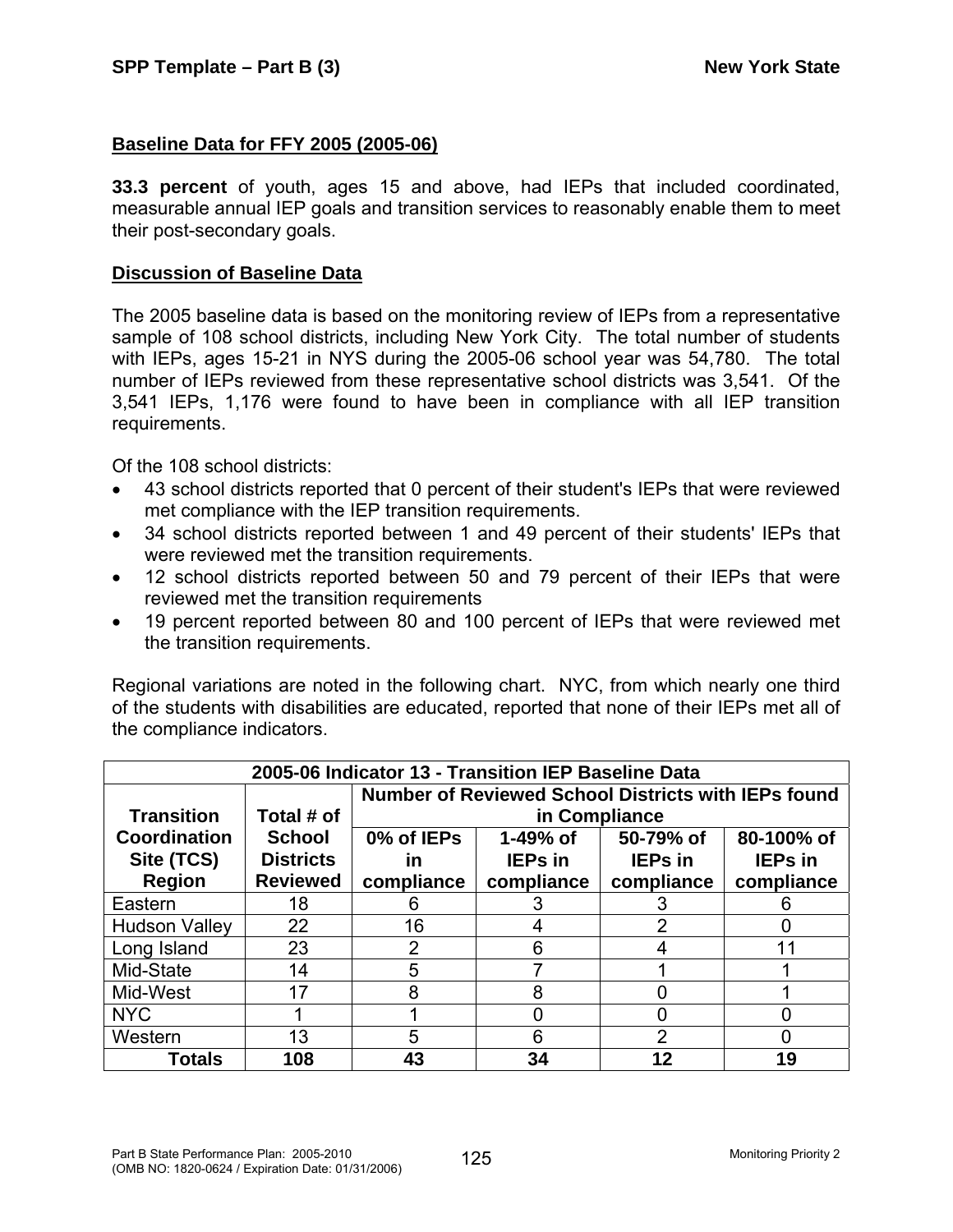## Baseline Data for FFY 2005 (2005-06)

**33.3 percent** of youth, ages 15 and above, had IEPs that included coordinated, measurable annual IEP goals and transition services to reasonably enable them to meet their post-secondary goals.

## Discussion of Baseline Data

The 2005 baseline data is based on the monitoring review of IEPs from a representative sample of 108 school districts, including New York City. The total number of students with IEPs, ages 15-21 in NYS during the 2005-06 school year was 54,780. The total number of IEPs reviewed from these representative school districts was 3,541. Of the 3,541 IEPs, 1,176 were found to have been in compliance with all IEP transition requirements.

Of the 108 school districts:

- 43 school districts reported that 0 percent of their student's IEPs that were reviewed met compliance with the IEP transition requirements.
- 34 school districts reported between 1 and 49 percent of their students' IEPs that were reviewed met the transition requirements.
- 12 school districts reported between 50 and 79 percent of their IEPs that were reviewed met the transition requirements
- 19 percent reported between 80 and 100 percent of IEPs that were reviewed met the transition requirements.

Regional variations are noted in the following chart. NYC, from which nearly one third of the students with disabilities are educated, reported that none of their IEPs met all of the compliance indicators.

| 2005-06 Indicator 13 - Transition IEP Baseline Data | | | | | |
|---|---|---|---|---|---|
| Transition Coordination Site (TCS) Region | Total # of School Districts Reviewed | Number of Reviewed School Districts with IEPs found in Compliance | | | |
| | | 0% of IEPs in compliance | 1-49% of IEPs in compliance | 50-79% of IEPs in compliance | 80-100% of IEPs in compliance |
| Eastern | 18 | 6 | 3 | 3 | 6 |
| Hudson Valley | 22 | 16 | 4 | 2 | 0 |
| Long Island | 23 | 2 | 6 | 4 | 11 |
| Mid-State | 14 | 5 | 7 | 1 | 1 |
| Mid-West | 17 | 8 | 8 | 0 | 1 |
| NYC | 1 | 1 | 0 | 0 | 0 |
| Western | 13 | 5 | 6 | 2 | 0 |
| **Totals** | **108** | **43** | **34** | **12** | **19** |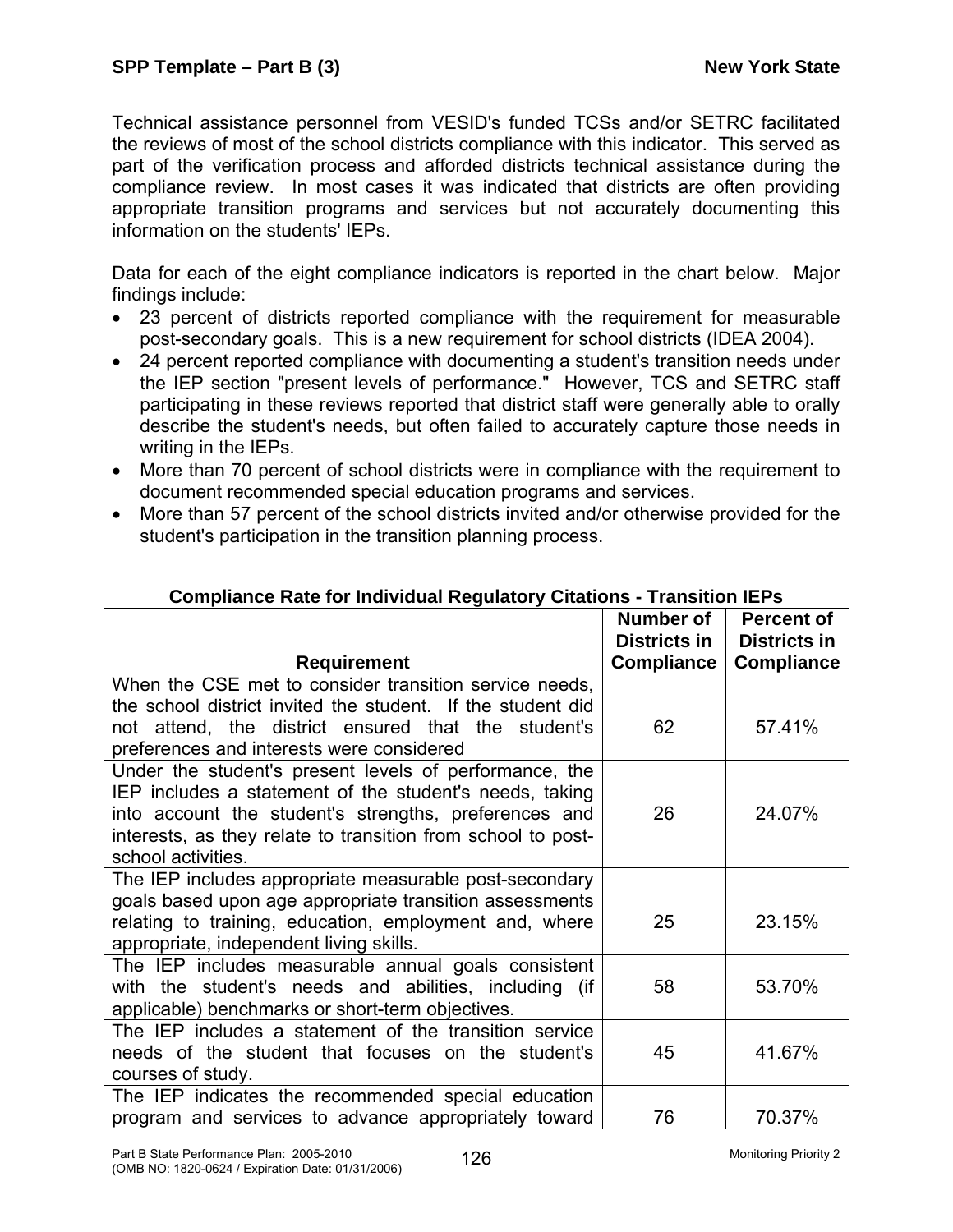Technical assistance personnel from VESID's funded TCSs and/or SETRC facilitated the reviews of most of the school districts compliance with this indicator. This served as part of the verification process and afforded districts technical assistance during the compliance review. In most cases it was indicated that districts are often providing appropriate transition programs and services but not accurately documenting this information on the students' IEPs.

Data for each of the eight compliance indicators is reported in the chart below. Major findings include:

- 23 percent of districts reported compliance with the requirement for measurable post-secondary goals. This is a new requirement for school districts (IDEA 2004).
- 24 percent reported compliance with documenting a student's transition needs under the IEP section "present levels of performance." However, TCS and SETRC staff participating in these reviews reported that district staff were generally able to orally describe the student's needs, but often failed to accurately capture those needs in writing in the IEPs.
- More than 70 percent of school districts were in compliance with the requirement to document recommended special education programs and services.
- More than 57 percent of the school districts invited and/or otherwise provided for the student's participation in the transition planning process.

| Compliance Rate for Individual Regulatory Citations - Transition IEPs | | |
|---|---|---|
| **Requirement** | **Number of Districts in Compliance** | **Percent of Districts in Compliance** |
| When the CSE met to consider transition service needs, the school district invited the student. If the student did not attend, the district ensured that the student's preferences and interests were considered | 62 | 57.41% |
| Under the student's present levels of performance, the IEP includes a statement of the student's needs, taking into account the student's strengths, preferences and interests, as they relate to transition from school to post-school activities. | 26 | 24.07% |
| The IEP includes appropriate measurable post-secondary goals based upon age appropriate transition assessments relating to training, education, employment and, where appropriate, independent living skills. | 25 | 23.15% |
| The IEP includes measurable annual goals consistent with the student's needs and abilities, including (if applicable) benchmarks or short-term objectives. | 58 | 53.70% |
| The IEP includes a statement of the transition service needs of the student that focuses on the student's courses of study. | 45 | 41.67% |
| The IEP indicates the recommended special education program and services to advance appropriately toward | 76 | 70.37% |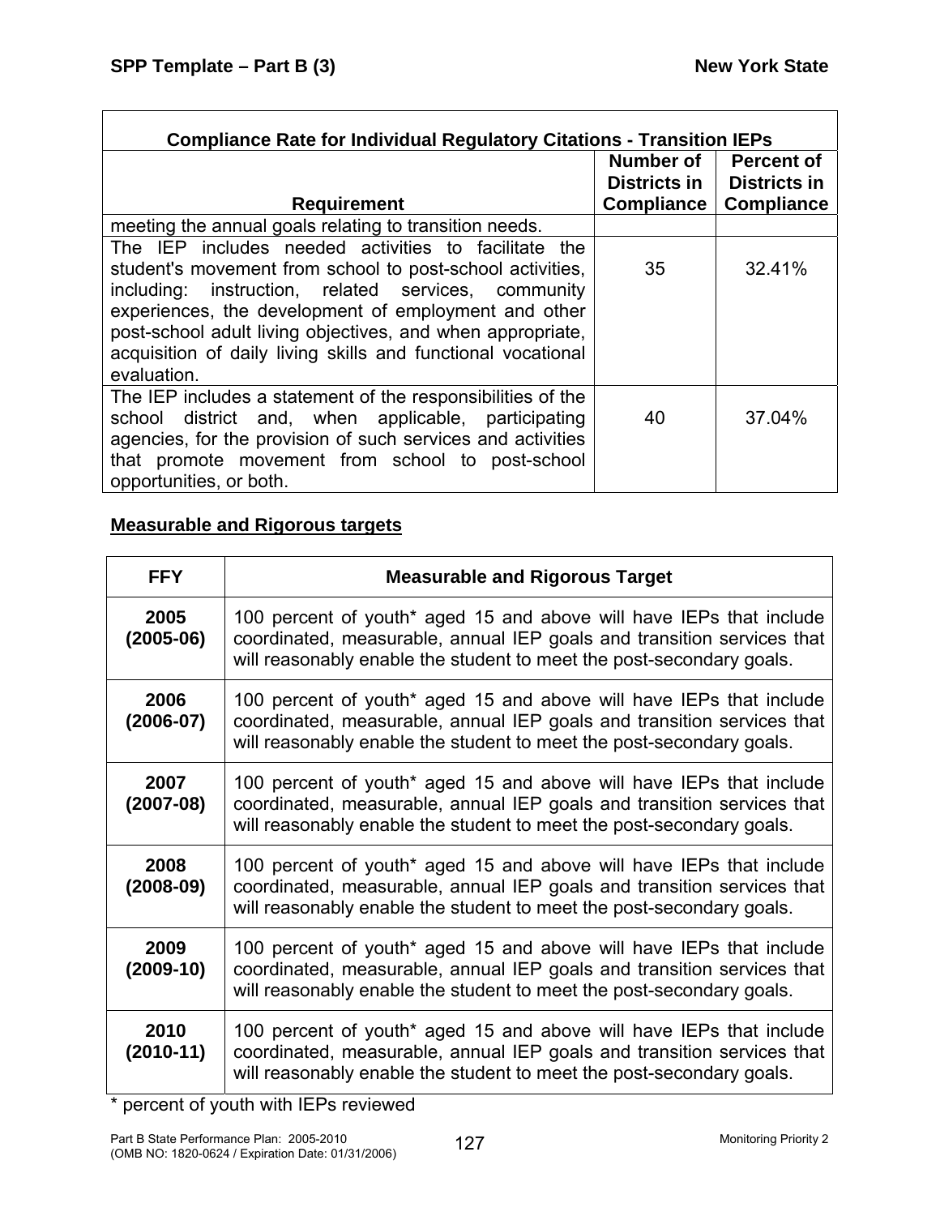| Compliance Rate for Individual Regulatory Citations - Transition IEPs | | |
|---|---|---|
| Requirement | Number of Districts in Compliance | Percent of Districts in Compliance |
| meeting the annual goals relating to transition needs. | | |
| The IEP includes needed activities to facilitate the student's movement from school to post-school activities, including: instruction, related services, community experiences, the development of employment and other post-school adult living objectives, and when appropriate, acquisition of daily living skills and functional vocational evaluation. | 35 | 32.41% |
| The IEP includes a statement of the responsibilities of the school district and, when applicable, participating agencies, for the provision of such services and activities that promote movement from school to post-school opportunities, or both. | 40 | 37.04% |

**Measurable and Rigorous targets**

| FFY | Measurable and Rigorous Target |
|---|---|
| **2005 (2005-06)** | 100 percent of youth* aged 15 and above will have IEPs that include coordinated, measurable, annual IEP goals and transition services that will reasonably enable the student to meet the post-secondary goals. |
| **2006 (2006-07)** | 100 percent of youth* aged 15 and above will have IEPs that include coordinated, measurable, annual IEP goals and transition services that will reasonably enable the student to meet the post-secondary goals. |
| **2007 (2007-08)** | 100 percent of youth* aged 15 and above will have IEPs that include coordinated, measurable, annual IEP goals and transition services that will reasonably enable the student to meet the post-secondary goals. |
| **2008 (2008-09)** | 100 percent of youth* aged 15 and above will have IEPs that include coordinated, measurable, annual IEP goals and transition services that will reasonably enable the student to meet the post-secondary goals. |
| **2009 (2009-10)** | 100 percent of youth* aged 15 and above will have IEPs that include coordinated, measurable, annual IEP goals and transition services that will reasonably enable the student to meet the post-secondary goals. |
| **2010 (2010-11)** | 100 percent of youth* aged 15 and above will have IEPs that include coordinated, measurable, annual IEP goals and transition services that will reasonably enable the student to meet the post-secondary goals. |

* percent of youth with IEPs reviewed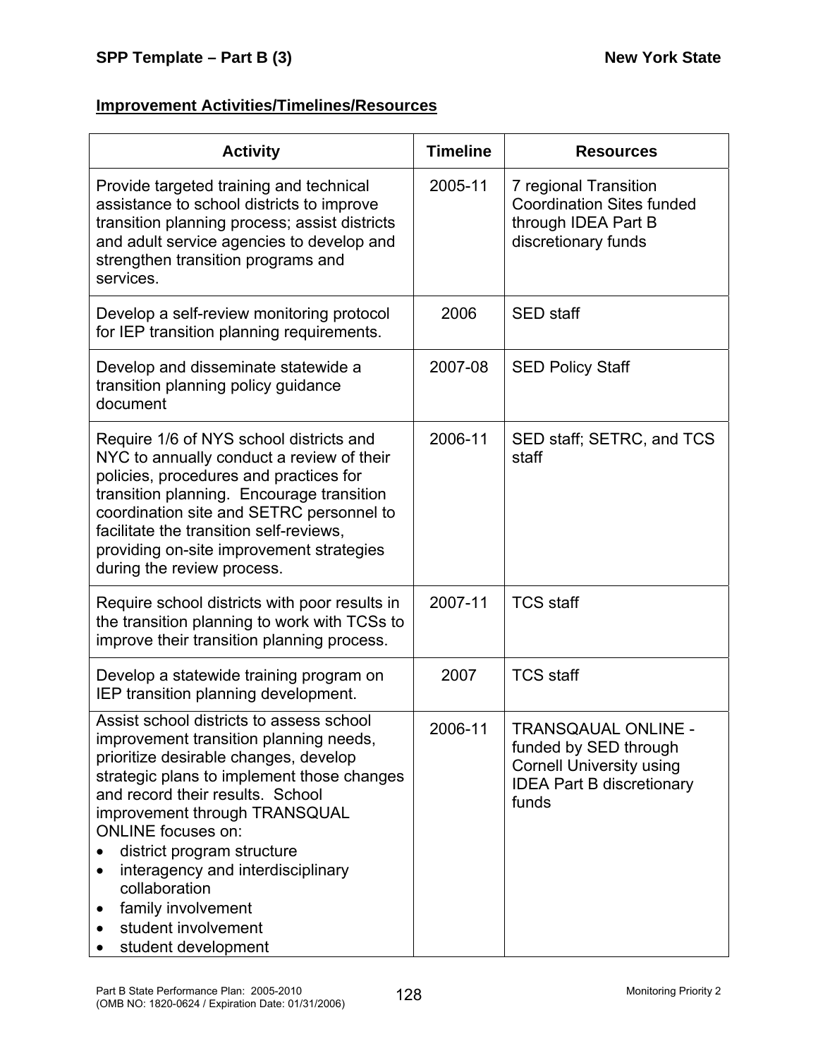## Improvement Activities/Timelines/Resources

| Activity | Timeline | Resources |
|---|---|---|
| Provide targeted training and technical assistance to school districts to improve transition planning process; assist districts and adult service agencies to develop and strengthen transition programs and services. | 2005-11 | 7 regional Transition Coordination Sites funded through IDEA Part B discretionary funds |
| Develop a self-review monitoring protocol for IEP transition planning requirements. | 2006 | SED staff |
| Develop and disseminate statewide a transition planning policy guidance document | 2007-08 | SED Policy Staff |
| Require 1/6 of NYS school districts and NYC to annually conduct a review of their policies, procedures and practices for transition planning. Encourage transition coordination site and SETRC personnel to facilitate the transition self-reviews, providing on-site improvement strategies during the review process. | 2006-11 | SED staff; SETRC, and TCS staff |
| Require school districts with poor results in the transition planning to work with TCSs to improve their transition planning process. | 2007-11 | TCS staff |
| Develop a statewide training program on IEP transition planning development. | 2007 | TCS staff |
| Assist school districts to assess school improvement transition planning needs, prioritize desirable changes, develop strategic plans to implement those changes and record their results. School improvement through TRANSQUAL ONLINE focuses on:<br>• district program structure<br>• interagency and interdisciplinary collaboration<br>• family involvement<br>• student involvement<br>• student development | 2006-11 | TRANSQAUAL ONLINE - funded by SED through Cornell University using IDEA Part B discretionary funds |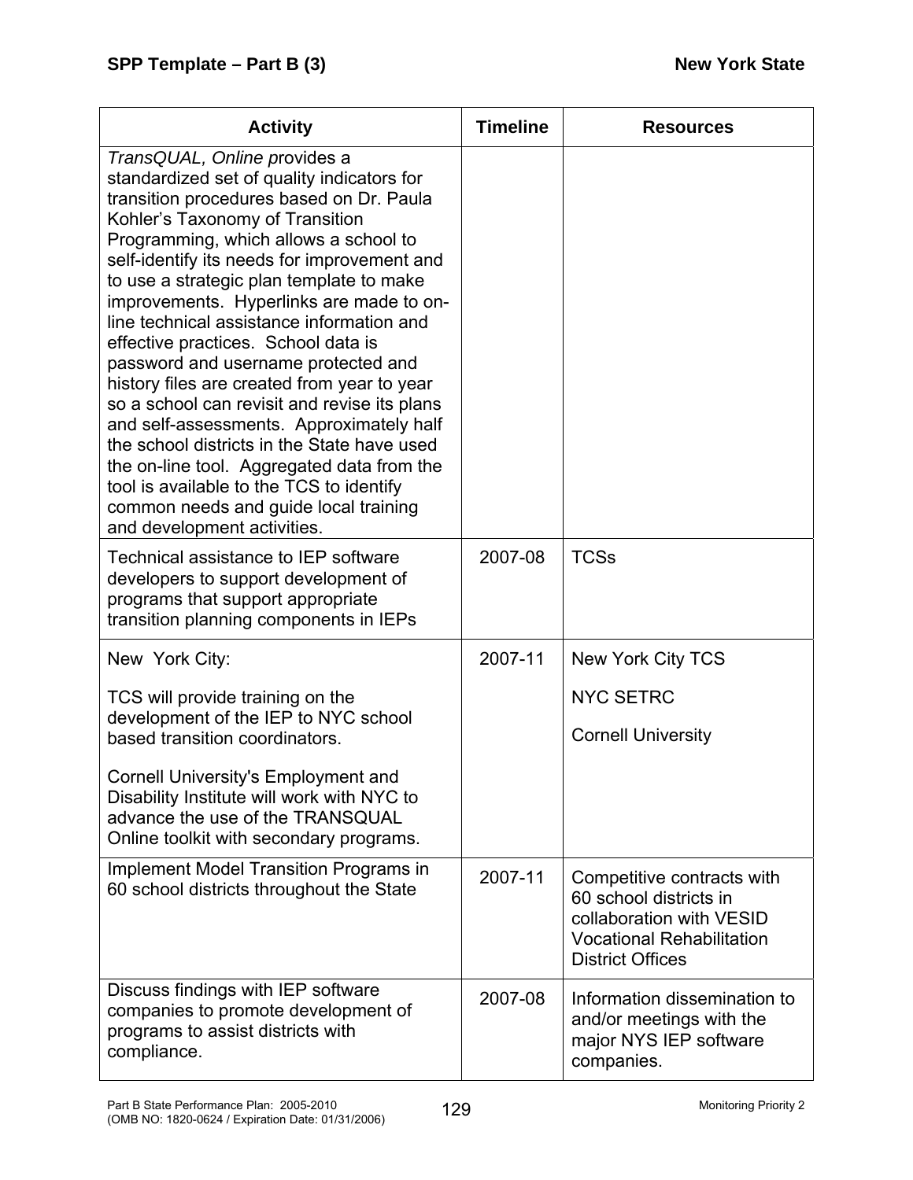| Activity | Timeline | Resources |
|---|---|---|
| *TransQUAL, Online* provides a standardized set of quality indicators for transition procedures based on Dr. Paula Kohler's Taxonomy of Transition Programming, which allows a school to self-identify its needs for improvement and to use a strategic plan template to make improvements. Hyperlinks are made to on-line technical assistance information and effective practices. School data is password and username protected and history files are created from year to year so a school can revisit and revise its plans and self-assessments. Approximately half the school districts in the State have used the on-line tool. Aggregated data from the tool is available to the TCS to identify common needs and guide local training and development activities. | | |
| Technical assistance to IEP software developers to support development of programs that support appropriate transition planning components in IEPs | 2007-08 | TCSs |
| New York City:<br><br>TCS will provide training on the development of the IEP to NYC school based transition coordinators.<br><br>Cornell University's Employment and Disability Institute will work with NYC to advance the use of the TRANSQUAL Online toolkit with secondary programs. | 2007-11 | New York City TCS<br><br>NYC SETRC<br><br>Cornell University |
| Implement Model Transition Programs in 60 school districts throughout the State | 2007-11 | Competitive contracts with 60 school districts in collaboration with VESID Vocational Rehabilitation District Offices |
| Discuss findings with IEP software companies to promote development of programs to assist districts with compliance. | 2007-08 | Information dissemination to and/or meetings with the major NYS IEP software companies. |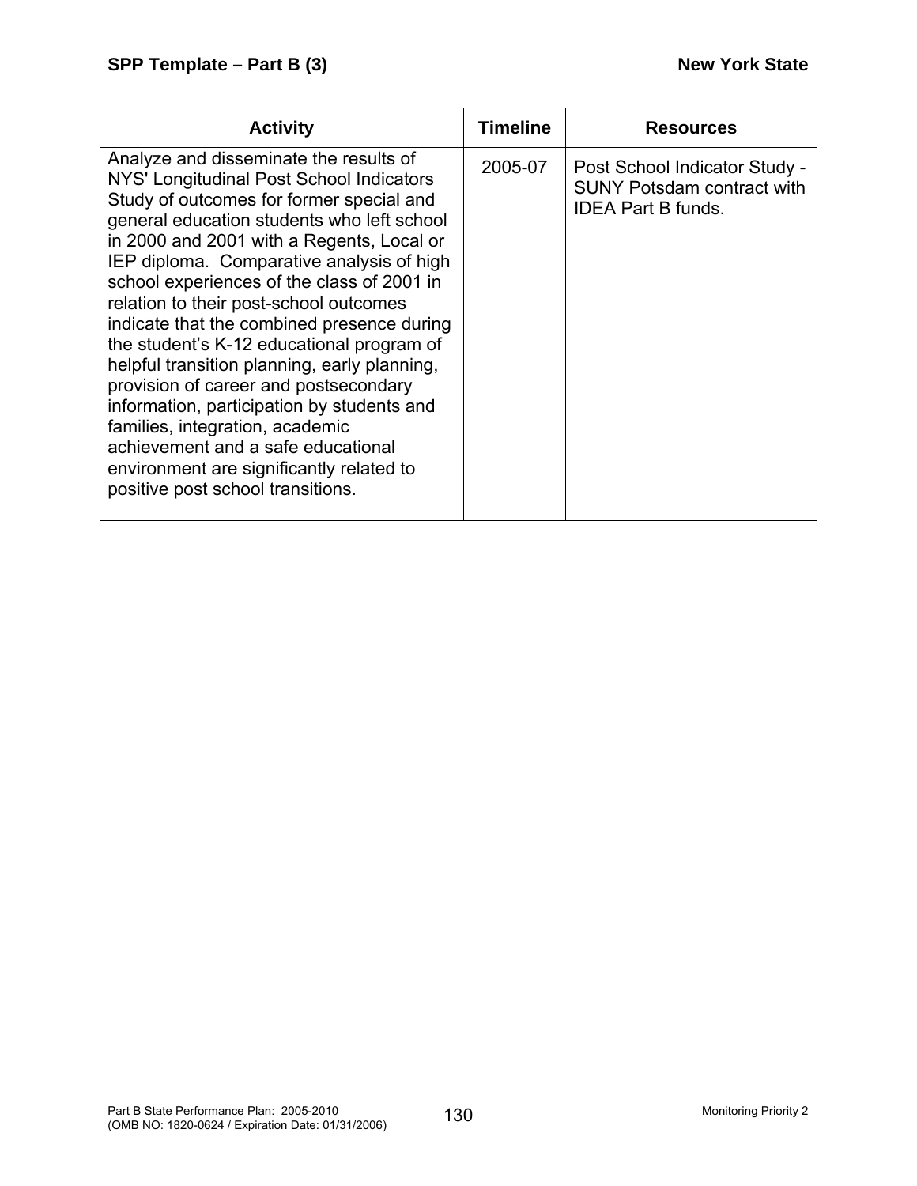| Activity | Timeline | Resources |
|---|---|---|
| Analyze and disseminate the results of NYS' Longitudinal Post School Indicators Study of outcomes for former special and general education students who left school in 2000 and 2001 with a Regents, Local or IEP diploma. Comparative analysis of high school experiences of the class of 2001 in relation to their post-school outcomes indicate that the combined presence during the student's K-12 educational program of helpful transition planning, early planning, provision of career and postsecondary information, participation by students and families, integration, academic achievement and a safe educational environment are significantly related to positive post school transitions. | 2005-07 | Post School Indicator Study - SUNY Potsdam contract with IDEA Part B funds. |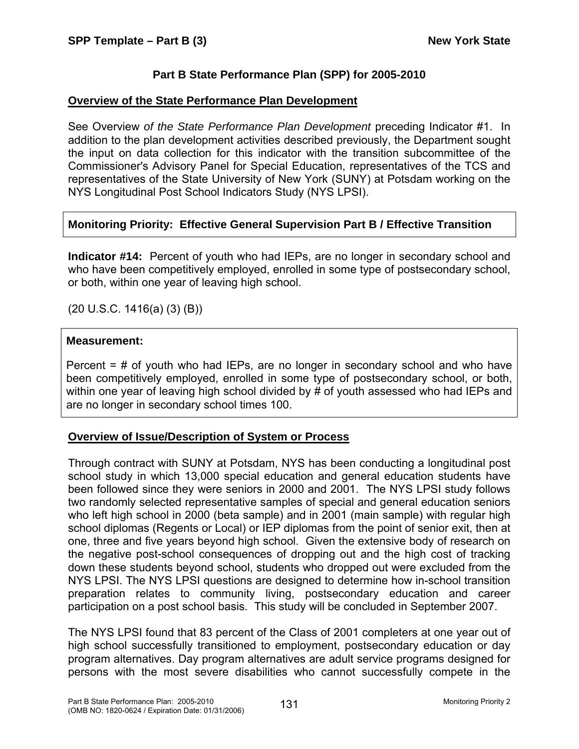## Part B State Performance Plan (SPP) for 2005-2010

### Overview of the State Performance Plan Development

See Overview *of the State Performance Plan Development* preceding Indicator #1. In addition to the plan development activities described previously, the Department sought the input on data collection for this indicator with the transition subcommittee of the Commissioner's Advisory Panel for Special Education, representatives of the TCS and representatives of the State University of New York (SUNY) at Potsdam working on the NYS Longitudinal Post School Indicators Study (NYS LPSI).

**Monitoring Priority: Effective General Supervision Part B / Effective Transition**

**Indicator #14:** Percent of youth who had IEPs, are no longer in secondary school and who have been competitively employed, enrolled in some type of postsecondary school, or both, within one year of leaving high school.

(20 U.S.C. 1416(a) (3) (B))

**Measurement:**

Percent = # of youth who had IEPs, are no longer in secondary school and who have been competitively employed, enrolled in some type of postsecondary school, or both, within one year of leaving high school divided by # of youth assessed who had IEPs and are no longer in secondary school times 100.

### Overview of Issue/Description of System or Process

Through contract with SUNY at Potsdam, NYS has been conducting a longitudinal post school study in which 13,000 special education and general education students have been followed since they were seniors in 2000 and 2001. The NYS LPSI study follows two randomly selected representative samples of special and general education seniors who left high school in 2000 (beta sample) and in 2001 (main sample) with regular high school diplomas (Regents or Local) or IEP diplomas from the point of senior exit, then at one, three and five years beyond high school. Given the extensive body of research on the negative post-school consequences of dropping out and the high cost of tracking down these students beyond school, students who dropped out were excluded from the NYS LPSI. The NYS LPSI questions are designed to determine how in-school transition preparation relates to community living, postsecondary education and career participation on a post school basis. This study will be concluded in September 2007.

The NYS LPSI found that 83 percent of the Class of 2001 completers at one year out of high school successfully transitioned to employment, postsecondary education or day program alternatives. Day program alternatives are adult service programs designed for persons with the most severe disabilities who cannot successfully compete in the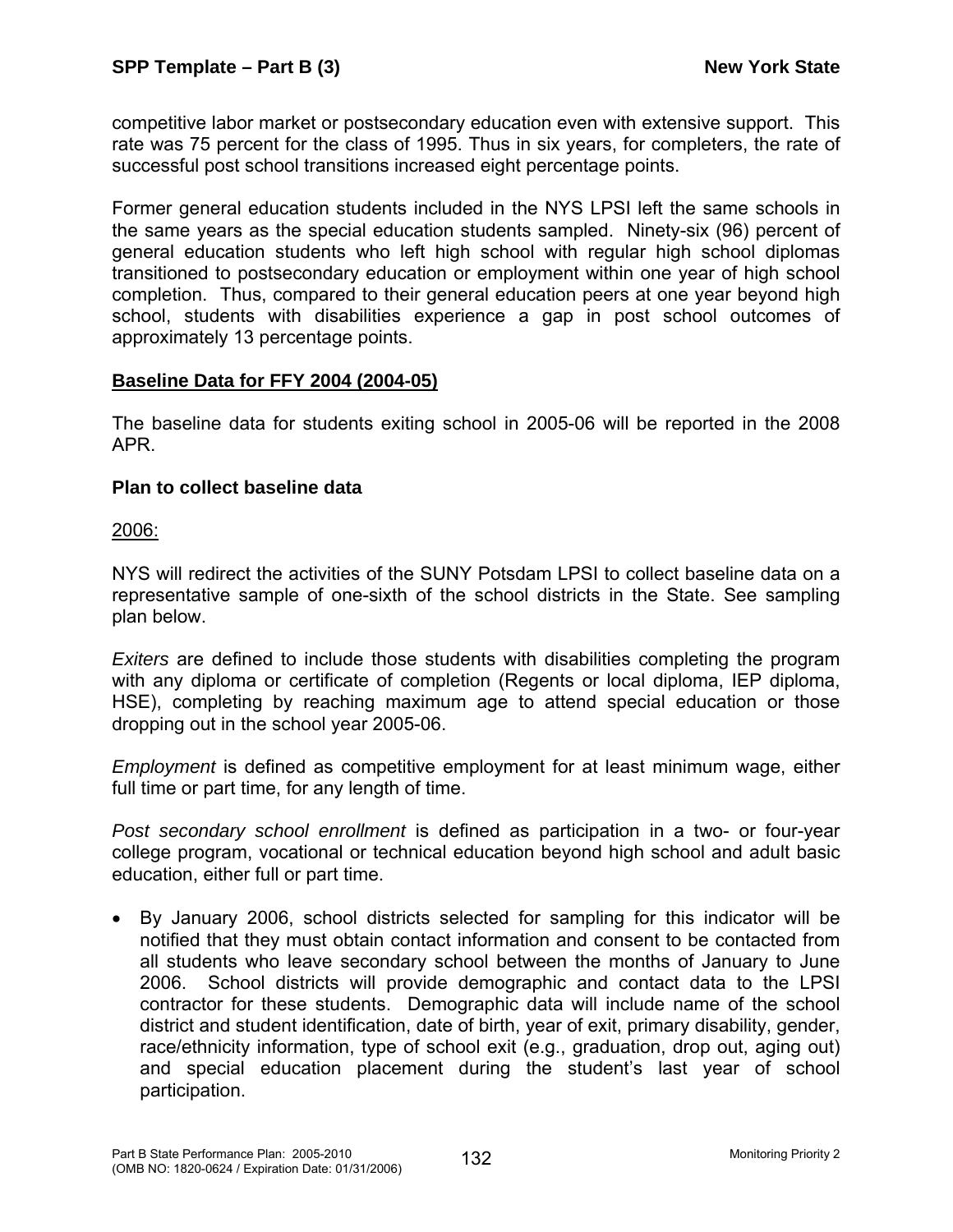competitive labor market or postsecondary education even with extensive support. This rate was 75 percent for the class of 1995. Thus in six years, for completers, the rate of successful post school transitions increased eight percentage points.

Former general education students included in the NYS LPSI left the same schools in the same years as the special education students sampled. Ninety-six (96) percent of general education students who left high school with regular high school diplomas transitioned to postsecondary education or employment within one year of high school completion. Thus, compared to their general education peers at one year beyond high school, students with disabilities experience a gap in post school outcomes of approximately 13 percentage points.

**Baseline Data for FFY 2004 (2004-05)**

The baseline data for students exiting school in 2005-06 will be reported in the 2008 APR.

**Plan to collect baseline data**

2006:

NYS will redirect the activities of the SUNY Potsdam LPSI to collect baseline data on a representative sample of one-sixth of the school districts in the State. See sampling plan below.

*Exiters* are defined to include those students with disabilities completing the program with any diploma or certificate of completion (Regents or local diploma, IEP diploma, HSE), completing by reaching maximum age to attend special education or those dropping out in the school year 2005-06.

*Employment* is defined as competitive employment for at least minimum wage, either full time or part time, for any length of time.

*Post secondary school enrollment* is defined as participation in a two- or four-year college program, vocational or technical education beyond high school and adult basic education, either full or part time.

- By January 2006, school districts selected for sampling for this indicator will be notified that they must obtain contact information and consent to be contacted from all students who leave secondary school between the months of January to June 2006. School districts will provide demographic and contact data to the LPSI contractor for these students. Demographic data will include name of the school district and student identification, date of birth, year of exit, primary disability, gender, race/ethnicity information, type of school exit (e.g., graduation, drop out, aging out) and special education placement during the student's last year of school participation.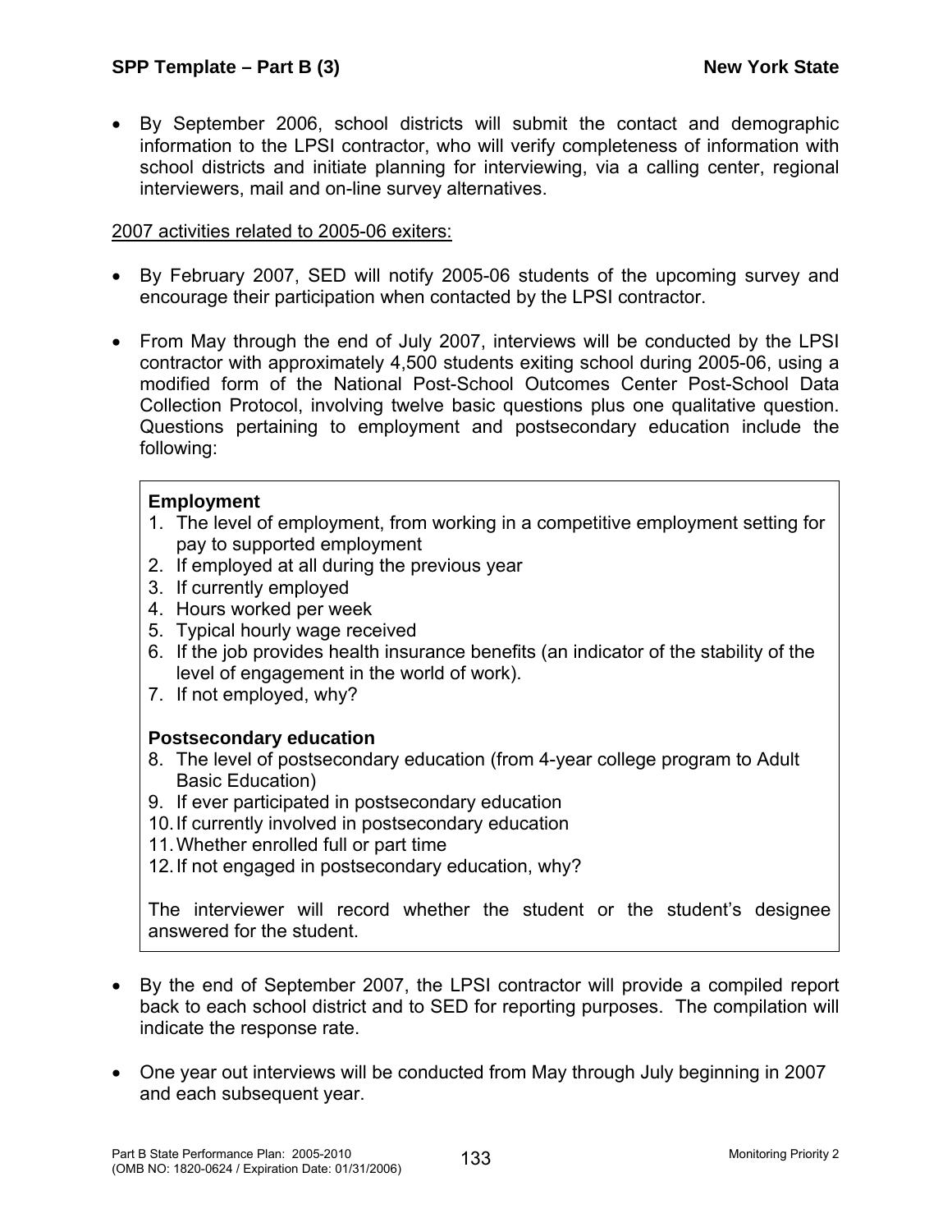- By September 2006, school districts will submit the contact and demographic information to the LPSI contractor, who will verify completeness of information with school districts and initiate planning for interviewing, via a calling center, regional interviewers, mail and on-line survey alternatives.

<u>2007 activities related to 2005-06 exiters:</u>

- By February 2007, SED will notify 2005-06 students of the upcoming survey and encourage their participation when contacted by the LPSI contractor.

- From May through the end of July 2007, interviews will be conducted by the LPSI contractor with approximately 4,500 students exiting school during 2005-06, using a modified form of the National Post-School Outcomes Center Post-School Data Collection Protocol, involving twelve basic questions plus one qualitative question. Questions pertaining to employment and postsecondary education include the following:

> **Employment**
> 1. The level of employment, from working in a competitive employment setting for pay to supported employment
> 2. If employed at all during the previous year
> 3. If currently employed
> 4. Hours worked per week
> 5. Typical hourly wage received
> 6. If the job provides health insurance benefits (an indicator of the stability of the level of engagement in the world of work).
> 7. If not employed, why?
>
> **Postsecondary education**
> 8. The level of postsecondary education (from 4-year college program to Adult Basic Education)
> 9. If ever participated in postsecondary education
> 10. If currently involved in postsecondary education
> 11. Whether enrolled full or part time
> 12. If not engaged in postsecondary education, why?
>
> The interviewer will record whether the student or the student's designee answered for the student.

- By the end of September 2007, the LPSI contractor will provide a compiled report back to each school district and to SED for reporting purposes. The compilation will indicate the response rate.

- One year out interviews will be conducted from May through July beginning in 2007 and each subsequent year.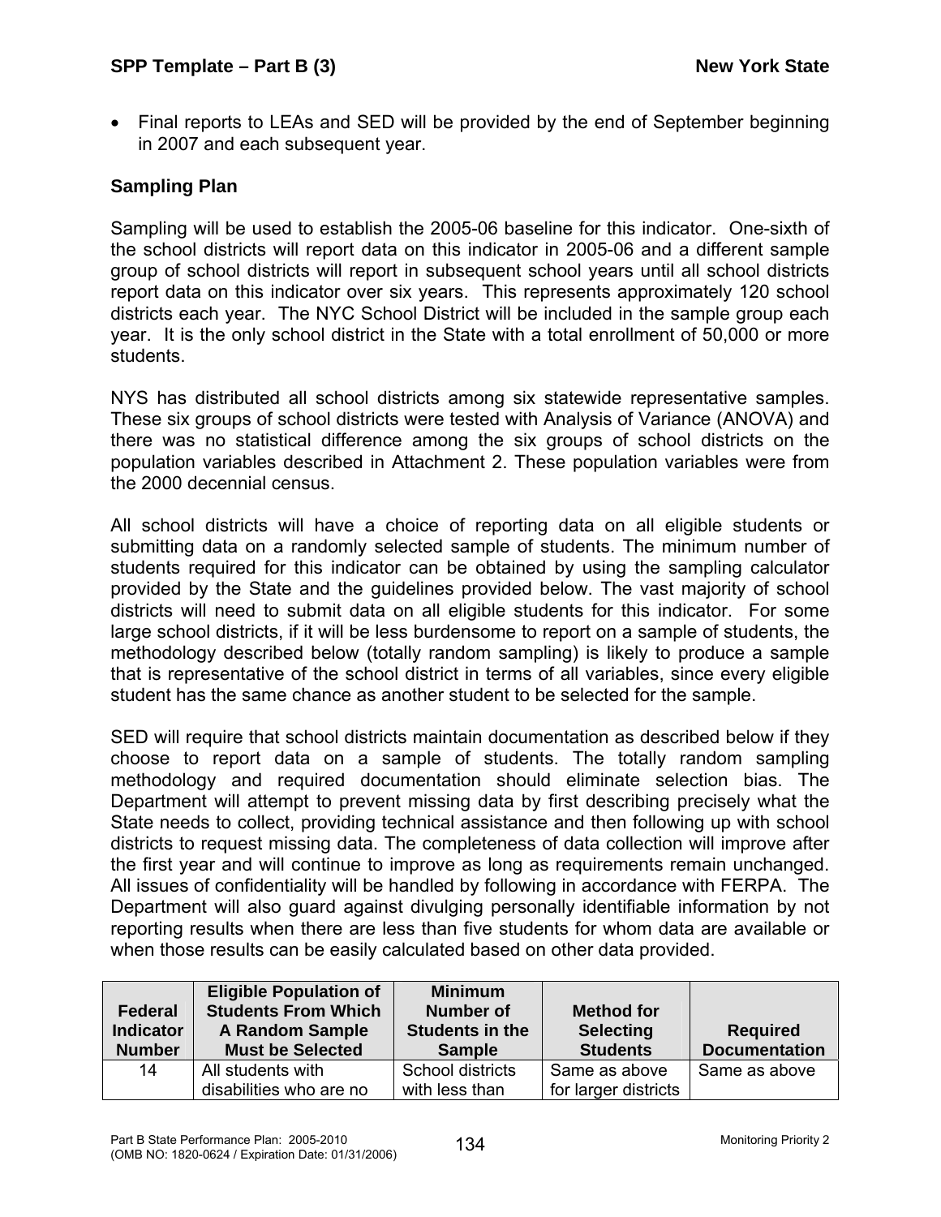- Final reports to LEAs and SED will be provided by the end of September beginning in 2007 and each subsequent year.

### Sampling Plan

Sampling will be used to establish the 2005-06 baseline for this indicator. One-sixth of the school districts will report data on this indicator in 2005-06 and a different sample group of school districts will report in subsequent school years until all school districts report data on this indicator over six years. This represents approximately 120 school districts each year. The NYC School District will be included in the sample group each year. It is the only school district in the State with a total enrollment of 50,000 or more students.

NYS has distributed all school districts among six statewide representative samples. These six groups of school districts were tested with Analysis of Variance (ANOVA) and there was no statistical difference among the six groups of school districts on the population variables described in Attachment 2. These population variables were from the 2000 decennial census.

All school districts will have a choice of reporting data on all eligible students or submitting data on a randomly selected sample of students. The minimum number of students required for this indicator can be obtained by using the sampling calculator provided by the State and the guidelines provided below. The vast majority of school districts will need to submit data on all eligible students for this indicator. For some large school districts, if it will be less burdensome to report on a sample of students, the methodology described below (totally random sampling) is likely to produce a sample that is representative of the school district in terms of all variables, since every eligible student has the same chance as another student to be selected for the sample.

SED will require that school districts maintain documentation as described below if they choose to report data on a sample of students. The totally random sampling methodology and required documentation should eliminate selection bias. The Department will attempt to prevent missing data by first describing precisely what the State needs to collect, providing technical assistance and then following up with school districts to request missing data. The completeness of data collection will improve after the first year and will continue to improve as long as requirements remain unchanged. All issues of confidentiality will be handled by following in accordance with FERPA. The Department will also guard against divulging personally identifiable information by not reporting results when there are less than five students for whom data are available or when those results can be easily calculated based on other data provided.

| Federal Indicator Number | Eligible Population of Students From Which A Random Sample Must be Selected | Minimum Number of Students in the Sample | Method for Selecting Students | Required Documentation |
|---|---|---|---|---|
| 14 | All students with disabilities who are no | School districts with less than | Same as above for larger districts | Same as above |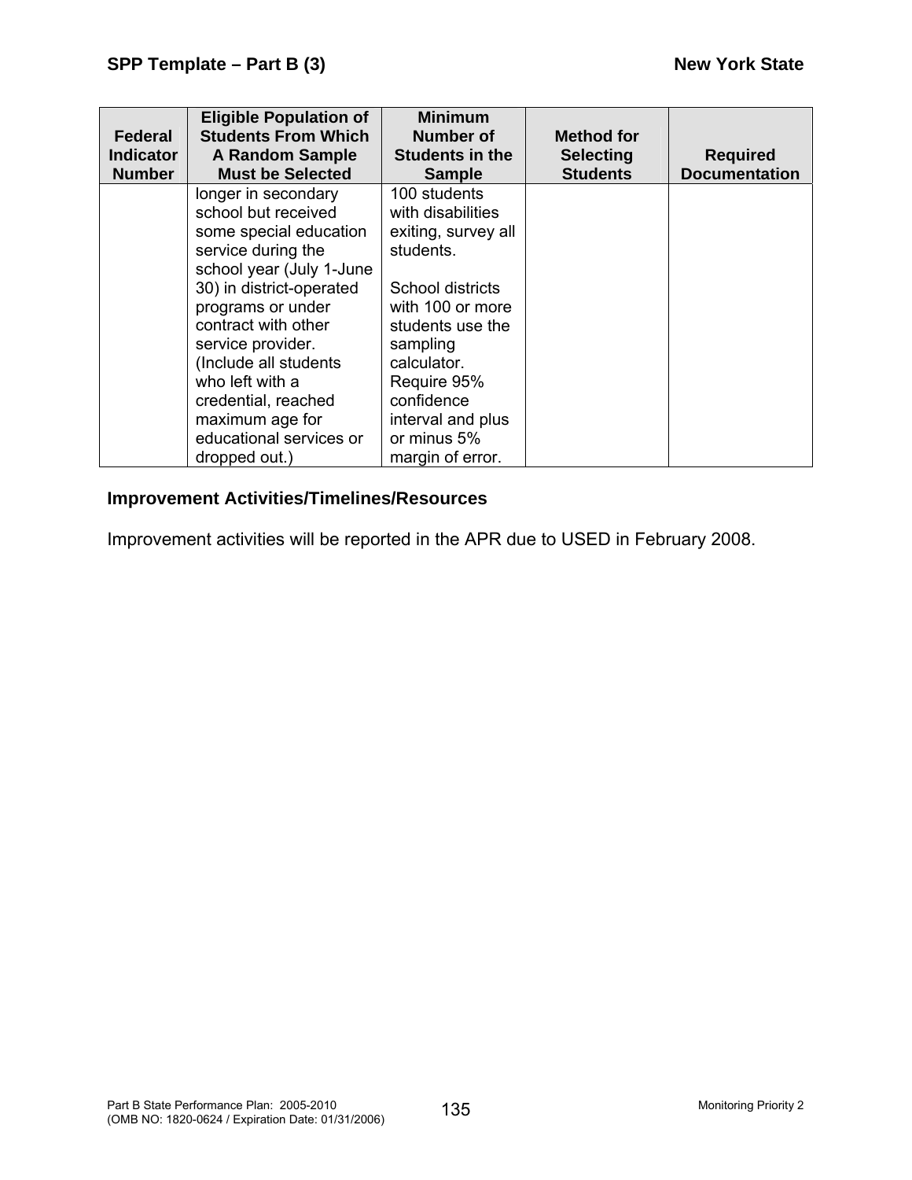| Federal Indicator Number | Eligible Population of Students From Which A Random Sample Must be Selected | Minimum Number of Students in the Sample | Method for Selecting Students | Required Documentation |
|---|---|---|---|---|
| | longer in secondary school but received some special education service during the school year (July 1-June 30) in district-operated programs or under contract with other service provider. (Include all students who left with a credential, reached maximum age for educational services or dropped out.) | 100 students with disabilities exiting, survey all students.<br><br>School districts with 100 or more students use the sampling calculator. Require 95% confidence interval and plus or minus 5% margin of error. | | |

**Improvement Activities/Timelines/Resources**

Improvement activities will be reported in the APR due to USED in February 2008.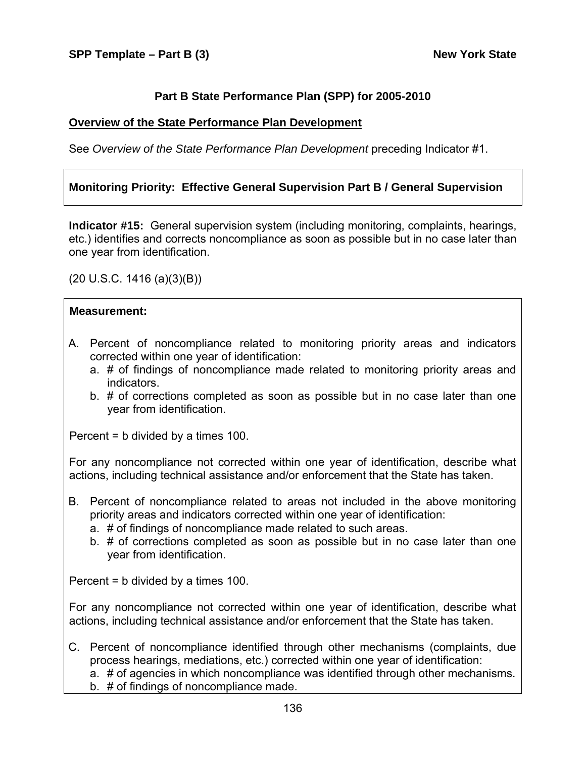## Part B State Performance Plan (SPP) for 2005-2010

### Overview of the State Performance Plan Development

See *Overview of the State Performance Plan Development* preceding Indicator #1.

**Monitoring Priority: Effective General Supervision Part B / General Supervision**

**Indicator #15:** General supervision system (including monitoring, complaints, hearings, etc.) identifies and corrects noncompliance as soon as possible but in no case later than one year from identification.

(20 U.S.C. 1416 (a)(3)(B))

**Measurement:**

A. Percent of noncompliance related to monitoring priority areas and indicators corrected within one year of identification:
   a. # of findings of noncompliance made related to monitoring priority areas and indicators.
   b. # of corrections completed as soon as possible but in no case later than one year from identification.

Percent = b divided by a times 100.

For any noncompliance not corrected within one year of identification, describe what actions, including technical assistance and/or enforcement that the State has taken.

B. Percent of noncompliance related to areas not included in the above monitoring priority areas and indicators corrected within one year of identification:
   a. # of findings of noncompliance made related to such areas.
   b. # of corrections completed as soon as possible but in no case later than one year from identification.

Percent = b divided by a times 100.

For any noncompliance not corrected within one year of identification, describe what actions, including technical assistance and/or enforcement that the State has taken.

C. Percent of noncompliance identified through other mechanisms (complaints, due process hearings, mediations, etc.) corrected within one year of identification:
   a. # of agencies in which noncompliance was identified through other mechanisms.
   b. # of findings of noncompliance made.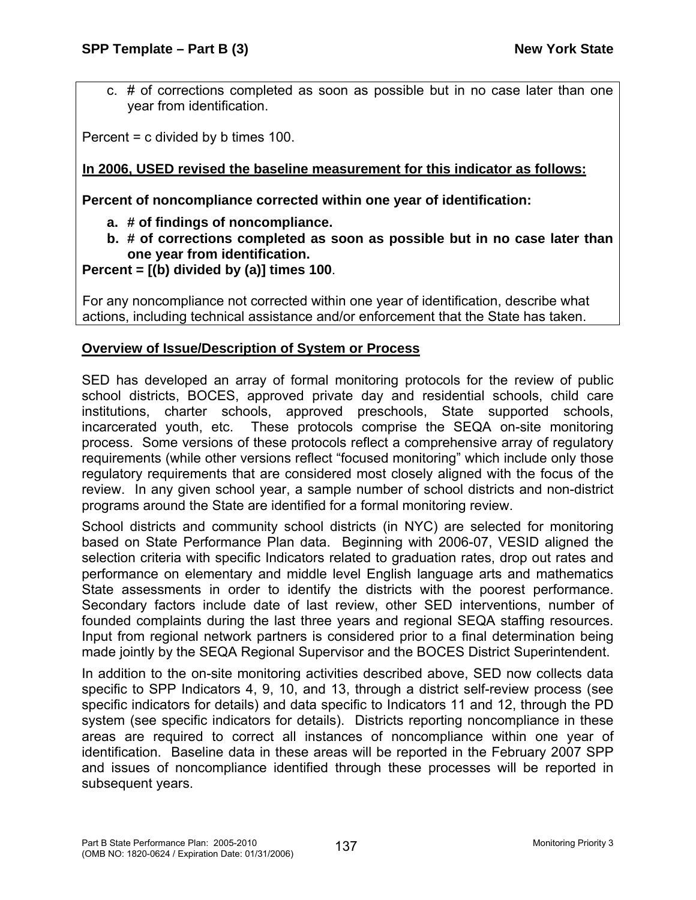c. # of corrections completed as soon as possible but in no case later than one year from identification.

Percent = c divided by b times 100.

**<u>In 2006, USED revised the baseline measurement for this indicator as follows:</u>**

**Percent of noncompliance corrected within one year of identification:**

a. **# of findings of noncompliance.**
b. **# of corrections completed as soon as possible but in no case later than one year from identification.**

**Percent = [(b) divided by (a)] times 100**.

For any noncompliance not corrected within one year of identification, describe what actions, including technical assistance and/or enforcement that the State has taken.

**<u>Overview of Issue/Description of System or Process</u>**

SED has developed an array of formal monitoring protocols for the review of public school districts, BOCES, approved private day and residential schools, child care institutions, charter schools, approved preschools, State supported schools, incarcerated youth, etc. These protocols comprise the SEQA on-site monitoring process. Some versions of these protocols reflect a comprehensive array of regulatory requirements (while other versions reflect "focused monitoring" which include only those regulatory requirements that are considered most closely aligned with the focus of the review. In any given school year, a sample number of school districts and non-district programs around the State are identified for a formal monitoring review.

School districts and community school districts (in NYC) are selected for monitoring based on State Performance Plan data. Beginning with 2006-07, VESID aligned the selection criteria with specific Indicators related to graduation rates, drop out rates and performance on elementary and middle level English language arts and mathematics State assessments in order to identify the districts with the poorest performance. Secondary factors include date of last review, other SED interventions, number of founded complaints during the last three years and regional SEQA staffing resources. Input from regional network partners is considered prior to a final determination being made jointly by the SEQA Regional Supervisor and the BOCES District Superintendent.

In addition to the on-site monitoring activities described above, SED now collects data specific to SPP Indicators 4, 9, 10, and 13, through a district self-review process (see specific indicators for details) and data specific to Indicators 11 and 12, through the PD system (see specific indicators for details). Districts reporting noncompliance in these areas are required to correct all instances of noncompliance within one year of identification. Baseline data in these areas will be reported in the February 2007 SPP and issues of noncompliance identified through these processes will be reported in subsequent years.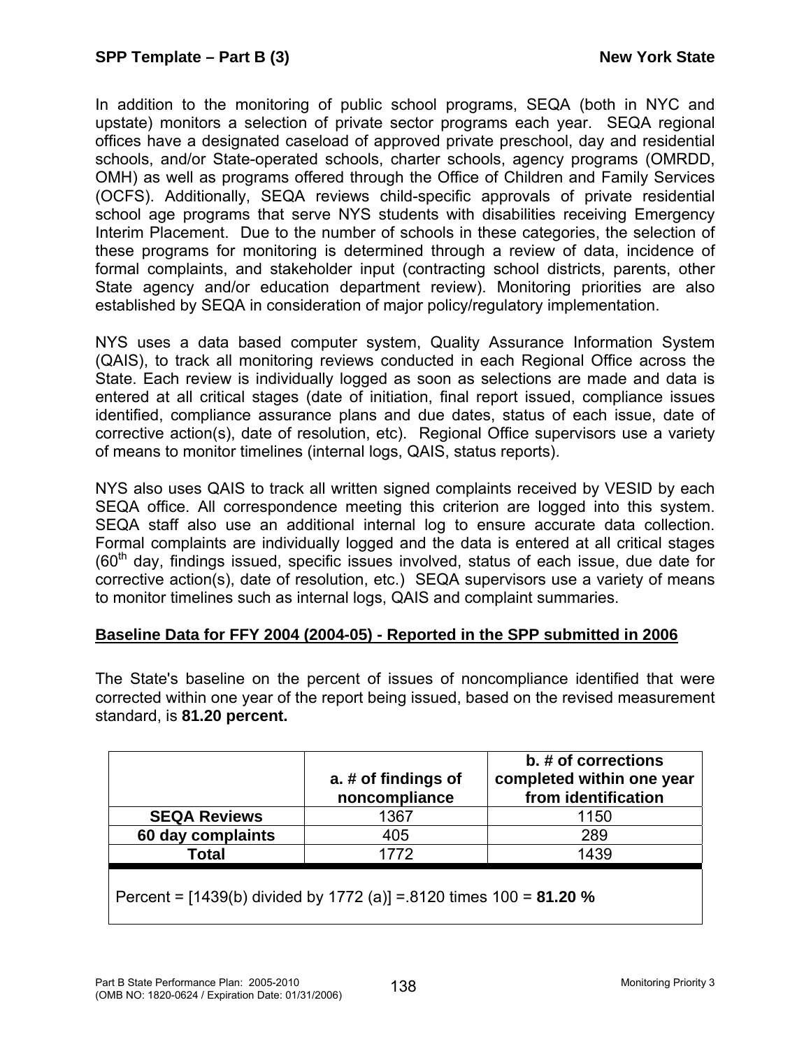In addition to the monitoring of public school programs, SEQA (both in NYC and upstate) monitors a selection of private sector programs each year. SEQA regional offices have a designated caseload of approved private preschool, day and residential schools, and/or State-operated schools, charter schools, agency programs (OMRDD, OMH) as well as programs offered through the Office of Children and Family Services (OCFS). Additionally, SEQA reviews child-specific approvals of private residential school age programs that serve NYS students with disabilities receiving Emergency Interim Placement. Due to the number of schools in these categories, the selection of these programs for monitoring is determined through a review of data, incidence of formal complaints, and stakeholder input (contracting school districts, parents, other State agency and/or education department review). Monitoring priorities are also established by SEQA in consideration of major policy/regulatory implementation.

NYS uses a data based computer system, Quality Assurance Information System (QAIS), to track all monitoring reviews conducted in each Regional Office across the State. Each review is individually logged as soon as selections are made and data is entered at all critical stages (date of initiation, final report issued, compliance issues identified, compliance assurance plans and due dates, status of each issue, date of corrective action(s), date of resolution, etc). Regional Office supervisors use a variety of means to monitor timelines (internal logs, QAIS, status reports).

NYS also uses QAIS to track all written signed complaints received by VESID by each SEQA office. All correspondence meeting this criterion are logged into this system. SEQA staff also use an additional internal log to ensure accurate data collection. Formal complaints are individually logged and the data is entered at all critical stages (60th day, findings issued, specific issues involved, status of each issue, due date for corrective action(s), date of resolution, etc.) SEQA supervisors use a variety of means to monitor timelines such as internal logs, QAIS and complaint summaries.

**Baseline Data for FFY 2004 (2004-05) - Reported in the SPP submitted in 2006**

The State's baseline on the percent of issues of noncompliance identified that were corrected within one year of the report being issued, based on the revised measurement standard, is **81.20 percent.**

| | a. # of findings of noncompliance | b. # of corrections completed within one year from identification |
|---|---|---|
| **SEQA Reviews** | 1367 | 1150 |
| **60 day complaints** | 405 | 289 |
| **Total** | 1772 | 1439 |

Percent = [1439(b) divided by 1772 (a)] =.8120 times 100 = **81.20 %**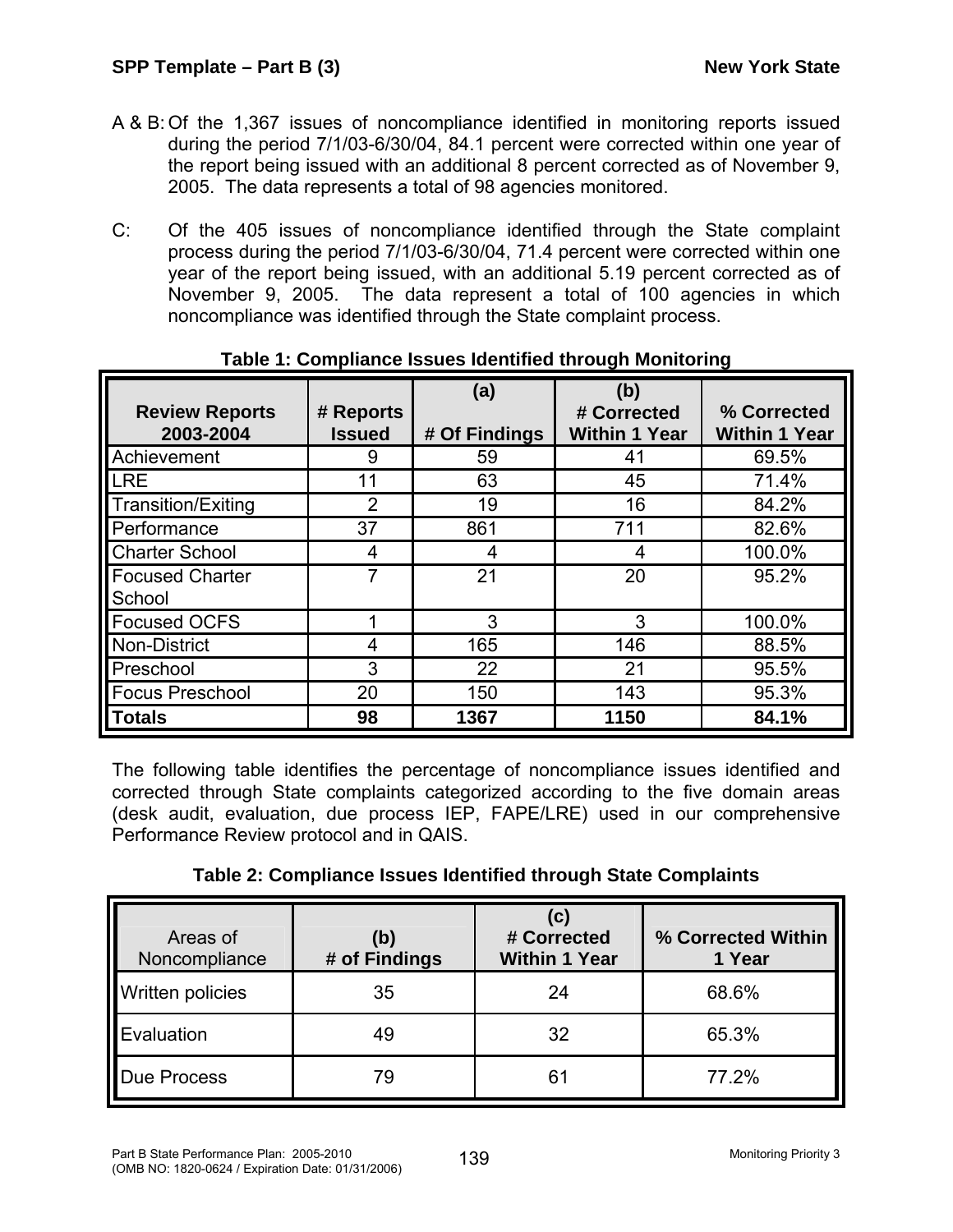A & B: Of the 1,367 issues of noncompliance identified in monitoring reports issued during the period 7/1/03-6/30/04, 84.1 percent were corrected within one year of the report being issued with an additional 8 percent corrected as of November 9, 2005. The data represents a total of 98 agencies monitored.

C: Of the 405 issues of noncompliance identified through the State complaint process during the period 7/1/03-6/30/04, 71.4 percent were corrected within one year of the report being issued, with an additional 5.19 percent corrected as of November 9, 2005. The data represent a total of 100 agencies in which noncompliance was identified through the State complaint process.

**Table 1: Compliance Issues Identified through Monitoring**

| Review Reports 2003-2004 | # Reports Issued | (a) # Of Findings | (b) # Corrected Within 1 Year | % Corrected Within 1 Year |
|---|---|---|---|---|
| Achievement | 9 | 59 | 41 | 69.5% |
| LRE | 11 | 63 | 45 | 71.4% |
| Transition/Exiting | 2 | 19 | 16 | 84.2% |
| Performance | 37 | 861 | 711 | 82.6% |
| Charter School | 4 | 4 | 4 | 100.0% |
| Focused Charter School | 7 | 21 | 20 | 95.2% |
| Focused OCFS | 1 | 3 | 3 | 100.0% |
| Non-District | 4 | 165 | 146 | 88.5% |
| Preschool | 3 | 22 | 21 | 95.5% |
| Focus Preschool | 20 | 150 | 143 | 95.3% |
| **Totals** | **98** | **1367** | **1150** | **84.1%** |

The following table identifies the percentage of noncompliance issues identified and corrected through State complaints categorized according to the five domain areas (desk audit, evaluation, due process IEP, FAPE/LRE) used in our comprehensive Performance Review protocol and in QAIS.

**Table 2: Compliance Issues Identified through State Complaints**

| Areas of Noncompliance | (b) # of Findings | (c) # Corrected Within 1 Year | % Corrected Within 1 Year |
|---|---|---|---|
| Written policies | 35 | 24 | 68.6% |
| Evaluation | 49 | 32 | 65.3% |
| Due Process | 79 | 61 | 77.2% |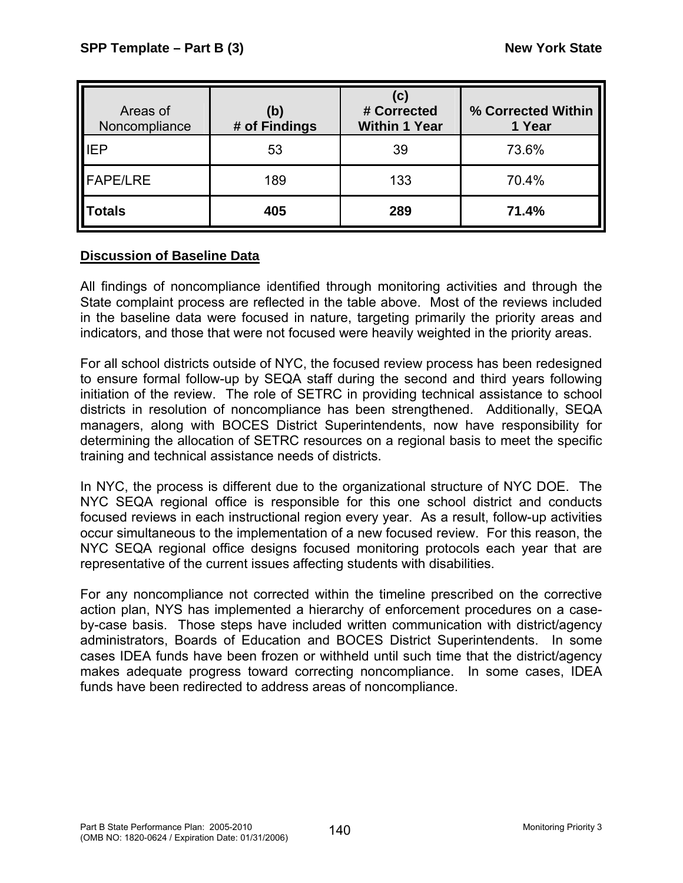| Areas of Noncompliance | (b) # of Findings | (c) # Corrected Within 1 Year | % Corrected Within 1 Year |
|---|---|---|---|
| IEP | 53 | 39 | 73.6% |
| FAPE/LRE | 189 | 133 | 70.4% |
| **Totals** | **405** | **289** | **71.4%** |

**Discussion of Baseline Data**

All findings of noncompliance identified through monitoring activities and through the State complaint process are reflected in the table above. Most of the reviews included in the baseline data were focused in nature, targeting primarily the priority areas and indicators, and those that were not focused were heavily weighted in the priority areas.

For all school districts outside of NYC, the focused review process has been redesigned to ensure formal follow-up by SEQA staff during the second and third years following initiation of the review. The role of SETRC in providing technical assistance to school districts in resolution of noncompliance has been strengthened. Additionally, SEQA managers, along with BOCES District Superintendents, now have responsibility for determining the allocation of SETRC resources on a regional basis to meet the specific training and technical assistance needs of districts.

In NYC, the process is different due to the organizational structure of NYC DOE. The NYC SEQA regional office is responsible for this one school district and conducts focused reviews in each instructional region every year. As a result, follow-up activities occur simultaneous to the implementation of a new focused review. For this reason, the NYC SEQA regional office designs focused monitoring protocols each year that are representative of the current issues affecting students with disabilities.

For any noncompliance not corrected within the timeline prescribed on the corrective action plan, NYS has implemented a hierarchy of enforcement procedures on a case-by-case basis. Those steps have included written communication with district/agency administrators, Boards of Education and BOCES District Superintendents. In some cases IDEA funds have been frozen or withheld until such time that the district/agency makes adequate progress toward correcting noncompliance. In some cases, IDEA funds have been redirected to address areas of noncompliance.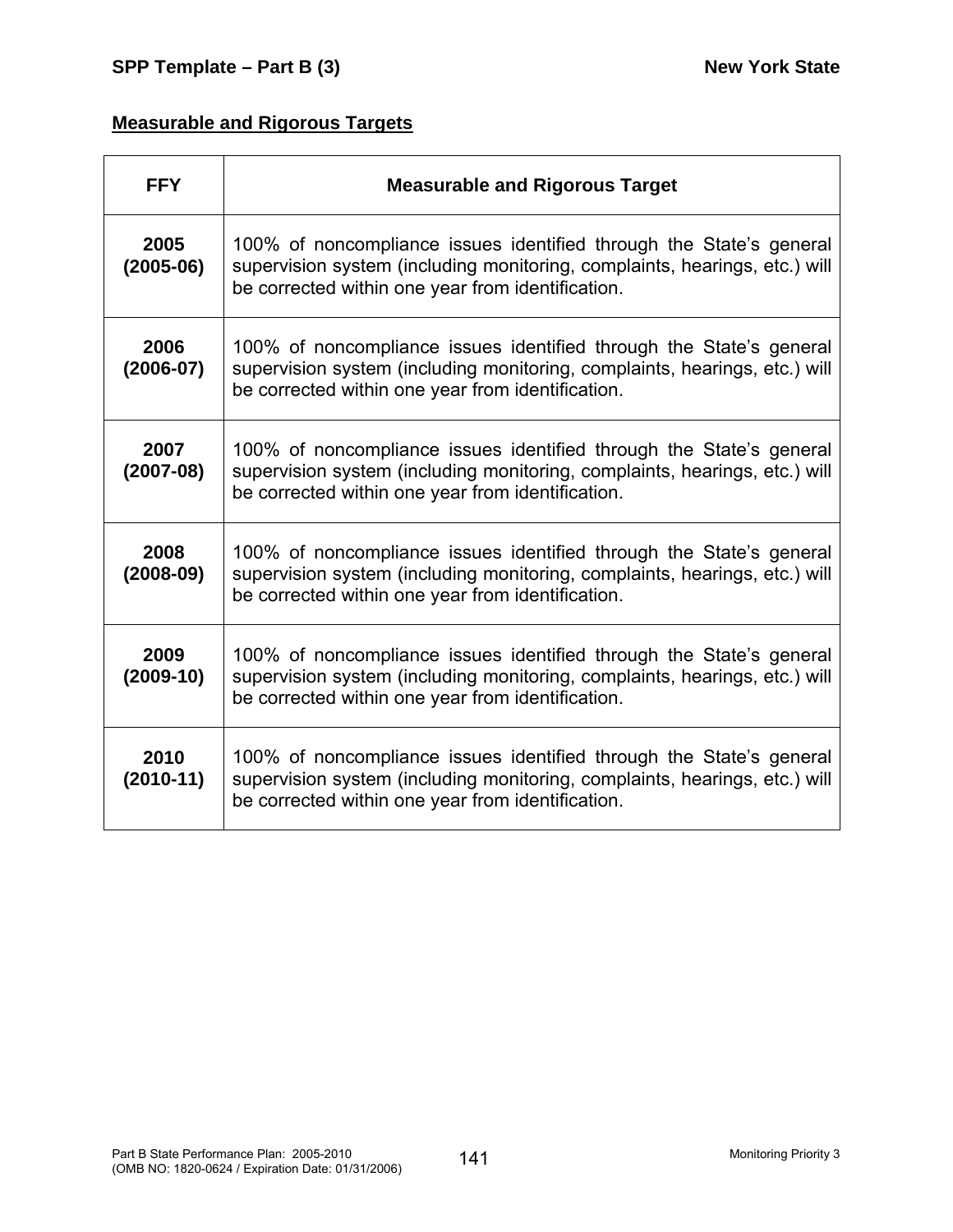## Measurable and Rigorous Targets

| FFY | Measurable and Rigorous Target |
|---|---|
| **2005 (2005-06)** | 100% of noncompliance issues identified through the State's general supervision system (including monitoring, complaints, hearings, etc.) will be corrected within one year from identification. |
| **2006 (2006-07)** | 100% of noncompliance issues identified through the State's general supervision system (including monitoring, complaints, hearings, etc.) will be corrected within one year from identification. |
| **2007 (2007-08)** | 100% of noncompliance issues identified through the State's general supervision system (including monitoring, complaints, hearings, etc.) will be corrected within one year from identification. |
| **2008 (2008-09)** | 100% of noncompliance issues identified through the State's general supervision system (including monitoring, complaints, hearings, etc.) will be corrected within one year from identification. |
| **2009 (2009-10)** | 100% of noncompliance issues identified through the State's general supervision system (including monitoring, complaints, hearings, etc.) will be corrected within one year from identification. |
| **2010 (2010-11)** | 100% of noncompliance issues identified through the State's general supervision system (including monitoring, complaints, hearings, etc.) will be corrected within one year from identification. |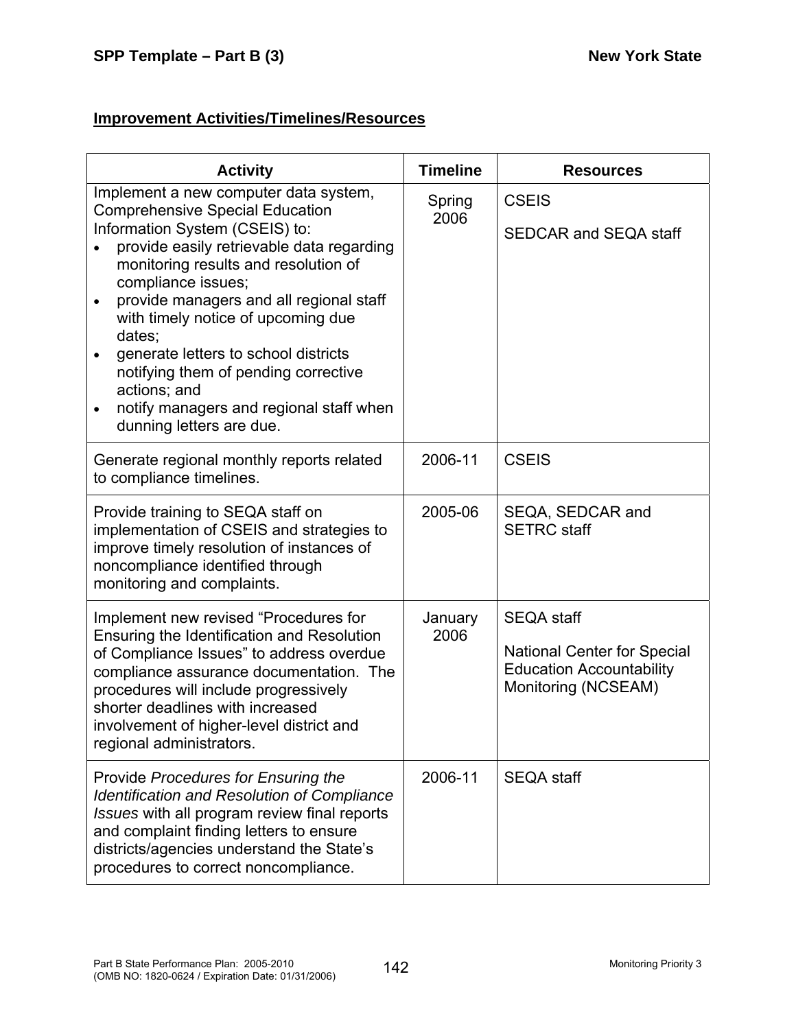## Improvement Activities/Timelines/Resources

| Activity | Timeline | Resources |
|---|---|---|
| Implement a new computer data system, Comprehensive Special Education Information System (CSEIS) to:<br>• provide easily retrievable data regarding monitoring results and resolution of compliance issues;<br>• provide managers and all regional staff with timely notice of upcoming due dates;<br>• generate letters to school districts notifying them of pending corrective actions; and<br>• notify managers and regional staff when dunning letters are due. | Spring 2006 | CSEIS<br><br>SEDCAR and SEQA staff |
| Generate regional monthly reports related to compliance timelines. | 2006-11 | CSEIS |
| Provide training to SEQA staff on implementation of CSEIS and strategies to improve timely resolution of instances of noncompliance identified through monitoring and complaints. | 2005-06 | SEQA, SEDCAR and SETRC staff |
| Implement new revised "Procedures for Ensuring the Identification and Resolution of Compliance Issues" to address overdue compliance assurance documentation. The procedures will include progressively shorter deadlines with increased involvement of higher-level district and regional administrators. | January 2006 | SEQA staff<br><br>National Center for Special Education Accountability Monitoring (NCSEAM) |
| Provide *Procedures for Ensuring the Identification and Resolution of Compliance Issues* with all program review final reports and complaint finding letters to ensure districts/agencies understand the State's procedures to correct noncompliance. | 2006-11 | SEQA staff |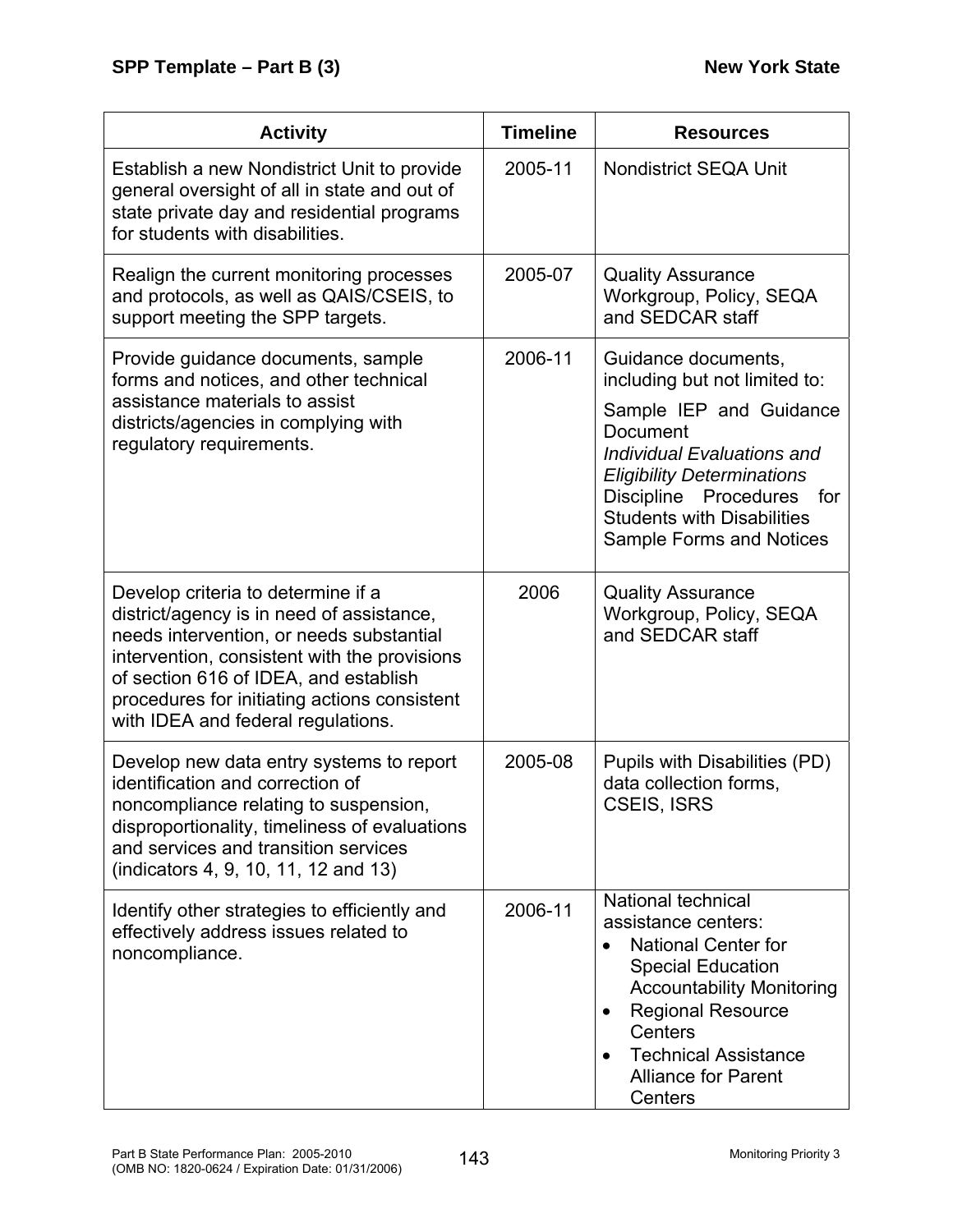| Activity | Timeline | Resources |
|---|---|---|
| Establish a new Nondistrict Unit to provide general oversight of all in state and out of state private day and residential programs for students with disabilities. | 2005-11 | Nondistrict SEQA Unit |
| Realign the current monitoring processes and protocols, as well as QAIS/CSEIS, to support meeting the SPP targets. | 2005-07 | Quality Assurance Workgroup, Policy, SEQA and SEDCAR staff |
| Provide guidance documents, sample forms and notices, and other technical assistance materials to assist districts/agencies in complying with regulatory requirements. | 2006-11 | Guidance documents, including but not limited to:<br>Sample IEP and Guidance Document<br>*Individual Evaluations and Eligibility Determinations*<br>Discipline Procedures for Students with Disabilities<br>Sample Forms and Notices |
| Develop criteria to determine if a district/agency is in need of assistance, needs intervention, or needs substantial intervention, consistent with the provisions of section 616 of IDEA, and establish procedures for initiating actions consistent with IDEA and federal regulations. | 2006 | Quality Assurance Workgroup, Policy, SEQA and SEDCAR staff |
| Develop new data entry systems to report identification and correction of noncompliance relating to suspension, disproportionality, timeliness of evaluations and services and transition services (indicators 4, 9, 10, 11, 12 and 13) | 2005-08 | Pupils with Disabilities (PD) data collection forms, CSEIS, ISRS |
| Identify other strategies to efficiently and effectively address issues related to noncompliance. | 2006-11 | National technical assistance centers:<br>• National Center for Special Education Accountability Monitoring<br>• Regional Resource Centers<br>• Technical Assistance Alliance for Parent Centers |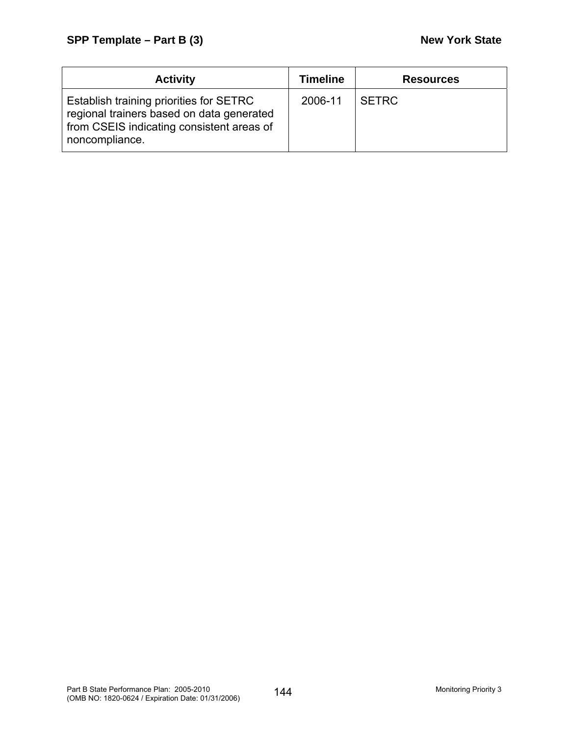| Activity | Timeline | Resources |
|---|---|---|
| Establish training priorities for SETRC regional trainers based on data generated from CSEIS indicating consistent areas of noncompliance. | 2006-11 | SETRC |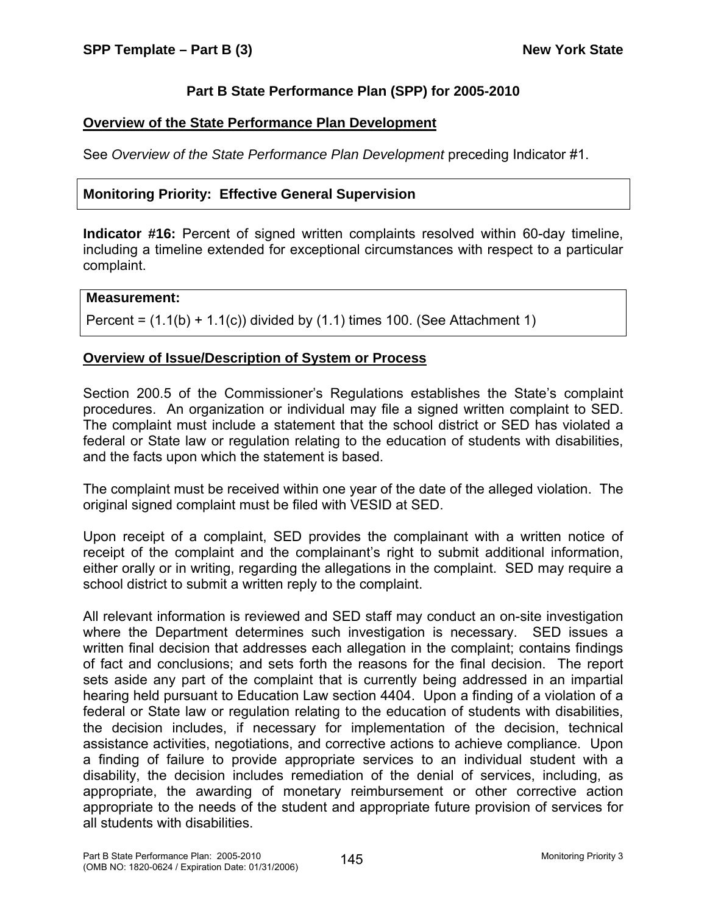## Part B State Performance Plan (SPP) for 2005-2010

### Overview of the State Performance Plan Development

See *Overview of the State Performance Plan Development* preceding Indicator #1.

| Monitoring Priority: Effective General Supervision |
|---|

**Indicator #16:** Percent of signed written complaints resolved within 60-day timeline, including a timeline extended for exceptional circumstances with respect to a particular complaint.

| Measurement: |
|---|
| Percent = (1.1(b) + 1.1(c)) divided by (1.1) times 100. (See Attachment 1) |

### Overview of Issue/Description of System or Process

Section 200.5 of the Commissioner's Regulations establishes the State's complaint procedures. An organization or individual may file a signed written complaint to SED. The complaint must include a statement that the school district or SED has violated a federal or State law or regulation relating to the education of students with disabilities, and the facts upon which the statement is based.

The complaint must be received within one year of the date of the alleged violation. The original signed complaint must be filed with VESID at SED.

Upon receipt of a complaint, SED provides the complainant with a written notice of receipt of the complaint and the complainant's right to submit additional information, either orally or in writing, regarding the allegations in the complaint. SED may require a school district to submit a written reply to the complaint.

All relevant information is reviewed and SED staff may conduct an on-site investigation where the Department determines such investigation is necessary. SED issues a written final decision that addresses each allegation in the complaint; contains findings of fact and conclusions; and sets forth the reasons for the final decision. The report sets aside any part of the complaint that is currently being addressed in an impartial hearing held pursuant to Education Law section 4404. Upon a finding of a violation of a federal or State law or regulation relating to the education of students with disabilities, the decision includes, if necessary for implementation of the decision, technical assistance activities, negotiations, and corrective actions to achieve compliance. Upon a finding of failure to provide appropriate services to an individual student with a disability, the decision includes remediation of the denial of services, including, as appropriate, the awarding of monetary reimbursement or other corrective action appropriate to the needs of the student and appropriate future provision of services for all students with disabilities.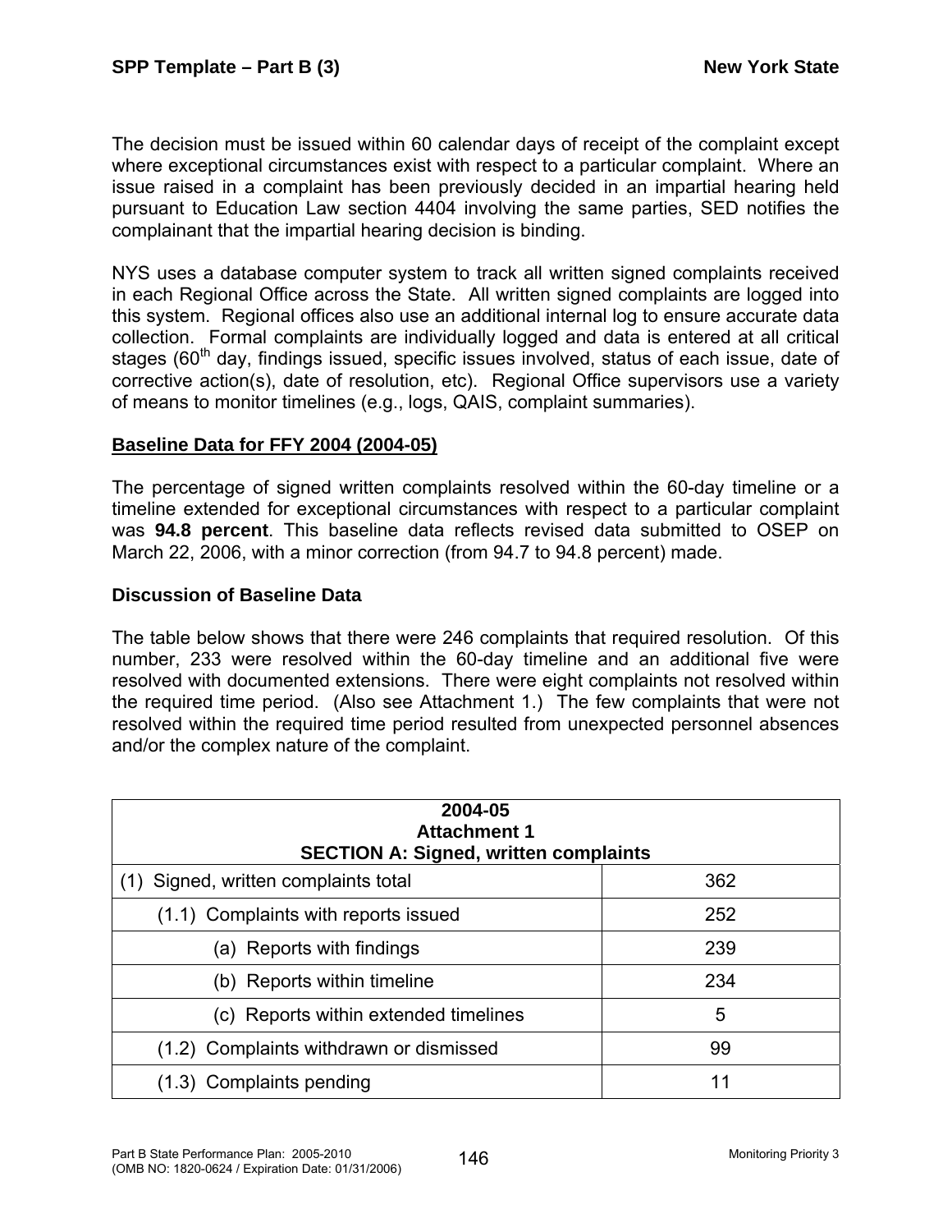The decision must be issued within 60 calendar days of receipt of the complaint except where exceptional circumstances exist with respect to a particular complaint. Where an issue raised in a complaint has been previously decided in an impartial hearing held pursuant to Education Law section 4404 involving the same parties, SED notifies the complainant that the impartial hearing decision is binding.

NYS uses a database computer system to track all written signed complaints received in each Regional Office across the State. All written signed complaints are logged into this system. Regional offices also use an additional internal log to ensure accurate data collection. Formal complaints are individually logged and data is entered at all critical stages (60th day, findings issued, specific issues involved, status of each issue, date of corrective action(s), date of resolution, etc). Regional Office supervisors use a variety of means to monitor timelines (e.g., logs, QAIS, complaint summaries).

**Baseline Data for FFY 2004 (2004-05)**

The percentage of signed written complaints resolved within the 60-day timeline or a timeline extended for exceptional circumstances with respect to a particular complaint was **94.8 percent**. This baseline data reflects revised data submitted to OSEP on March 22, 2006, with a minor correction (from 94.7 to 94.8 percent) made.

**Discussion of Baseline Data**

The table below shows that there were 246 complaints that required resolution. Of this number, 233 were resolved within the 60-day timeline and an additional five were resolved with documented extensions. There were eight complaints not resolved within the required time period. (Also see Attachment 1.) The few complaints that were not resolved within the required time period resulted from unexpected personnel absences and/or the complex nature of the complaint.

| 2004-05 Attachment 1 SECTION A: Signed, written complaints | |
|---|---|
| (1) Signed, written complaints total | 362 |
| (1.1) Complaints with reports issued | 252 |
| (a) Reports with findings | 239 |
| (b) Reports within timeline | 234 |
| (c) Reports within extended timelines | 5 |
| (1.2) Complaints withdrawn or dismissed | 99 |
| (1.3) Complaints pending | 11 |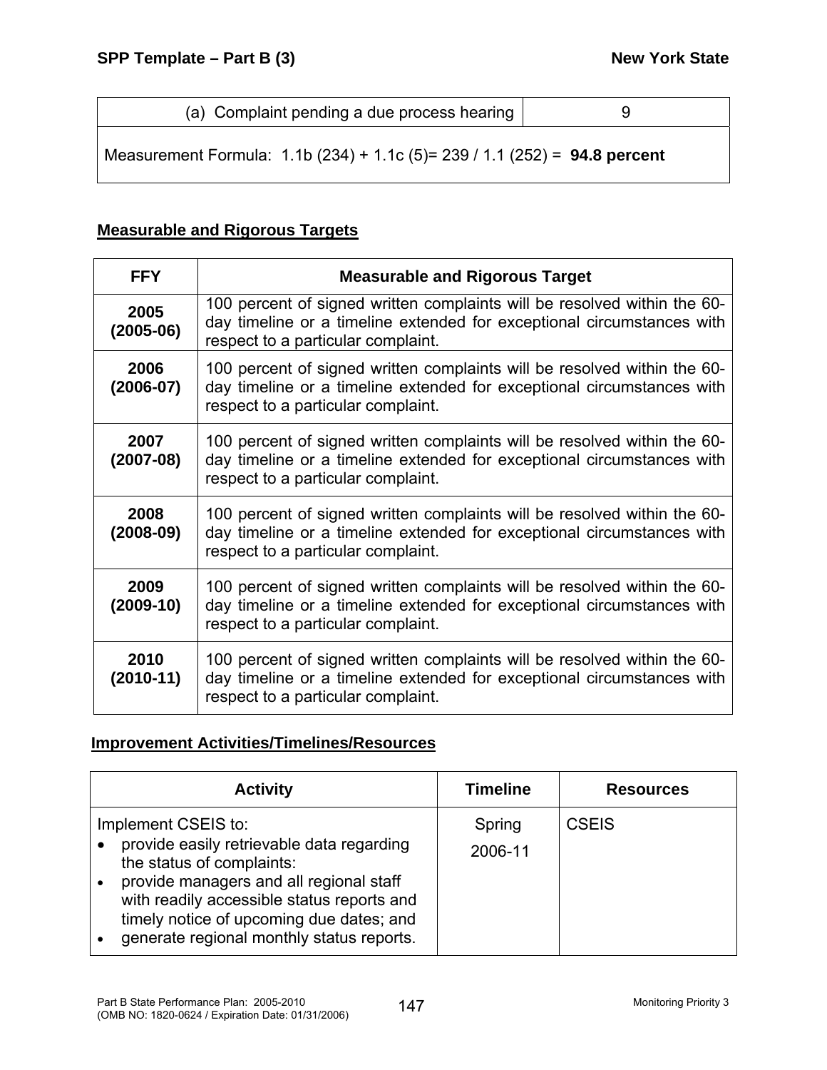| (a) Complaint pending a due process hearing | 9 |
|---|---|
| Measurement Formula: 1.1b (234) + 1.1c (5)= 239 / 1.1 (252) = **94.8 percent** | |

## Measurable and Rigorous Targets

| FFY | Measurable and Rigorous Target |
|---|---|
| **2005 (2005-06)** | 100 percent of signed written complaints will be resolved within the 60-day timeline or a timeline extended for exceptional circumstances with respect to a particular complaint. |
| **2006 (2006-07)** | 100 percent of signed written complaints will be resolved within the 60-day timeline or a timeline extended for exceptional circumstances with respect to a particular complaint. |
| **2007 (2007-08)** | 100 percent of signed written complaints will be resolved within the 60-day timeline or a timeline extended for exceptional circumstances with respect to a particular complaint. |
| **2008 (2008-09)** | 100 percent of signed written complaints will be resolved within the 60-day timeline or a timeline extended for exceptional circumstances with respect to a particular complaint. |
| **2009 (2009-10)** | 100 percent of signed written complaints will be resolved within the 60-day timeline or a timeline extended for exceptional circumstances with respect to a particular complaint. |
| **2010 (2010-11)** | 100 percent of signed written complaints will be resolved within the 60-day timeline or a timeline extended for exceptional circumstances with respect to a particular complaint. |

## Improvement Activities/Timelines/Resources

| Activity | Timeline | Resources |
|---|---|---|
| Implement CSEIS to: <br>• provide easily retrievable data regarding the status of complaints: <br>• provide managers and all regional staff with readily accessible status reports and timely notice of upcoming due dates; and <br>• generate regional monthly status reports. | Spring 2006-11 | CSEIS |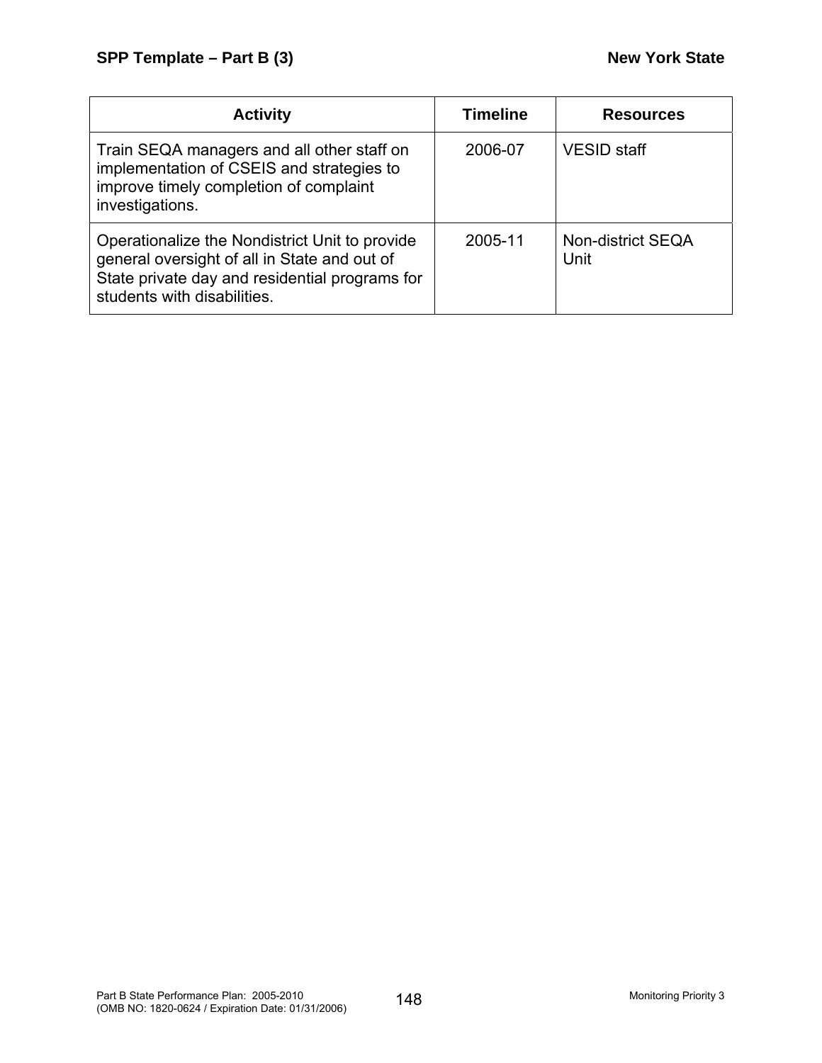| Activity | Timeline | Resources |
|---|---|---|
| Train SEQA managers and all other staff on implementation of CSEIS and strategies to improve timely completion of complaint investigations. | 2006-07 | VESID staff |
| Operationalize the Nondistrict Unit to provide general oversight of all in State and out of State private day and residential programs for students with disabilities. | 2005-11 | Non-district SEQA Unit |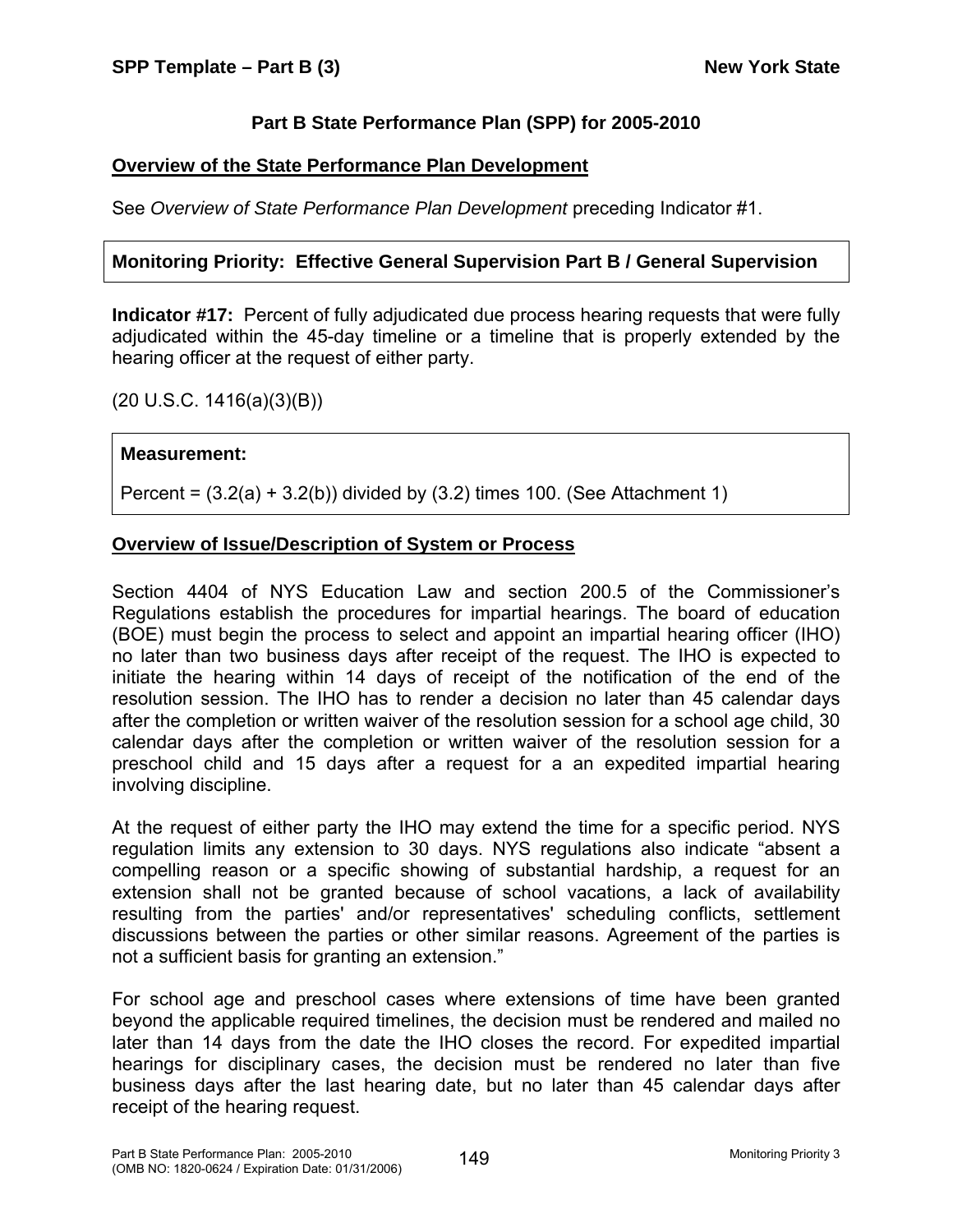## Part B State Performance Plan (SPP) for 2005-2010

### Overview of the State Performance Plan Development

See *Overview of State Performance Plan Development* preceding Indicator #1.

**Monitoring Priority: Effective General Supervision Part B / General Supervision**

**Indicator #17:** Percent of fully adjudicated due process hearing requests that were fully adjudicated within the 45-day timeline or a timeline that is properly extended by the hearing officer at the request of either party.

(20 U.S.C. 1416(a)(3)(B))

**Measurement:**

Percent = (3.2(a) + 3.2(b)) divided by (3.2) times 100. (See Attachment 1)

### Overview of Issue/Description of System or Process

Section 4404 of NYS Education Law and section 200.5 of the Commissioner's Regulations establish the procedures for impartial hearings. The board of education (BOE) must begin the process to select and appoint an impartial hearing officer (IHO) no later than two business days after receipt of the request. The IHO is expected to initiate the hearing within 14 days of receipt of the notification of the end of the resolution session. The IHO has to render a decision no later than 45 calendar days after the completion or written waiver of the resolution session for a school age child, 30 calendar days after the completion or written waiver of the resolution session for a preschool child and 15 days after a request for a an expedited impartial hearing involving discipline.

At the request of either party the IHO may extend the time for a specific period. NYS regulation limits any extension to 30 days. NYS regulations also indicate "absent a compelling reason or a specific showing of substantial hardship, a request for an extension shall not be granted because of school vacations, a lack of availability resulting from the parties' and/or representatives' scheduling conflicts, settlement discussions between the parties or other similar reasons. Agreement of the parties is not a sufficient basis for granting an extension."

For school age and preschool cases where extensions of time have been granted beyond the applicable required timelines, the decision must be rendered and mailed no later than 14 days from the date the IHO closes the record. For expedited impartial hearings for disciplinary cases, the decision must be rendered no later than five business days after the last hearing date, but no later than 45 calendar days after receipt of the hearing request.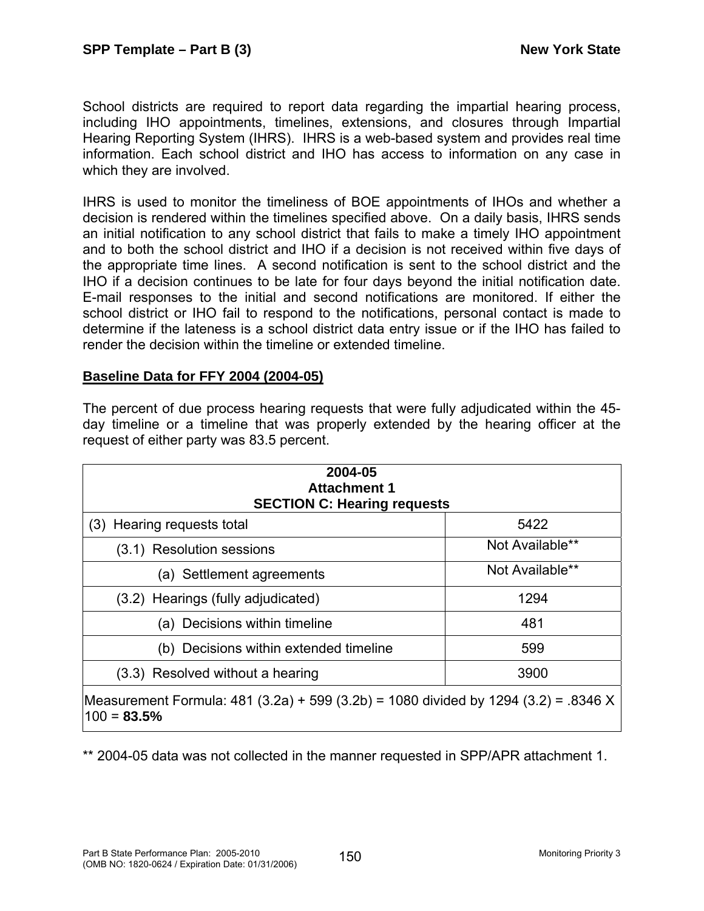School districts are required to report data regarding the impartial hearing process, including IHO appointments, timelines, extensions, and closures through Impartial Hearing Reporting System (IHRS). IHRS is a web-based system and provides real time information. Each school district and IHO has access to information on any case in which they are involved.

IHRS is used to monitor the timeliness of BOE appointments of IHOs and whether a decision is rendered within the timelines specified above. On a daily basis, IHRS sends an initial notification to any school district that fails to make a timely IHO appointment and to both the school district and IHO if a decision is not received within five days of the appropriate time lines. A second notification is sent to the school district and the IHO if a decision continues to be late for four days beyond the initial notification date. E-mail responses to the initial and second notifications are monitored. If either the school district or IHO fail to respond to the notifications, personal contact is made to determine if the lateness is a school district data entry issue or if the IHO has failed to render the decision within the timeline or extended timeline.

## Baseline Data for FFY 2004 (2004-05)

The percent of due process hearing requests that were fully adjudicated within the 45-day timeline or a timeline that was properly extended by the hearing officer at the request of either party was 83.5 percent.

| **2004-05**<br>**Attachment 1**<br>**SECTION C: Hearing requests** | |
|---|---|
| (3) Hearing requests total | 5422 |
| (3.1) Resolution sessions | Not Available** |
| (a) Settlement agreements | Not Available** |
| (3.2) Hearings (fully adjudicated) | 1294 |
| (a) Decisions within timeline | 481 |
| (b) Decisions within extended timeline | 599 |
| (3.3) Resolved without a hearing | 3900 |
| Measurement Formula: 481 (3.2a) + 599 (3.2b) = 1080 divided by 1294 (3.2) = .8346 X 100 = **83.5%** | |

** 2004-05 data was not collected in the manner requested in SPP/APR attachment 1.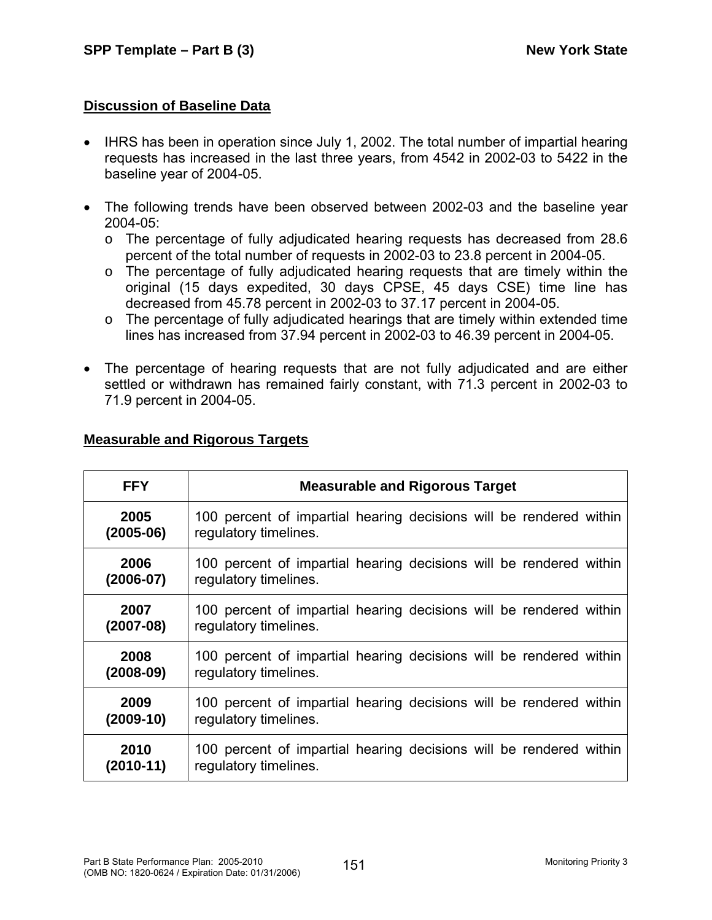## Discussion of Baseline Data

- IHRS has been in operation since July 1, 2002. The total number of impartial hearing requests has increased in the last three years, from 4542 in 2002-03 to 5422 in the baseline year of 2004-05.
- The following trends have been observed between 2002-03 and the baseline year 2004-05:
  - The percentage of fully adjudicated hearing requests has decreased from 28.6 percent of the total number of requests in 2002-03 to 23.8 percent in 2004-05.
  - The percentage of fully adjudicated hearing requests that are timely within the original (15 days expedited, 30 days CPSE, 45 days CSE) time line has decreased from 45.78 percent in 2002-03 to 37.17 percent in 2004-05.
  - The percentage of fully adjudicated hearings that are timely within extended time lines has increased from 37.94 percent in 2002-03 to 46.39 percent in 2004-05.
- The percentage of hearing requests that are not fully adjudicated and are either settled or withdrawn has remained fairly constant, with 71.3 percent in 2002-03 to 71.9 percent in 2004-05.

## Measurable and Rigorous Targets

| FFY | Measurable and Rigorous Target |
|---|---|
| **2005 (2005-06)** | 100 percent of impartial hearing decisions will be rendered within regulatory timelines. |
| **2006 (2006-07)** | 100 percent of impartial hearing decisions will be rendered within regulatory timelines. |
| **2007 (2007-08)** | 100 percent of impartial hearing decisions will be rendered within regulatory timelines. |
| **2008 (2008-09)** | 100 percent of impartial hearing decisions will be rendered within regulatory timelines. |
| **2009 (2009-10)** | 100 percent of impartial hearing decisions will be rendered within regulatory timelines. |
| **2010 (2010-11)** | 100 percent of impartial hearing decisions will be rendered within regulatory timelines. |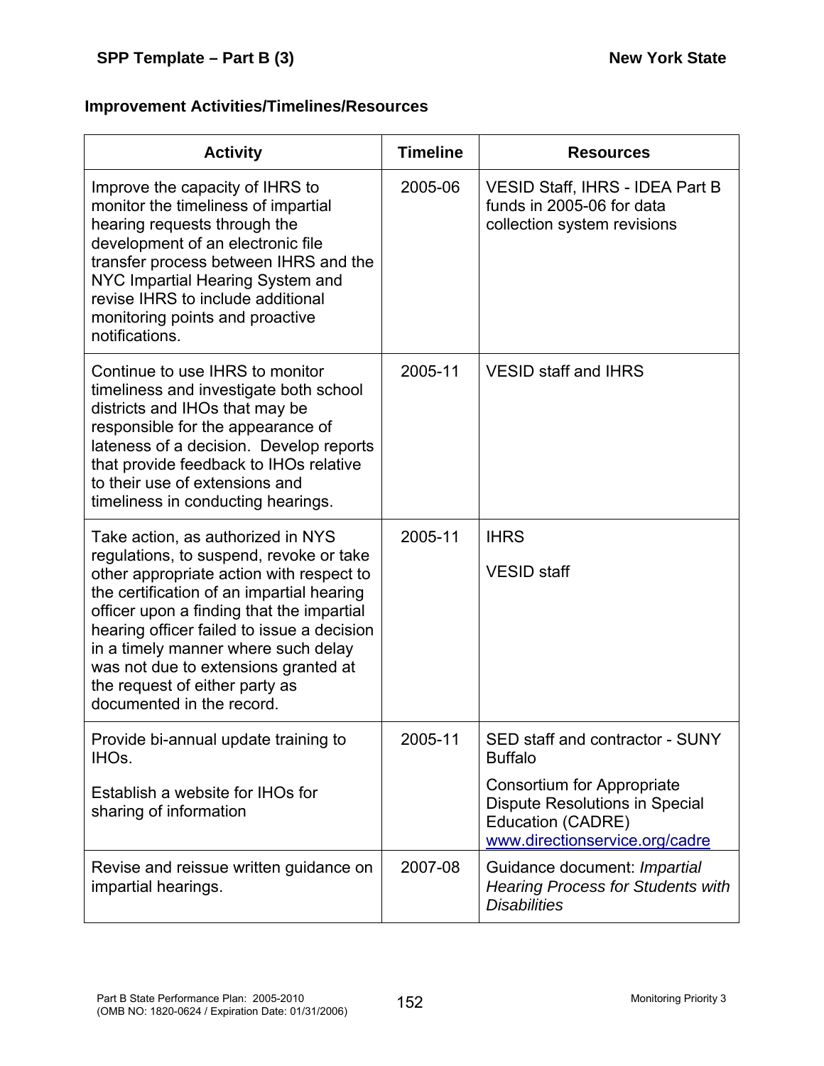**Improvement Activities/Timelines/Resources**

| Activity | Timeline | Resources |
|---|---|---|
| Improve the capacity of IHRS to monitor the timeliness of impartial hearing requests through the development of an electronic file transfer process between IHRS and the NYC Impartial Hearing System and revise IHRS to include additional monitoring points and proactive notifications. | 2005-06 | VESID Staff, IHRS - IDEA Part B funds in 2005-06 for data collection system revisions |
| Continue to use IHRS to monitor timeliness and investigate both school districts and IHOs that may be responsible for the appearance of lateness of a decision. Develop reports that provide feedback to IHOs relative to their use of extensions and timeliness in conducting hearings. | 2005-11 | VESID staff and IHRS |
| Take action, as authorized in NYS regulations, to suspend, revoke or take other appropriate action with respect to the certification of an impartial hearing officer upon a finding that the impartial hearing officer failed to issue a decision in a timely manner where such delay was not due to extensions granted at the request of either party as documented in the record. | 2005-11 | IHRS<br><br>VESID staff |
| Provide bi-annual update training to IHOs.<br><br>Establish a website for IHOs for sharing of information | 2005-11 | SED staff and contractor - SUNY Buffalo<br><br>Consortium for Appropriate Dispute Resolutions in Special Education (CADRE) www.directionservice.org/cadre |
| Revise and reissue written guidance on impartial hearings. | 2007-08 | Guidance document: *Impartial Hearing Process for Students with Disabilities* |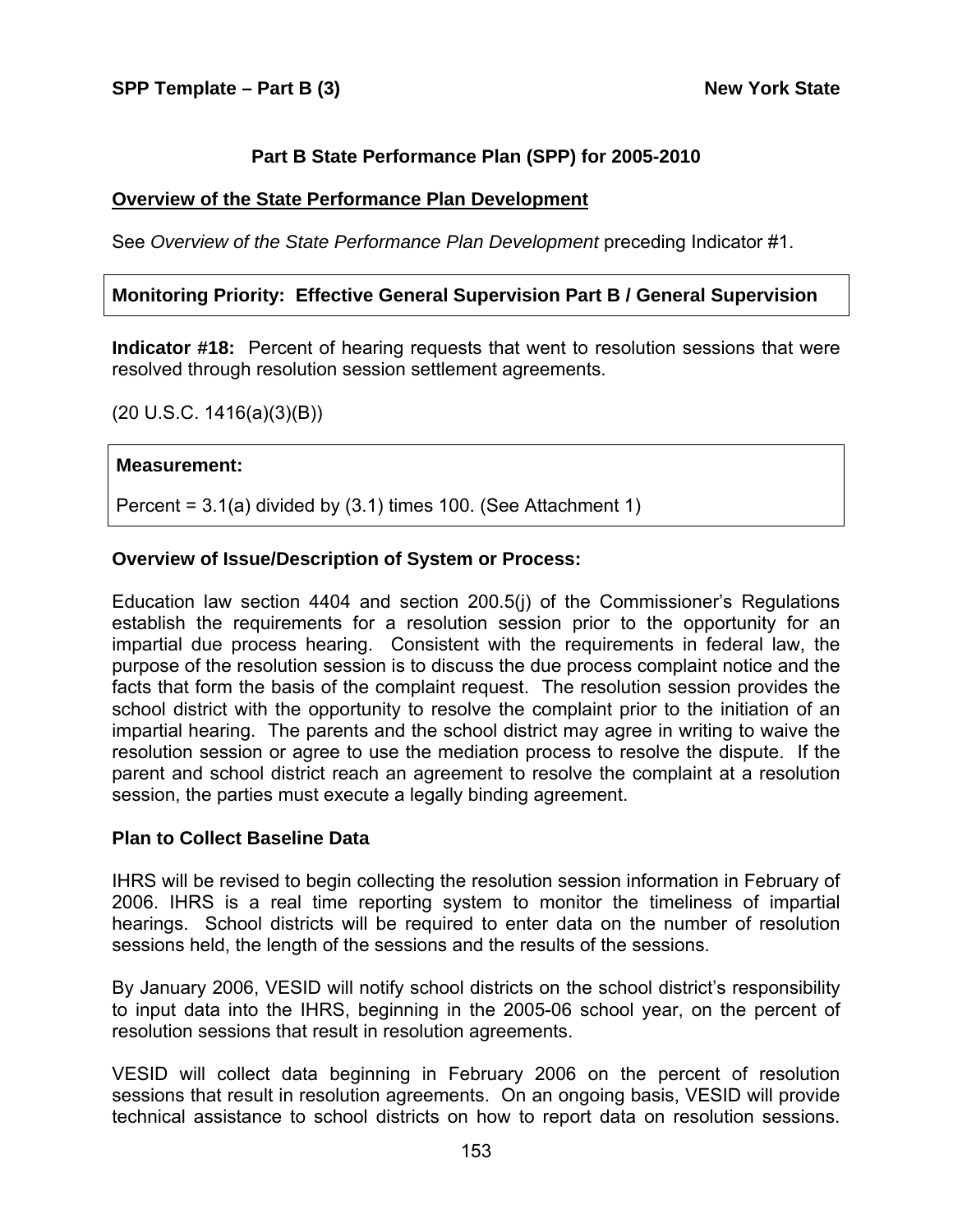## Part B State Performance Plan (SPP) for 2005-2010

### Overview of the State Performance Plan Development

See *Overview of the State Performance Plan Development* preceding Indicator #1.

**Monitoring Priority: Effective General Supervision Part B / General Supervision**

**Indicator #18:** Percent of hearing requests that went to resolution sessions that were resolved through resolution session settlement agreements.

(20 U.S.C. 1416(a)(3)(B))

**Measurement:**

Percent = 3.1(a) divided by (3.1) times 100. (See Attachment 1)

**Overview of Issue/Description of System or Process:**

Education law section 4404 and section 200.5(j) of the Commissioner's Regulations establish the requirements for a resolution session prior to the opportunity for an impartial due process hearing. Consistent with the requirements in federal law, the purpose of the resolution session is to discuss the due process complaint notice and the facts that form the basis of the complaint request. The resolution session provides the school district with the opportunity to resolve the complaint prior to the initiation of an impartial hearing. The parents and the school district may agree in writing to waive the resolution session or agree to use the mediation process to resolve the dispute. If the parent and school district reach an agreement to resolve the complaint at a resolution session, the parties must execute a legally binding agreement.

**Plan to Collect Baseline Data**

IHRS will be revised to begin collecting the resolution session information in February of 2006. IHRS is a real time reporting system to monitor the timeliness of impartial hearings. School districts will be required to enter data on the number of resolution sessions held, the length of the sessions and the results of the sessions.

By January 2006, VESID will notify school districts on the school district's responsibility to input data into the IHRS, beginning in the 2005-06 school year, on the percent of resolution sessions that result in resolution agreements.

VESID will collect data beginning in February 2006 on the percent of resolution sessions that result in resolution agreements. On an ongoing basis, VESID will provide technical assistance to school districts on how to report data on resolution sessions.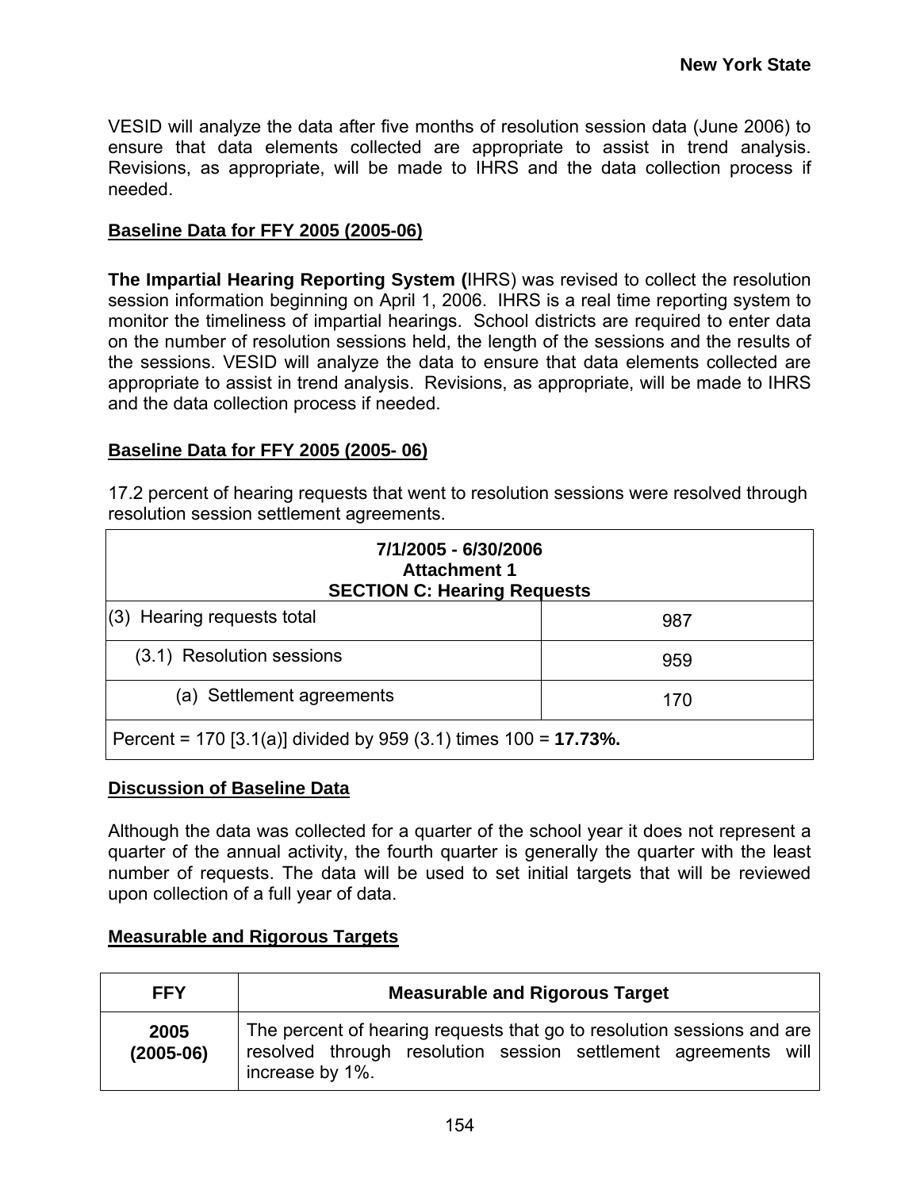VESID will analyze the data after five months of resolution session data (June 2006) to ensure that data elements collected are appropriate to assist in trend analysis. Revisions, as appropriate, will be made to IHRS and the data collection process if needed.

**Baseline Data for FFY 2005 (2005-06)**

**The Impartial Hearing Reporting System (**IHRS) was revised to collect the resolution session information beginning on April 1, 2006. IHRS is a real time reporting system to monitor the timeliness of impartial hearings. School districts are required to enter data on the number of resolution sessions held, the length of the sessions and the results of the sessions. VESID will analyze the data to ensure that data elements collected are appropriate to assist in trend analysis. Revisions, as appropriate, will be made to IHRS and the data collection process if needed.

**Baseline Data for FFY 2005 (2005- 06)**

17.2 percent of hearing requests that went to resolution sessions were resolved through resolution session settlement agreements.

| **7/1/2005 - 6/30/2006<br>Attachment 1<br>SECTION C: Hearing Requests** | |
|---|---|
| (3) Hearing requests total | 987 |
| (3.1) Resolution sessions | 959 |
| (a) Settlement agreements | 170 |
| Percent = 170 [3.1(a)] divided by 959 (3.1) times 100 = **17.73%.** | |

**Discussion of Baseline Data**

Although the data was collected for a quarter of the school year it does not represent a quarter of the annual activity, the fourth quarter is generally the quarter with the least number of requests. The data will be used to set initial targets that will be reviewed upon collection of a full year of data.

**Measurable and Rigorous Targets**

| FFY | Measurable and Rigorous Target |
|---|---|
| **2005 (2005-06)** | The percent of hearing requests that go to resolution sessions and are resolved through resolution session settlement agreements will increase by 1%. |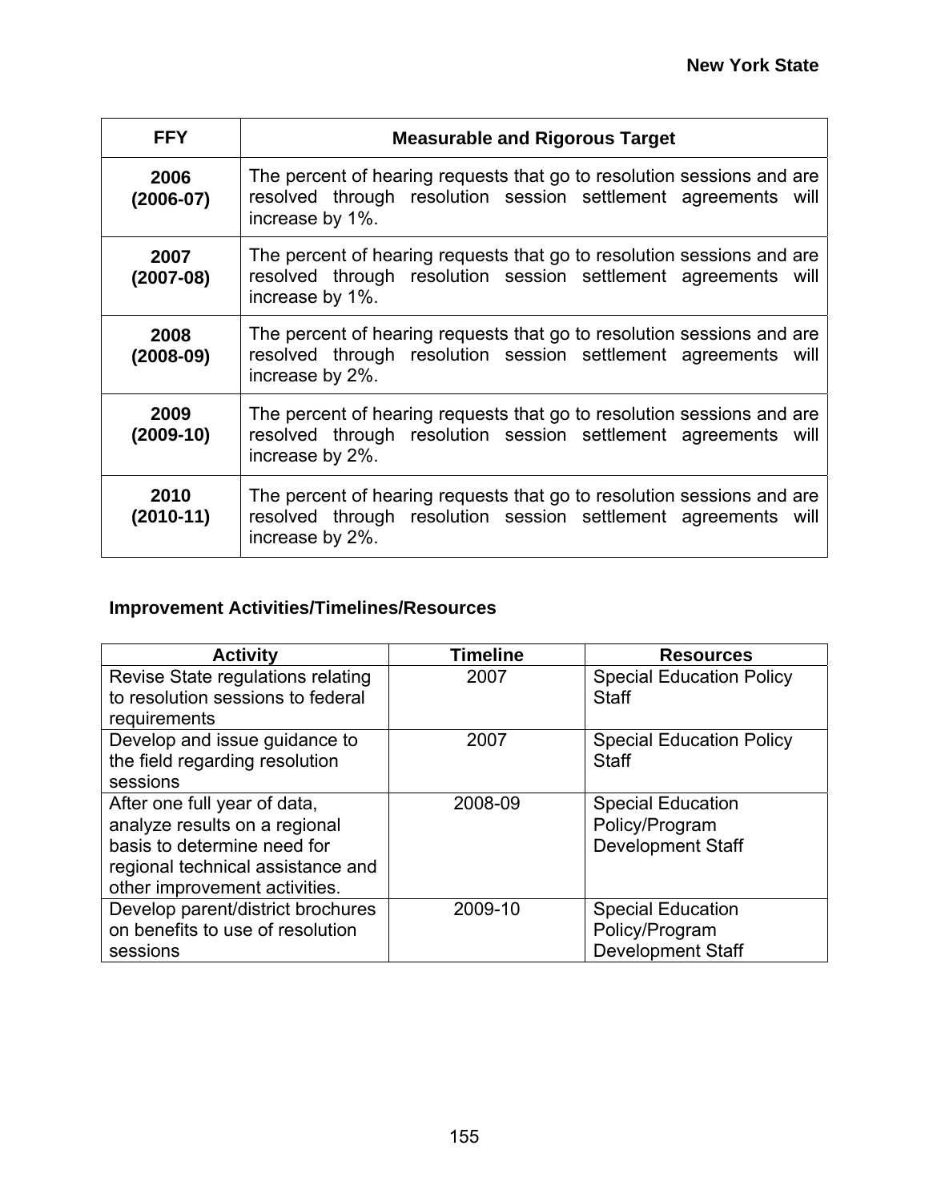| FFY | Measurable and Rigorous Target |
|---|---|
| **2006 (2006-07)** | The percent of hearing requests that go to resolution sessions and are resolved through resolution session settlement agreements will increase by 1%. |
| **2007 (2007-08)** | The percent of hearing requests that go to resolution sessions and are resolved through resolution session settlement agreements will increase by 1%. |
| **2008 (2008-09)** | The percent of hearing requests that go to resolution sessions and are resolved through resolution session settlement agreements will increase by 2%. |
| **2009 (2009-10)** | The percent of hearing requests that go to resolution sessions and are resolved through resolution session settlement agreements will increase by 2%. |
| **2010 (2010-11)** | The percent of hearing requests that go to resolution sessions and are resolved through resolution session settlement agreements will increase by 2%. |

### Improvement Activities/Timelines/Resources

| Activity | Timeline | Resources |
|---|---|---|
| Revise State regulations relating to resolution sessions to federal requirements | 2007 | Special Education Policy Staff |
| Develop and issue guidance to the field regarding resolution sessions | 2007 | Special Education Policy Staff |
| After one full year of data, analyze results on a regional basis to determine need for regional technical assistance and other improvement activities. | 2008-09 | Special Education Policy/Program Development Staff |
| Develop parent/district brochures on benefits to use of resolution sessions | 2009-10 | Special Education Policy/Program Development Staff |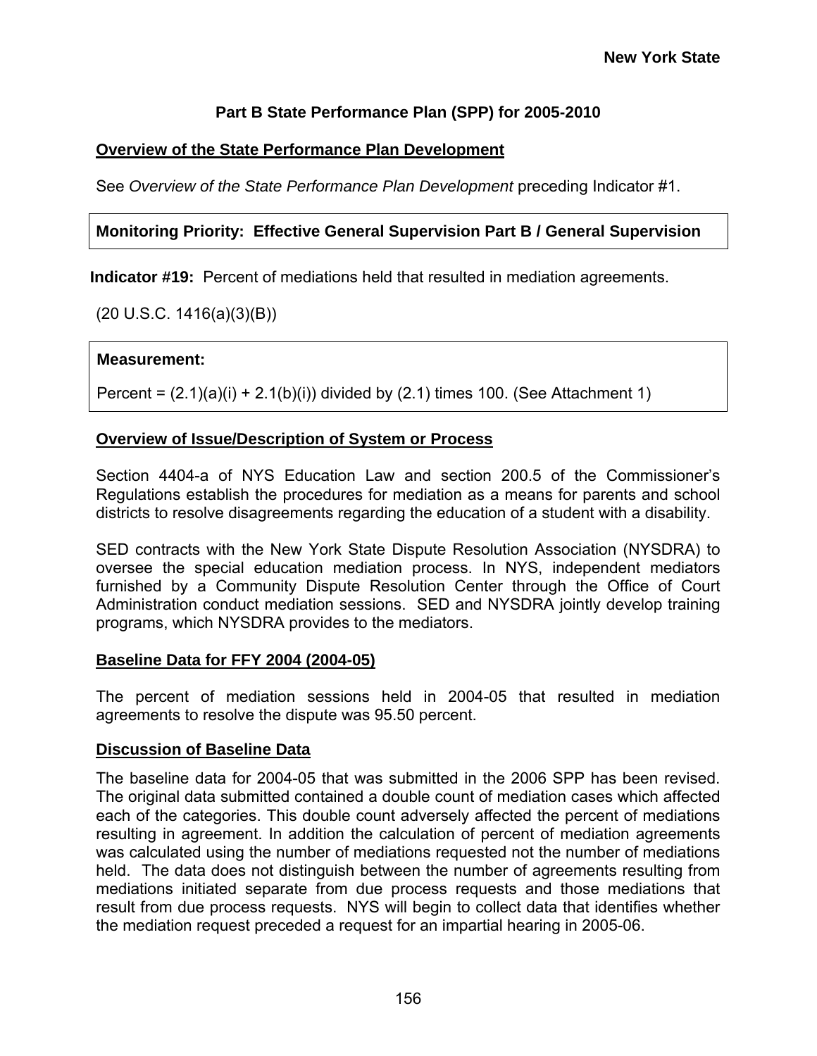**New York State**

## Part B State Performance Plan (SPP) for 2005-2010

**Overview of the State Performance Plan Development**

See *Overview of the State Performance Plan Development* preceding Indicator #1.

**Monitoring Priority: Effective General Supervision Part B / General Supervision**

**Indicator #19:** Percent of mediations held that resulted in mediation agreements.

(20 U.S.C. 1416(a)(3)(B))

**Measurement:**

Percent = (2.1)(a)(i) + 2.1(b)(i)) divided by (2.1) times 100. (See Attachment 1)

**Overview of Issue/Description of System or Process**

Section 4404-a of NYS Education Law and section 200.5 of the Commissioner's Regulations establish the procedures for mediation as a means for parents and school districts to resolve disagreements regarding the education of a student with a disability.

SED contracts with the New York State Dispute Resolution Association (NYSDRA) to oversee the special education mediation process. In NYS, independent mediators furnished by a Community Dispute Resolution Center through the Office of Court Administration conduct mediation sessions. SED and NYSDRA jointly develop training programs, which NYSDRA provides to the mediators.

**Baseline Data for FFY 2004 (2004-05)**

The percent of mediation sessions held in 2004-05 that resulted in mediation agreements to resolve the dispute was 95.50 percent.

**Discussion of Baseline Data**

The baseline data for 2004-05 that was submitted in the 2006 SPP has been revised. The original data submitted contained a double count of mediation cases which affected each of the categories. This double count adversely affected the percent of mediations resulting in agreement. In addition the calculation of percent of mediation agreements was calculated using the number of mediations requested not the number of mediations held. The data does not distinguish between the number of agreements resulting from mediations initiated separate from due process requests and those mediations that result from due process requests. NYS will begin to collect data that identifies whether the mediation request preceded a request for an impartial hearing in 2005-06.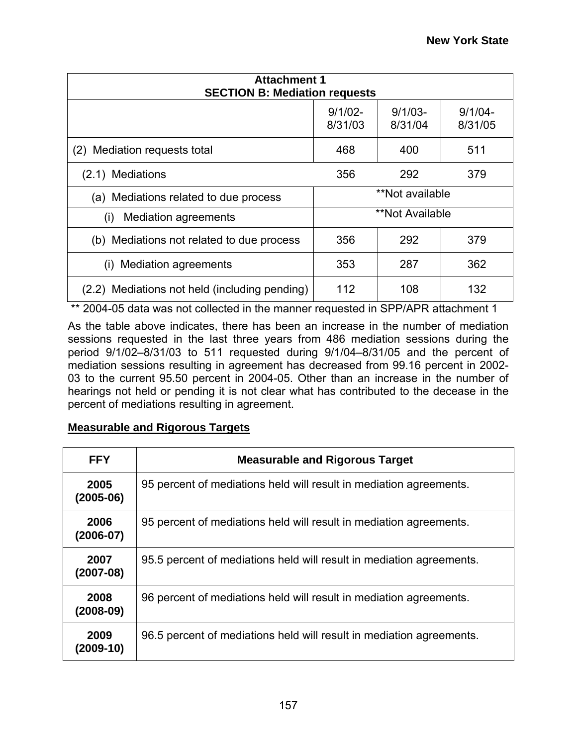| Attachment 1<br>SECTION B: Mediation requests | | | |
|---|---|---|---|
| | 9/1/02-8/31/03 | 9/1/03-8/31/04 | 9/1/04-8/31/05 |
| (2) Mediation requests total | 468 | 400 | 511 |
| (2.1) Mediations | 356 | 292 | 379 |
| (a) Mediations related to due process | **Not available | | |
| (i) Mediation agreements | **Not Available | | |
| (b) Mediations not related to due process | 356 | 292 | 379 |
| (i) Mediation agreements | 353 | 287 | 362 |
| (2.2) Mediations not held (including pending) | 112 | 108 | 132 |

** 2004-05 data was not collected in the manner requested in SPP/APR attachment 1

As the table above indicates, there has been an increase in the number of mediation sessions requested in the last three years from 486 mediation sessions during the period 9/1/02–8/31/03 to 511 requested during 9/1/04–8/31/05 and the percent of mediation sessions resulting in agreement has decreased from 99.16 percent in 2002-03 to the current 95.50 percent in 2004-05. Other than an increase in the number of hearings not held or pending it is not clear what has contributed to the decease in the percent of mediations resulting in agreement.

**Measurable and Rigorous Targets**

| FFY | Measurable and Rigorous Target |
|---|---|
| **2005 (2005-06)** | 95 percent of mediations held will result in mediation agreements. |
| **2006 (2006-07)** | 95 percent of mediations held will result in mediation agreements. |
| **2007 (2007-08)** | 95.5 percent of mediations held will result in mediation agreements. |
| **2008 (2008-09)** | 96 percent of mediations held will result in mediation agreements. |
| **2009 (2009-10)** | 96.5 percent of mediations held will result in mediation agreements. |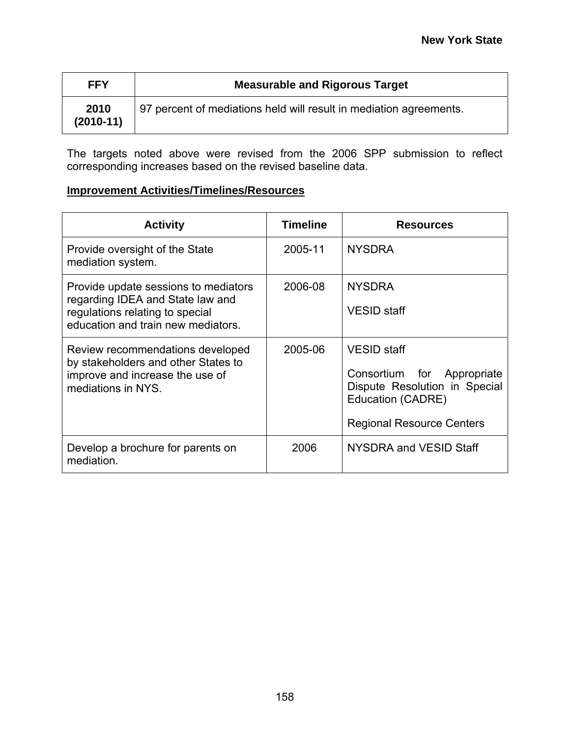| FFY | Measurable and Rigorous Target |
|---|---|
| **2010 (2010-11)** | 97 percent of mediations held will result in mediation agreements. |

The targets noted above were revised from the 2006 SPP submission to reflect corresponding increases based on the revised baseline data.

**Improvement Activities/Timelines/Resources**

| Activity | Timeline | Resources |
|---|---|---|
| Provide oversight of the State mediation system. | 2005-11 | NYSDRA |
| Provide update sessions to mediators regarding IDEA and State law and regulations relating to special education and train new mediators. | 2006-08 | NYSDRA<br><br>VESID staff |
| Review recommendations developed by stakeholders and other States to improve and increase the use of mediations in NYS. | 2005-06 | VESID staff<br><br>Consortium for Appropriate Dispute Resolution in Special Education (CADRE)<br><br>Regional Resource Centers |
| Develop a brochure for parents on mediation. | 2006 | NYSDRA and VESID Staff |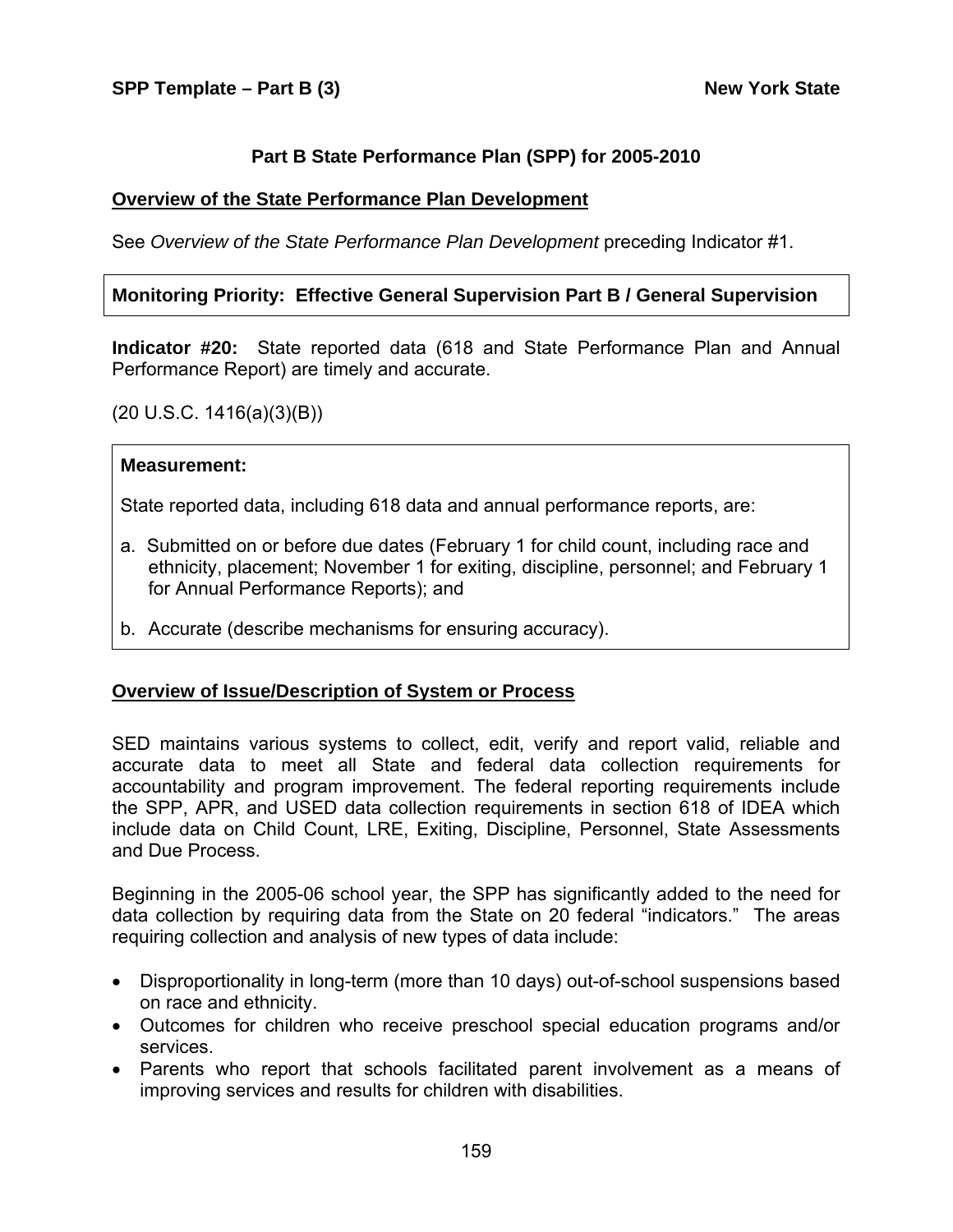## Part B State Performance Plan (SPP) for 2005-2010

### Overview of the State Performance Plan Development

See *Overview of the State Performance Plan Development* preceding Indicator #1.

**Monitoring Priority: Effective General Supervision Part B / General Supervision**

**Indicator #20:** State reported data (618 and State Performance Plan and Annual Performance Report) are timely and accurate.

(20 U.S.C. 1416(a)(3)(B))

**Measurement:**

State reported data, including 618 data and annual performance reports, are:

a. Submitted on or before due dates (February 1 for child count, including race and ethnicity, placement; November 1 for exiting, discipline, personnel; and February 1 for Annual Performance Reports); and

b. Accurate (describe mechanisms for ensuring accuracy).

### Overview of Issue/Description of System or Process

SED maintains various systems to collect, edit, verify and report valid, reliable and accurate data to meet all State and federal data collection requirements for accountability and program improvement. The federal reporting requirements include the SPP, APR, and USED data collection requirements in section 618 of IDEA which include data on Child Count, LRE, Exiting, Discipline, Personnel, State Assessments and Due Process.

Beginning in the 2005-06 school year, the SPP has significantly added to the need for data collection by requiring data from the State on 20 federal "indicators." The areas requiring collection and analysis of new types of data include:

- Disproportionality in long-term (more than 10 days) out-of-school suspensions based on race and ethnicity.
- Outcomes for children who receive preschool special education programs and/or services.
- Parents who report that schools facilitated parent involvement as a means of improving services and results for children with disabilities.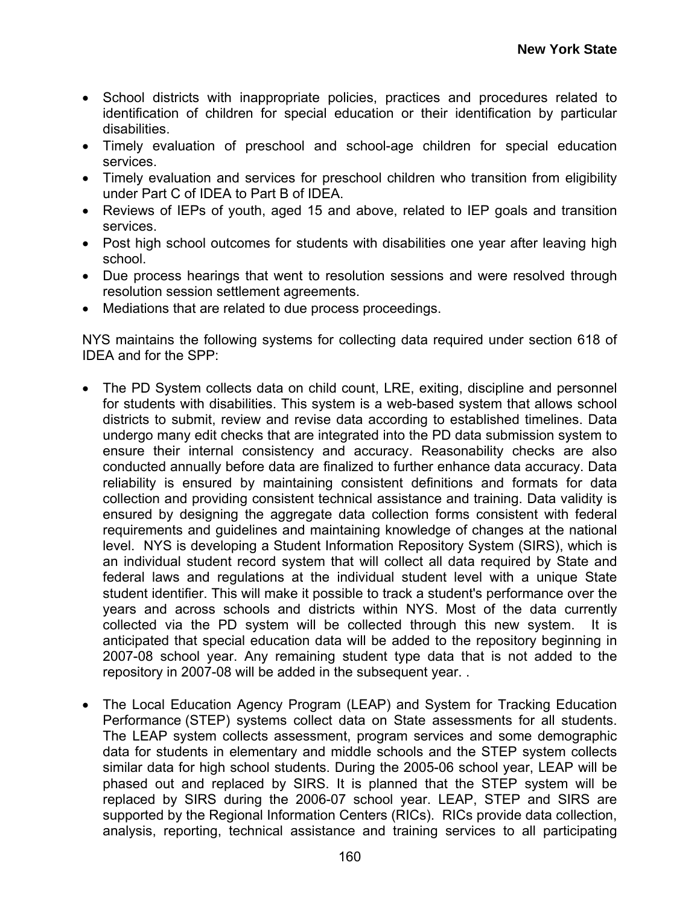- School districts with inappropriate policies, practices and procedures related to identification of children for special education or their identification by particular disabilities.
- Timely evaluation of preschool and school-age children for special education services.
- Timely evaluation and services for preschool children who transition from eligibility under Part C of IDEA to Part B of IDEA.
- Reviews of IEPs of youth, aged 15 and above, related to IEP goals and transition services.
- Post high school outcomes for students with disabilities one year after leaving high school.
- Due process hearings that went to resolution sessions and were resolved through resolution session settlement agreements.
- Mediations that are related to due process proceedings.

NYS maintains the following systems for collecting data required under section 618 of IDEA and for the SPP:

- The PD System collects data on child count, LRE, exiting, discipline and personnel for students with disabilities. This system is a web-based system that allows school districts to submit, review and revise data according to established timelines. Data undergo many edit checks that are integrated into the PD data submission system to ensure their internal consistency and accuracy. Reasonability checks are also conducted annually before data are finalized to further enhance data accuracy. Data reliability is ensured by maintaining consistent definitions and formats for data collection and providing consistent technical assistance and training. Data validity is ensured by designing the aggregate data collection forms consistent with federal requirements and guidelines and maintaining knowledge of changes at the national level. NYS is developing a Student Information Repository System (SIRS), which is an individual student record system that will collect all data required by State and federal laws and regulations at the individual student level with a unique State student identifier. This will make it possible to track a student's performance over the years and across schools and districts within NYS. Most of the data currently collected via the PD system will be collected through this new system. It is anticipated that special education data will be added to the repository beginning in 2007-08 school year. Any remaining student type data that is not added to the repository in 2007-08 will be added in the subsequent year. .

- The Local Education Agency Program (LEAP) and System for Tracking Education Performance (STEP) systems collect data on State assessments for all students. The LEAP system collects assessment, program services and some demographic data for students in elementary and middle schools and the STEP system collects similar data for high school students. During the 2005-06 school year, LEAP will be phased out and replaced by SIRS. It is planned that the STEP system will be replaced by SIRS during the 2006-07 school year. LEAP, STEP and SIRS are supported by the Regional Information Centers (RICs). RICs provide data collection, analysis, reporting, technical assistance and training services to all participating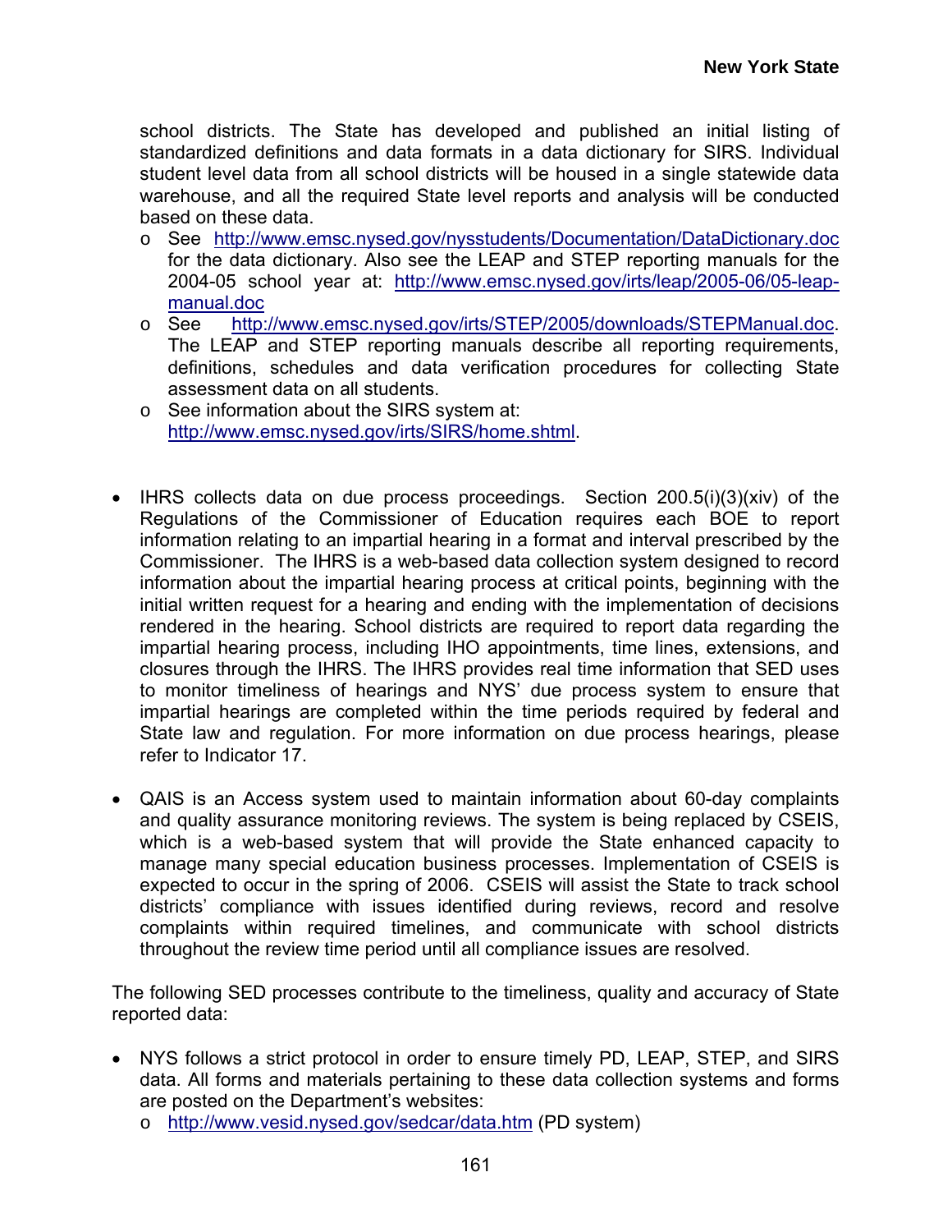school districts. The State has developed and published an initial listing of standardized definitions and data formats in a data dictionary for SIRS. Individual student level data from all school districts will be housed in a single statewide data warehouse, and all the required State level reports and analysis will be conducted based on these data.

- See http://www.emsc.nysed.gov/nysstudents/Documentation/DataDictionary.doc for the data dictionary. Also see the LEAP and STEP reporting manuals for the 2004-05 school year at: http://www.emsc.nysed.gov/irts/leap/2005-06/05-leap-manual.doc
- See http://www.emsc.nysed.gov/irts/STEP/2005/downloads/STEPManual.doc. The LEAP and STEP reporting manuals describe all reporting requirements, definitions, schedules and data verification procedures for collecting State assessment data on all students.
- See information about the SIRS system at: http://www.emsc.nysed.gov/irts/SIRS/home.shtml.

- IHRS collects data on due process proceedings. Section 200.5(i)(3)(xiv) of the Regulations of the Commissioner of Education requires each BOE to report information relating to an impartial hearing in a format and interval prescribed by the Commissioner. The IHRS is a web-based data collection system designed to record information about the impartial hearing process at critical points, beginning with the initial written request for a hearing and ending with the implementation of decisions rendered in the hearing. School districts are required to report data regarding the impartial hearing process, including IHO appointments, time lines, extensions, and closures through the IHRS. The IHRS provides real time information that SED uses to monitor timeliness of hearings and NYS' due process system to ensure that impartial hearings are completed within the time periods required by federal and State law and regulation. For more information on due process hearings, please refer to Indicator 17.

- QAIS is an Access system used to maintain information about 60-day complaints and quality assurance monitoring reviews. The system is being replaced by CSEIS, which is a web-based system that will provide the State enhanced capacity to manage many special education business processes. Implementation of CSEIS is expected to occur in the spring of 2006. CSEIS will assist the State to track school districts' compliance with issues identified during reviews, record and resolve complaints within required timelines, and communicate with school districts throughout the review time period until all compliance issues are resolved.

The following SED processes contribute to the timeliness, quality and accuracy of State reported data:

- NYS follows a strict protocol in order to ensure timely PD, LEAP, STEP, and SIRS data. All forms and materials pertaining to these data collection systems and forms are posted on the Department's websites:
  - http://www.vesid.nysed.gov/sedcar/data.htm (PD system)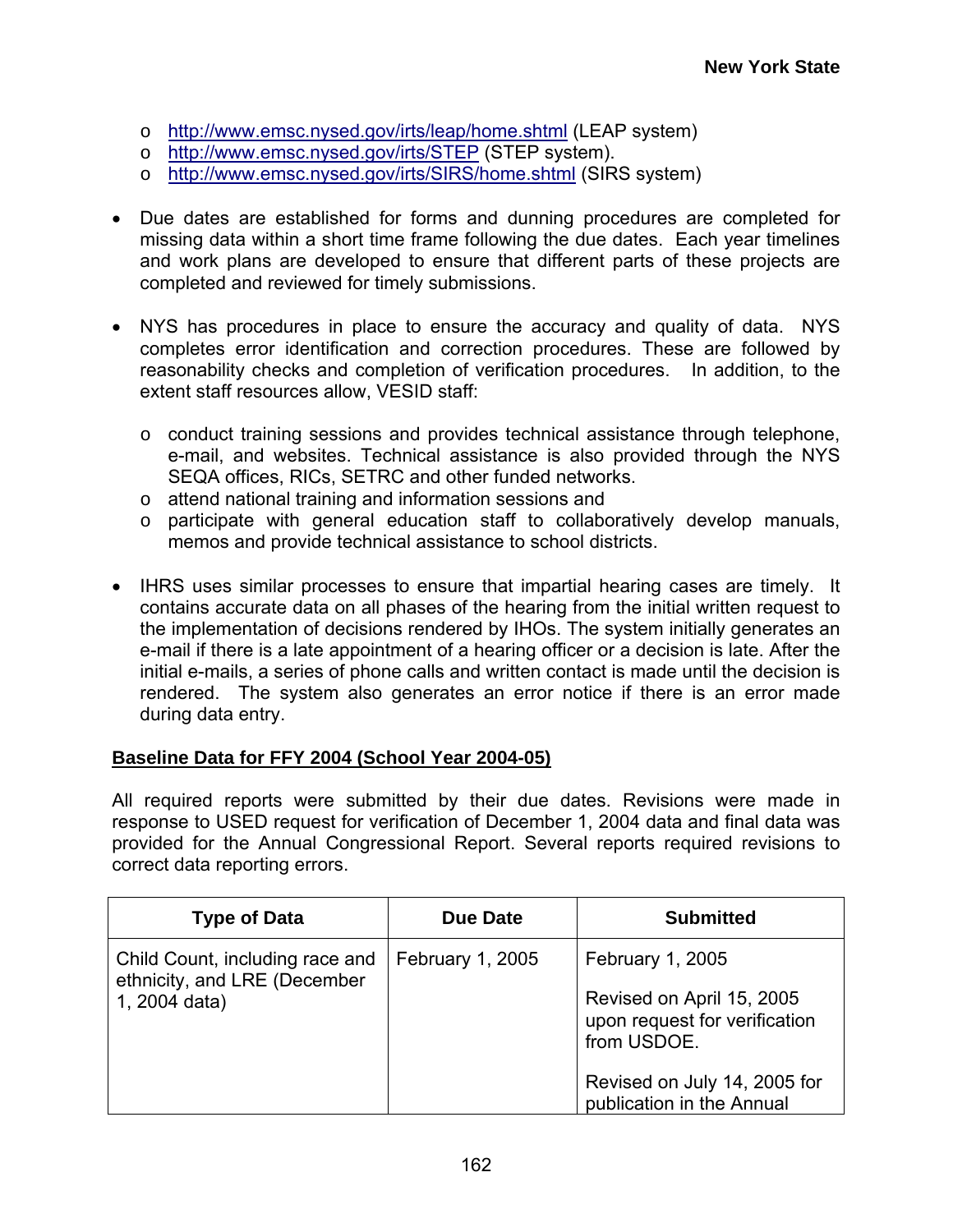- http://www.emsc.nysed.gov/irts/leap/home.shtml (LEAP system)
- http://www.emsc.nysed.gov/irts/STEP (STEP system).
- http://www.emsc.nysed.gov/irts/SIRS/home.shtml (SIRS system)

- Due dates are established for forms and dunning procedures are completed for missing data within a short time frame following the due dates. Each year timelines and work plans are developed to ensure that different parts of these projects are completed and reviewed for timely submissions.

- NYS has procedures in place to ensure the accuracy and quality of data. NYS completes error identification and correction procedures. These are followed by reasonability checks and completion of verification procedures. In addition, to the extent staff resources allow, VESID staff:

  - conduct training sessions and provides technical assistance through telephone, e-mail, and websites. Technical assistance is also provided through the NYS SEQA offices, RICs, SETRC and other funded networks.
  - attend national training and information sessions and
  - participate with general education staff to collaboratively develop manuals, memos and provide technical assistance to school districts.

- IHRS uses similar processes to ensure that impartial hearing cases are timely. It contains accurate data on all phases of the hearing from the initial written request to the implementation of decisions rendered by IHOs. The system initially generates an e-mail if there is a late appointment of a hearing officer or a decision is late. After the initial e-mails, a series of phone calls and written contact is made until the decision is rendered. The system also generates an error notice if there is an error made during data entry.

**Baseline Data for FFY 2004 (School Year 2004-05)**

All required reports were submitted by their due dates. Revisions were made in response to USED request for verification of December 1, 2004 data and final data was provided for the Annual Congressional Report. Several reports required revisions to correct data reporting errors.

| Type of Data | Due Date | Submitted |
|---|---|---|
| Child Count, including race and ethnicity, and LRE (December 1, 2004 data) | February 1, 2005 | February 1, 2005<br><br>Revised on April 15, 2005 upon request for verification from USDOE.<br><br>Revised on July 14, 2005 for publication in the Annual |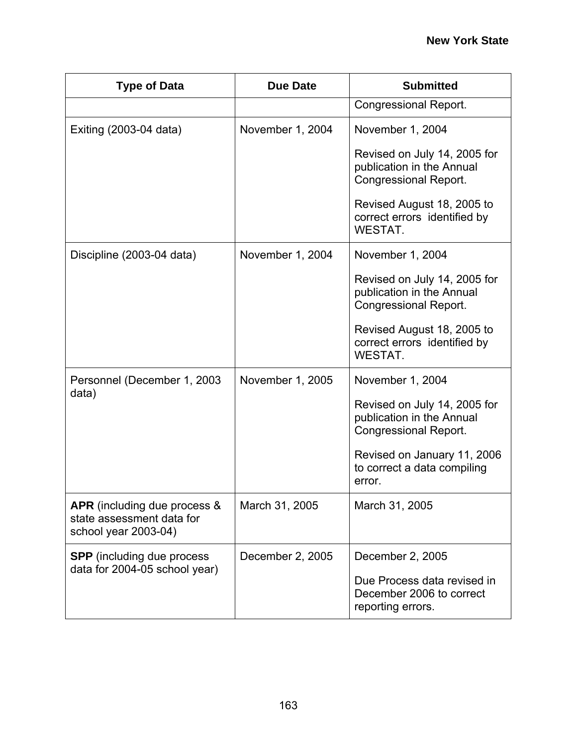| Type of Data | Due Date | Submitted |
|---|---|---|
| | | Congressional Report. |
| Exiting (2003-04 data) | November 1, 2004 | November 1, 2004<br><br>Revised on July 14, 2005 for publication in the Annual Congressional Report.<br><br>Revised August 18, 2005 to correct errors identified by WESTAT. |
| Discipline (2003-04 data) | November 1, 2004 | November 1, 2004<br><br>Revised on July 14, 2005 for publication in the Annual Congressional Report.<br><br>Revised August 18, 2005 to correct errors identified by WESTAT. |
| Personnel (December 1, 2003 data) | November 1, 2005 | November 1, 2004<br><br>Revised on July 14, 2005 for publication in the Annual Congressional Report.<br><br>Revised on January 11, 2006 to correct a data compiling error. |
| **APR** (including due process & state assessment data for school year 2003-04) | March 31, 2005 | March 31, 2005 |
| **SPP** (including due process data for 2004-05 school year) | December 2, 2005 | December 2, 2005<br><br>Due Process data revised in December 2006 to correct reporting errors. |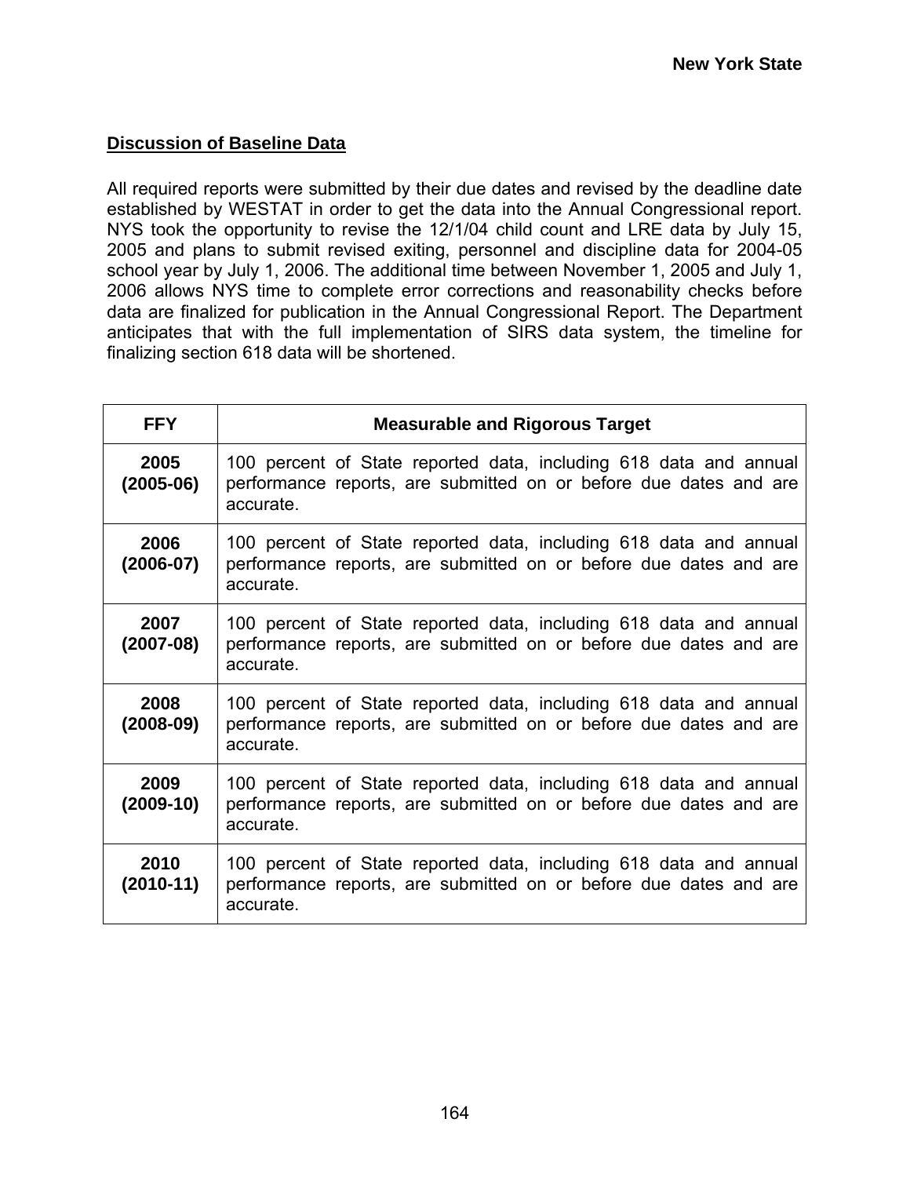**Discussion of Baseline Data**

All required reports were submitted by their due dates and revised by the deadline date established by WESTAT in order to get the data into the Annual Congressional report. NYS took the opportunity to revise the 12/1/04 child count and LRE data by July 15, 2005 and plans to submit revised exiting, personnel and discipline data for 2004-05 school year by July 1, 2006. The additional time between November 1, 2005 and July 1, 2006 allows NYS time to complete error corrections and reasonability checks before data are finalized for publication in the Annual Congressional Report. The Department anticipates that with the full implementation of SIRS data system, the timeline for finalizing section 618 data will be shortened.

| FFY | Measurable and Rigorous Target |
|---|---|
| **2005 (2005-06)** | 100 percent of State reported data, including 618 data and annual performance reports, are submitted on or before due dates and are accurate. |
| **2006 (2006-07)** | 100 percent of State reported data, including 618 data and annual performance reports, are submitted on or before due dates and are accurate. |
| **2007 (2007-08)** | 100 percent of State reported data, including 618 data and annual performance reports, are submitted on or before due dates and are accurate. |
| **2008 (2008-09)** | 100 percent of State reported data, including 618 data and annual performance reports, are submitted on or before due dates and are accurate. |
| **2009 (2009-10)** | 100 percent of State reported data, including 618 data and annual performance reports, are submitted on or before due dates and are accurate. |
| **2010 (2010-11)** | 100 percent of State reported data, including 618 data and annual performance reports, are submitted on or before due dates and are accurate. |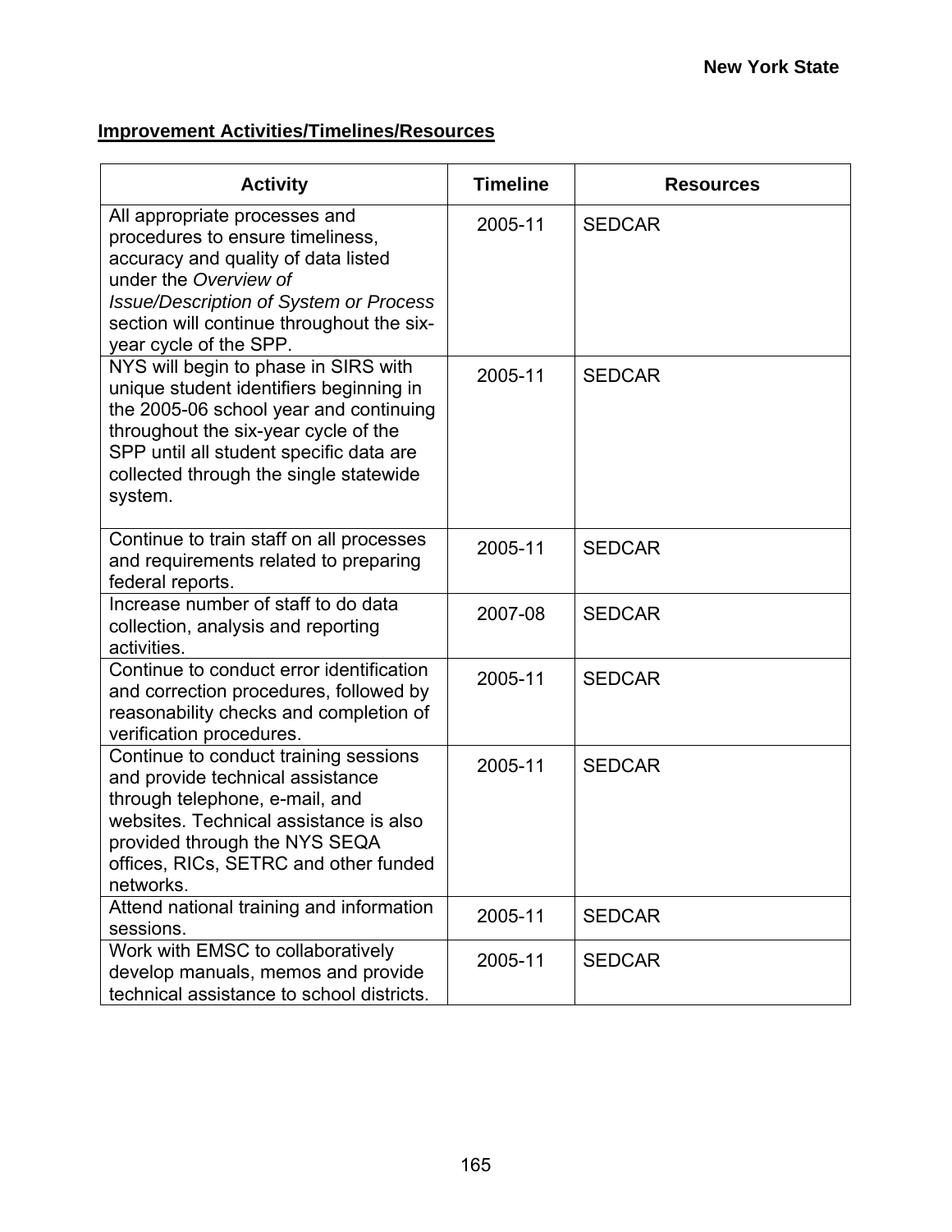**Improvement Activities/Timelines/Resources**

| Activity | Timeline | Resources |
| --- | --- | --- |
| All appropriate processes and procedures to ensure timeliness, accuracy and quality of data listed under the *Overview of Issue/Description of System or Process* section will continue throughout the six-year cycle of the SPP. | 2005-11 | SEDCAR |
| NYS will begin to phase in SIRS with unique student identifiers beginning in the 2005-06 school year and continuing throughout the six-year cycle of the SPP until all student specific data are collected through the single statewide system. | 2005-11 | SEDCAR |
| Continue to train staff on all processes and requirements related to preparing federal reports. | 2005-11 | SEDCAR |
| Increase number of staff to do data collection, analysis and reporting activities. | 2007-08 | SEDCAR |
| Continue to conduct error identification and correction procedures, followed by reasonability checks and completion of verification procedures. | 2005-11 | SEDCAR |
| Continue to conduct training sessions and provide technical assistance through telephone, e-mail, and websites. Technical assistance is also provided through the NYS SEQA offices, RICs, SETRC and other funded networks. | 2005-11 | SEDCAR |
| Attend national training and information sessions. | 2005-11 | SEDCAR |
| Work with EMSC to collaboratively develop manuals, memos and provide technical assistance to school districts. | 2005-11 | SEDCAR |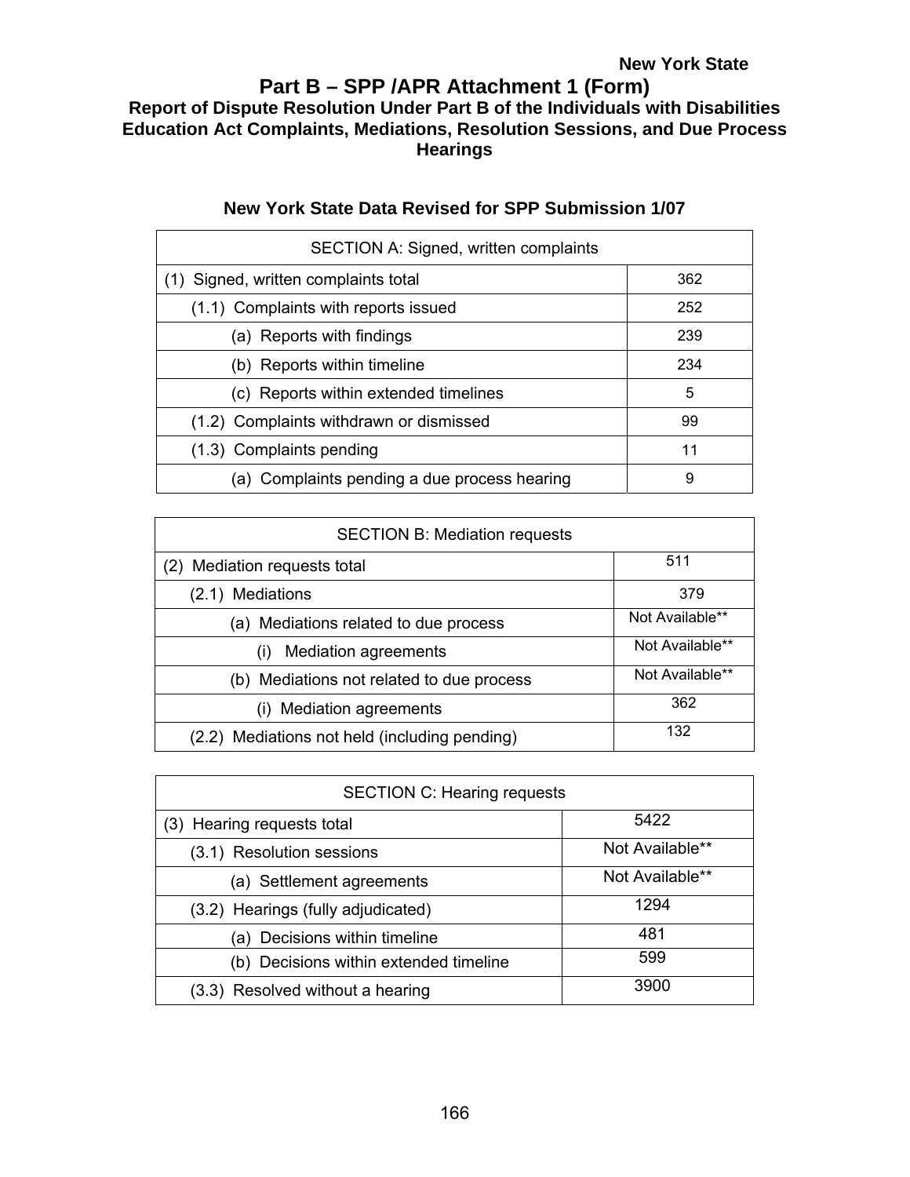**New York State**

# Part B – SPP /APR Attachment 1 (Form)

## Report of Dispute Resolution Under Part B of the Individuals with Disabilities Education Act Complaints, Mediations, Resolution Sessions, and Due Process Hearings

### New York State Data Revised for SPP Submission 1/07

| SECTION A: Signed, written complaints | |
|---|---|
| (1) Signed, written complaints total | 362 |
| (1.1) Complaints with reports issued | 252 |
| (a) Reports with findings | 239 |
| (b) Reports within timeline | 234 |
| (c) Reports within extended timelines | 5 |
| (1.2) Complaints withdrawn or dismissed | 99 |
| (1.3) Complaints pending | 11 |
| (a) Complaints pending a due process hearing | 9 |

| SECTION B: Mediation requests | |
|---|---|
| (2) Mediation requests total | 511 |
| (2.1) Mediations | 379 |
| (a) Mediations related to due process | Not Available** |
| (i) Mediation agreements | Not Available** |
| (b) Mediations not related to due process | Not Available** |
| (i) Mediation agreements | 362 |
| (2.2) Mediations not held (including pending) | 132 |

| SECTION C: Hearing requests | |
|---|---|
| (3) Hearing requests total | 5422 |
| (3.1) Resolution sessions | Not Available** |
| (a) Settlement agreements | Not Available** |
| (3.2) Hearings (fully adjudicated) | 1294 |
| (a) Decisions within timeline | 481 |
| (b) Decisions within extended timeline | 599 |
| (3.3) Resolved without a hearing | 3900 |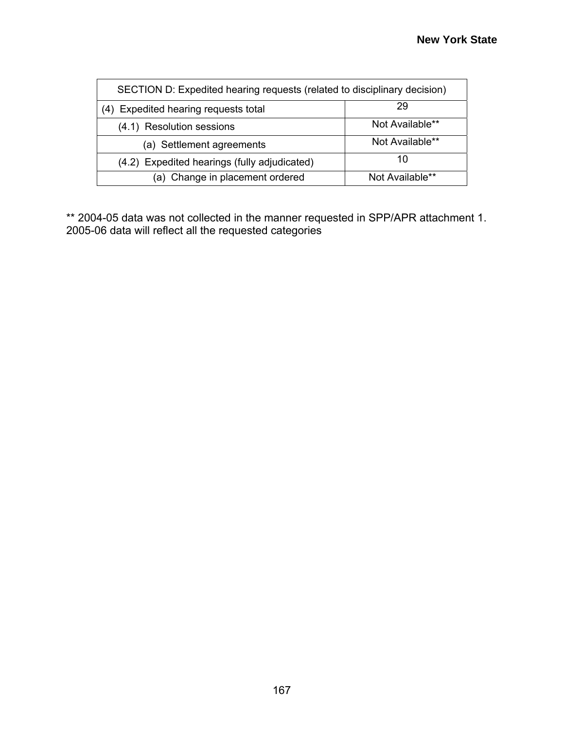| SECTION D: Expedited hearing requests (related to disciplinary decision) | |
|---|---|
| (4) Expedited hearing requests total | 29 |
| (4.1) Resolution sessions | Not Available** |
| (a) Settlement agreements | Not Available** |
| (4.2) Expedited hearings (fully adjudicated) | 10 |
| (a) Change in placement ordered | Not Available** |

** 2004-05 data was not collected in the manner requested in SPP/APR attachment 1. 2005-06 data will reflect all the requested categories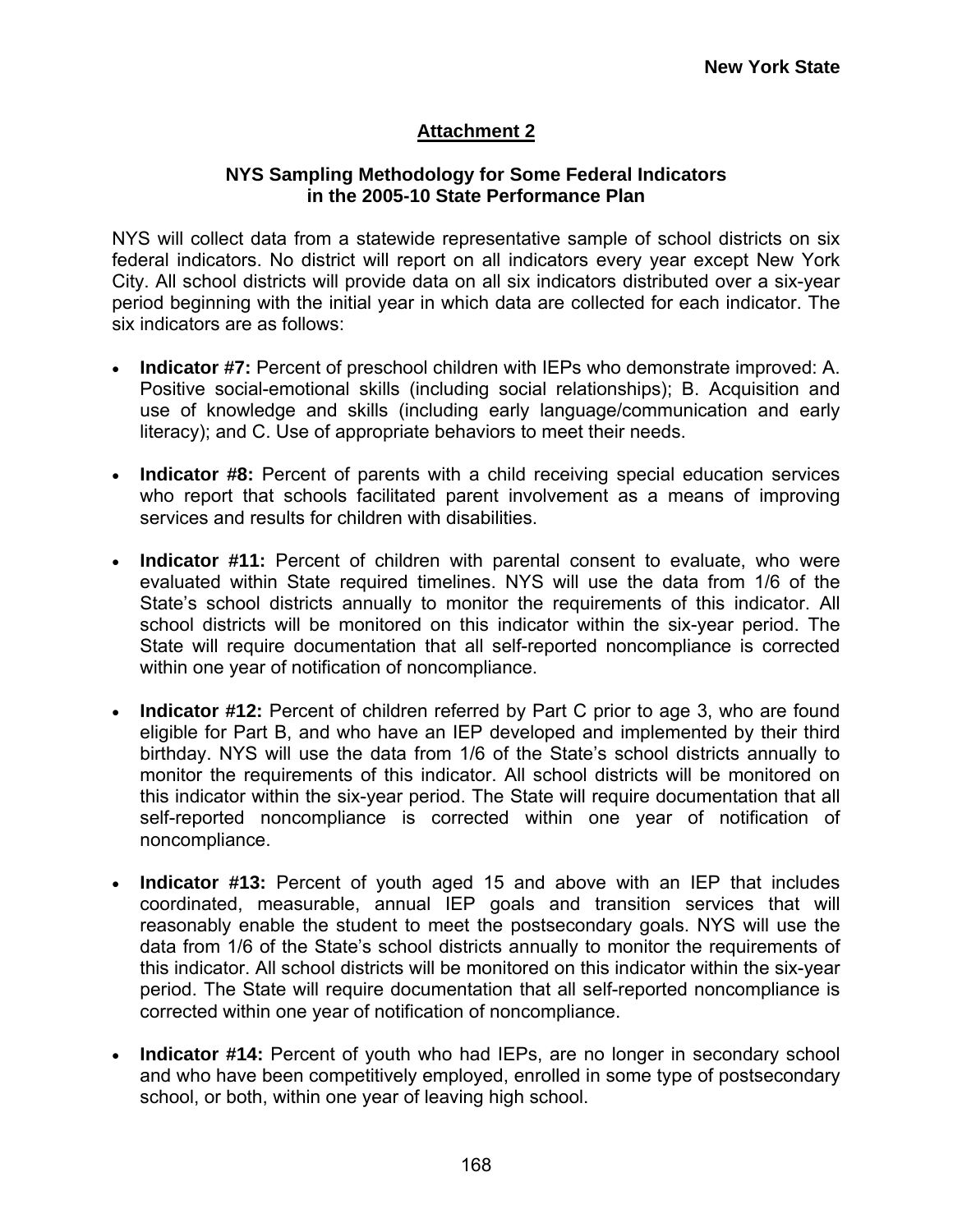## Attachment 2

### NYS Sampling Methodology for Some Federal Indicators in the 2005-10 State Performance Plan

NYS will collect data from a statewide representative sample of school districts on six federal indicators. No district will report on all indicators every year except New York City. All school districts will provide data on all six indicators distributed over a six-year period beginning with the initial year in which data are collected for each indicator. The six indicators are as follows:

- **Indicator #7:** Percent of preschool children with IEPs who demonstrate improved: A. Positive social-emotional skills (including social relationships); B. Acquisition and use of knowledge and skills (including early language/communication and early literacy); and C. Use of appropriate behaviors to meet their needs.

- **Indicator #8:** Percent of parents with a child receiving special education services who report that schools facilitated parent involvement as a means of improving services and results for children with disabilities.

- **Indicator #11:** Percent of children with parental consent to evaluate, who were evaluated within State required timelines. NYS will use the data from 1/6 of the State's school districts annually to monitor the requirements of this indicator. All school districts will be monitored on this indicator within the six-year period. The State will require documentation that all self-reported noncompliance is corrected within one year of notification of noncompliance.

- **Indicator #12:** Percent of children referred by Part C prior to age 3, who are found eligible for Part B, and who have an IEP developed and implemented by their third birthday. NYS will use the data from 1/6 of the State's school districts annually to monitor the requirements of this indicator. All school districts will be monitored on this indicator within the six-year period. The State will require documentation that all self-reported noncompliance is corrected within one year of notification of noncompliance.

- **Indicator #13:** Percent of youth aged 15 and above with an IEP that includes coordinated, measurable, annual IEP goals and transition services that will reasonably enable the student to meet the postsecondary goals. NYS will use the data from 1/6 of the State's school districts annually to monitor the requirements of this indicator. All school districts will be monitored on this indicator within the six-year period. The State will require documentation that all self-reported noncompliance is corrected within one year of notification of noncompliance.

- **Indicator #14:** Percent of youth who had IEPs, are no longer in secondary school and who have been competitively employed, enrolled in some type of postsecondary school, or both, within one year of leaving high school.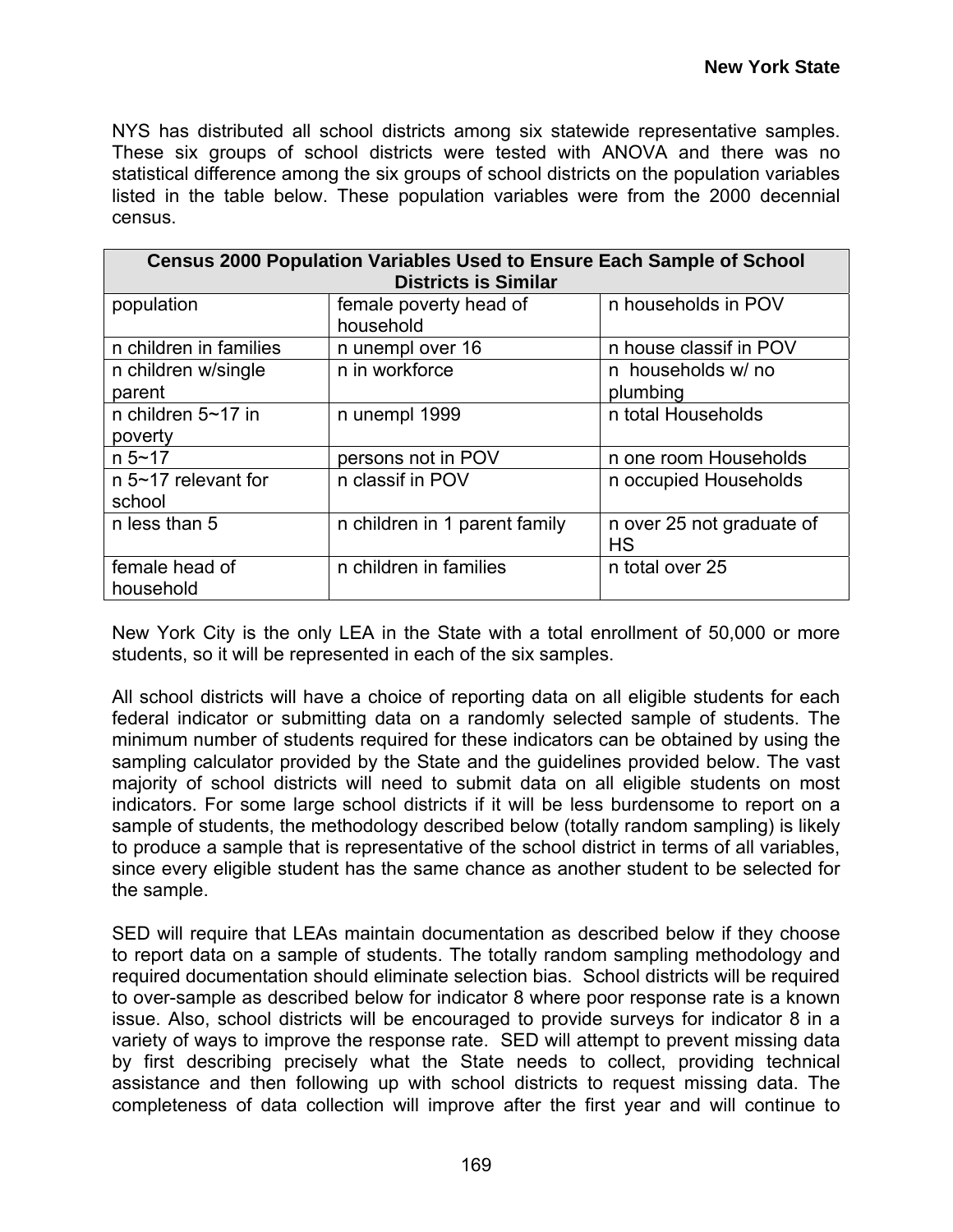NYS has distributed all school districts among six statewide representative samples. These six groups of school districts were tested with ANOVA and there was no statistical difference among the six groups of school districts on the population variables listed in the table below. These population variables were from the 2000 decennial census.

| Census 2000 Population Variables Used to Ensure Each Sample of School Districts is Similar | | |
|---|---|---|
| population | female poverty head of household | n households in POV |
| n children in families | n unempl over 16 | n house classif in POV |
| n children w/single parent | n in workforce | n households w/ no plumbing |
| n children 5~17 in poverty | n unempl 1999 | n total Households |
| n 5~17 | persons not in POV | n one room Households |
| n 5~17 relevant for school | n classif in POV | n occupied Households |
| n less than 5 | n children in 1 parent family | n over 25 not graduate of HS |
| female head of household | n children in families | n total over 25 |

New York City is the only LEA in the State with a total enrollment of 50,000 or more students, so it will be represented in each of the six samples.

All school districts will have a choice of reporting data on all eligible students for each federal indicator or submitting data on a randomly selected sample of students. The minimum number of students required for these indicators can be obtained by using the sampling calculator provided by the State and the guidelines provided below. The vast majority of school districts will need to submit data on all eligible students on most indicators. For some large school districts if it will be less burdensome to report on a sample of students, the methodology described below (totally random sampling) is likely to produce a sample that is representative of the school district in terms of all variables, since every eligible student has the same chance as another student to be selected for the sample.

SED will require that LEAs maintain documentation as described below if they choose to report data on a sample of students. The totally random sampling methodology and required documentation should eliminate selection bias. School districts will be required to over-sample as described below for indicator 8 where poor response rate is a known issue. Also, school districts will be encouraged to provide surveys for indicator 8 in a variety of ways to improve the response rate. SED will attempt to prevent missing data by first describing precisely what the State needs to collect, providing technical assistance and then following up with school districts to request missing data. The completeness of data collection will improve after the first year and will continue to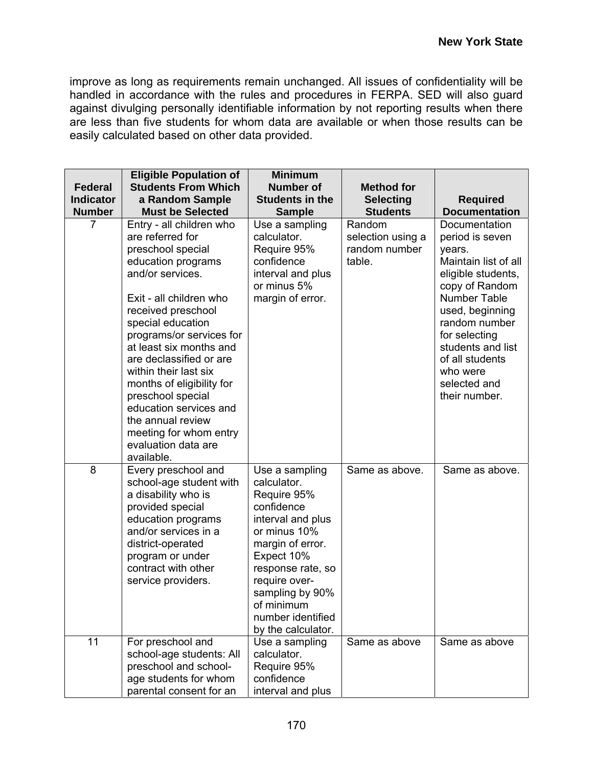improve as long as requirements remain unchanged. All issues of confidentiality will be handled in accordance with the rules and procedures in FERPA. SED will also guard against divulging personally identifiable information by not reporting results when there are less than five students for whom data are available or when those results can be easily calculated based on other data provided.

| Federal Indicator Number | Eligible Population of Students From Which a Random Sample Must be Selected | Minimum Number of Students in the Sample | Method for Selecting Students | Required Documentation |
|---|---|---|---|---|
| 7 | Entry - all children who are referred for preschool special education programs and/or services.<br><br>Exit - all children who received preschool special education programs/or services for at least six months and are declassified or are within their last six months of eligibility for preschool special education services and the annual review meeting for whom entry evaluation data are available. | Use a sampling calculator. Require 95% confidence interval and plus or minus 5% margin of error. | Random selection using a random number table. | Documentation period is seven years.<br>Maintain list of all eligible students, copy of Random Number Table used, beginning random number for selecting students and list of all students who were selected and their number. |
| 8 | Every preschool and school-age student with a disability who is provided special education programs and/or services in a district-operated program or under contract with other service providers. | Use a sampling calculator. Require 95% confidence interval and plus or minus 10% margin of error. Expect 10% response rate, so require over-sampling by 90% of minimum number identified by the calculator. | Same as above. | Same as above. |
| 11 | For preschool and school-age students: All preschool and school-age students for whom parental consent for an | Use a sampling calculator. Require 95% confidence interval and plus | Same as above | Same as above |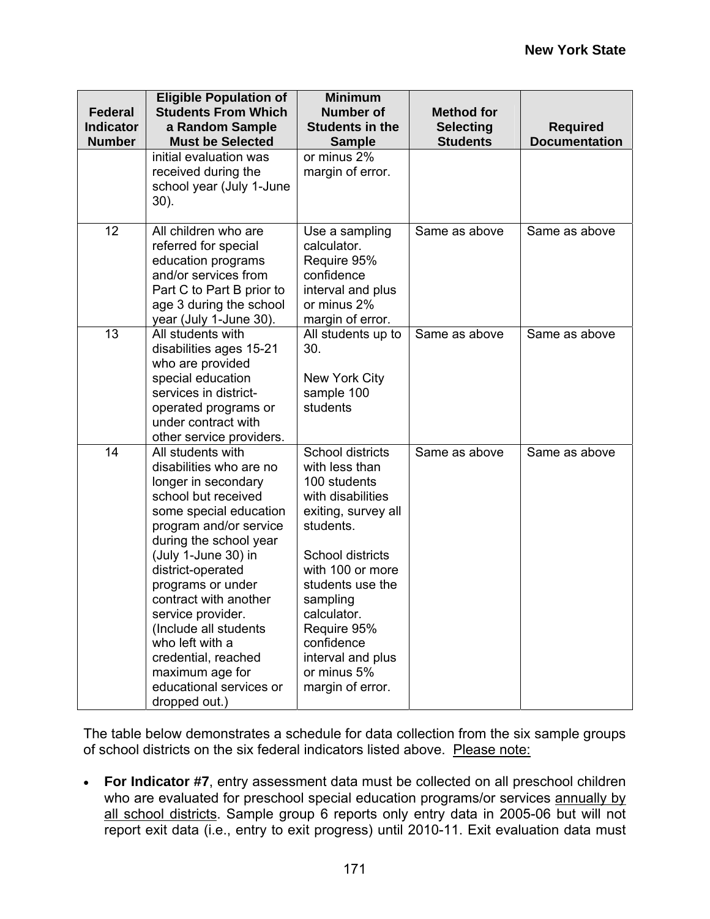| Federal Indicator Number | Eligible Population of Students From Which a Random Sample Must be Selected | Minimum Number of Students in the Sample | Method for Selecting Students | Required Documentation |
|---|---|---|---|---|
| | initial evaluation was received during the school year (July 1-June 30). | or minus 2% margin of error. | | |
| 12 | All children who are referred for special education programs and/or services from Part C to Part B prior to age 3 during the school year (July 1-June 30). | Use a sampling calculator. Require 95% confidence interval and plus or minus 2% margin of error. | Same as above | Same as above |
| 13 | All students with disabilities ages 15-21 who are provided special education services in district-operated programs or under contract with other service providers. | All students up to 30.<br><br>New York City sample 100 students | Same as above | Same as above |
| 14 | All students with disabilities who are no longer in secondary school but received some special education program and/or service during the school year (July 1-June 30) in district-operated programs or under contract with another service provider. (Include all students who left with a credential, reached maximum age for educational services or dropped out.) | School districts with less than 100 students with disabilities exiting, survey all students.<br><br>School districts with 100 or more students use the sampling calculator. Require 95% confidence interval and plus or minus 5% margin of error. | Same as above | Same as above |

The table below demonstrates a schedule for data collection from the six sample groups of school districts on the six federal indicators listed above. Please note:

- **For Indicator #7**, entry assessment data must be collected on all preschool children who are evaluated for preschool special education programs/or services annually by all school districts. Sample group 6 reports only entry data in 2005-06 but will not report exit data (i.e., entry to exit progress) until 2010-11. Exit evaluation data must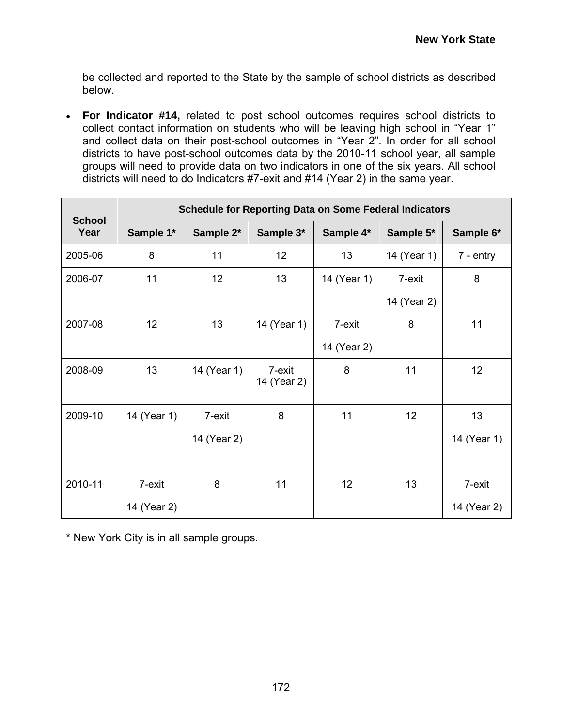be collected and reported to the State by the sample of school districts as described below.

- **For Indicator #14,** related to post school outcomes requires school districts to collect contact information on students who will be leaving high school in "Year 1" and collect data on their post-school outcomes in "Year 2". In order for all school districts to have post-school outcomes data by the 2010-11 school year, all sample groups will need to provide data on two indicators in one of the six years. All school districts will need to do Indicators #7-exit and #14 (Year 2) in the same year.

| School Year | Schedule for Reporting Data on Some Federal Indicators | | | | | |
|---|---|---|---|---|---|---|
| | Sample 1* | Sample 2* | Sample 3* | Sample 4* | Sample 5* | Sample 6* |
| 2005-06 | 8 | 11 | 12 | 13 | 14 (Year 1) | 7 - entry |
| 2006-07 | 11 | 12 | 13 | 14 (Year 1) | 7-exit<br>14 (Year 2) | 8 |
| 2007-08 | 12 | 13 | 14 (Year 1) | 7-exit<br>14 (Year 2) | 8 | 11 |
| 2008-09 | 13 | 14 (Year 1) | 7-exit<br>14 (Year 2) | 8 | 11 | 12 |
| 2009-10 | 14 (Year 1) | 7-exit<br>14 (Year 2) | 8 | 11 | 12 | 13<br>14 (Year 1) |
| 2010-11 | 7-exit<br>14 (Year 2) | 8 | 11 | 12 | 13 | 7-exit<br>14 (Year 2) |

* New York City is in all sample groups.